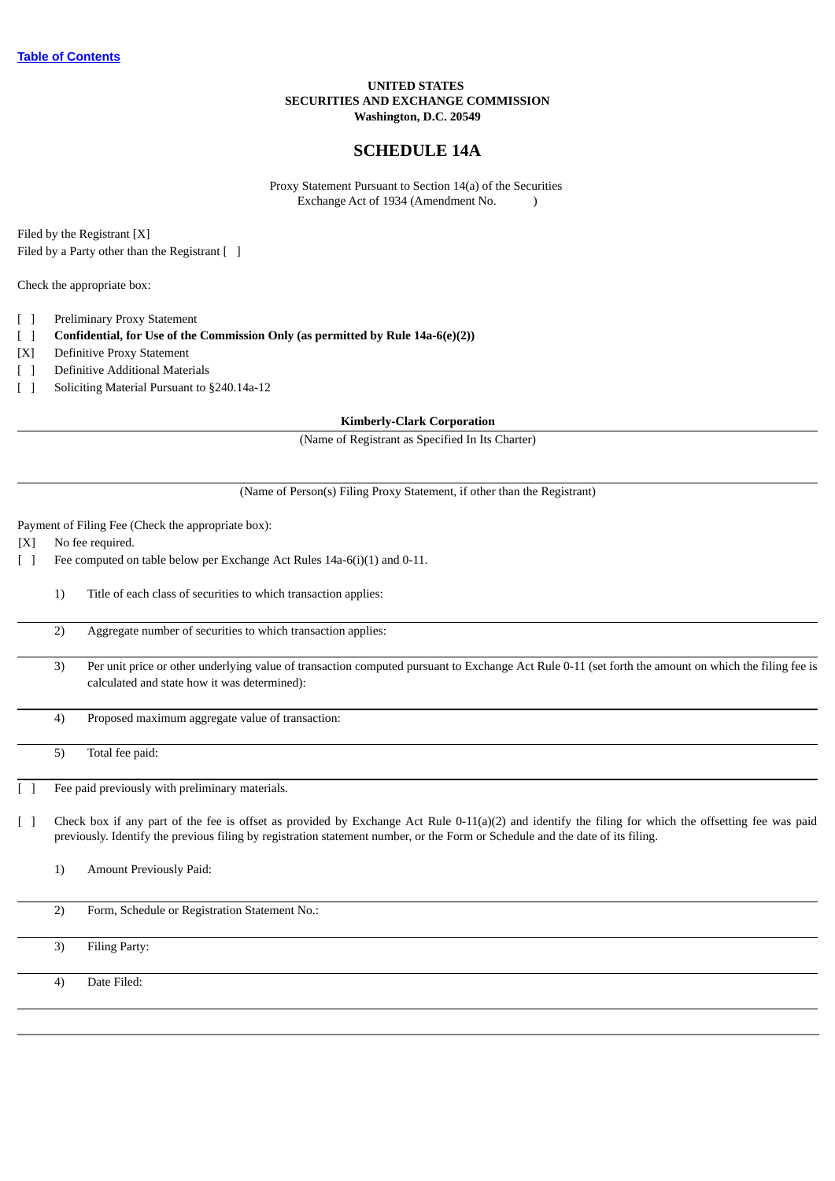[Table of Contents](#)

**UNITED STATES**
**SECURITIES AND EXCHANGE COMMISSION**
**Washington, D.C. 20549**

# SCHEDULE 14A

Proxy Statement Pursuant to Section 14(a) of the Securities Exchange Act of 1934 (Amendment No. )

Filed by the Registrant [X]
Filed by a Party other than the Registrant [ ]

Check the appropriate box:

[ ] Preliminary Proxy Statement
[ ] **Confidential, for Use of the Commission Only (as permitted by Rule 14a-6(e)(2))**
[X] Definitive Proxy Statement
[ ] Definitive Additional Materials
[ ] Soliciting Material Pursuant to §240.14a-12

**Kimberly-Clark Corporation**

(Name of Registrant as Specified In Its Charter)

(Name of Person(s) Filing Proxy Statement, if other than the Registrant)

Payment of Filing Fee (Check the appropriate box):

[X] No fee required.
[ ] Fee computed on table below per Exchange Act Rules 14a-6(i)(1) and 0-11.

1) Title of each class of securities to which transaction applies:

2) Aggregate number of securities to which transaction applies:

3) Per unit price or other underlying value of transaction computed pursuant to Exchange Act Rule 0-11 (set forth the amount on which the filing fee is calculated and state how it was determined):

4) Proposed maximum aggregate value of transaction:

5) Total fee paid:

[ ] Fee paid previously with preliminary materials.

[ ] Check box if any part of the fee is offset as provided by Exchange Act Rule 0-11(a)(2) and identify the filing for which the offsetting fee was paid previously. Identify the previous filing by registration statement number, or the Form or Schedule and the date of its filing.

1) Amount Previously Paid:

2) Form, Schedule or Registration Statement No.:

3) Filing Party:

4) Date Filed: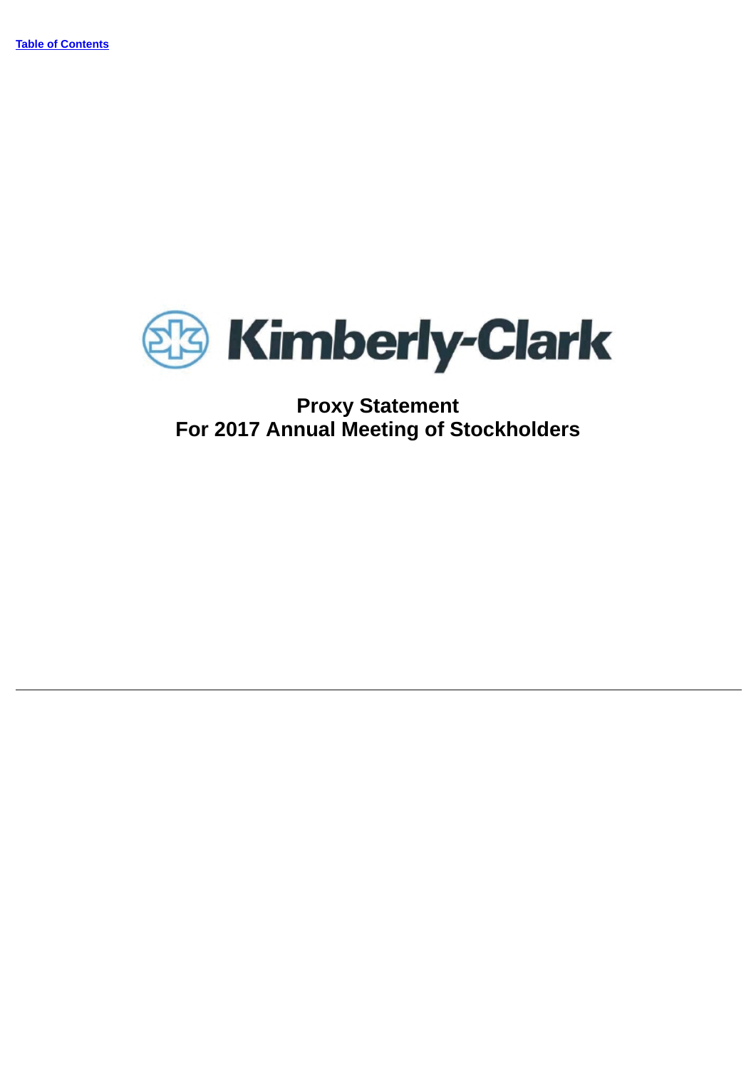[Table of Contents](#)

Kimberly-Clark

# Proxy Statement
# For 2017 Annual Meeting of Stockholders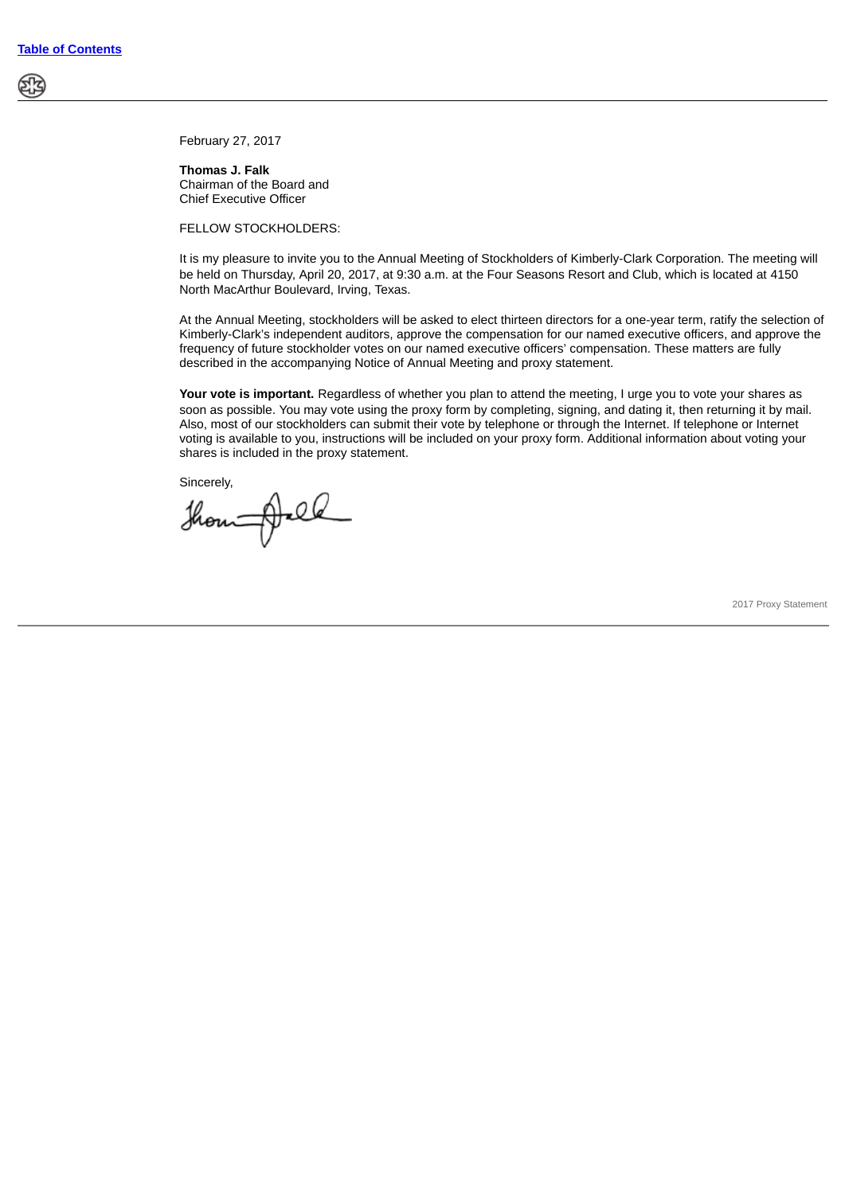February 27, 2017

**Thomas J. Falk**
Chairman of the Board and
Chief Executive Officer

FELLOW STOCKHOLDERS:

It is my pleasure to invite you to the Annual Meeting of Stockholders of Kimberly-Clark Corporation. The meeting will be held on Thursday, April 20, 2017, at 9:30 a.m. at the Four Seasons Resort and Club, which is located at 4150 North MacArthur Boulevard, Irving, Texas.

At the Annual Meeting, stockholders will be asked to elect thirteen directors for a one-year term, ratify the selection of Kimberly-Clark's independent auditors, approve the compensation for our named executive officers, and approve the frequency of future stockholder votes on our named executive officers' compensation. These matters are fully described in the accompanying Notice of Annual Meeting and proxy statement.

**Your vote is important.** Regardless of whether you plan to attend the meeting, I urge you to vote your shares as soon as possible. You may vote using the proxy form by completing, signing, and dating it, then returning it by mail. Also, most of our stockholders can submit their vote by telephone or through the Internet. If telephone or Internet voting is available to you, instructions will be included on your proxy form. Additional information about voting your shares is included in the proxy statement.

Sincerely,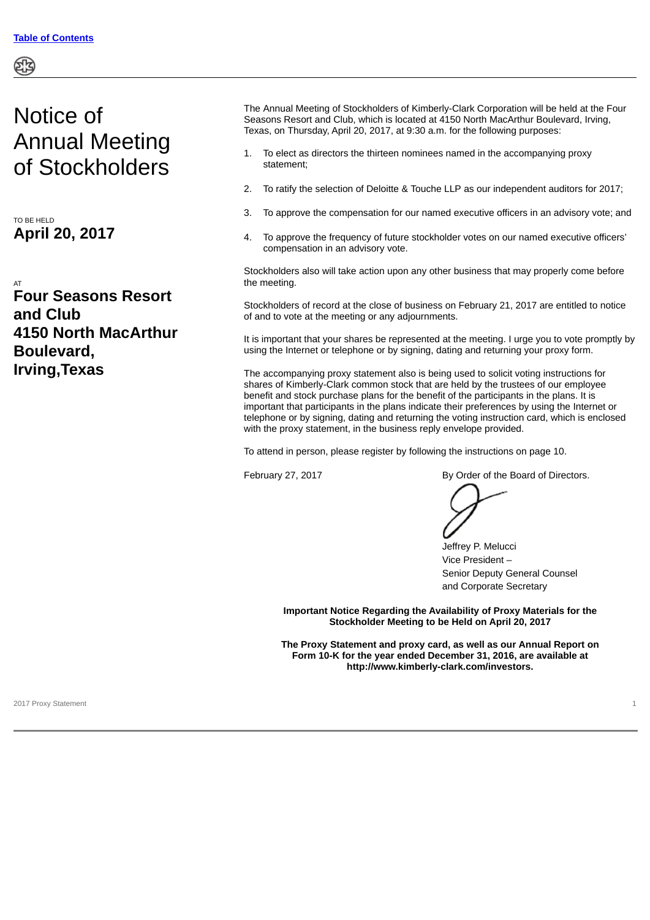# Notice of Annual Meeting of Stockholders

TO BE HELD

**April 20, 2017**

AT

**Four Seasons Resort and Club 4150 North MacArthur Boulevard, Irving,Texas**

The Annual Meeting of Stockholders of Kimberly-Clark Corporation will be held at the Four Seasons Resort and Club, which is located at 4150 North MacArthur Boulevard, Irving, Texas, on Thursday, April 20, 2017, at 9:30 a.m. for the following purposes:

1. To elect as directors the thirteen nominees named in the accompanying proxy statement;
2. To ratify the selection of Deloitte & Touche LLP as our independent auditors for 2017;
3. To approve the compensation for our named executive officers in an advisory vote; and
4. To approve the frequency of future stockholder votes on our named executive officers' compensation in an advisory vote.

Stockholders also will take action upon any other business that may properly come before the meeting.

Stockholders of record at the close of business on February 21, 2017 are entitled to notice of and to vote at the meeting or any adjournments.

It is important that your shares be represented at the meeting. I urge you to vote promptly by using the Internet or telephone or by signing, dating and returning your proxy form.

The accompanying proxy statement also is being used to solicit voting instructions for shares of Kimberly-Clark common stock that are held by the trustees of our employee benefit and stock purchase plans for the benefit of the participants in the plans. It is important that participants in the plans indicate their preferences by using the Internet or telephone or by signing, dating and returning the voting instruction card, which is enclosed with the proxy statement, in the business reply envelope provided.

To attend in person, please register by following the instructions on page 10.

February 27, 2017

By Order of the Board of Directors.

Jeffrey P. Melucci
Vice President –
Senior Deputy General Counsel
and Corporate Secretary

**Important Notice Regarding the Availability of Proxy Materials for the Stockholder Meeting to be Held on April 20, 2017**

**The Proxy Statement and proxy card, as well as our Annual Report on Form 10-K for the year ended December 31, 2016, are available at http://www.kimberly-clark.com/investors.**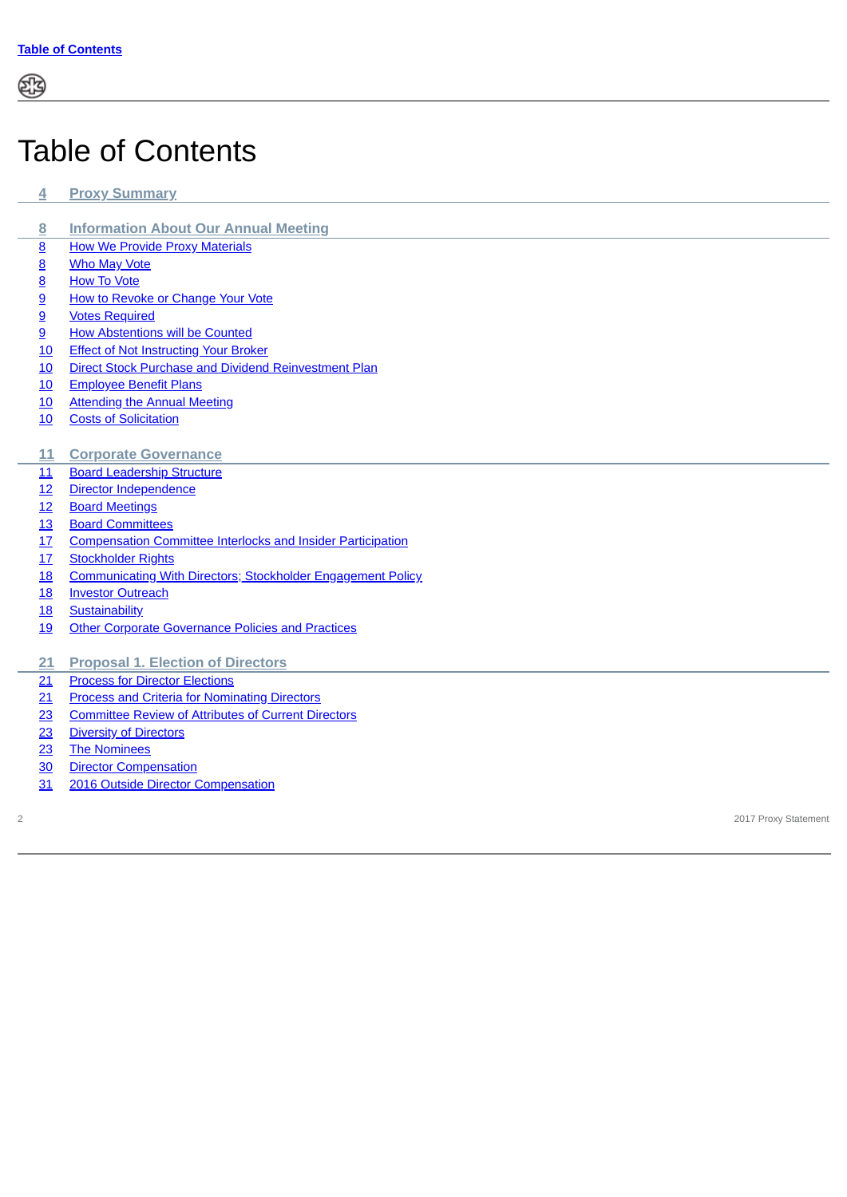# Table of Contents

| | |
|---|---|
| 4 | **Proxy Summary** |
| 8 | **Information About Our Annual Meeting** |
| 8 | How We Provide Proxy Materials |
| 8 | Who May Vote |
| 8 | How To Vote |
| 9 | How to Revoke or Change Your Vote |
| 9 | Votes Required |
| 9 | How Abstentions will be Counted |
| 10 | Effect of Not Instructing Your Broker |
| 10 | Direct Stock Purchase and Dividend Reinvestment Plan |
| 10 | Employee Benefit Plans |
| 10 | Attending the Annual Meeting |
| 10 | Costs of Solicitation |
| 11 | **Corporate Governance** |
| 11 | Board Leadership Structure |
| 12 | Director Independence |
| 12 | Board Meetings |
| 13 | Board Committees |
| 17 | Compensation Committee Interlocks and Insider Participation |
| 17 | Stockholder Rights |
| 18 | Communicating With Directors; Stockholder Engagement Policy |
| 18 | Investor Outreach |
| 18 | Sustainability |
| 19 | Other Corporate Governance Policies and Practices |
| 21 | **Proposal 1. Election of Directors** |
| 21 | Process for Director Elections |
| 21 | Process and Criteria for Nominating Directors |
| 23 | Committee Review of Attributes of Current Directors |
| 23 | Diversity of Directors |
| 23 | The Nominees |
| 30 | Director Compensation |
| 31 | 2016 Outside Director Compensation |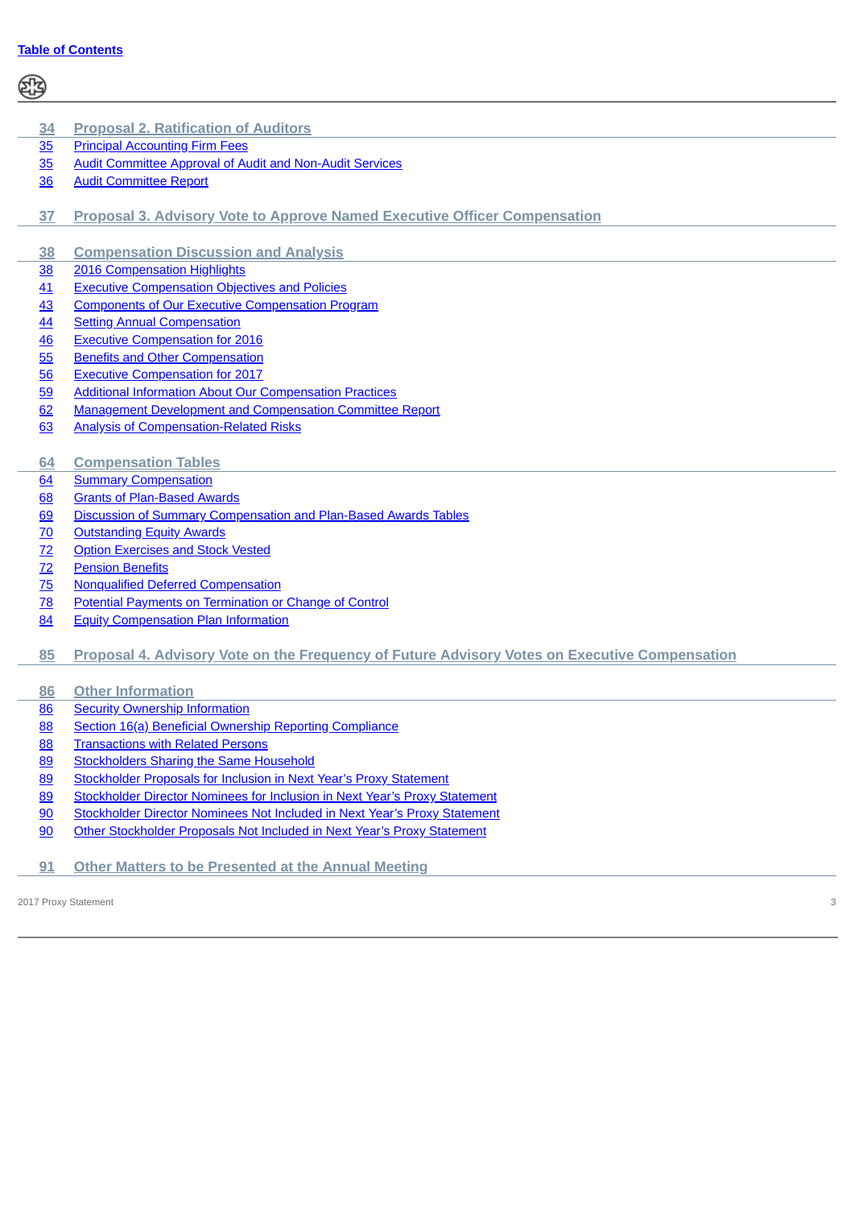| | |
|---|---|
| **34** | **Proposal 2. Ratification of Auditors** |
| 35 | Principal Accounting Firm Fees |
| 35 | Audit Committee Approval of Audit and Non-Audit Services |
| 36 | Audit Committee Report |
| **37** | **Proposal 3. Advisory Vote to Approve Named Executive Officer Compensation** |
| **38** | **Compensation Discussion and Analysis** |
| 38 | 2016 Compensation Highlights |
| 41 | Executive Compensation Objectives and Policies |
| 43 | Components of Our Executive Compensation Program |
| 44 | Setting Annual Compensation |
| 46 | Executive Compensation for 2016 |
| 55 | Benefits and Other Compensation |
| 56 | Executive Compensation for 2017 |
| 59 | Additional Information About Our Compensation Practices |
| 62 | Management Development and Compensation Committee Report |
| 63 | Analysis of Compensation-Related Risks |
| **64** | **Compensation Tables** |
| 64 | Summary Compensation |
| 68 | Grants of Plan-Based Awards |
| 69 | Discussion of Summary Compensation and Plan-Based Awards Tables |
| 70 | Outstanding Equity Awards |
| 72 | Option Exercises and Stock Vested |
| 72 | Pension Benefits |
| 75 | Nonqualified Deferred Compensation |
| 78 | Potential Payments on Termination or Change of Control |
| 84 | Equity Compensation Plan Information |
| **85** | **Proposal 4. Advisory Vote on the Frequency of Future Advisory Votes on Executive Compensation** |
| **86** | **Other Information** |
| 86 | Security Ownership Information |
| 88 | Section 16(a) Beneficial Ownership Reporting Compliance |
| 88 | Transactions with Related Persons |
| 89 | Stockholders Sharing the Same Household |
| 89 | Stockholder Proposals for Inclusion in Next Year's Proxy Statement |
| 89 | Stockholder Director Nominees for Inclusion in Next Year's Proxy Statement |
| 90 | Stockholder Director Nominees Not Included in Next Year's Proxy Statement |
| 90 | Other Stockholder Proposals Not Included in Next Year's Proxy Statement |
| **91** | **Other Matters to be Presented at the Annual Meeting** |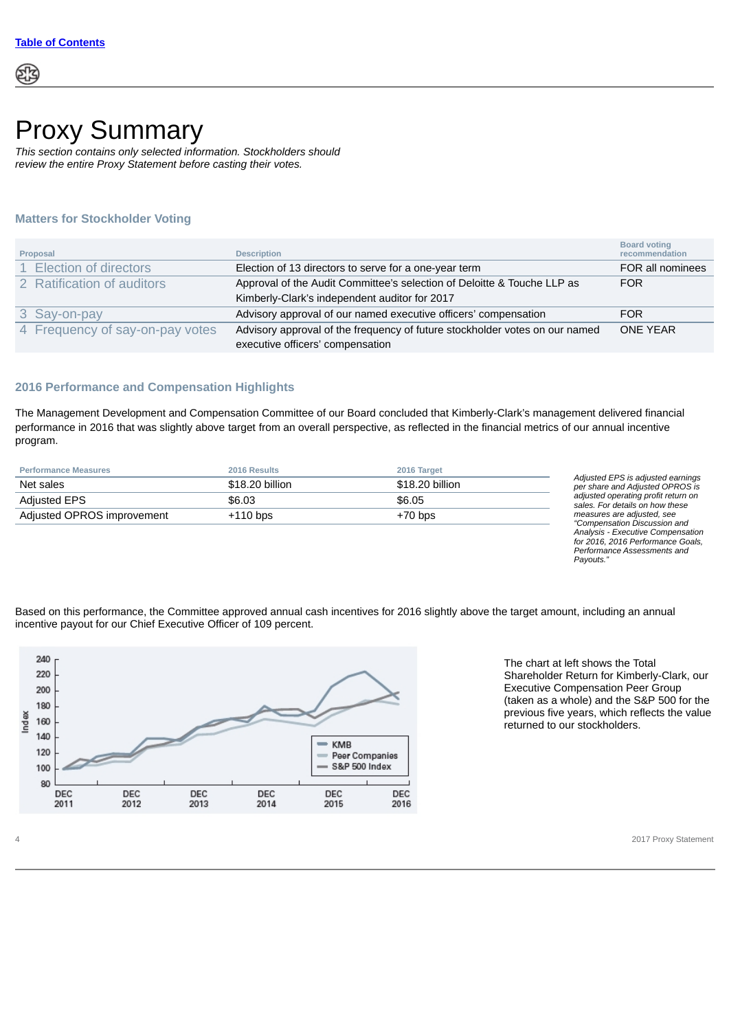# Proxy Summary

*This section contains only selected information. Stockholders should review the entire Proxy Statement before casting their votes.*

## Matters for Stockholder Voting

| Proposal | Description | Board voting recommendation |
|---|---|---|
| 1 Election of directors | Election of 13 directors to serve for a one-year term | FOR all nominees |
| 2 Ratification of auditors | Approval of the Audit Committee's selection of Deloitte & Touche LLP as Kimberly-Clark's independent auditor for 2017 | FOR |
| 3 Say-on-pay | Advisory approval of our named executive officers' compensation | FOR |
| 4 Frequency of say-on-pay votes | Advisory approval of the frequency of future stockholder votes on our named executive officers' compensation | ONE YEAR |

## 2016 Performance and Compensation Highlights

The Management Development and Compensation Committee of our Board concluded that Kimberly-Clark's management delivered financial performance in 2016 that was slightly above target from an overall perspective, as reflected in the financial metrics of our annual incentive program.

| Performance Measures | 2016 Results | 2016 Target |
|---|---|---|
| Net sales | $18.20 billion | $18.20 billion |
| Adjusted EPS | $6.03 | $6.05 |
| Adjusted OPROS improvement | +110 bps | +70 bps |

*Adjusted EPS is adjusted earnings per share and Adjusted OPROS is adjusted operating profit return on sales. For details on how these measures are adjusted, see "Compensation Discussion and Analysis - Executive Compensation for 2016, 2016 Performance Goals, Performance Assessments and Payouts."*

Based on this performance, the Committee approved annual cash incentives for 2016 slightly above the target amount, including an annual incentive payout for our Chief Executive Officer of 109 percent.

The chart at left shows the Total Shareholder Return for Kimberly-Clark, our Executive Compensation Peer Group (taken as a whole) and the S&P 500 for the previous five years, which reflects the value returned to our stockholders.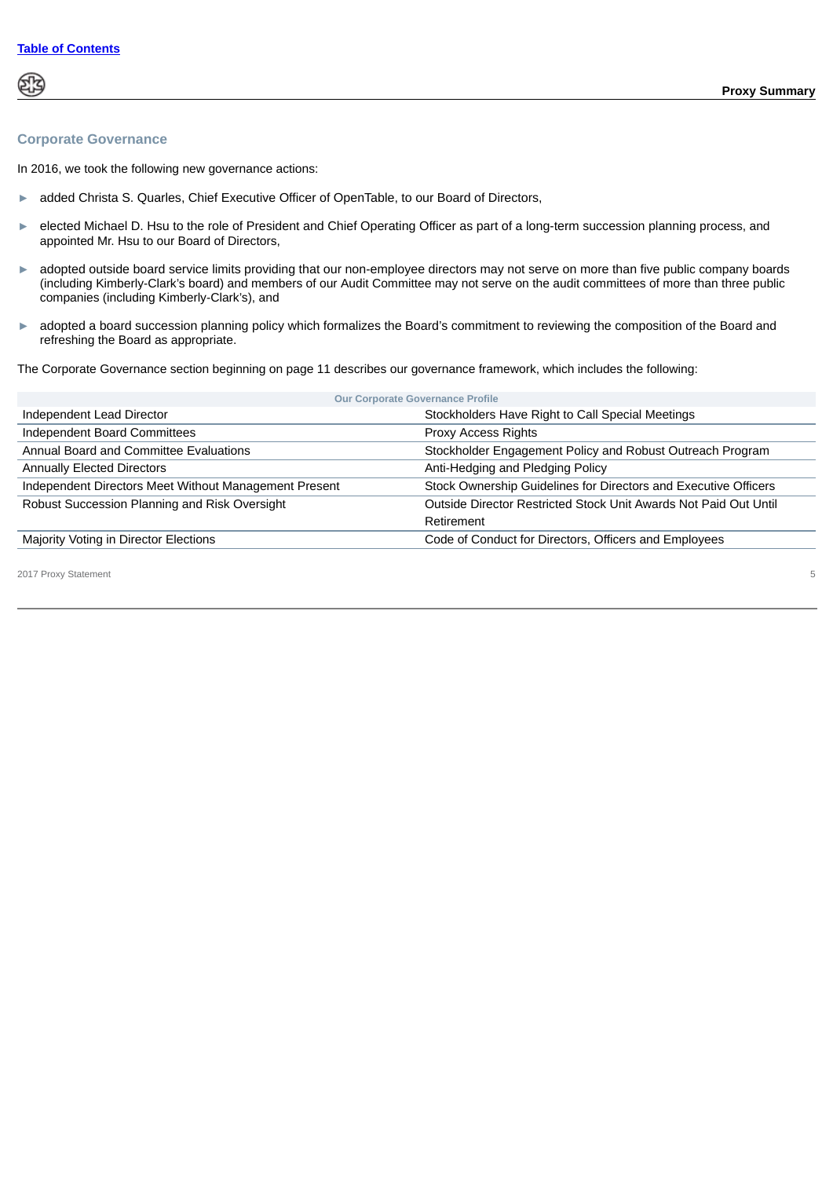## Corporate Governance

In 2016, we took the following new governance actions:

- added Christa S. Quarles, Chief Executive Officer of OpenTable, to our Board of Directors,
- elected Michael D. Hsu to the role of President and Chief Operating Officer as part of a long-term succession planning process, and appointed Mr. Hsu to our Board of Directors,
- adopted outside board service limits providing that our non-employee directors may not serve on more than five public company boards (including Kimberly-Clark's board) and members of our Audit Committee may not serve on the audit committees of more than three public companies (including Kimberly-Clark's), and
- adopted a board succession planning policy which formalizes the Board's commitment to reviewing the composition of the Board and refreshing the Board as appropriate.

The Corporate Governance section beginning on page 11 describes our governance framework, which includes the following:

| Our Corporate Governance Profile | |
|---|---|
| Independent Lead Director | Stockholders Have Right to Call Special Meetings |
| Independent Board Committees | Proxy Access Rights |
| Annual Board and Committee Evaluations | Stockholder Engagement Policy and Robust Outreach Program |
| Annually Elected Directors | Anti-Hedging and Pledging Policy |
| Independent Directors Meet Without Management Present | Stock Ownership Guidelines for Directors and Executive Officers |
| Robust Succession Planning and Risk Oversight | Outside Director Restricted Stock Unit Awards Not Paid Out Until Retirement |
| Majority Voting in Director Elections | Code of Conduct for Directors, Officers and Employees |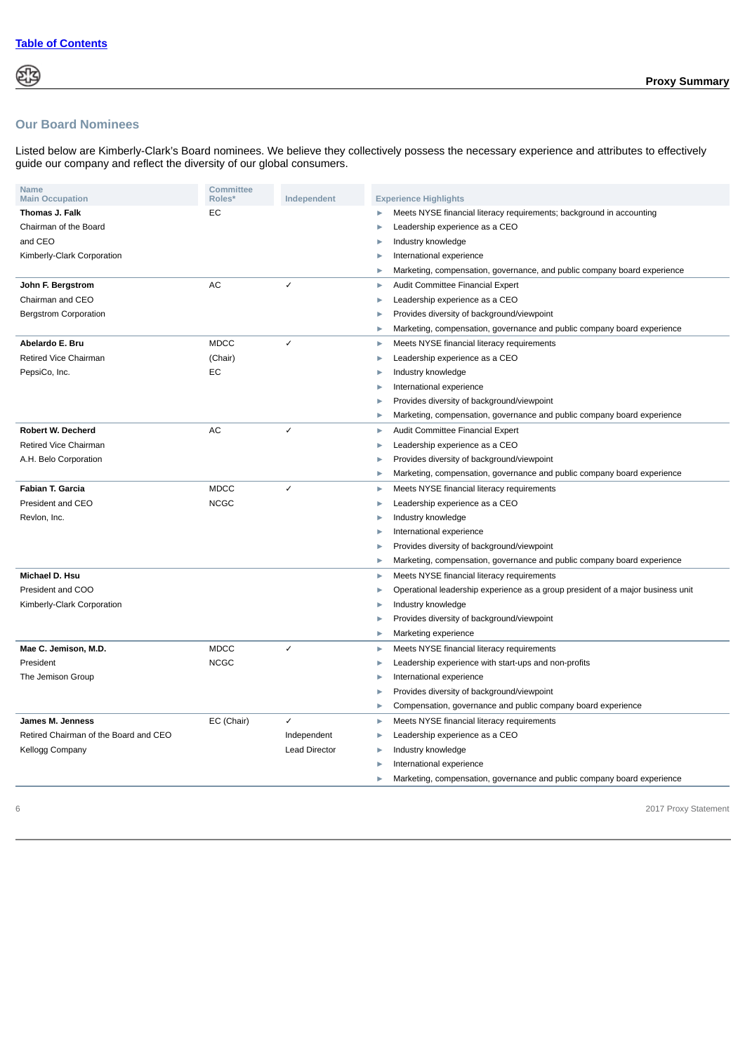## Our Board Nominees

Listed below are Kimberly-Clark's Board nominees. We believe they collectively possess the necessary experience and attributes to effectively guide our company and reflect the diversity of our global consumers.

| Name<br>Main Occupation | Committee Roles* | Independent | Experience Highlights |
|---|---|---|---|
| **Thomas J. Falk**<br>Chairman of the Board and CEO<br>Kimberly-Clark Corporation | EC | | ► Meets NYSE financial literacy requirements; background in accounting<br>► Leadership experience as a CEO<br>► Industry knowledge<br>► International experience<br>► Marketing, compensation, governance, and public company board experience |
| **John F. Bergstrom**<br>Chairman and CEO<br>Bergstrom Corporation | AC | ✓ | ► Audit Committee Financial Expert<br>► Leadership experience as a CEO<br>► Provides diversity of background/viewpoint<br>► Marketing, compensation, governance and public company board experience |
| **Abelardo E. Bru**<br>Retired Vice Chairman<br>PepsiCo, Inc. | MDCC (Chair)<br>EC | ✓ | ► Meets NYSE financial literacy requirements<br>► Leadership experience as a CEO<br>► Industry knowledge<br>► International experience<br>► Provides diversity of background/viewpoint<br>► Marketing, compensation, governance and public company board experience |
| **Robert W. Decherd**<br>Retired Vice Chairman<br>A.H. Belo Corporation | AC | ✓ | ► Audit Committee Financial Expert<br>► Leadership experience as a CEO<br>► Provides diversity of background/viewpoint<br>► Marketing, compensation, governance and public company board experience |
| **Fabian T. Garcia**<br>President and CEO<br>Revlon, Inc. | MDCC<br>NCGC | ✓ | ► Meets NYSE financial literacy requirements<br>► Leadership experience as a CEO<br>► Industry knowledge<br>► International experience<br>► Provides diversity of background/viewpoint<br>► Marketing, compensation, governance and public company board experience |
| **Michael D. Hsu**<br>President and COO<br>Kimberly-Clark Corporation | | | ► Meets NYSE financial literacy requirements<br>► Operational leadership experience as a group president of a major business unit<br>► Industry knowledge<br>► Provides diversity of background/viewpoint<br>► Marketing experience |
| **Mae C. Jemison, M.D.**<br>President<br>The Jemison Group | MDCC<br>NCGC | ✓ | ► Meets NYSE financial literacy requirements<br>► Leadership experience with start-ups and non-profits<br>► International experience<br>► Provides diversity of background/viewpoint<br>► Compensation, governance and public company board experience |
| **James M. Jenness**<br>Retired Chairman of the Board and CEO<br>Kellogg Company | EC (Chair) | ✓<br>Independent Lead Director | ► Meets NYSE financial literacy requirements<br>► Leadership experience as a CEO<br>► Industry knowledge<br>► International experience<br>► Marketing, compensation, governance and public company board experience |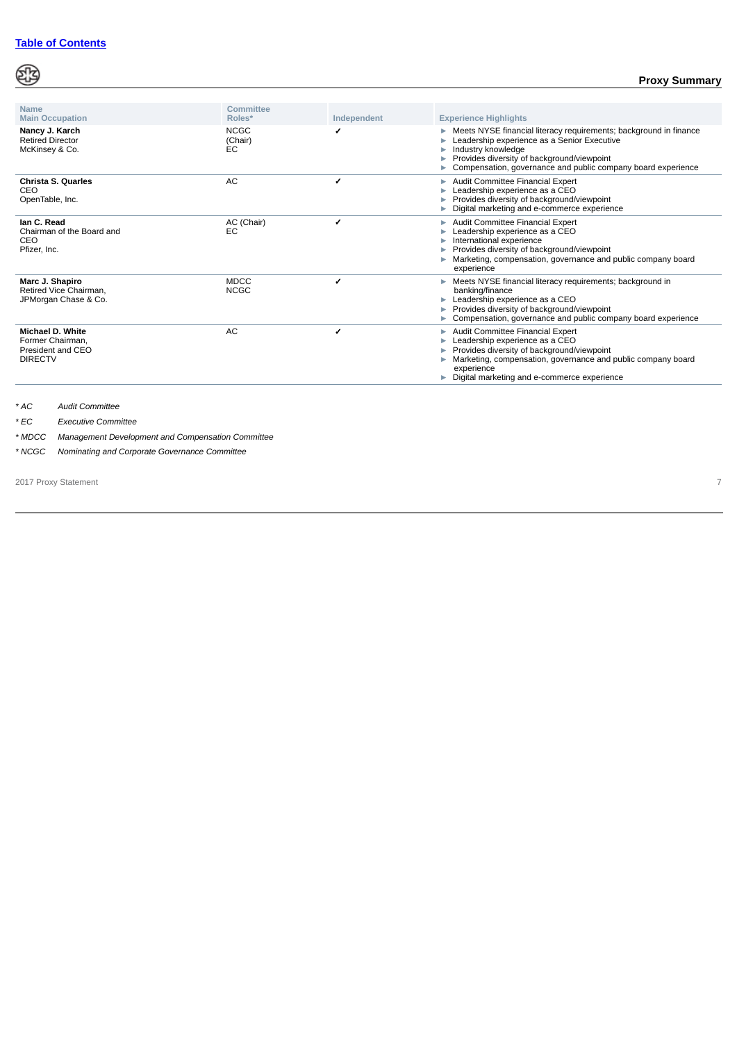| Name<br>Main Occupation | Committee Roles* | Independent | Experience Highlights |
|---|---|---|---|
| **Nancy J. Karch**<br>Retired Director<br>McKinsey & Co. | NCGC (Chair)<br>EC | ✓ | ► Meets NYSE financial literacy requirements; background in finance<br>► Leadership experience as a Senior Executive<br>► Industry knowledge<br>► Provides diversity of background/viewpoint<br>► Compensation, governance and public company board experience |
| **Christa S. Quarles**<br>CEO<br>OpenTable, Inc. | AC | ✓ | ► Audit Committee Financial Expert<br>► Leadership experience as a CEO<br>► Provides diversity of background/viewpoint<br>► Digital marketing and e-commerce experience |
| **Ian C. Read**<br>Chairman of the Board and CEO<br>Pfizer, Inc. | AC (Chair)<br>EC | ✓ | ► Audit Committee Financial Expert<br>► Leadership experience as a CEO<br>► International experience<br>► Provides diversity of background/viewpoint<br>► Marketing, compensation, governance and public company board experience |
| **Marc J. Shapiro**<br>Retired Vice Chairman,<br>JPMorgan Chase & Co. | MDCC<br>NCGC | ✓ | ► Meets NYSE financial literacy requirements; background in banking/finance<br>► Leadership experience as a CEO<br>► Provides diversity of background/viewpoint<br>► Compensation, governance and public company board experience |
| **Michael D. White**<br>Former Chairman,<br>President and CEO<br>DIRECTV | AC | ✓ | ► Audit Committee Financial Expert<br>► Leadership experience as a CEO<br>► Provides diversity of background/viewpoint<br>► Marketing, compensation, governance and public company board experience<br>► Digital marketing and e-commerce experience |

*\* AC Audit Committee*

*\* EC Executive Committee*

*\* MDCC Management Development and Compensation Committee*

*\* NCGC Nominating and Corporate Governance Committee*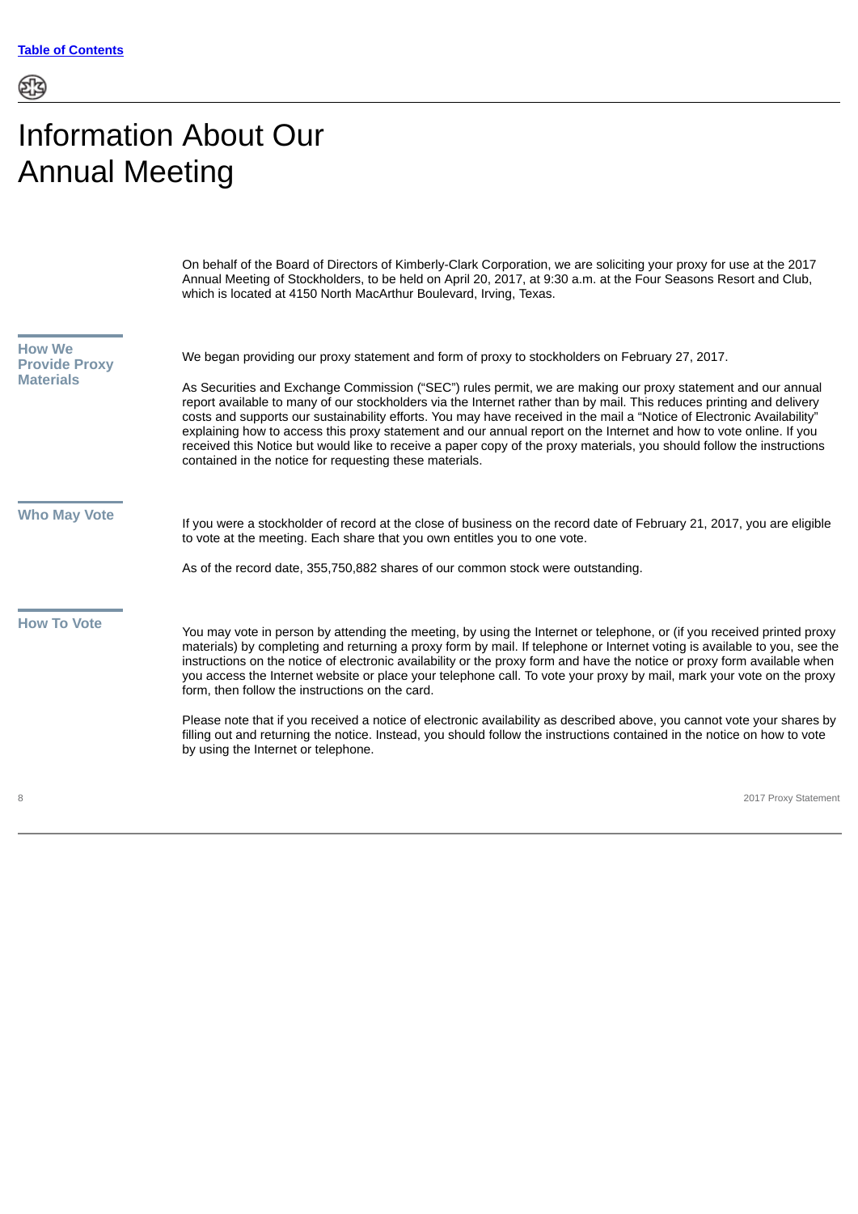# Information About Our Annual Meeting

On behalf of the Board of Directors of Kimberly-Clark Corporation, we are soliciting your proxy for use at the 2017 Annual Meeting of Stockholders, to be held on April 20, 2017, at 9:30 a.m. at the Four Seasons Resort and Club, which is located at 4150 North MacArthur Boulevard, Irving, Texas.

## How We Provide Proxy Materials

We began providing our proxy statement and form of proxy to stockholders on February 27, 2017.

As Securities and Exchange Commission ("SEC") rules permit, we are making our proxy statement and our annual report available to many of our stockholders via the Internet rather than by mail. This reduces printing and delivery costs and supports our sustainability efforts. You may have received in the mail a "Notice of Electronic Availability" explaining how to access this proxy statement and our annual report on the Internet and how to vote online. If you received this Notice but would like to receive a paper copy of the proxy materials, you should follow the instructions contained in the notice for requesting these materials.

## Who May Vote

If you were a stockholder of record at the close of business on the record date of February 21, 2017, you are eligible to vote at the meeting. Each share that you own entitles you to one vote.

As of the record date, 355,750,882 shares of our common stock were outstanding.

## How To Vote

You may vote in person by attending the meeting, by using the Internet or telephone, or (if you received printed proxy materials) by completing and returning a proxy form by mail. If telephone or Internet voting is available to you, see the instructions on the notice of electronic availability or the proxy form and have the notice or proxy form available when you access the Internet website or place your telephone call. To vote your proxy by mail, mark your vote on the proxy form, then follow the instructions on the card.

Please note that if you received a notice of electronic availability as described above, you cannot vote your shares by filling out and returning the notice. Instead, you should follow the instructions contained in the notice on how to vote by using the Internet or telephone.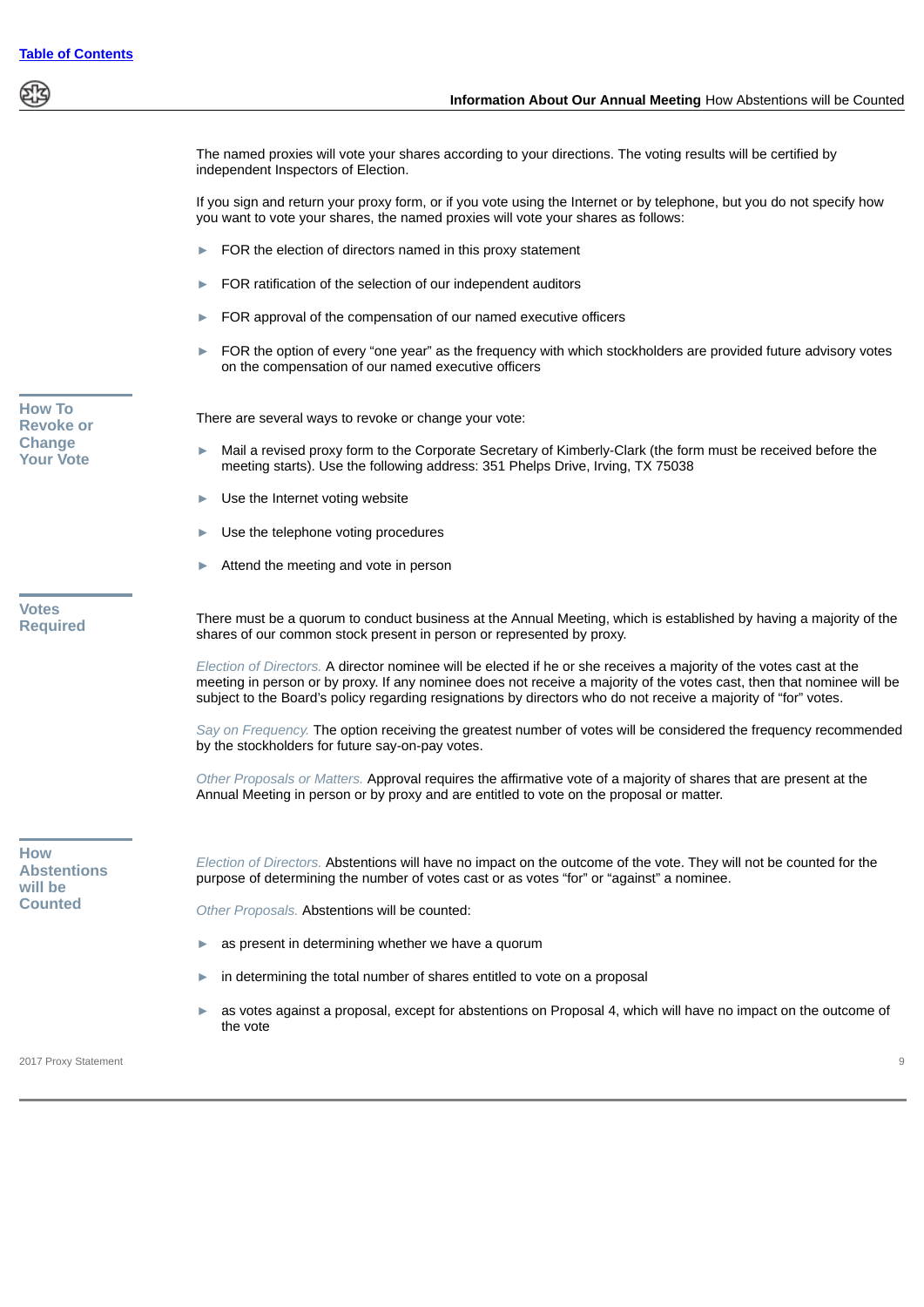The named proxies will vote your shares according to your directions. The voting results will be certified by independent Inspectors of Election.

If you sign and return your proxy form, or if you vote using the Internet or by telephone, but you do not specify how you want to vote your shares, the named proxies will vote your shares as follows:

- FOR the election of directors named in this proxy statement
- FOR ratification of the selection of our independent auditors
- FOR approval of the compensation of our named executive officers
- FOR the option of every "one year" as the frequency with which stockholders are provided future advisory votes on the compensation of our named executive officers

## How To Revoke or Change Your Vote

There are several ways to revoke or change your vote:

- Mail a revised proxy form to the Corporate Secretary of Kimberly-Clark (the form must be received before the meeting starts). Use the following address: 351 Phelps Drive, Irving, TX 75038
- Use the Internet voting website
- Use the telephone voting procedures
- Attend the meeting and vote in person

## Votes Required

There must be a quorum to conduct business at the Annual Meeting, which is established by having a majority of the shares of our common stock present in person or represented by proxy.

*Election of Directors.* A director nominee will be elected if he or she receives a majority of the votes cast at the meeting in person or by proxy. If any nominee does not receive a majority of the votes cast, then that nominee will be subject to the Board's policy regarding resignations by directors who do not receive a majority of "for" votes.

*Say on Frequency.* The option receiving the greatest number of votes will be considered the frequency recommended by the stockholders for future say-on-pay votes.

*Other Proposals or Matters.* Approval requires the affirmative vote of a majority of shares that are present at the Annual Meeting in person or by proxy and are entitled to vote on the proposal or matter.

## How Abstentions will be Counted

*Election of Directors.* Abstentions will have no impact on the outcome of the vote. They will not be counted for the purpose of determining the number of votes cast or as votes "for" or "against" a nominee.

*Other Proposals.* Abstentions will be counted:

- as present in determining whether we have a quorum
- in determining the total number of shares entitled to vote on a proposal
- as votes against a proposal, except for abstentions on Proposal 4, which will have no impact on the outcome of the vote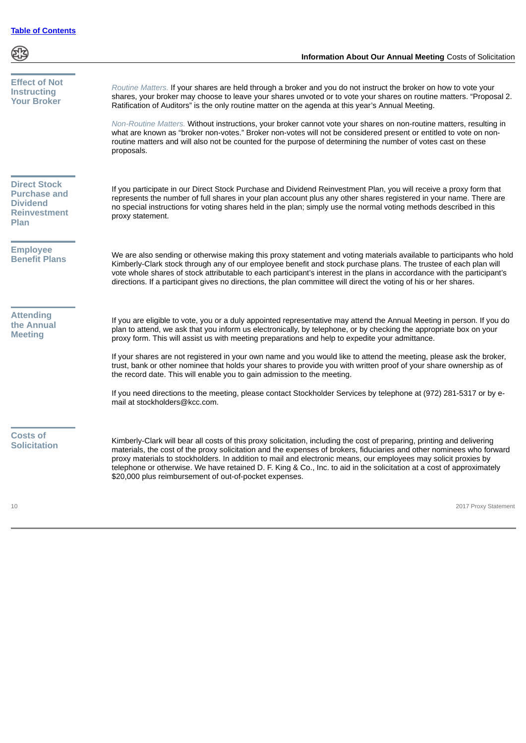### Effect of Not Instructing Your Broker

*Routine Matters.* If your shares are held through a broker and you do not instruct the broker on how to vote your shares, your broker may choose to leave your shares unvoted or to vote your shares on routine matters. "Proposal 2. Ratification of Auditors" is the only routine matter on the agenda at this year's Annual Meeting.

*Non-Routine Matters.* Without instructions, your broker cannot vote your shares on non-routine matters, resulting in what are known as "broker non-votes." Broker non-votes will not be considered present or entitled to vote on non-routine matters and will also not be counted for the purpose of determining the number of votes cast on these proposals.

### Direct Stock Purchase and Dividend Reinvestment Plan

If you participate in our Direct Stock Purchase and Dividend Reinvestment Plan, you will receive a proxy form that represents the number of full shares in your plan account plus any other shares registered in your name. There are no special instructions for voting shares held in the plan; simply use the normal voting methods described in this proxy statement.

### Employee Benefit Plans

We are also sending or otherwise making this proxy statement and voting materials available to participants who hold Kimberly-Clark stock through any of our employee benefit and stock purchase plans. The trustee of each plan will vote whole shares of stock attributable to each participant's interest in the plans in accordance with the participant's directions. If a participant gives no directions, the plan committee will direct the voting of his or her shares.

### Attending the Annual Meeting

If you are eligible to vote, you or a duly appointed representative may attend the Annual Meeting in person. If you do plan to attend, we ask that you inform us electronically, by telephone, or by checking the appropriate box on your proxy form. This will assist us with meeting preparations and help to expedite your admittance.

If your shares are not registered in your own name and you would like to attend the meeting, please ask the broker, trust, bank or other nominee that holds your shares to provide you with written proof of your share ownership as of the record date. This will enable you to gain admission to the meeting.

If you need directions to the meeting, please contact Stockholder Services by telephone at (972) 281-5317 or by e-mail at stockholders@kcc.com.

### Costs of Solicitation

Kimberly-Clark will bear all costs of this proxy solicitation, including the cost of preparing, printing and delivering materials, the cost of the proxy solicitation and the expenses of brokers, fiduciaries and other nominees who forward proxy materials to stockholders. In addition to mail and electronic means, our employees may solicit proxies by telephone or otherwise. We have retained D. F. King & Co., Inc. to aid in the solicitation at a cost of approximately $20,000 plus reimbursement of out-of-pocket expenses.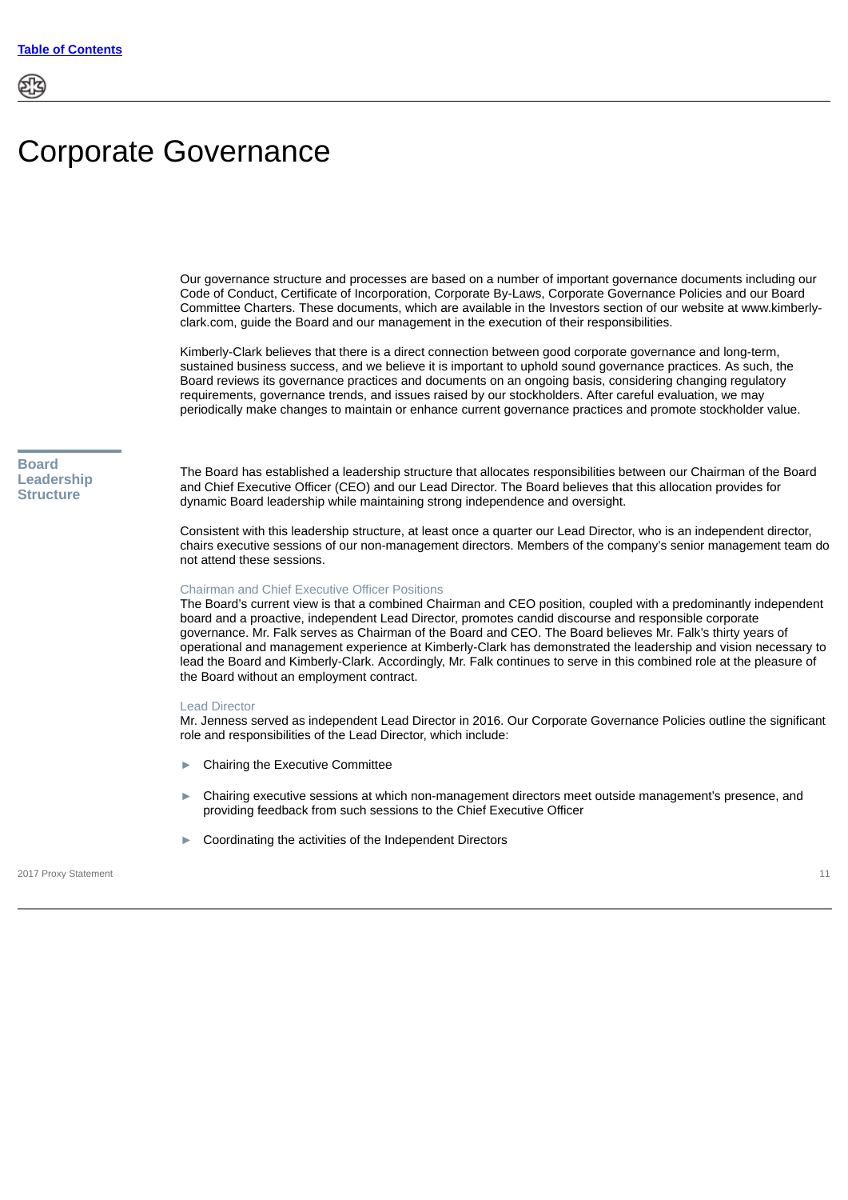# Corporate Governance

Our governance structure and processes are based on a number of important governance documents including our Code of Conduct, Certificate of Incorporation, Corporate By-Laws, Corporate Governance Policies and our Board Committee Charters. These documents, which are available in the Investors section of our website at www.kimberly-clark.com, guide the Board and our management in the execution of their responsibilities.

Kimberly-Clark believes that there is a direct connection between good corporate governance and long-term, sustained business success, and we believe it is important to uphold sound governance practices. As such, the Board reviews its governance practices and documents on an ongoing basis, considering changing regulatory requirements, governance trends, and issues raised by our stockholders. After careful evaluation, we may periodically make changes to maintain or enhance current governance practices and promote stockholder value.

## Board Leadership Structure

The Board has established a leadership structure that allocates responsibilities between our Chairman of the Board and Chief Executive Officer (CEO) and our Lead Director. The Board believes that this allocation provides for dynamic Board leadership while maintaining strong independence and oversight.

Consistent with this leadership structure, at least once a quarter our Lead Director, who is an independent director, chairs executive sessions of our non-management directors. Members of the company's senior management team do not attend these sessions.

### Chairman and Chief Executive Officer Positions

The Board's current view is that a combined Chairman and CEO position, coupled with a predominantly independent board and a proactive, independent Lead Director, promotes candid discourse and responsible corporate governance. Mr. Falk serves as Chairman of the Board and CEO. The Board believes Mr. Falk's thirty years of operational and management experience at Kimberly-Clark has demonstrated the leadership and vision necessary to lead the Board and Kimberly-Clark. Accordingly, Mr. Falk continues to serve in this combined role at the pleasure of the Board without an employment contract.

### Lead Director

Mr. Jenness served as independent Lead Director in 2016. Our Corporate Governance Policies outline the significant role and responsibilities of the Lead Director, which include:

- Chairing the Executive Committee
- Chairing executive sessions at which non-management directors meet outside management's presence, and providing feedback from such sessions to the Chief Executive Officer
- Coordinating the activities of the Independent Directors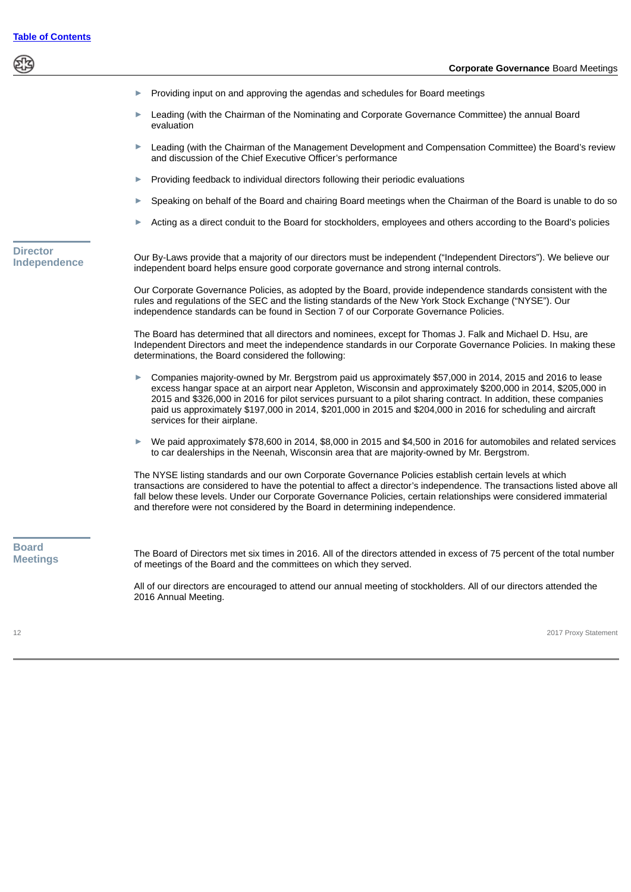- Providing input on and approving the agendas and schedules for Board meetings
- Leading (with the Chairman of the Nominating and Corporate Governance Committee) the annual Board evaluation
- Leading (with the Chairman of the Management Development and Compensation Committee) the Board's review and discussion of the Chief Executive Officer's performance
- Providing feedback to individual directors following their periodic evaluations
- Speaking on behalf of the Board and chairing Board meetings when the Chairman of the Board is unable to do so
- Acting as a direct conduit to the Board for stockholders, employees and others according to the Board's policies

## Director Independence

Our By-Laws provide that a majority of our directors must be independent ("Independent Directors"). We believe our independent board helps ensure good corporate governance and strong internal controls.

Our Corporate Governance Policies, as adopted by the Board, provide independence standards consistent with the rules and regulations of the SEC and the listing standards of the New York Stock Exchange ("NYSE"). Our independence standards can be found in Section 7 of our Corporate Governance Policies.

The Board has determined that all directors and nominees, except for Thomas J. Falk and Michael D. Hsu, are Independent Directors and meet the independence standards in our Corporate Governance Policies. In making these determinations, the Board considered the following:

- Companies majority-owned by Mr. Bergstrom paid us approximately $57,000 in 2014, 2015 and 2016 to lease excess hangar space at an airport near Appleton, Wisconsin and approximately $200,000 in 2014, $205,000 in 2015 and $326,000 in 2016 for pilot services pursuant to a pilot sharing contract. In addition, these companies paid us approximately $197,000 in 2014, $201,000 in 2015 and $204,000 in 2016 for scheduling and aircraft services for their airplane.
- We paid approximately $78,600 in 2014, $8,000 in 2015 and $4,500 in 2016 for automobiles and related services to car dealerships in the Neenah, Wisconsin area that are majority-owned by Mr. Bergstrom.

The NYSE listing standards and our own Corporate Governance Policies establish certain levels at which transactions are considered to have the potential to affect a director's independence. The transactions listed above all fall below these levels. Under our Corporate Governance Policies, certain relationships were considered immaterial and therefore were not considered by the Board in determining independence.

## Board Meetings

The Board of Directors met six times in 2016. All of the directors attended in excess of 75 percent of the total number of meetings of the Board and the committees on which they served.

All of our directors are encouraged to attend our annual meeting of stockholders. All of our directors attended the 2016 Annual Meeting.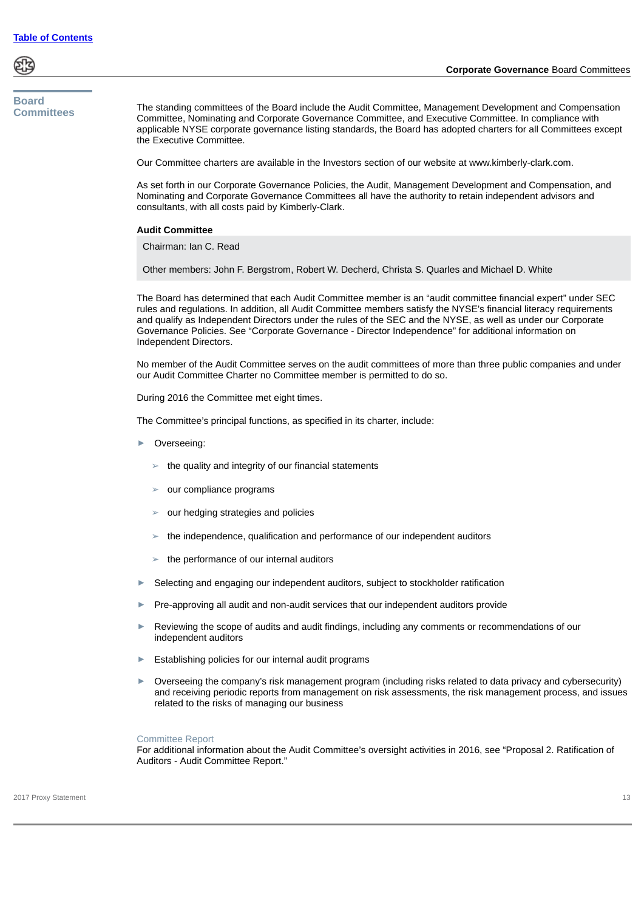## Board Committees

The standing committees of the Board include the Audit Committee, Management Development and Compensation Committee, Nominating and Corporate Governance Committee, and Executive Committee. In compliance with applicable NYSE corporate governance listing standards, the Board has adopted charters for all Committees except the Executive Committee.

Our Committee charters are available in the Investors section of our website at www.kimberly-clark.com.

As set forth in our Corporate Governance Policies, the Audit, Management Development and Compensation, and Nominating and Corporate Governance Committees all have the authority to retain independent advisors and consultants, with all costs paid by Kimberly-Clark.

### Audit Committee

Chairman: Ian C. Read

Other members: John F. Bergstrom, Robert W. Decherd, Christa S. Quarles and Michael D. White

The Board has determined that each Audit Committee member is an "audit committee financial expert" under SEC rules and regulations. In addition, all Audit Committee members satisfy the NYSE's financial literacy requirements and qualify as Independent Directors under the rules of the SEC and the NYSE, as well as under our Corporate Governance Policies. See "Corporate Governance - Director Independence" for additional information on Independent Directors.

No member of the Audit Committee serves on the audit committees of more than three public companies and under our Audit Committee Charter no Committee member is permitted to do so.

During 2016 the Committee met eight times.

The Committee's principal functions, as specified in its charter, include:

- Overseeing:
  - the quality and integrity of our financial statements
  - our compliance programs
  - our hedging strategies and policies
  - the independence, qualification and performance of our independent auditors
  - the performance of our internal auditors
- Selecting and engaging our independent auditors, subject to stockholder ratification
- Pre-approving all audit and non-audit services that our independent auditors provide
- Reviewing the scope of audits and audit findings, including any comments or recommendations of our independent auditors
- Establishing policies for our internal audit programs
- Overseeing the company's risk management program (including risks related to data privacy and cybersecurity) and receiving periodic reports from management on risk assessments, the risk management process, and issues related to the risks of managing our business

#### Committee Report

For additional information about the Audit Committee's oversight activities in 2016, see "Proposal 2. Ratification of Auditors - Audit Committee Report."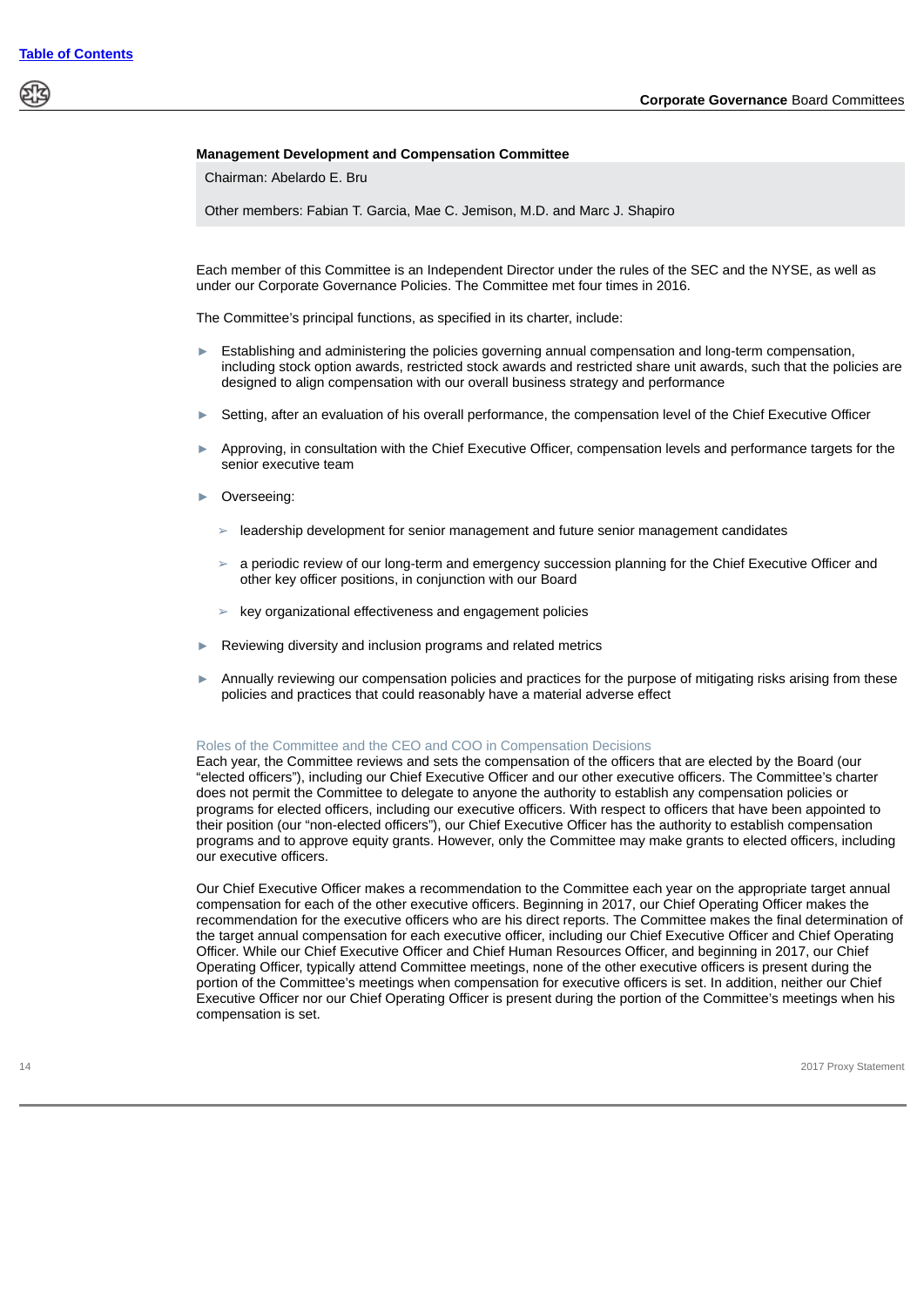### Management Development and Compensation Committee

Chairman: Abelardo E. Bru

Other members: Fabian T. Garcia, Mae C. Jemison, M.D. and Marc J. Shapiro

Each member of this Committee is an Independent Director under the rules of the SEC and the NYSE, as well as under our Corporate Governance Policies. The Committee met four times in 2016.

The Committee's principal functions, as specified in its charter, include:

- Establishing and administering the policies governing annual compensation and long-term compensation, including stock option awards, restricted stock awards and restricted share unit awards, such that the policies are designed to align compensation with our overall business strategy and performance
- Setting, after an evaluation of his overall performance, the compensation level of the Chief Executive Officer
- Approving, in consultation with the Chief Executive Officer, compensation levels and performance targets for the senior executive team
- Overseeing:
  - leadership development for senior management and future senior management candidates
  - a periodic review of our long-term and emergency succession planning for the Chief Executive Officer and other key officer positions, in conjunction with our Board
  - key organizational effectiveness and engagement policies
- Reviewing diversity and inclusion programs and related metrics
- Annually reviewing our compensation policies and practices for the purpose of mitigating risks arising from these policies and practices that could reasonably have a material adverse effect

#### Roles of the Committee and the CEO and COO in Compensation Decisions

Each year, the Committee reviews and sets the compensation of the officers that are elected by the Board (our "elected officers"), including our Chief Executive Officer and our other executive officers. The Committee's charter does not permit the Committee to delegate to anyone the authority to establish any compensation policies or programs for elected officers, including our executive officers. With respect to officers that have been appointed to their position (our "non-elected officers"), our Chief Executive Officer has the authority to establish compensation programs and to approve equity grants. However, only the Committee may make grants to elected officers, including our executive officers.

Our Chief Executive Officer makes a recommendation to the Committee each year on the appropriate target annual compensation for each of the other executive officers. Beginning in 2017, our Chief Operating Officer makes the recommendation for the executive officers who are his direct reports. The Committee makes the final determination of the target annual compensation for each executive officer, including our Chief Executive Officer and Chief Operating Officer. While our Chief Executive Officer and Chief Human Resources Officer, and beginning in 2017, our Chief Operating Officer, typically attend Committee meetings, none of the other executive officers is present during the portion of the Committee's meetings when compensation for executive officers is set. In addition, neither our Chief Executive Officer nor our Chief Operating Officer is present during the portion of the Committee's meetings when his compensation is set.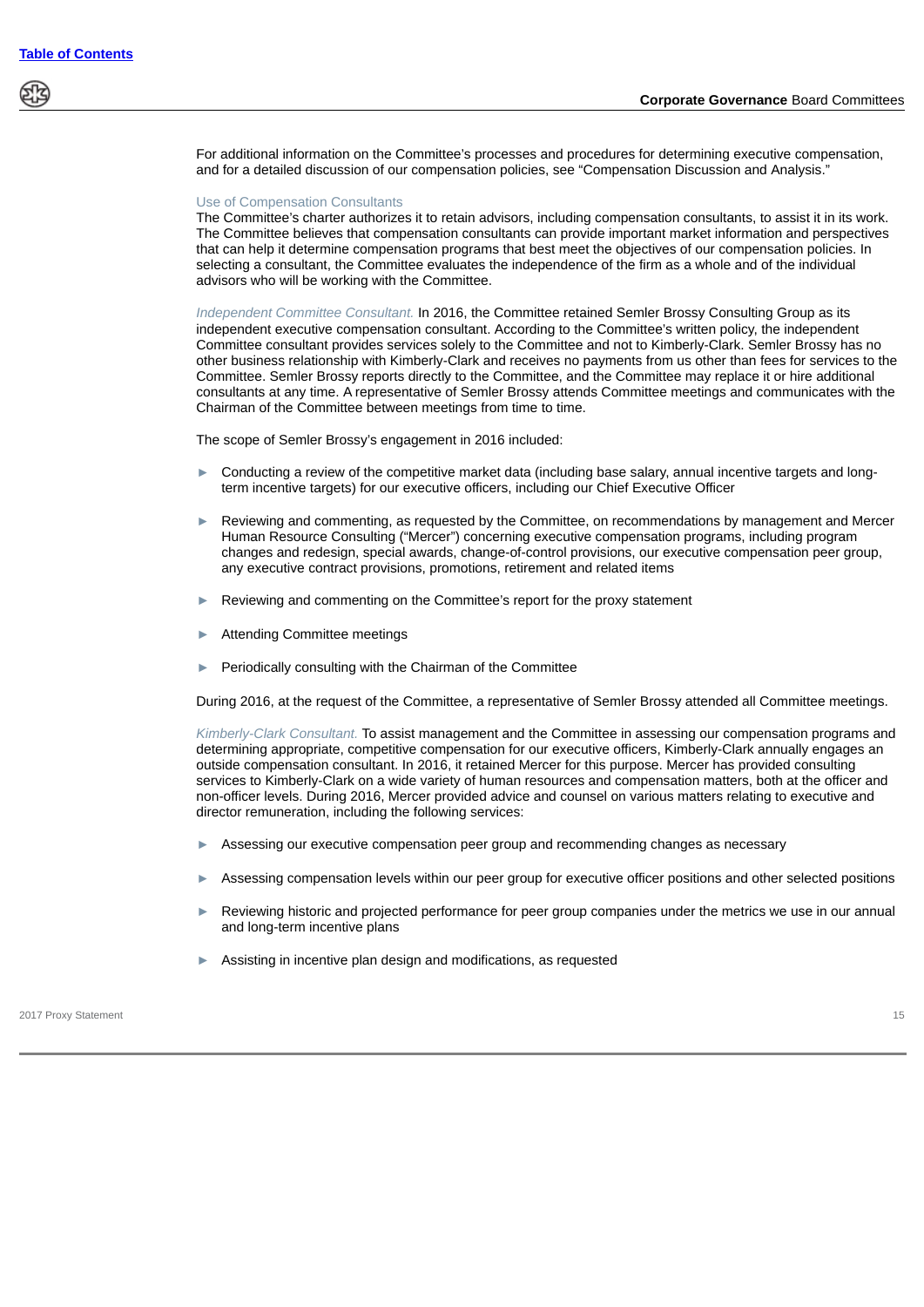For additional information on the Committee's processes and procedures for determining executive compensation, and for a detailed discussion of our compensation policies, see "Compensation Discussion and Analysis."

### Use of Compensation Consultants

The Committee's charter authorizes it to retain advisors, including compensation consultants, to assist it in its work. The Committee believes that compensation consultants can provide important market information and perspectives that can help it determine compensation programs that best meet the objectives of our compensation policies. In selecting a consultant, the Committee evaluates the independence of the firm as a whole and of the individual advisors who will be working with the Committee.

*Independent Committee Consultant.* In 2016, the Committee retained Semler Brossy Consulting Group as its independent executive compensation consultant. According to the Committee's written policy, the independent Committee consultant provides services solely to the Committee and not to Kimberly-Clark. Semler Brossy has no other business relationship with Kimberly-Clark and receives no payments from us other than fees for services to the Committee. Semler Brossy reports directly to the Committee, and the Committee may replace it or hire additional consultants at any time. A representative of Semler Brossy attends Committee meetings and communicates with the Chairman of the Committee between meetings from time to time.

The scope of Semler Brossy's engagement in 2016 included:

- Conducting a review of the competitive market data (including base salary, annual incentive targets and long-term incentive targets) for our executive officers, including our Chief Executive Officer
- Reviewing and commenting, as requested by the Committee, on recommendations by management and Mercer Human Resource Consulting ("Mercer") concerning executive compensation programs, including program changes and redesign, special awards, change-of-control provisions, our executive compensation peer group, any executive contract provisions, promotions, retirement and related items
- Reviewing and commenting on the Committee's report for the proxy statement
- Attending Committee meetings
- Periodically consulting with the Chairman of the Committee

During 2016, at the request of the Committee, a representative of Semler Brossy attended all Committee meetings.

*Kimberly-Clark Consultant.* To assist management and the Committee in assessing our compensation programs and determining appropriate, competitive compensation for our executive officers, Kimberly-Clark annually engages an outside compensation consultant. In 2016, it retained Mercer for this purpose. Mercer has provided consulting services to Kimberly-Clark on a wide variety of human resources and compensation matters, both at the officer and non-officer levels. During 2016, Mercer provided advice and counsel on various matters relating to executive and director remuneration, including the following services:

- Assessing our executive compensation peer group and recommending changes as necessary
- Assessing compensation levels within our peer group for executive officer positions and other selected positions
- Reviewing historic and projected performance for peer group companies under the metrics we use in our annual and long-term incentive plans
- Assisting in incentive plan design and modifications, as requested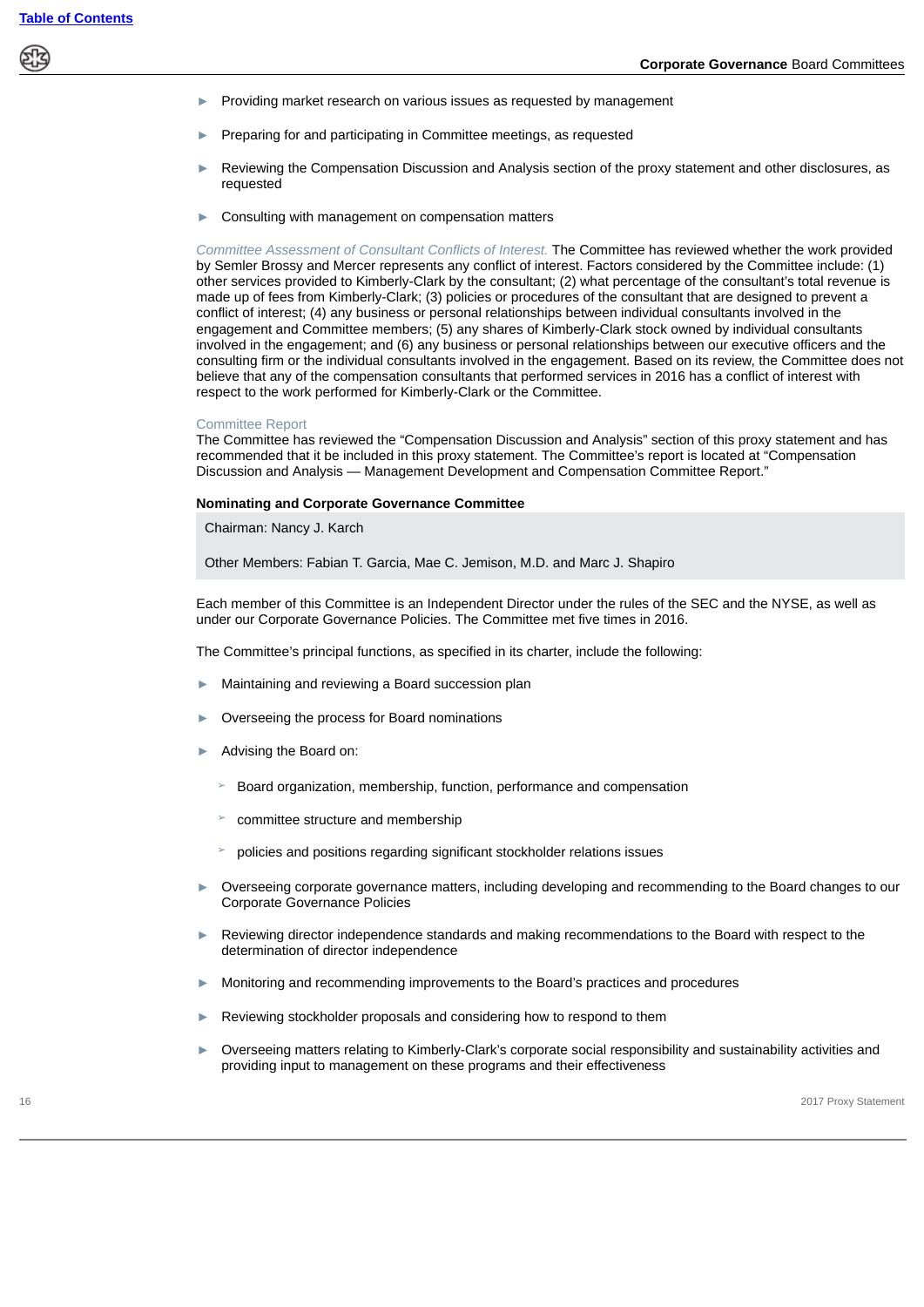- Providing market research on various issues as requested by management
- Preparing for and participating in Committee meetings, as requested
- Reviewing the Compensation Discussion and Analysis section of the proxy statement and other disclosures, as requested
- Consulting with management on compensation matters

*Committee Assessment of Consultant Conflicts of Interest.* The Committee has reviewed whether the work provided by Semler Brossy and Mercer represents any conflict of interest. Factors considered by the Committee include: (1) other services provided to Kimberly-Clark by the consultant; (2) what percentage of the consultant's total revenue is made up of fees from Kimberly-Clark; (3) policies or procedures of the consultant that are designed to prevent a conflict of interest; (4) any business or personal relationships between individual consultants involved in the engagement and Committee members; (5) any shares of Kimberly-Clark stock owned by individual consultants involved in the engagement; and (6) any business or personal relationships between our executive officers and the consulting firm or the individual consultants involved in the engagement. Based on its review, the Committee does not believe that any of the compensation consultants that performed services in 2016 has a conflict of interest with respect to the work performed for Kimberly-Clark or the Committee.

Committee Report

The Committee has reviewed the "Compensation Discussion and Analysis" section of this proxy statement and has recommended that it be included in this proxy statement. The Committee's report is located at "Compensation Discussion and Analysis — Management Development and Compensation Committee Report."

**Nominating and Corporate Governance Committee**

Chairman: Nancy J. Karch

Other Members: Fabian T. Garcia, Mae C. Jemison, M.D. and Marc J. Shapiro

Each member of this Committee is an Independent Director under the rules of the SEC and the NYSE, as well as under our Corporate Governance Policies. The Committee met five times in 2016.

The Committee's principal functions, as specified in its charter, include the following:

- Maintaining and reviewing a Board succession plan
- Overseeing the process for Board nominations
- Advising the Board on:
  - Board organization, membership, function, performance and compensation
  - committee structure and membership
  - policies and positions regarding significant stockholder relations issues
- Overseeing corporate governance matters, including developing and recommending to the Board changes to our Corporate Governance Policies
- Reviewing director independence standards and making recommendations to the Board with respect to the determination of director independence
- Monitoring and recommending improvements to the Board's practices and procedures
- Reviewing stockholder proposals and considering how to respond to them
- Overseeing matters relating to Kimberly-Clark's corporate social responsibility and sustainability activities and providing input to management on these programs and their effectiveness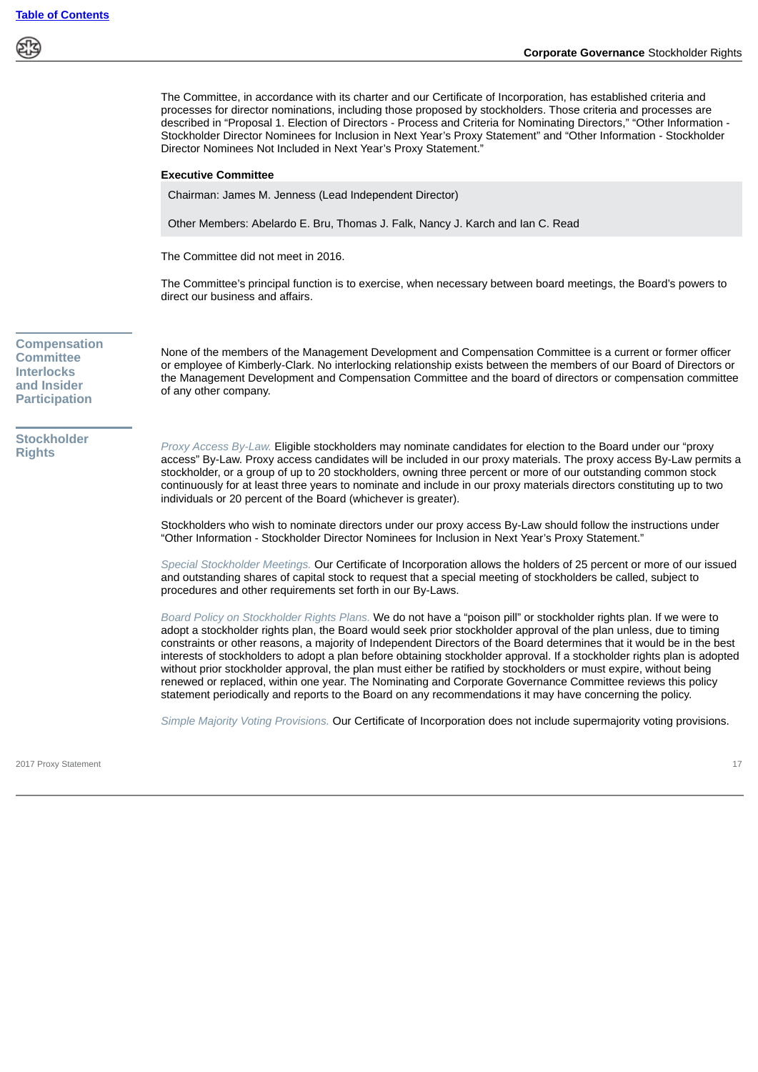The Committee, in accordance with its charter and our Certificate of Incorporation, has established criteria and processes for director nominations, including those proposed by stockholders. Those criteria and processes are described in "Proposal 1. Election of Directors - Process and Criteria for Nominating Directors," "Other Information - Stockholder Director Nominees for Inclusion in Next Year's Proxy Statement" and "Other Information - Stockholder Director Nominees Not Included in Next Year's Proxy Statement."

**Executive Committee**

Chairman: James M. Jenness (Lead Independent Director)

Other Members: Abelardo E. Bru, Thomas J. Falk, Nancy J. Karch and Ian C. Read

The Committee did not meet in 2016.

The Committee's principal function is to exercise, when necessary between board meetings, the Board's powers to direct our business and affairs.

## Compensation Committee Interlocks and Insider Participation

None of the members of the Management Development and Compensation Committee is a current or former officer or employee of Kimberly-Clark. No interlocking relationship exists between the members of our Board of Directors or the Management Development and Compensation Committee and the board of directors or compensation committee of any other company.

## Stockholder Rights

*Proxy Access By-Law.* Eligible stockholders may nominate candidates for election to the Board under our "proxy access" By-Law. Proxy access candidates will be included in our proxy materials. The proxy access By-Law permits a stockholder, or a group of up to 20 stockholders, owning three percent or more of our outstanding common stock continuously for at least three years to nominate and include in our proxy materials directors constituting up to two individuals or 20 percent of the Board (whichever is greater).

Stockholders who wish to nominate directors under our proxy access By-Law should follow the instructions under "Other Information - Stockholder Director Nominees for Inclusion in Next Year's Proxy Statement."

*Special Stockholder Meetings.* Our Certificate of Incorporation allows the holders of 25 percent or more of our issued and outstanding shares of capital stock to request that a special meeting of stockholders be called, subject to procedures and other requirements set forth in our By-Laws.

*Board Policy on Stockholder Rights Plans.* We do not have a "poison pill" or stockholder rights plan. If we were to adopt a stockholder rights plan, the Board would seek prior stockholder approval of the plan unless, due to timing constraints or other reasons, a majority of Independent Directors of the Board determines that it would be in the best interests of stockholders to adopt a plan before obtaining stockholder approval. If a stockholder rights plan is adopted without prior stockholder approval, the plan must either be ratified by stockholders or must expire, without being renewed or replaced, within one year. The Nominating and Corporate Governance Committee reviews this policy statement periodically and reports to the Board on any recommendations it may have concerning the policy.

*Simple Majority Voting Provisions.* Our Certificate of Incorporation does not include supermajority voting provisions.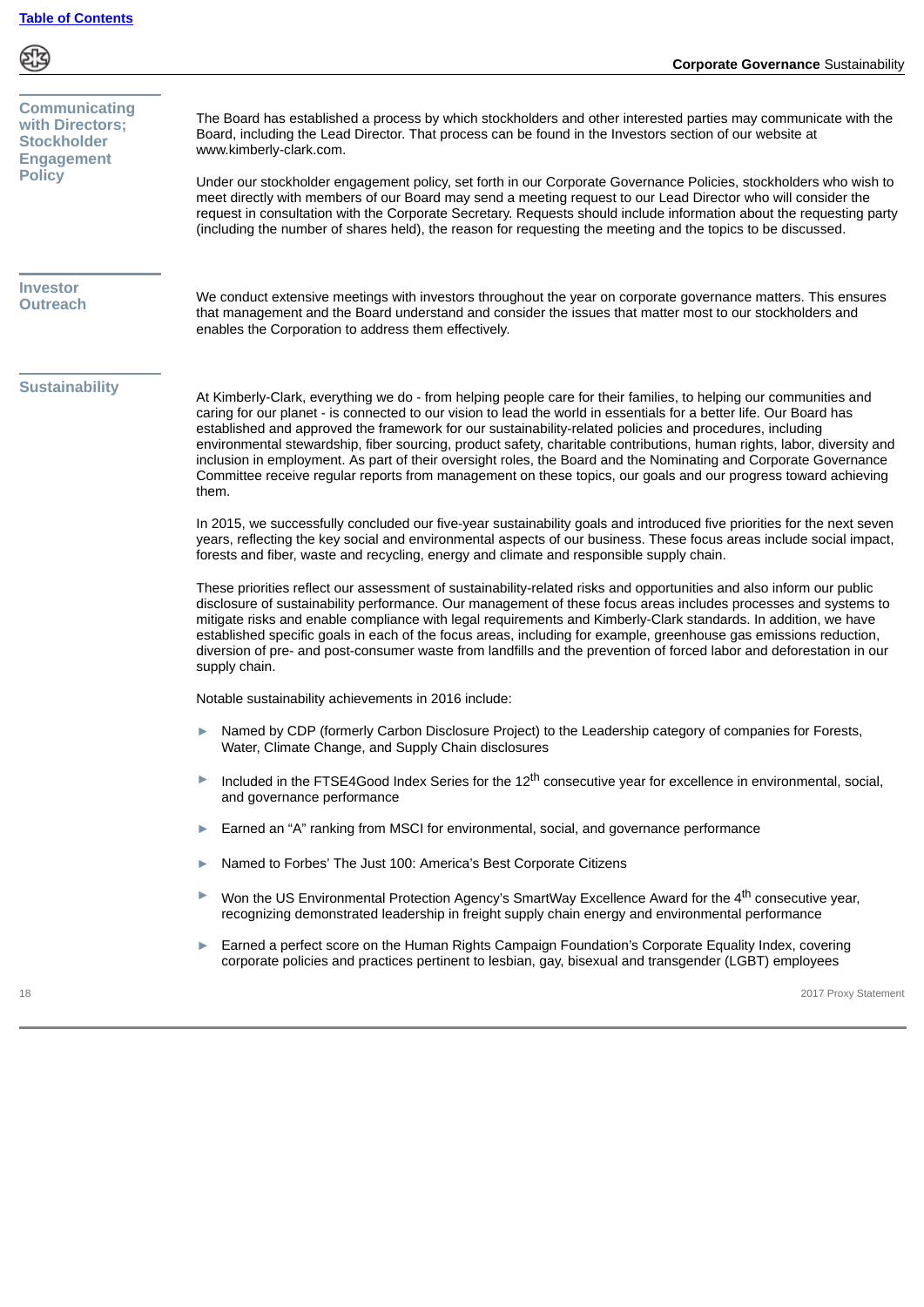## Communicating with Directors; Stockholder Engagement Policy

The Board has established a process by which stockholders and other interested parties may communicate with the Board, including the Lead Director. That process can be found in the Investors section of our website at www.kimberly-clark.com.

Under our stockholder engagement policy, set forth in our Corporate Governance Policies, stockholders who wish to meet directly with members of our Board may send a meeting request to our Lead Director who will consider the request in consultation with the Corporate Secretary. Requests should include information about the requesting party (including the number of shares held), the reason for requesting the meeting and the topics to be discussed.

## Investor Outreach

We conduct extensive meetings with investors throughout the year on corporate governance matters. This ensures that management and the Board understand and consider the issues that matter most to our stockholders and enables the Corporation to address them effectively.

## Sustainability

At Kimberly-Clark, everything we do - from helping people care for their families, to helping our communities and caring for our planet - is connected to our vision to lead the world in essentials for a better life. Our Board has established and approved the framework for our sustainability-related policies and procedures, including environmental stewardship, fiber sourcing, product safety, charitable contributions, human rights, labor, diversity and inclusion in employment. As part of their oversight roles, the Board and the Nominating and Corporate Governance Committee receive regular reports from management on these topics, our goals and our progress toward achieving them.

In 2015, we successfully concluded our five-year sustainability goals and introduced five priorities for the next seven years, reflecting the key social and environmental aspects of our business. These focus areas include social impact, forests and fiber, waste and recycling, energy and climate and responsible supply chain.

These priorities reflect our assessment of sustainability-related risks and opportunities and also inform our public disclosure of sustainability performance. Our management of these focus areas includes processes and systems to mitigate risks and enable compliance with legal requirements and Kimberly-Clark standards. In addition, we have established specific goals in each of the focus areas, including for example, greenhouse gas emissions reduction, diversion of pre- and post-consumer waste from landfills and the prevention of forced labor and deforestation in our supply chain.

Notable sustainability achievements in 2016 include:

- Named by CDP (formerly Carbon Disclosure Project) to the Leadership category of companies for Forests, Water, Climate Change, and Supply Chain disclosures
- Included in the FTSE4Good Index Series for the 12th consecutive year for excellence in environmental, social, and governance performance
- Earned an "A" ranking from MSCI for environmental, social, and governance performance
- Named to Forbes' The Just 100: America's Best Corporate Citizens
- Won the US Environmental Protection Agency's SmartWay Excellence Award for the 4th consecutive year, recognizing demonstrated leadership in freight supply chain energy and environmental performance
- Earned a perfect score on the Human Rights Campaign Foundation's Corporate Equality Index, covering corporate policies and practices pertinent to lesbian, gay, bisexual and transgender (LGBT) employees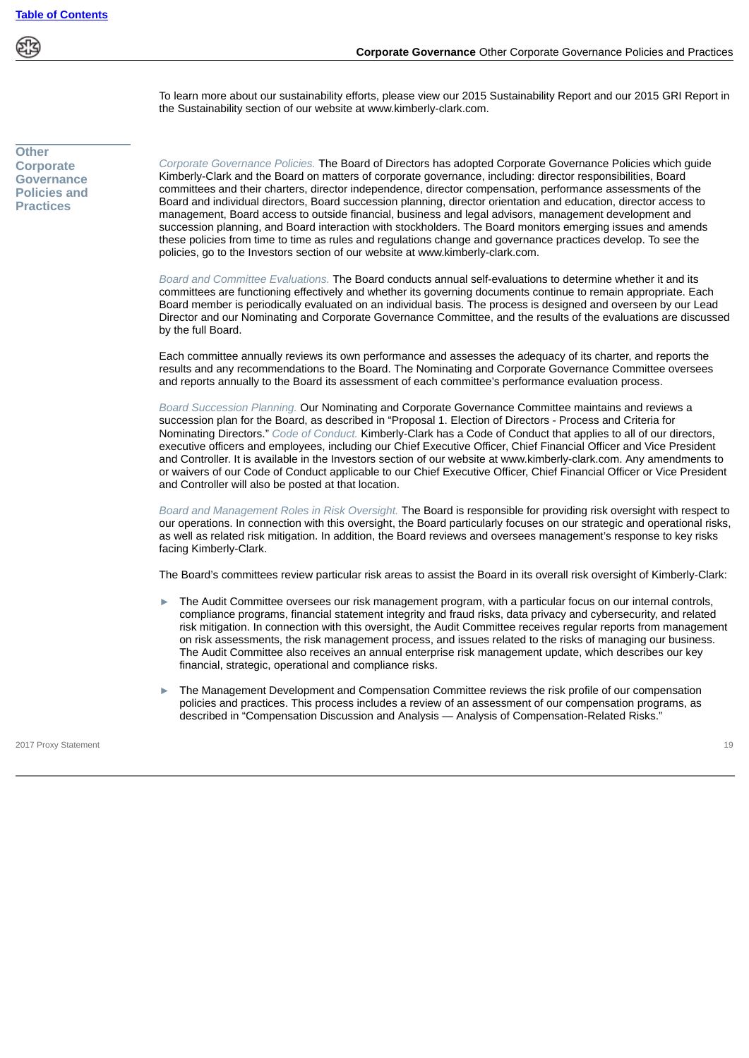To learn more about our sustainability efforts, please view our 2015 Sustainability Report and our 2015 GRI Report in the Sustainability section of our website at www.kimberly-clark.com.

## Other Corporate Governance Policies and Practices

*Corporate Governance Policies.* The Board of Directors has adopted Corporate Governance Policies which guide Kimberly-Clark and the Board on matters of corporate governance, including: director responsibilities, Board committees and their charters, director independence, director compensation, performance assessments of the Board and individual directors, Board succession planning, director orientation and education, director access to management, Board access to outside financial, business and legal advisors, management development and succession planning, and Board interaction with stockholders. The Board monitors emerging issues and amends these policies from time to time as rules and regulations change and governance practices develop. To see the policies, go to the Investors section of our website at www.kimberly-clark.com.

*Board and Committee Evaluations.* The Board conducts annual self-evaluations to determine whether it and its committees are functioning effectively and whether its governing documents continue to remain appropriate. Each Board member is periodically evaluated on an individual basis. The process is designed and overseen by our Lead Director and our Nominating and Corporate Governance Committee, and the results of the evaluations are discussed by the full Board.

Each committee annually reviews its own performance and assesses the adequacy of its charter, and reports the results and any recommendations to the Board. The Nominating and Corporate Governance Committee oversees and reports annually to the Board its assessment of each committee's performance evaluation process.

*Board Succession Planning.* Our Nominating and Corporate Governance Committee maintains and reviews a succession plan for the Board, as described in "Proposal 1. Election of Directors - Process and Criteria for Nominating Directors." *Code of Conduct.* Kimberly-Clark has a Code of Conduct that applies to all of our directors, executive officers and employees, including our Chief Executive Officer, Chief Financial Officer and Vice President and Controller. It is available in the Investors section of our website at www.kimberly-clark.com. Any amendments to or waivers of our Code of Conduct applicable to our Chief Executive Officer, Chief Financial Officer or Vice President and Controller will also be posted at that location.

*Board and Management Roles in Risk Oversight.* The Board is responsible for providing risk oversight with respect to our operations. In connection with this oversight, the Board particularly focuses on our strategic and operational risks, as well as related risk mitigation. In addition, the Board reviews and oversees management's response to key risks facing Kimberly-Clark.

The Board's committees review particular risk areas to assist the Board in its overall risk oversight of Kimberly-Clark:

- The Audit Committee oversees our risk management program, with a particular focus on our internal controls, compliance programs, financial statement integrity and fraud risks, data privacy and cybersecurity, and related risk mitigation. In connection with this oversight, the Audit Committee receives regular reports from management on risk assessments, the risk management process, and issues related to the risks of managing our business. The Audit Committee also receives an annual enterprise risk management update, which describes our key financial, strategic, operational and compliance risks.

- The Management Development and Compensation Committee reviews the risk profile of our compensation policies and practices. This process includes a review of an assessment of our compensation programs, as described in "Compensation Discussion and Analysis — Analysis of Compensation-Related Risks."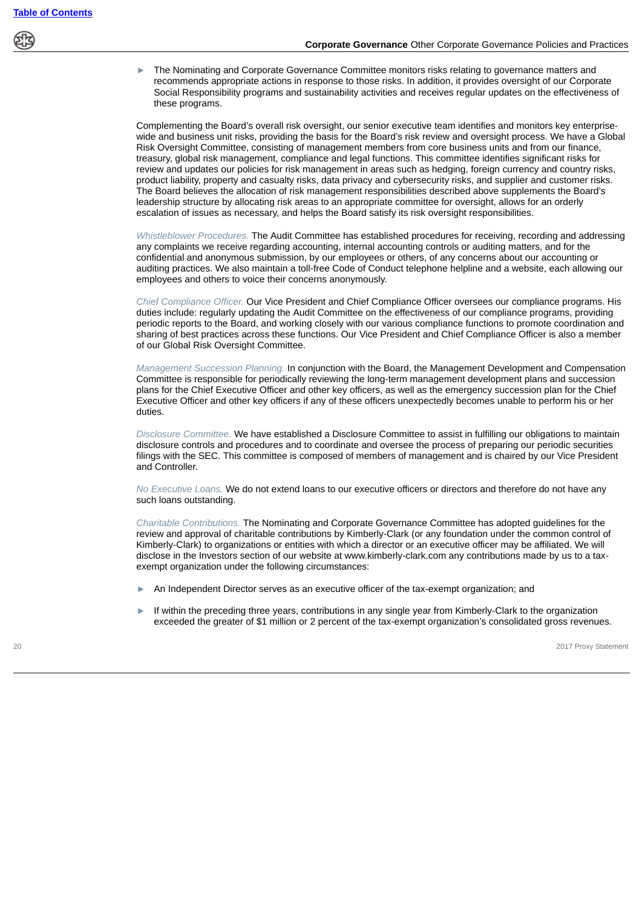- The Nominating and Corporate Governance Committee monitors risks relating to governance matters and recommends appropriate actions in response to those risks. In addition, it provides oversight of our Corporate Social Responsibility programs and sustainability activities and receives regular updates on the effectiveness of these programs.

Complementing the Board's overall risk oversight, our senior executive team identifies and monitors key enterprise-wide and business unit risks, providing the basis for the Board's risk review and oversight process. We have a Global Risk Oversight Committee, consisting of management members from core business units and from our finance, treasury, global risk management, compliance and legal functions. This committee identifies significant risks for review and updates our policies for risk management in areas such as hedging, foreign currency and country risks, product liability, property and casualty risks, data privacy and cybersecurity risks, and supplier and customer risks. The Board believes the allocation of risk management responsibilities described above supplements the Board's leadership structure by allocating risk areas to an appropriate committee for oversight, allows for an orderly escalation of issues as necessary, and helps the Board satisfy its risk oversight responsibilities.

*Whistleblower Procedures.* The Audit Committee has established procedures for receiving, recording and addressing any complaints we receive regarding accounting, internal accounting controls or auditing matters, and for the confidential and anonymous submission, by our employees or others, of any concerns about our accounting or auditing practices. We also maintain a toll-free Code of Conduct telephone helpline and a website, each allowing our employees and others to voice their concerns anonymously.

*Chief Compliance Officer.* Our Vice President and Chief Compliance Officer oversees our compliance programs. His duties include: regularly updating the Audit Committee on the effectiveness of our compliance programs, providing periodic reports to the Board, and working closely with our various compliance functions to promote coordination and sharing of best practices across these functions. Our Vice President and Chief Compliance Officer is also a member of our Global Risk Oversight Committee.

*Management Succession Planning.* In conjunction with the Board, the Management Development and Compensation Committee is responsible for periodically reviewing the long-term management development plans and succession plans for the Chief Executive Officer and other key officers, as well as the emergency succession plan for the Chief Executive Officer and other key officers if any of these officers unexpectedly becomes unable to perform his or her duties.

*Disclosure Committee.* We have established a Disclosure Committee to assist in fulfilling our obligations to maintain disclosure controls and procedures and to coordinate and oversee the process of preparing our periodic securities filings with the SEC. This committee is composed of members of management and is chaired by our Vice President and Controller.

*No Executive Loans.* We do not extend loans to our executive officers or directors and therefore do not have any such loans outstanding.

*Charitable Contributions.* The Nominating and Corporate Governance Committee has adopted guidelines for the review and approval of charitable contributions by Kimberly-Clark (or any foundation under the common control of Kimberly-Clark) to organizations or entities with which a director or an executive officer may be affiliated. We will disclose in the Investors section of our website at www.kimberly-clark.com any contributions made by us to a tax-exempt organization under the following circumstances:

- An Independent Director serves as an executive officer of the tax-exempt organization; and
- If within the preceding three years, contributions in any single year from Kimberly-Clark to the organization exceeded the greater of $1 million or 2 percent of the tax-exempt organization's consolidated gross revenues.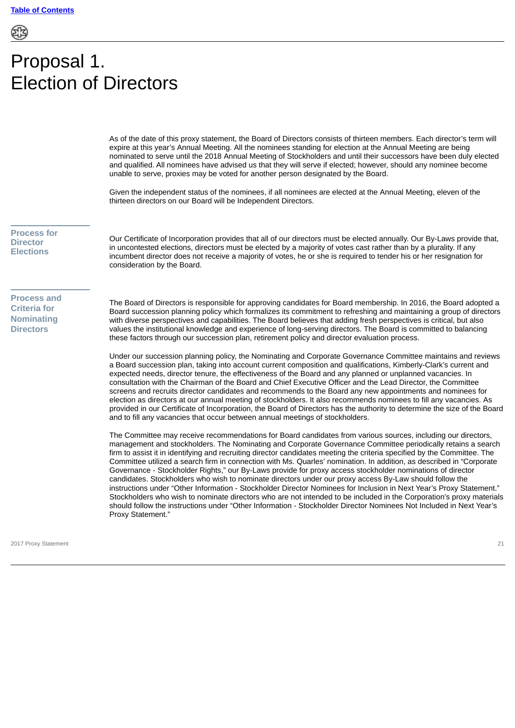# Proposal 1.
# Election of Directors

As of the date of this proxy statement, the Board of Directors consists of thirteen members. Each director's term will expire at this year's Annual Meeting. All the nominees standing for election at the Annual Meeting are being nominated to serve until the 2018 Annual Meeting of Stockholders and until their successors have been duly elected and qualified. All nominees have advised us that they will serve if elected; however, should any nominee become unable to serve, proxies may be voted for another person designated by the Board.

Given the independent status of the nominees, if all nominees are elected at the Annual Meeting, eleven of the thirteen directors on our Board will be Independent Directors.

## Process for Director Elections

Our Certificate of Incorporation provides that all of our directors must be elected annually. Our By-Laws provide that, in uncontested elections, directors must be elected by a majority of votes cast rather than by a plurality. If any incumbent director does not receive a majority of votes, he or she is required to tender his or her resignation for consideration by the Board.

## Process and Criteria for Nominating Directors

The Board of Directors is responsible for approving candidates for Board membership. In 2016, the Board adopted a Board succession planning policy which formalizes its commitment to refreshing and maintaining a group of directors with diverse perspectives and capabilities. The Board believes that adding fresh perspectives is critical, but also values the institutional knowledge and experience of long-serving directors. The Board is committed to balancing these factors through our succession plan, retirement policy and director evaluation process.

Under our succession planning policy, the Nominating and Corporate Governance Committee maintains and reviews a Board succession plan, taking into account current composition and qualifications, Kimberly-Clark's current and expected needs, director tenure, the effectiveness of the Board and any planned or unplanned vacancies. In consultation with the Chairman of the Board and Chief Executive Officer and the Lead Director, the Committee screens and recruits director candidates and recommends to the Board any new appointments and nominees for election as directors at our annual meeting of stockholders. It also recommends nominees to fill any vacancies. As provided in our Certificate of Incorporation, the Board of Directors has the authority to determine the size of the Board and to fill any vacancies that occur between annual meetings of stockholders.

The Committee may receive recommendations for Board candidates from various sources, including our directors, management and stockholders. The Nominating and Corporate Governance Committee periodically retains a search firm to assist it in identifying and recruiting director candidates meeting the criteria specified by the Committee. The Committee utilized a search firm in connection with Ms. Quarles' nomination. In addition, as described in "Corporate Governance - Stockholder Rights," our By-Laws provide for proxy access stockholder nominations of director candidates. Stockholders who wish to nominate directors under our proxy access By-Law should follow the instructions under "Other Information - Stockholder Director Nominees for Inclusion in Next Year's Proxy Statement." Stockholders who wish to nominate directors who are not intended to be included in the Corporation's proxy materials should follow the instructions under "Other Information - Stockholder Director Nominees Not Included in Next Year's Proxy Statement."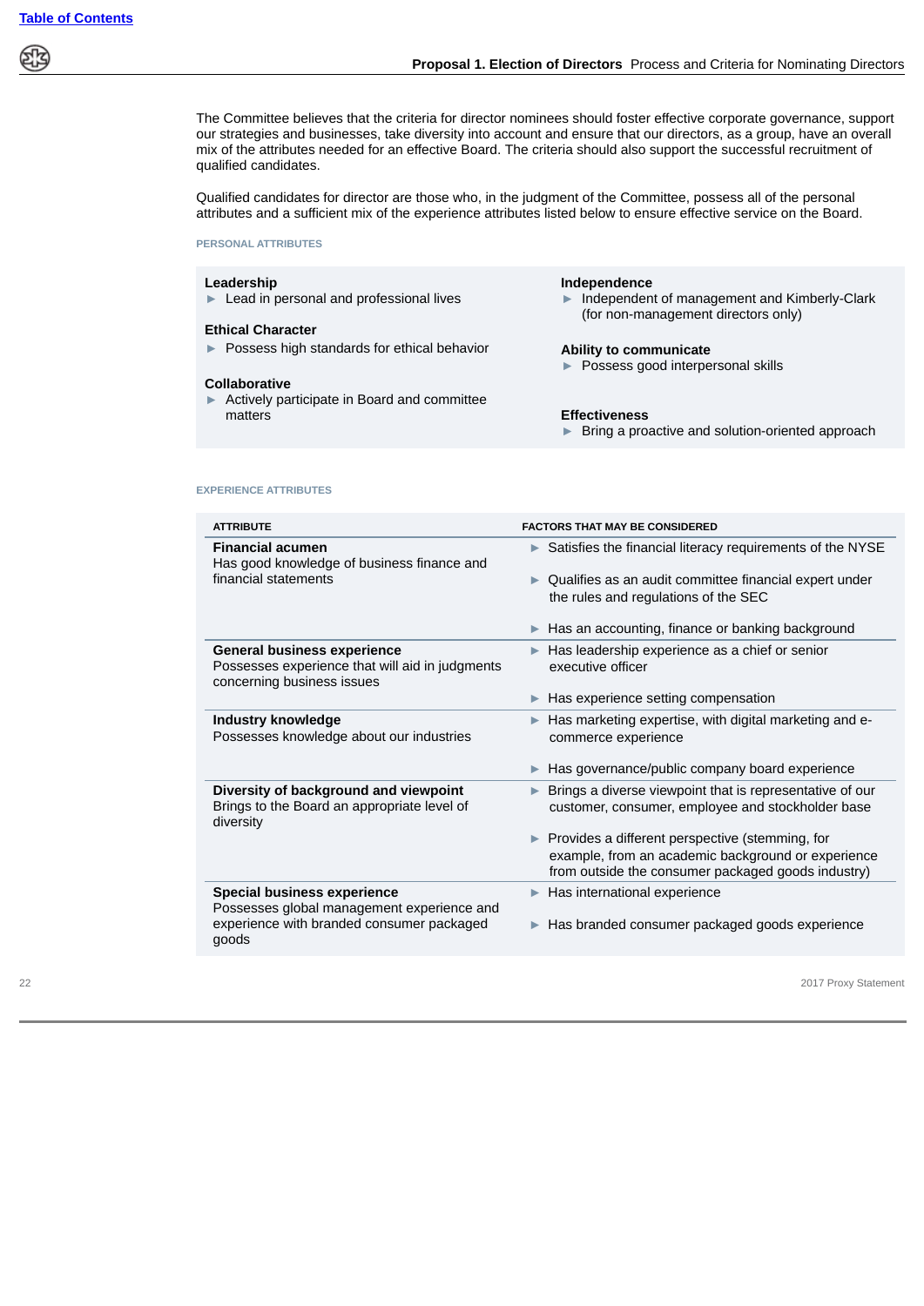The Committee believes that the criteria for director nominees should foster effective corporate governance, support our strategies and businesses, take diversity into account and ensure that our directors, as a group, have an overall mix of the attributes needed for an effective Board. The criteria should also support the successful recruitment of qualified candidates.

Qualified candidates for director are those who, in the judgment of the Committee, possess all of the personal attributes and a sufficient mix of the experience attributes listed below to ensure effective service on the Board.

#### PERSONAL ATTRIBUTES

**Leadership**
- Lead in personal and professional lives

**Ethical Character**
- Possess high standards for ethical behavior

**Collaborative**
- Actively participate in Board and committee matters

**Independence**
- Independent of management and Kimberly-Clark (for non-management directors only)

**Ability to communicate**
- Possess good interpersonal skills

**Effectiveness**
- Bring a proactive and solution-oriented approach

#### EXPERIENCE ATTRIBUTES

| ATTRIBUTE | FACTORS THAT MAY BE CONSIDERED |
|---|---|
| **Financial acumen**<br>Has good knowledge of business finance and financial statements | ► Satisfies the financial literacy requirements of the NYSE<br>► Qualifies as an audit committee financial expert under the rules and regulations of the SEC<br>► Has an accounting, finance or banking background |
| **General business experience**<br>Possesses experience that will aid in judgments concerning business issues | ► Has leadership experience as a chief or senior executive officer<br>► Has experience setting compensation |
| **Industry knowledge**<br>Possesses knowledge about our industries | ► Has marketing expertise, with digital marketing and e-commerce experience<br>► Has governance/public company board experience |
| **Diversity of background and viewpoint**<br>Brings to the Board an appropriate level of diversity | ► Brings a diverse viewpoint that is representative of our customer, consumer, employee and stockholder base<br>► Provides a different perspective (stemming, for example, from an academic background or experience from outside the consumer packaged goods industry) |
| **Special business experience**<br>Possesses global management experience and experience with branded consumer packaged goods | ► Has international experience<br>► Has branded consumer packaged goods experience |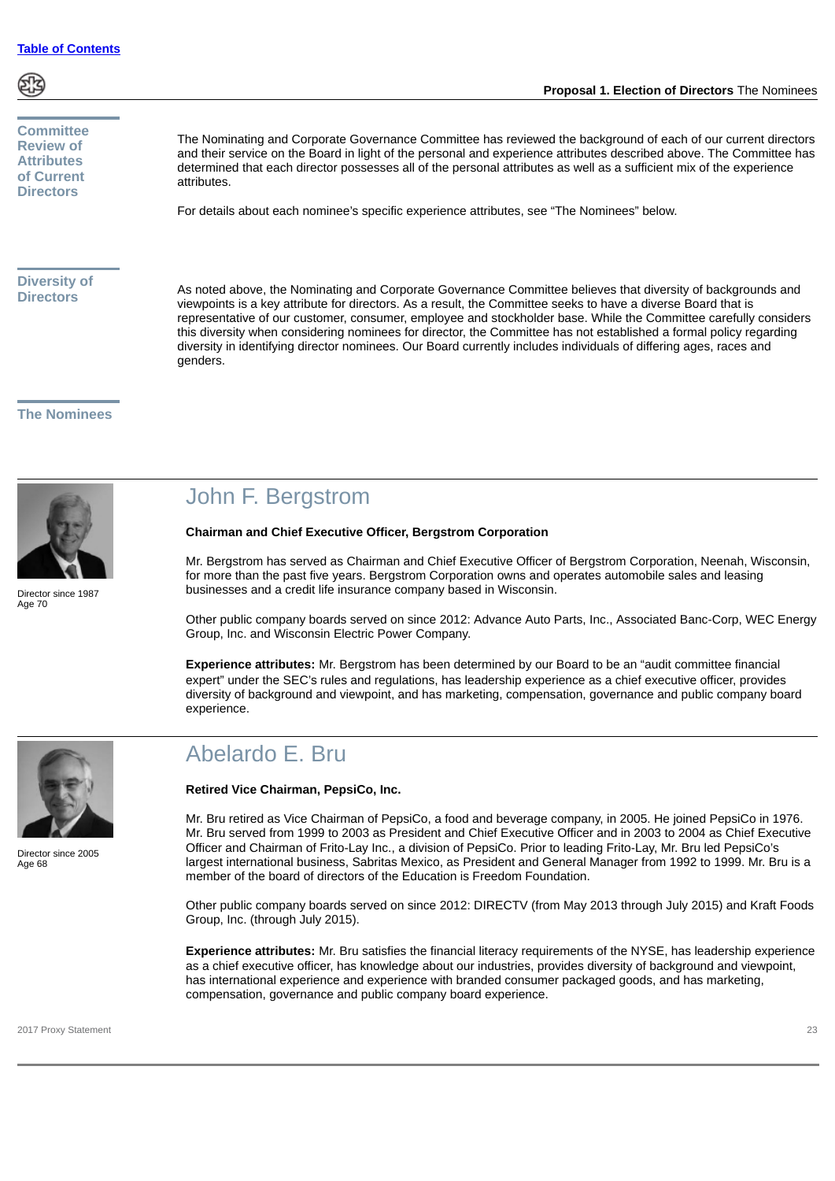## Committee Review of Attributes of Current Directors

The Nominating and Corporate Governance Committee has reviewed the background of each of our current directors and their service on the Board in light of the personal and experience attributes described above. The Committee has determined that each director possesses all of the personal attributes as well as a sufficient mix of the experience attributes.

For details about each nominee's specific experience attributes, see "The Nominees" below.

## Diversity of Directors

As noted above, the Nominating and Corporate Governance Committee believes that diversity of backgrounds and viewpoints is a key attribute for directors. As a result, the Committee seeks to have a diverse Board that is representative of our customer, consumer, employee and stockholder base. While the Committee carefully considers this diversity when considering nominees for director, the Committee has not established a formal policy regarding diversity in identifying director nominees. Our Board currently includes individuals of differing ages, races and genders.

## The Nominees

### John F. Bergstrom

Director since 1987
Age 70

**Chairman and Chief Executive Officer, Bergstrom Corporation**

Mr. Bergstrom has served as Chairman and Chief Executive Officer of Bergstrom Corporation, Neenah, Wisconsin, for more than the past five years. Bergstrom Corporation owns and operates automobile sales and leasing businesses and a credit life insurance company based in Wisconsin.

Other public company boards served on since 2012: Advance Auto Parts, Inc., Associated Banc-Corp, WEC Energy Group, Inc. and Wisconsin Electric Power Company.

**Experience attributes:** Mr. Bergstrom has been determined by our Board to be an "audit committee financial expert" under the SEC's rules and regulations, has leadership experience as a chief executive officer, provides diversity of background and viewpoint, and has marketing, compensation, governance and public company board experience.

### Abelardo E. Bru

Director since 2005
Age 68

**Retired Vice Chairman, PepsiCo, Inc.**

Mr. Bru retired as Vice Chairman of PepsiCo, a food and beverage company, in 2005. He joined PepsiCo in 1976. Mr. Bru served from 1999 to 2003 as President and Chief Executive Officer and in 2003 to 2004 as Chief Executive Officer and Chairman of Frito-Lay Inc., a division of PepsiCo. Prior to leading Frito-Lay, Mr. Bru led PepsiCo's largest international business, Sabritas Mexico, as President and General Manager from 1992 to 1999. Mr. Bru is a member of the board of directors of the Education is Freedom Foundation.

Other public company boards served on since 2012: DIRECTV (from May 2013 through July 2015) and Kraft Foods Group, Inc. (through July 2015).

**Experience attributes:** Mr. Bru satisfies the financial literacy requirements of the NYSE, has leadership experience as a chief executive officer, has knowledge about our industries, provides diversity of background and viewpoint, has international experience and experience with branded consumer packaged goods, and has marketing, compensation, governance and public company board experience.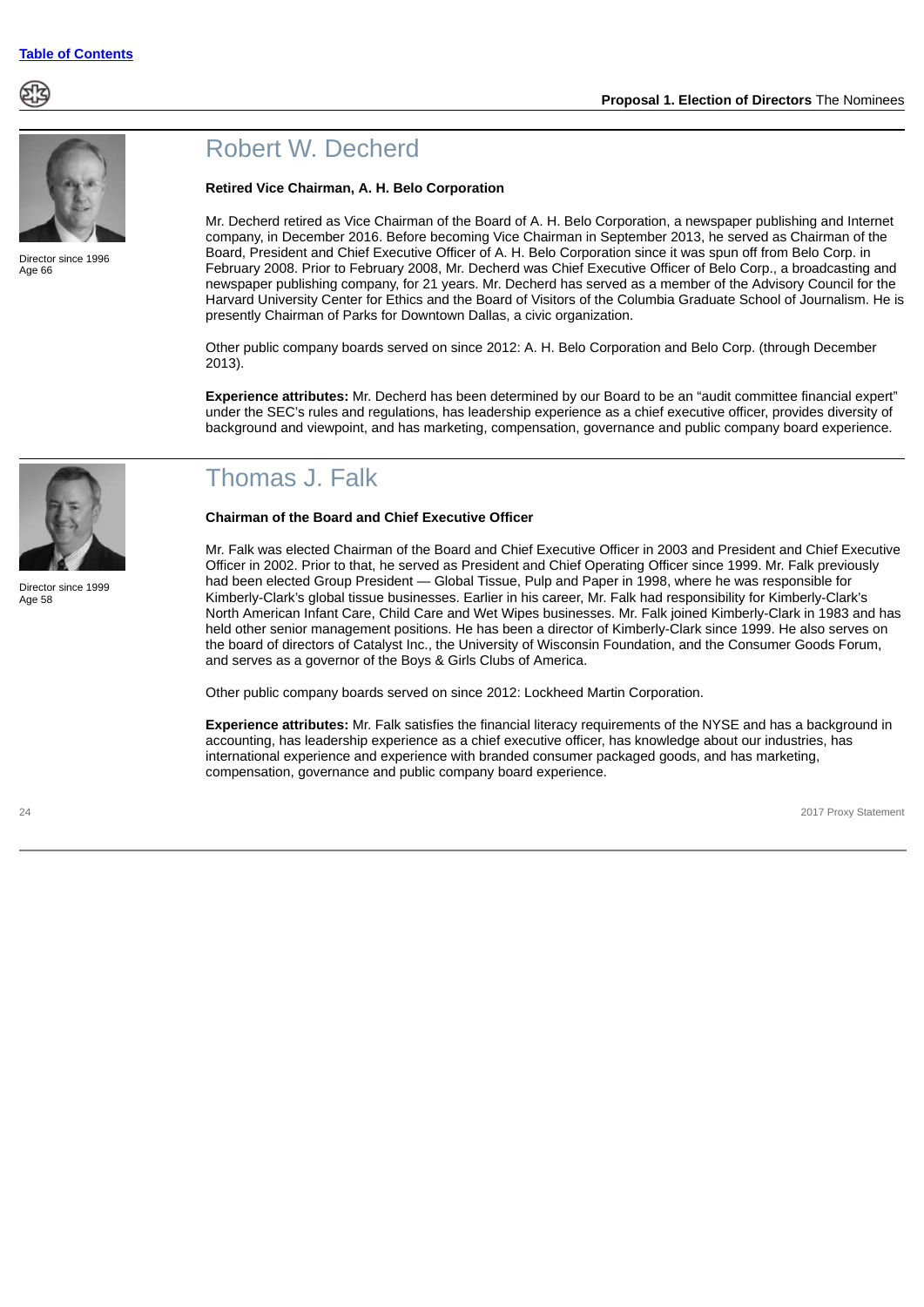## Robert W. Decherd

Director since 1996
Age 66

**Retired Vice Chairman, A. H. Belo Corporation**

Mr. Decherd retired as Vice Chairman of the Board of A. H. Belo Corporation, a newspaper publishing and Internet company, in December 2016. Before becoming Vice Chairman in September 2013, he served as Chairman of the Board, President and Chief Executive Officer of A. H. Belo Corporation since it was spun off from Belo Corp. in February 2008. Prior to February 2008, Mr. Decherd was Chief Executive Officer of Belo Corp., a broadcasting and newspaper publishing company, for 21 years. Mr. Decherd has served as a member of the Advisory Council for the Harvard University Center for Ethics and the Board of Visitors of the Columbia Graduate School of Journalism. He is presently Chairman of Parks for Downtown Dallas, a civic organization.

Other public company boards served on since 2012: A. H. Belo Corporation and Belo Corp. (through December 2013).

**Experience attributes:** Mr. Decherd has been determined by our Board to be an "audit committee financial expert" under the SEC's rules and regulations, has leadership experience as a chief executive officer, provides diversity of background and viewpoint, and has marketing, compensation, governance and public company board experience.

## Thomas J. Falk

Director since 1999
Age 58

**Chairman of the Board and Chief Executive Officer**

Mr. Falk was elected Chairman of the Board and Chief Executive Officer in 2003 and President and Chief Executive Officer in 2002. Prior to that, he served as President and Chief Operating Officer since 1999. Mr. Falk previously had been elected Group President — Global Tissue, Pulp and Paper in 1998, where he was responsible for Kimberly-Clark's global tissue businesses. Earlier in his career, Mr. Falk had responsibility for Kimberly-Clark's North American Infant Care, Child Care and Wet Wipes businesses. Mr. Falk joined Kimberly-Clark in 1983 and has held other senior management positions. He has been a director of Kimberly-Clark since 1999. He also serves on the board of directors of Catalyst Inc., the University of Wisconsin Foundation, and the Consumer Goods Forum, and serves as a governor of the Boys & Girls Clubs of America.

Other public company boards served on since 2012: Lockheed Martin Corporation.

**Experience attributes:** Mr. Falk satisfies the financial literacy requirements of the NYSE and has a background in accounting, has leadership experience as a chief executive officer, has knowledge about our industries, has international experience and experience with branded consumer packaged goods, and has marketing, compensation, governance and public company board experience.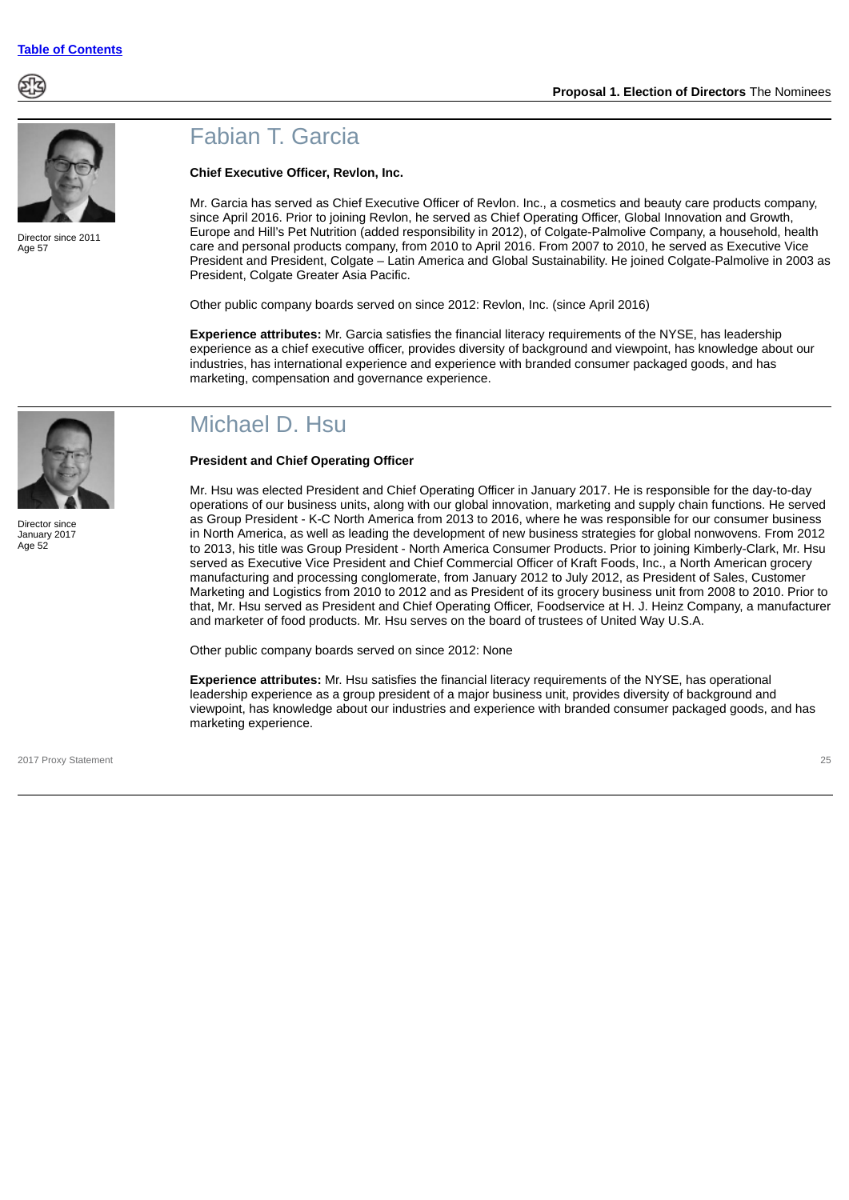## Fabian T. Garcia

Director since 2011
Age 57

**Chief Executive Officer, Revlon, Inc.**

Mr. Garcia has served as Chief Executive Officer of Revlon. Inc., a cosmetics and beauty care products company, since April 2016. Prior to joining Revlon, he served as Chief Operating Officer, Global Innovation and Growth, Europe and Hill's Pet Nutrition (added responsibility in 2012), of Colgate-Palmolive Company, a household, health care and personal products company, from 2010 to April 2016. From 2007 to 2010, he served as Executive Vice President and President, Colgate – Latin America and Global Sustainability. He joined Colgate-Palmolive in 2003 as President, Colgate Greater Asia Pacific.

Other public company boards served on since 2012: Revlon, Inc. (since April 2016)

**Experience attributes:** Mr. Garcia satisfies the financial literacy requirements of the NYSE, has leadership experience as a chief executive officer, provides diversity of background and viewpoint, has knowledge about our industries, has international experience and experience with branded consumer packaged goods, and has marketing, compensation and governance experience.

## Michael D. Hsu

Director since January 2017
Age 52

**President and Chief Operating Officer**

Mr. Hsu was elected President and Chief Operating Officer in January 2017. He is responsible for the day-to-day operations of our business units, along with our global innovation, marketing and supply chain functions. He served as Group President - K-C North America from 2013 to 2016, where he was responsible for our consumer business in North America, as well as leading the development of new business strategies for global nonwovens. From 2012 to 2013, his title was Group President - North America Consumer Products. Prior to joining Kimberly-Clark, Mr. Hsu served as Executive Vice President and Chief Commercial Officer of Kraft Foods, Inc., a North American grocery manufacturing and processing conglomerate, from January 2012 to July 2012, as President of Sales, Customer Marketing and Logistics from 2010 to 2012 and as President of its grocery business unit from 2008 to 2010. Prior to that, Mr. Hsu served as President and Chief Operating Officer, Foodservice at H. J. Heinz Company, a manufacturer and marketer of food products. Mr. Hsu serves on the board of trustees of United Way U.S.A.

Other public company boards served on since 2012: None

**Experience attributes:** Mr. Hsu satisfies the financial literacy requirements of the NYSE, has operational leadership experience as a group president of a major business unit, provides diversity of background and viewpoint, has knowledge about our industries and experience with branded consumer packaged goods, and has marketing experience.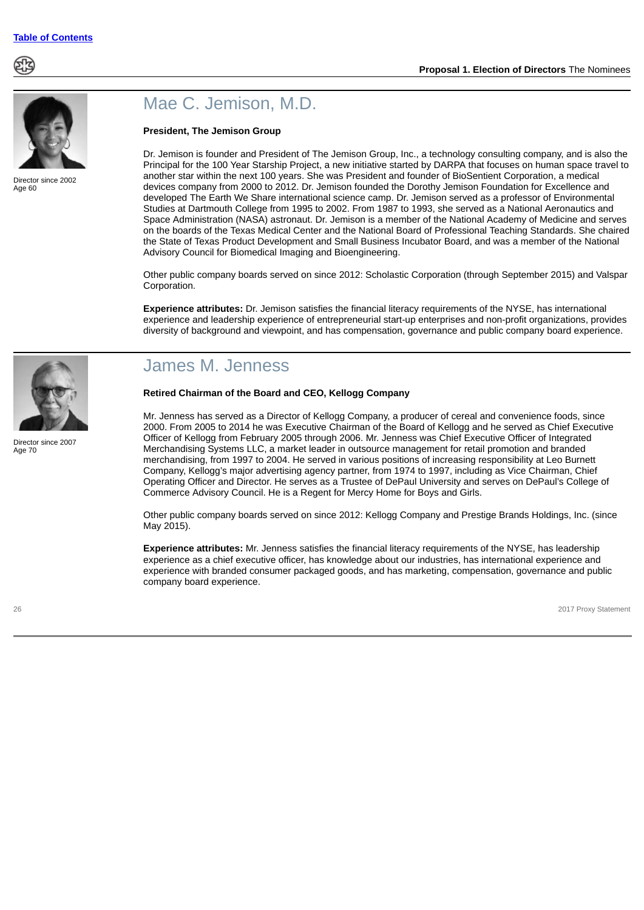## Mae C. Jemison, M.D.

Director since 2002
Age 60

**President, The Jemison Group**

Dr. Jemison is founder and President of The Jemison Group, Inc., a technology consulting company, and is also the Principal for the 100 Year Starship Project, a new initiative started by DARPA that focuses on human space travel to another star within the next 100 years. She was President and founder of BioSentient Corporation, a medical devices company from 2000 to 2012. Dr. Jemison founded the Dorothy Jemison Foundation for Excellence and developed The Earth We Share international science camp. Dr. Jemison served as a professor of Environmental Studies at Dartmouth College from 1995 to 2002. From 1987 to 1993, she served as a National Aeronautics and Space Administration (NASA) astronaut. Dr. Jemison is a member of the National Academy of Medicine and serves on the boards of the Texas Medical Center and the National Board of Professional Teaching Standards. She chaired the State of Texas Product Development and Small Business Incubator Board, and was a member of the National Advisory Council for Biomedical Imaging and Bioengineering.

Other public company boards served on since 2012: Scholastic Corporation (through September 2015) and Valspar Corporation.

**Experience attributes:** Dr. Jemison satisfies the financial literacy requirements of the NYSE, has international experience and leadership experience of entrepreneurial start-up enterprises and non-profit organizations, provides diversity of background and viewpoint, and has compensation, governance and public company board experience.

## James M. Jenness

Director since 2007
Age 70

**Retired Chairman of the Board and CEO, Kellogg Company**

Mr. Jenness has served as a Director of Kellogg Company, a producer of cereal and convenience foods, since 2000. From 2005 to 2014 he was Executive Chairman of the Board of Kellogg and he served as Chief Executive Officer of Kellogg from February 2005 through 2006. Mr. Jenness was Chief Executive Officer of Integrated Merchandising Systems LLC, a market leader in outsource management for retail promotion and branded merchandising, from 1997 to 2004. He served in various positions of increasing responsibility at Leo Burnett Company, Kellogg's major advertising agency partner, from 1974 to 1997, including as Vice Chairman, Chief Operating Officer and Director. He serves as a Trustee of DePaul University and serves on DePaul's College of Commerce Advisory Council. He is a Regent for Mercy Home for Boys and Girls.

Other public company boards served on since 2012: Kellogg Company and Prestige Brands Holdings, Inc. (since May 2015).

**Experience attributes:** Mr. Jenness satisfies the financial literacy requirements of the NYSE, has leadership experience as a chief executive officer, has knowledge about our industries, has international experience and experience with branded consumer packaged goods, and has marketing, compensation, governance and public company board experience.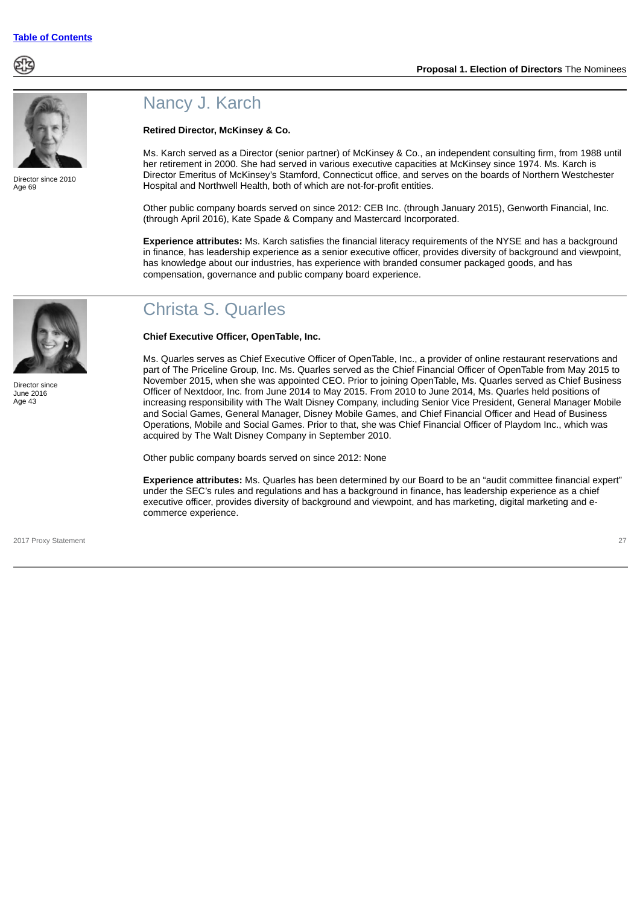## Nancy J. Karch

Director since 2010
Age 69

**Retired Director, McKinsey & Co.**

Ms. Karch served as a Director (senior partner) of McKinsey & Co., an independent consulting firm, from 1988 until her retirement in 2000. She had served in various executive capacities at McKinsey since 1974. Ms. Karch is Director Emeritus of McKinsey's Stamford, Connecticut office, and serves on the boards of Northern Westchester Hospital and Northwell Health, both of which are not-for-profit entities.

Other public company boards served on since 2012: CEB Inc. (through January 2015), Genworth Financial, Inc. (through April 2016), Kate Spade & Company and Mastercard Incorporated.

**Experience attributes:** Ms. Karch satisfies the financial literacy requirements of the NYSE and has a background in finance, has leadership experience as a senior executive officer, provides diversity of background and viewpoint, has knowledge about our industries, has experience with branded consumer packaged goods, and has compensation, governance and public company board experience.

## Christa S. Quarles

Director since June 2016
Age 43

**Chief Executive Officer, OpenTable, Inc.**

Ms. Quarles serves as Chief Executive Officer of OpenTable, Inc., a provider of online restaurant reservations and part of The Priceline Group, Inc. Ms. Quarles served as the Chief Financial Officer of OpenTable from May 2015 to November 2015, when she was appointed CEO. Prior to joining OpenTable, Ms. Quarles served as Chief Business Officer of Nextdoor, Inc. from June 2014 to May 2015. From 2010 to June 2014, Ms. Quarles held positions of increasing responsibility with The Walt Disney Company, including Senior Vice President, General Manager Mobile and Social Games, General Manager, Disney Mobile Games, and Chief Financial Officer and Head of Business Operations, Mobile and Social Games. Prior to that, she was Chief Financial Officer of Playdom Inc., which was acquired by The Walt Disney Company in September 2010.

Other public company boards served on since 2012: None

**Experience attributes:** Ms. Quarles has been determined by our Board to be an "audit committee financial expert" under the SEC's rules and regulations and has a background in finance, has leadership experience as a chief executive officer, provides diversity of background and viewpoint, and has marketing, digital marketing and e-commerce experience.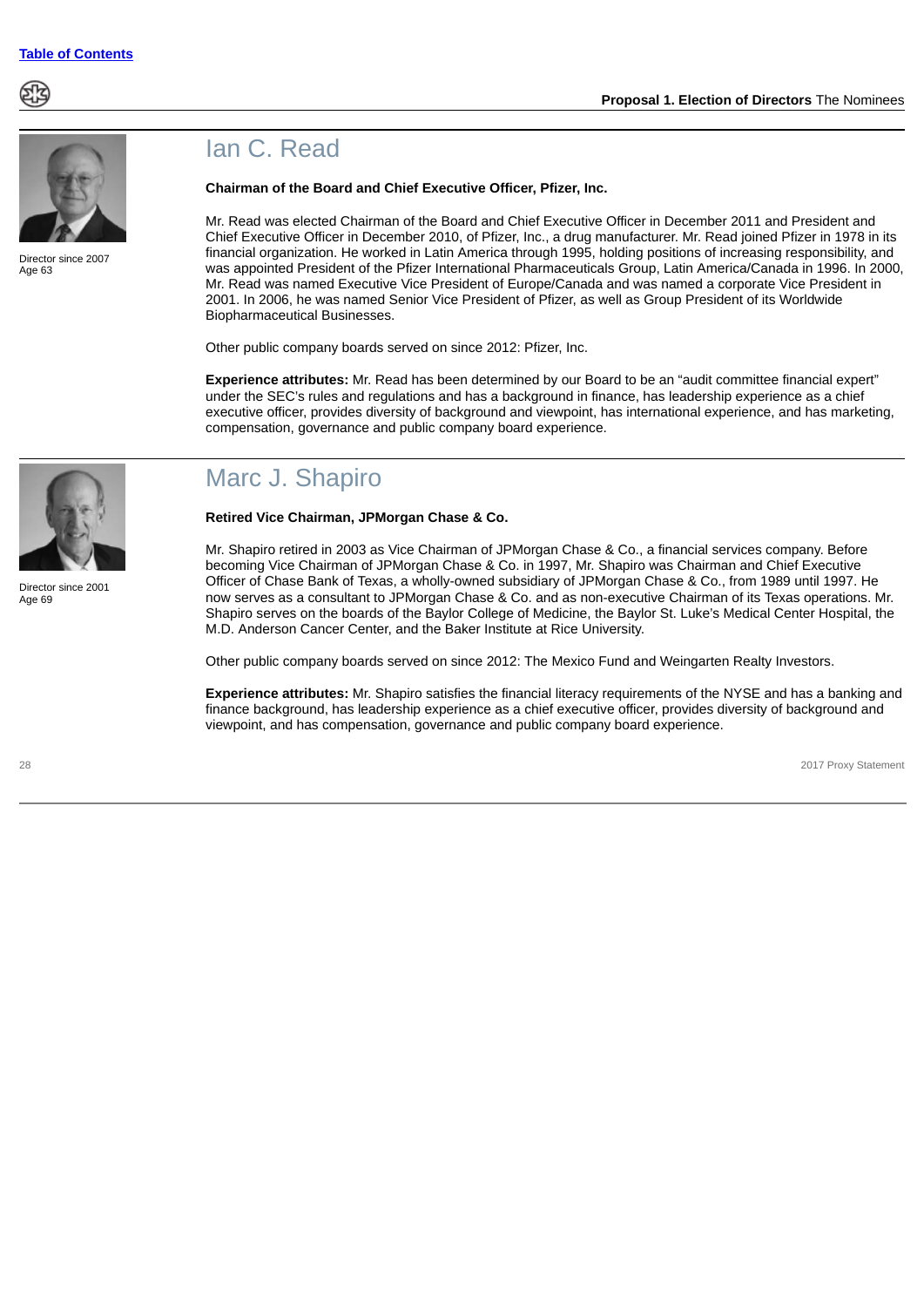## Ian C. Read

Director since 2007
Age 63

**Chairman of the Board and Chief Executive Officer, Pfizer, Inc.**

Mr. Read was elected Chairman of the Board and Chief Executive Officer in December 2011 and President and Chief Executive Officer in December 2010, of Pfizer, Inc., a drug manufacturer. Mr. Read joined Pfizer in 1978 in its financial organization. He worked in Latin America through 1995, holding positions of increasing responsibility, and was appointed President of the Pfizer International Pharmaceuticals Group, Latin America/Canada in 1996. In 2000, Mr. Read was named Executive Vice President of Europe/Canada and was named a corporate Vice President in 2001. In 2006, he was named Senior Vice President of Pfizer, as well as Group President of its Worldwide Biopharmaceutical Businesses.

Other public company boards served on since 2012: Pfizer, Inc.

**Experience attributes:** Mr. Read has been determined by our Board to be an "audit committee financial expert" under the SEC's rules and regulations and has a background in finance, has leadership experience as a chief executive officer, provides diversity of background and viewpoint, has international experience, and has marketing, compensation, governance and public company board experience.

## Marc J. Shapiro

Director since 2001
Age 69

**Retired Vice Chairman, JPMorgan Chase & Co.**

Mr. Shapiro retired in 2003 as Vice Chairman of JPMorgan Chase & Co., a financial services company. Before becoming Vice Chairman of JPMorgan Chase & Co. in 1997, Mr. Shapiro was Chairman and Chief Executive Officer of Chase Bank of Texas, a wholly-owned subsidiary of JPMorgan Chase & Co., from 1989 until 1997. He now serves as a consultant to JPMorgan Chase & Co. and as non-executive Chairman of its Texas operations. Mr. Shapiro serves on the boards of the Baylor College of Medicine, the Baylor St. Luke's Medical Center Hospital, the M.D. Anderson Cancer Center, and the Baker Institute at Rice University.

Other public company boards served on since 2012: The Mexico Fund and Weingarten Realty Investors.

**Experience attributes:** Mr. Shapiro satisfies the financial literacy requirements of the NYSE and has a banking and finance background, has leadership experience as a chief executive officer, provides diversity of background and viewpoint, and has compensation, governance and public company board experience.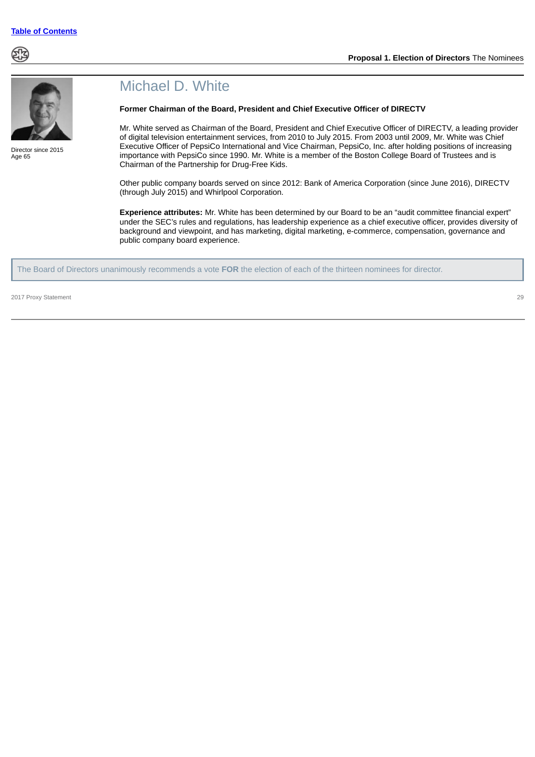## Michael D. White

**Former Chairman of the Board, President and Chief Executive Officer of DIRECTV**

Director since 2015
Age 65

Mr. White served as Chairman of the Board, President and Chief Executive Officer of DIRECTV, a leading provider of digital television entertainment services, from 2010 to July 2015. From 2003 until 2009, Mr. White was Chief Executive Officer of PepsiCo International and Vice Chairman, PepsiCo, Inc. after holding positions of increasing importance with PepsiCo since 1990. Mr. White is a member of the Boston College Board of Trustees and is Chairman of the Partnership for Drug-Free Kids.

Other public company boards served on since 2012: Bank of America Corporation (since June 2016), DIRECTV (through July 2015) and Whirlpool Corporation.

**Experience attributes:** Mr. White has been determined by our Board to be an "audit committee financial expert" under the SEC's rules and regulations, has leadership experience as a chief executive officer, provides diversity of background and viewpoint, and has marketing, digital marketing, e-commerce, compensation, governance and public company board experience.

The Board of Directors unanimously recommends a vote **FOR** the election of each of the thirteen nominees for director.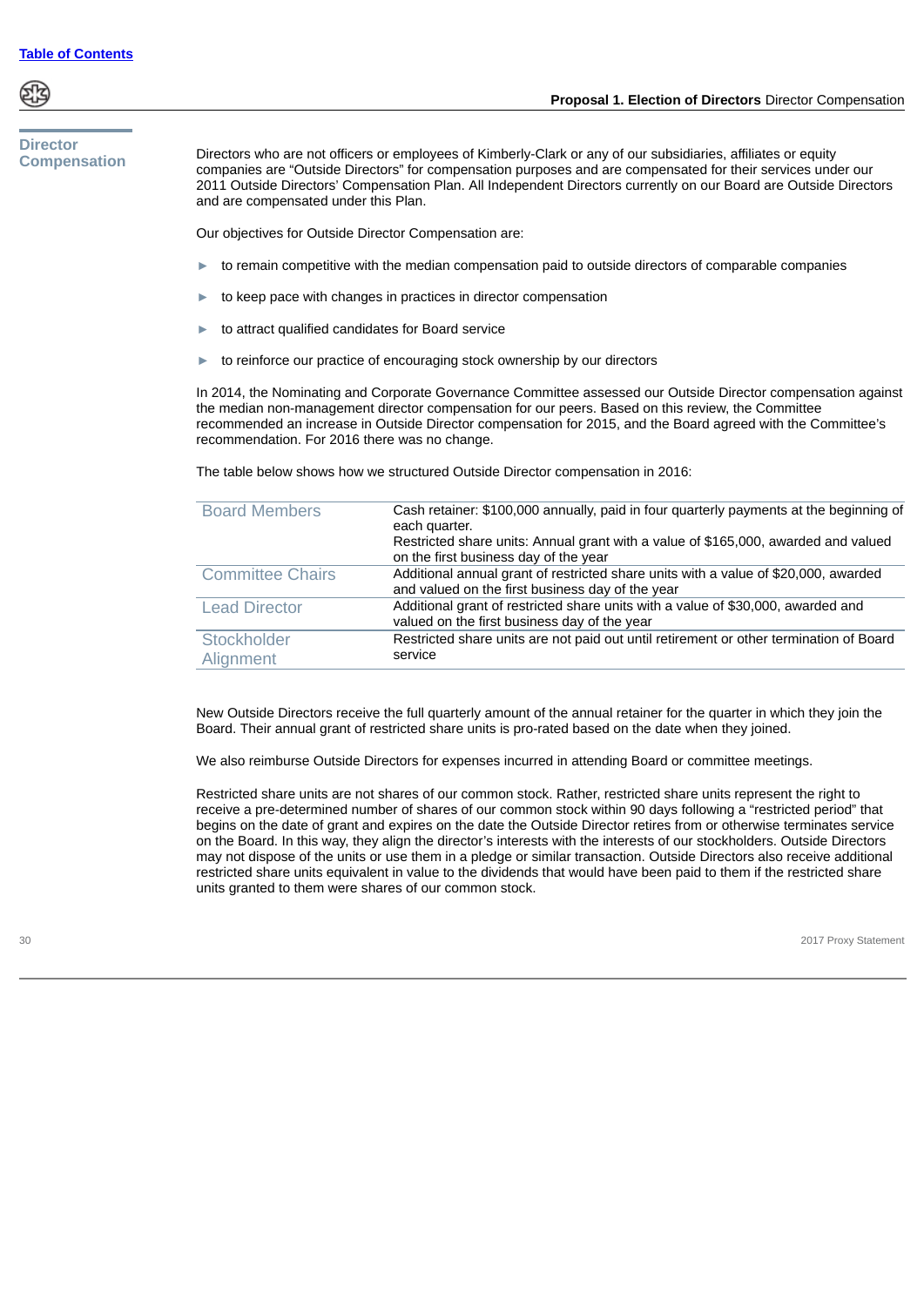## Director Compensation

Directors who are not officers or employees of Kimberly-Clark or any of our subsidiaries, affiliates or equity companies are "Outside Directors" for compensation purposes and are compensated for their services under our 2011 Outside Directors' Compensation Plan. All Independent Directors currently on our Board are Outside Directors and are compensated under this Plan.

Our objectives for Outside Director Compensation are:

- to remain competitive with the median compensation paid to outside directors of comparable companies
- to keep pace with changes in practices in director compensation
- to attract qualified candidates for Board service
- to reinforce our practice of encouraging stock ownership by our directors

In 2014, the Nominating and Corporate Governance Committee assessed our Outside Director compensation against the median non-management director compensation for our peers. Based on this review, the Committee recommended an increase in Outside Director compensation for 2015, and the Board agreed with the Committee's recommendation. For 2016 there was no change.

The table below shows how we structured Outside Director compensation in 2016:

| | |
|---|---|
| Board Members | Cash retainer: $100,000 annually, paid in four quarterly payments at the beginning of each quarter.<br>Restricted share units: Annual grant with a value of $165,000, awarded and valued on the first business day of the year |
| Committee Chairs | Additional annual grant of restricted share units with a value of $20,000, awarded and valued on the first business day of the year |
| Lead Director | Additional grant of restricted share units with a value of $30,000, awarded and valued on the first business day of the year |
| Stockholder Alignment | Restricted share units are not paid out until retirement or other termination of Board service |

New Outside Directors receive the full quarterly amount of the annual retainer for the quarter in which they join the Board. Their annual grant of restricted share units is pro-rated based on the date when they joined.

We also reimburse Outside Directors for expenses incurred in attending Board or committee meetings.

Restricted share units are not shares of our common stock. Rather, restricted share units represent the right to receive a pre-determined number of shares of our common stock within 90 days following a "restricted period" that begins on the date of grant and expires on the date the Outside Director retires from or otherwise terminates service on the Board. In this way, they align the director's interests with the interests of our stockholders. Outside Directors may not dispose of the units or use them in a pledge or similar transaction. Outside Directors also receive additional restricted share units equivalent in value to the dividends that would have been paid to them if the restricted share units granted to them were shares of our common stock.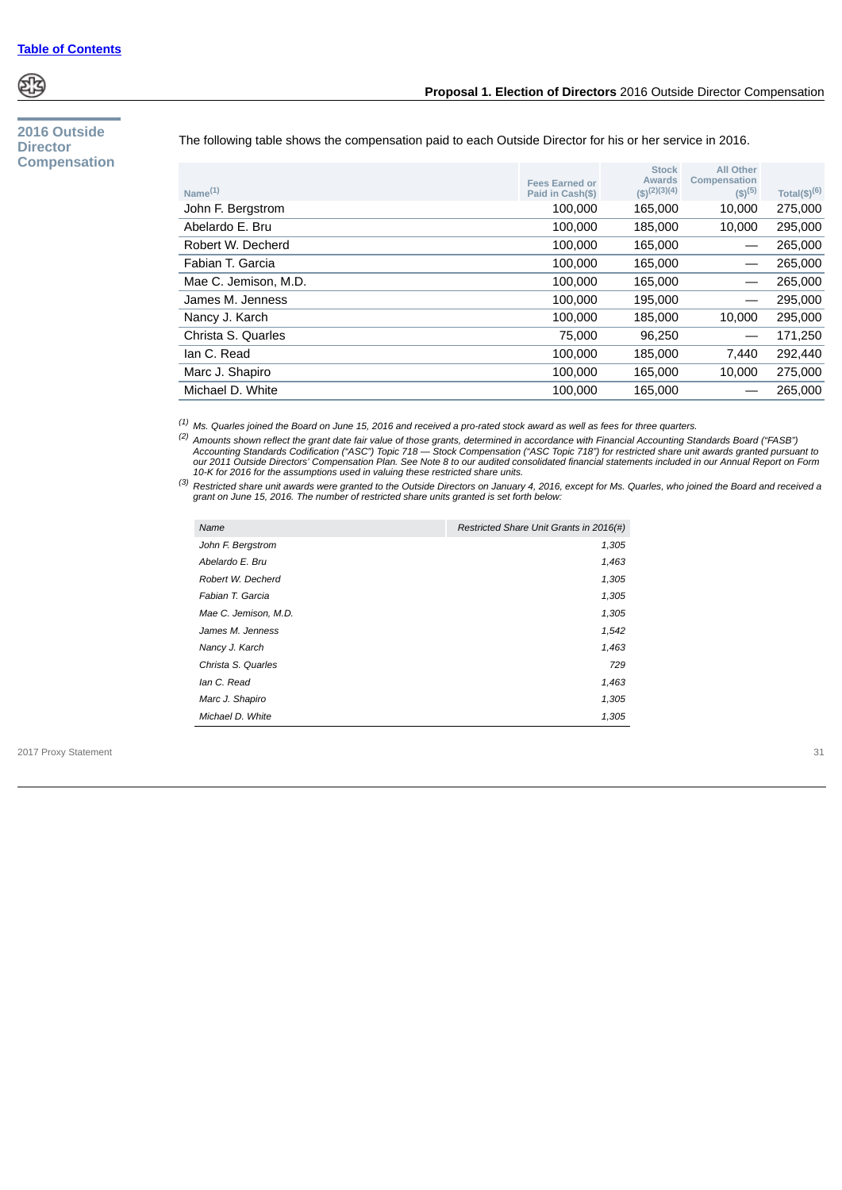## 2016 Outside Director Compensation

The following table shows the compensation paid to each Outside Director for his or her service in 2016.

| Name[1] | Fees Earned or Paid in Cash($) | Stock Awards ($)[2][3][4] | All Other Compensation ($)[5] | Total($)[6] |
|---|---|---|---|---|
| John F. Bergstrom | 100,000 | 165,000 | 10,000 | 275,000 |
| Abelardo E. Bru | 100,000 | 185,000 | 10,000 | 295,000 |
| Robert W. Decherd | 100,000 | 165,000 | — | 265,000 |
| Fabian T. Garcia | 100,000 | 165,000 | — | 265,000 |
| Mae C. Jemison, M.D. | 100,000 | 165,000 | — | 265,000 |
| James M. Jenness | 100,000 | 195,000 | — | 295,000 |
| Nancy J. Karch | 100,000 | 185,000 | 10,000 | 295,000 |
| Christa S. Quarles | 75,000 | 96,250 | — | 171,250 |
| Ian C. Read | 100,000 | 185,000 | 7,440 | 292,440 |
| Marc J. Shapiro | 100,000 | 165,000 | 10,000 | 275,000 |
| Michael D. White | 100,000 | 165,000 | — | 265,000 |

[1] *Ms. Quarles joined the Board on June 15, 2016 and received a pro-rated stock award as well as fees for three quarters.*

[2] *Amounts shown reflect the grant date fair value of those grants, determined in accordance with Financial Accounting Standards Board ("FASB") Accounting Standards Codification ("ASC") Topic 718 — Stock Compensation ("ASC Topic 718") for restricted share unit awards granted pursuant to our 2011 Outside Directors' Compensation Plan. See Note 8 to our audited consolidated financial statements included in our Annual Report on Form 10-K for 2016 for the assumptions used in valuing these restricted share units.*

[3] *Restricted share unit awards were granted to the Outside Directors on January 4, 2016, except for Ms. Quarles, who joined the Board and received a grant on June 15, 2016. The number of restricted share units granted is set forth below:*

| *Name* | *Restricted Share Unit Grants in 2016(#)* |
|---|---|
| *John F. Bergstrom* | *1,305* |
| *Abelardo E. Bru* | *1,463* |
| *Robert W. Decherd* | *1,305* |
| *Fabian T. Garcia* | *1,305* |
| *Mae C. Jemison, M.D.* | *1,305* |
| *James M. Jenness* | *1,542* |
| *Nancy J. Karch* | *1,463* |
| *Christa S. Quarles* | *729* |
| *Ian C. Read* | *1,463* |
| *Marc J. Shapiro* | *1,305* |
| *Michael D. White* | *1,305* |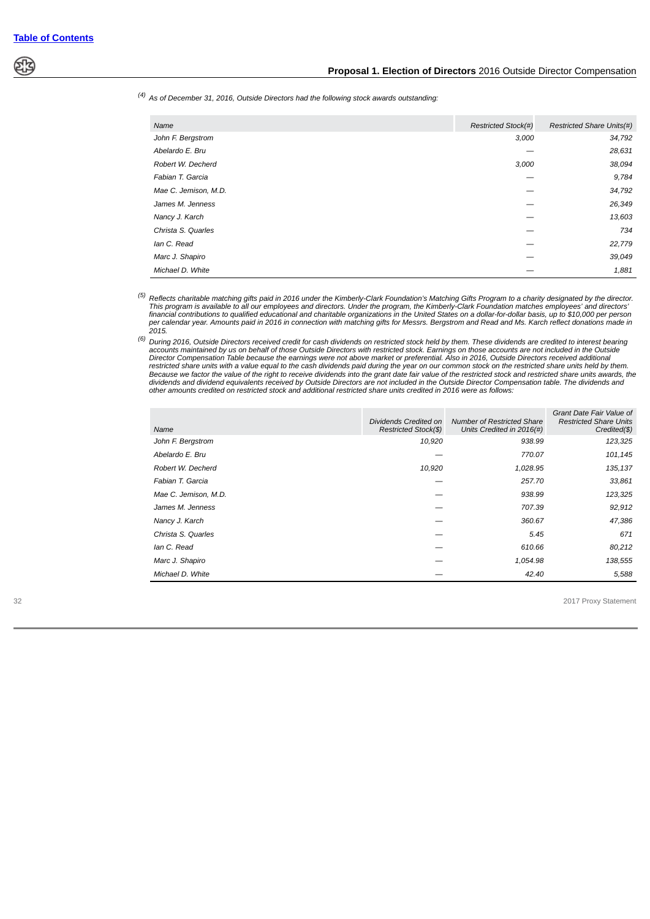(4) *As of December 31, 2016, Outside Directors had the following stock awards outstanding:*

| Name | Restricted Stock(#) | Restricted Share Units(#) |
|---|---|---|
| John F. Bergstrom | 3,000 | 34,792 |
| Abelardo E. Bru | — | 28,631 |
| Robert W. Decherd | 3,000 | 38,094 |
| Fabian T. Garcia | — | 9,784 |
| Mae C. Jemison, M.D. | — | 34,792 |
| James M. Jenness | — | 26,349 |
| Nancy J. Karch | — | 13,603 |
| Christa S. Quarles | — | 734 |
| Ian C. Read | — | 22,779 |
| Marc J. Shapiro | — | 39,049 |
| Michael D. White | — | 1,881 |

(5) *Reflects charitable matching gifts paid in 2016 under the Kimberly-Clark Foundation's Matching Gifts Program to a charity designated by the director. This program is available to all our employees and directors. Under the program, the Kimberly-Clark Foundation matches employees' and directors' financial contributions to qualified educational and charitable organizations in the United States on a dollar-for-dollar basis, up to $10,000 per person per calendar year. Amounts paid in 2016 in connection with matching gifts for Messrs. Bergstrom and Read and Ms. Karch reflect donations made in 2015.*

(6) *During 2016, Outside Directors received credit for cash dividends on restricted stock held by them. These dividends are credited to interest bearing accounts maintained by us on behalf of those Outside Directors with restricted stock. Earnings on those accounts are not included in the Outside Director Compensation Table because the earnings were not above market or preferential. Also in 2016, Outside Directors received additional restricted share units with a value equal to the cash dividends paid during the year on our common stock on the restricted share units held by them. Because we factor the value of the right to receive dividends into the grant date fair value of the restricted stock and restricted share units awards, the dividends and dividend equivalents received by Outside Directors are not included in the Outside Director Compensation table. The dividends and other amounts credited on restricted stock and additional restricted share units credited in 2016 were as follows:*

| Name | Dividends Credited on Restricted Stock($) | Number of Restricted Share Units Credited in 2016(#) | Grant Date Fair Value of Restricted Share Units Credited($) |
|---|---|---|---|
| John F. Bergstrom | 10,920 | 938.99 | 123,325 |
| Abelardo E. Bru | — | 770.07 | 101,145 |
| Robert W. Decherd | 10,920 | 1,028.95 | 135,137 |
| Fabian T. Garcia | — | 257.70 | 33,861 |
| Mae C. Jemison, M.D. | — | 938.99 | 123,325 |
| James M. Jenness | — | 707.39 | 92,912 |
| Nancy J. Karch | — | 360.67 | 47,386 |
| Christa S. Quarles | — | 5.45 | 671 |
| Ian C. Read | — | 610.66 | 80,212 |
| Marc J. Shapiro | — | 1,054.98 | 138,555 |
| Michael D. White | — | 42.40 | 5,588 |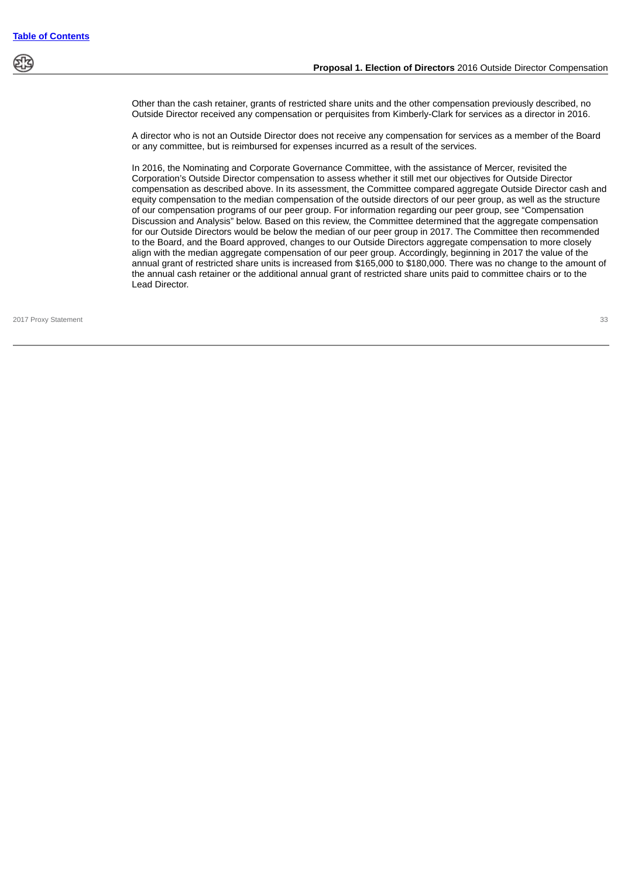Other than the cash retainer, grants of restricted share units and the other compensation previously described, no Outside Director received any compensation or perquisites from Kimberly-Clark for services as a director in 2016.

A director who is not an Outside Director does not receive any compensation for services as a member of the Board or any committee, but is reimbursed for expenses incurred as a result of the services.

In 2016, the Nominating and Corporate Governance Committee, with the assistance of Mercer, revisited the Corporation's Outside Director compensation to assess whether it still met our objectives for Outside Director compensation as described above. In its assessment, the Committee compared aggregate Outside Director cash and equity compensation to the median compensation of the outside directors of our peer group, as well as the structure of our compensation programs of our peer group. For information regarding our peer group, see "Compensation Discussion and Analysis" below. Based on this review, the Committee determined that the aggregate compensation for our Outside Directors would be below the median of our peer group in 2017. The Committee then recommended to the Board, and the Board approved, changes to our Outside Directors aggregate compensation to more closely align with the median aggregate compensation of our peer group. Accordingly, beginning in 2017 the value of the annual grant of restricted share units is increased from $165,000 to $180,000. There was no change to the amount of the annual cash retainer or the additional annual grant of restricted share units paid to committee chairs or to the Lead Director.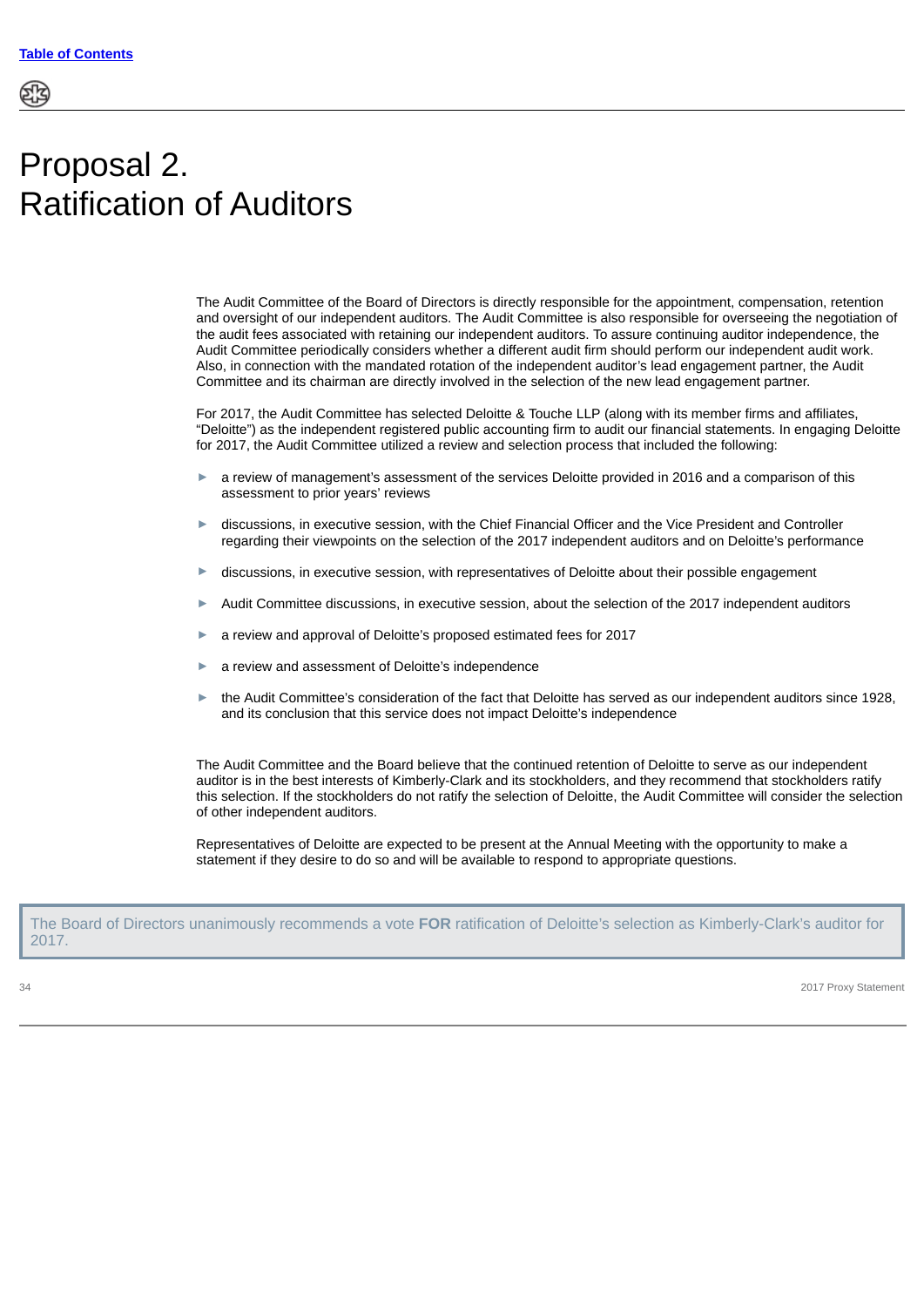# Proposal 2. Ratification of Auditors

The Audit Committee of the Board of Directors is directly responsible for the appointment, compensation, retention and oversight of our independent auditors. The Audit Committee is also responsible for overseeing the negotiation of the audit fees associated with retaining our independent auditors. To assure continuing auditor independence, the Audit Committee periodically considers whether a different audit firm should perform our independent audit work. Also, in connection with the mandated rotation of the independent auditor's lead engagement partner, the Audit Committee and its chairman are directly involved in the selection of the new lead engagement partner.

For 2017, the Audit Committee has selected Deloitte & Touche LLP (along with its member firms and affiliates, "Deloitte") as the independent registered public accounting firm to audit our financial statements. In engaging Deloitte for 2017, the Audit Committee utilized a review and selection process that included the following:

- a review of management's assessment of the services Deloitte provided in 2016 and a comparison of this assessment to prior years' reviews
- discussions, in executive session, with the Chief Financial Officer and the Vice President and Controller regarding their viewpoints on the selection of the 2017 independent auditors and on Deloitte's performance
- discussions, in executive session, with representatives of Deloitte about their possible engagement
- Audit Committee discussions, in executive session, about the selection of the 2017 independent auditors
- a review and approval of Deloitte's proposed estimated fees for 2017
- a review and assessment of Deloitte's independence
- the Audit Committee's consideration of the fact that Deloitte has served as our independent auditors since 1928, and its conclusion that this service does not impact Deloitte's independence

The Audit Committee and the Board believe that the continued retention of Deloitte to serve as our independent auditor is in the best interests of Kimberly-Clark and its stockholders, and they recommend that stockholders ratify this selection. If the stockholders do not ratify the selection of Deloitte, the Audit Committee will consider the selection of other independent auditors.

Representatives of Deloitte are expected to be present at the Annual Meeting with the opportunity to make a statement if they desire to do so and will be available to respond to appropriate questions.

The Board of Directors unanimously recommends a vote **FOR** ratification of Deloitte's selection as Kimberly-Clark's auditor for 2017.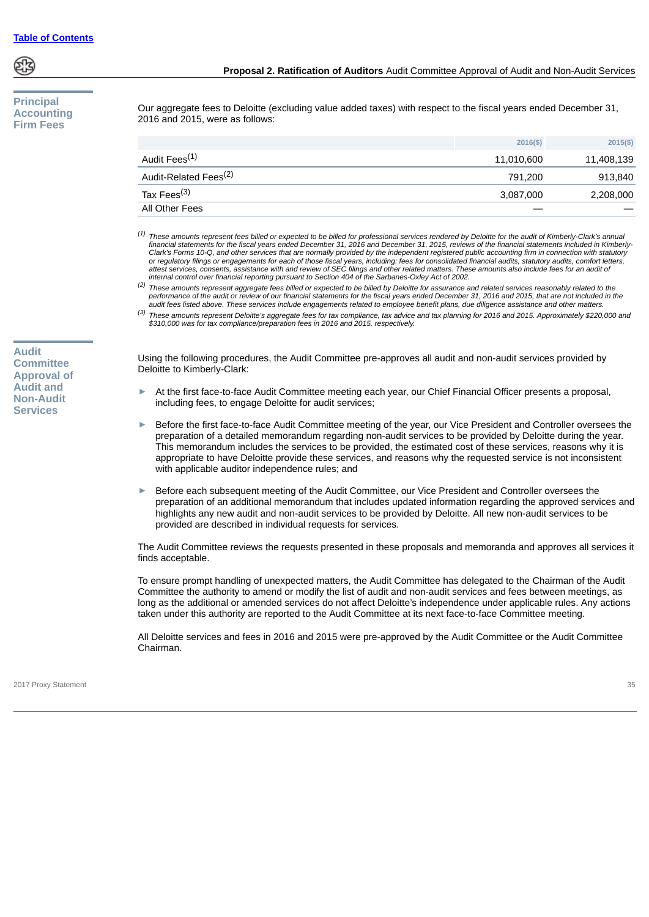## Principal Accounting Firm Fees

Our aggregate fees to Deloitte (excluding value added taxes) with respect to the fiscal years ended December 31, 2016 and 2015, were as follows:

| | 2016($) | 2015($) |
|---|---|---|
| Audit Fees[1] | 11,010,600 | 11,408,139 |
| Audit-Related Fees[2] | 791,200 | 913,840 |
| Tax Fees[3] | 3,087,000 | 2,208,000 |
| All Other Fees | — | — |

*(1) These amounts represent fees billed or expected to be billed for professional services rendered by Deloitte for the audit of Kimberly-Clark's annual financial statements for the fiscal years ended December 31, 2016 and December 31, 2015, reviews of the financial statements included in Kimberly-Clark's Forms 10-Q, and other services that are normally provided by the independent registered public accounting firm in connection with statutory or regulatory filings or engagements for each of those fiscal years, including: fees for consolidated financial audits, statutory audits, comfort letters, attest services, consents, assistance with and review of SEC filings and other related matters. These amounts also include fees for an audit of internal control over financial reporting pursuant to Section 404 of the Sarbanes-Oxley Act of 2002.*

*(2) These amounts represent aggregate fees billed or expected to be billed by Deloitte for assurance and related services reasonably related to the performance of the audit or review of our financial statements for the fiscal years ended December 31, 2016 and 2015, that are not included in the audit fees listed above. These services include engagements related to employee benefit plans, due diligence assistance and other matters.*

*(3) These amounts represent Deloitte's aggregate fees for tax compliance, tax advice and tax planning for 2016 and 2015. Approximately $220,000 and $310,000 was for tax compliance/preparation fees in 2016 and 2015, respectively.*

## Audit Committee Approval of Audit and Non-Audit Services

Using the following procedures, the Audit Committee pre-approves all audit and non-audit services provided by Deloitte to Kimberly-Clark:

- At the first face-to-face Audit Committee meeting each year, our Chief Financial Officer presents a proposal, including fees, to engage Deloitte for audit services;
- Before the first face-to-face Audit Committee meeting of the year, our Vice President and Controller oversees the preparation of a detailed memorandum regarding non-audit services to be provided by Deloitte during the year. This memorandum includes the services to be provided, the estimated cost of these services, reasons why it is appropriate to have Deloitte provide these services, and reasons why the requested service is not inconsistent with applicable auditor independence rules; and
- Before each subsequent meeting of the Audit Committee, our Vice President and Controller oversees the preparation of an additional memorandum that includes updated information regarding the approved services and highlights any new audit and non-audit services to be provided by Deloitte. All new non-audit services to be provided are described in individual requests for services.

The Audit Committee reviews the requests presented in these proposals and memoranda and approves all services it finds acceptable.

To ensure prompt handling of unexpected matters, the Audit Committee has delegated to the Chairman of the Audit Committee the authority to amend or modify the list of audit and non-audit services and fees between meetings, as long as the additional or amended services do not affect Deloitte's independence under applicable rules. Any actions taken under this authority are reported to the Audit Committee at its next face-to-face Committee meeting.

All Deloitte services and fees in 2016 and 2015 were pre-approved by the Audit Committee or the Audit Committee Chairman.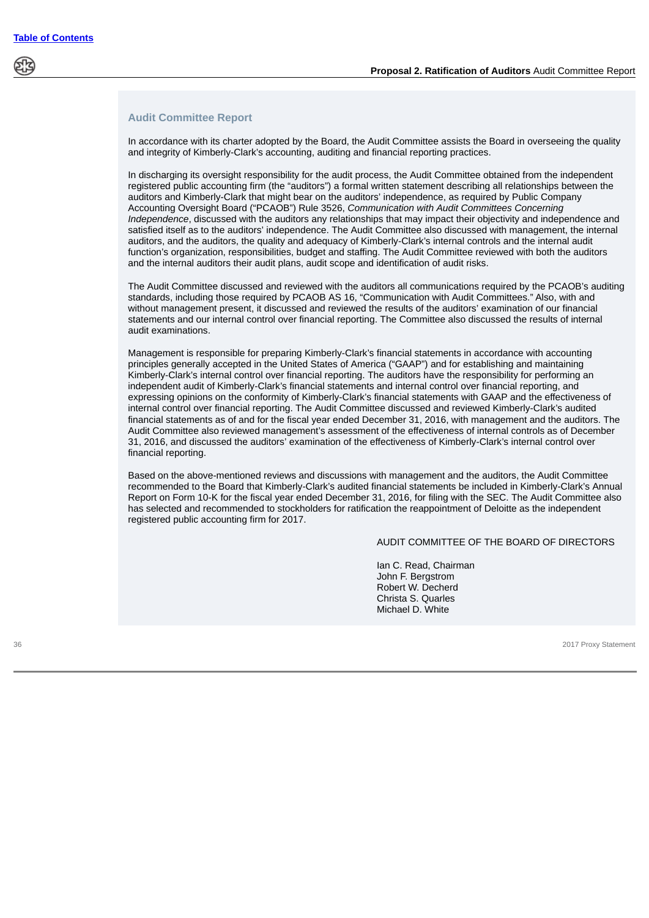## Audit Committee Report

In accordance with its charter adopted by the Board, the Audit Committee assists the Board in overseeing the quality and integrity of Kimberly-Clark's accounting, auditing and financial reporting practices.

In discharging its oversight responsibility for the audit process, the Audit Committee obtained from the independent registered public accounting firm (the "auditors") a formal written statement describing all relationships between the auditors and Kimberly-Clark that might bear on the auditors' independence, as required by Public Company Accounting Oversight Board ("PCAOB") Rule 3526, *Communication with Audit Committees Concerning Independence*, discussed with the auditors any relationships that may impact their objectivity and independence and satisfied itself as to the auditors' independence. The Audit Committee also discussed with management, the internal auditors, and the auditors, the quality and adequacy of Kimberly-Clark's internal controls and the internal audit function's organization, responsibilities, budget and staffing. The Audit Committee reviewed with both the auditors and the internal auditors their audit plans, audit scope and identification of audit risks.

The Audit Committee discussed and reviewed with the auditors all communications required by the PCAOB's auditing standards, including those required by PCAOB AS 16, "Communication with Audit Committees." Also, with and without management present, it discussed and reviewed the results of the auditors' examination of our financial statements and our internal control over financial reporting. The Committee also discussed the results of internal audit examinations.

Management is responsible for preparing Kimberly-Clark's financial statements in accordance with accounting principles generally accepted in the United States of America ("GAAP") and for establishing and maintaining Kimberly-Clark's internal control over financial reporting. The auditors have the responsibility for performing an independent audit of Kimberly-Clark's financial statements and internal control over financial reporting, and expressing opinions on the conformity of Kimberly-Clark's financial statements with GAAP and the effectiveness of internal control over financial reporting. The Audit Committee discussed and reviewed Kimberly-Clark's audited financial statements as of and for the fiscal year ended December 31, 2016, with management and the auditors. The Audit Committee also reviewed management's assessment of the effectiveness of internal controls as of December 31, 2016, and discussed the auditors' examination of the effectiveness of Kimberly-Clark's internal control over financial reporting.

Based on the above-mentioned reviews and discussions with management and the auditors, the Audit Committee recommended to the Board that Kimberly-Clark's audited financial statements be included in Kimberly-Clark's Annual Report on Form 10-K for the fiscal year ended December 31, 2016, for filing with the SEC. The Audit Committee also has selected and recommended to stockholders for ratification the reappointment of Deloitte as the independent registered public accounting firm for 2017.

AUDIT COMMITTEE OF THE BOARD OF DIRECTORS

Ian C. Read, Chairman
John F. Bergstrom
Robert W. Decherd
Christa S. Quarles
Michael D. White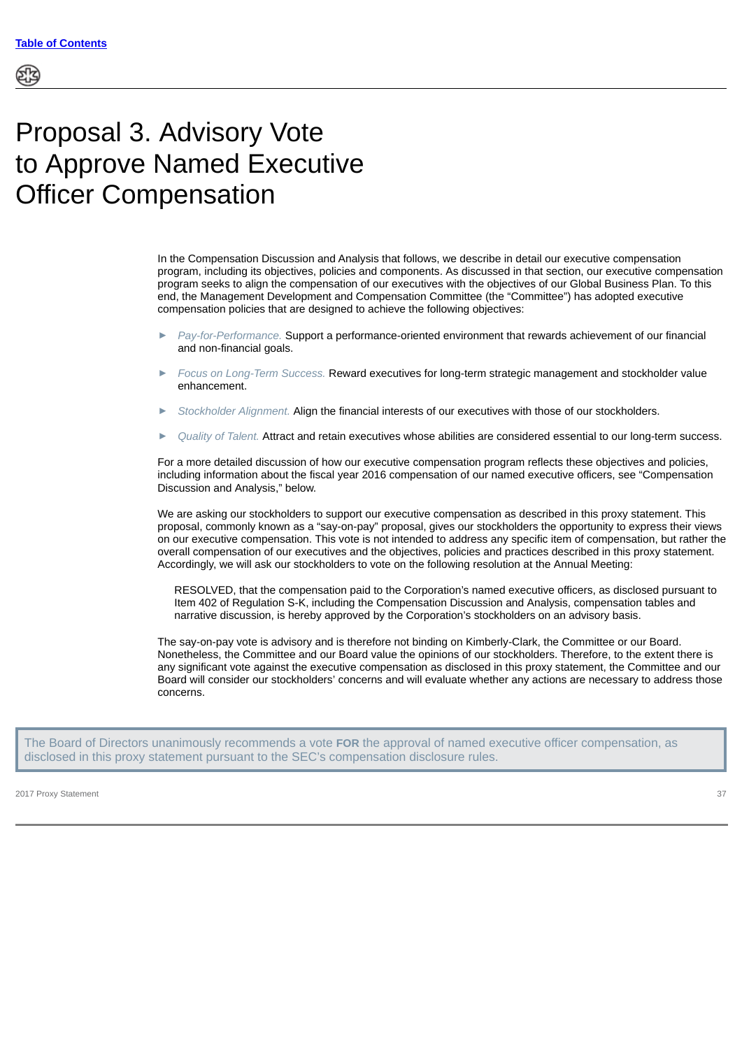# Proposal 3. Advisory Vote to Approve Named Executive Officer Compensation

In the Compensation Discussion and Analysis that follows, we describe in detail our executive compensation program, including its objectives, policies and components. As discussed in that section, our executive compensation program seeks to align the compensation of our executives with the objectives of our Global Business Plan. To this end, the Management Development and Compensation Committee (the "Committee") has adopted executive compensation policies that are designed to achieve the following objectives:

- *Pay-for-Performance.* Support a performance-oriented environment that rewards achievement of our financial and non-financial goals.
- *Focus on Long-Term Success.* Reward executives for long-term strategic management and stockholder value enhancement.
- *Stockholder Alignment.* Align the financial interests of our executives with those of our stockholders.
- *Quality of Talent.* Attract and retain executives whose abilities are considered essential to our long-term success.

For a more detailed discussion of how our executive compensation program reflects these objectives and policies, including information about the fiscal year 2016 compensation of our named executive officers, see "Compensation Discussion and Analysis," below.

We are asking our stockholders to support our executive compensation as described in this proxy statement. This proposal, commonly known as a "say-on-pay" proposal, gives our stockholders the opportunity to express their views on our executive compensation. This vote is not intended to address any specific item of compensation, but rather the overall compensation of our executives and the objectives, policies and practices described in this proxy statement. Accordingly, we will ask our stockholders to vote on the following resolution at the Annual Meeting:

> RESOLVED, that the compensation paid to the Corporation's named executive officers, as disclosed pursuant to Item 402 of Regulation S-K, including the Compensation Discussion and Analysis, compensation tables and narrative discussion, is hereby approved by the Corporation's stockholders on an advisory basis.

The say-on-pay vote is advisory and is therefore not binding on Kimberly-Clark, the Committee or our Board. Nonetheless, the Committee and our Board value the opinions of our stockholders. Therefore, to the extent there is any significant vote against the executive compensation as disclosed in this proxy statement, the Committee and our Board will consider our stockholders' concerns and will evaluate whether any actions are necessary to address those concerns.

The Board of Directors unanimously recommends a vote **FOR** the approval of named executive officer compensation, as disclosed in this proxy statement pursuant to the SEC's compensation disclosure rules.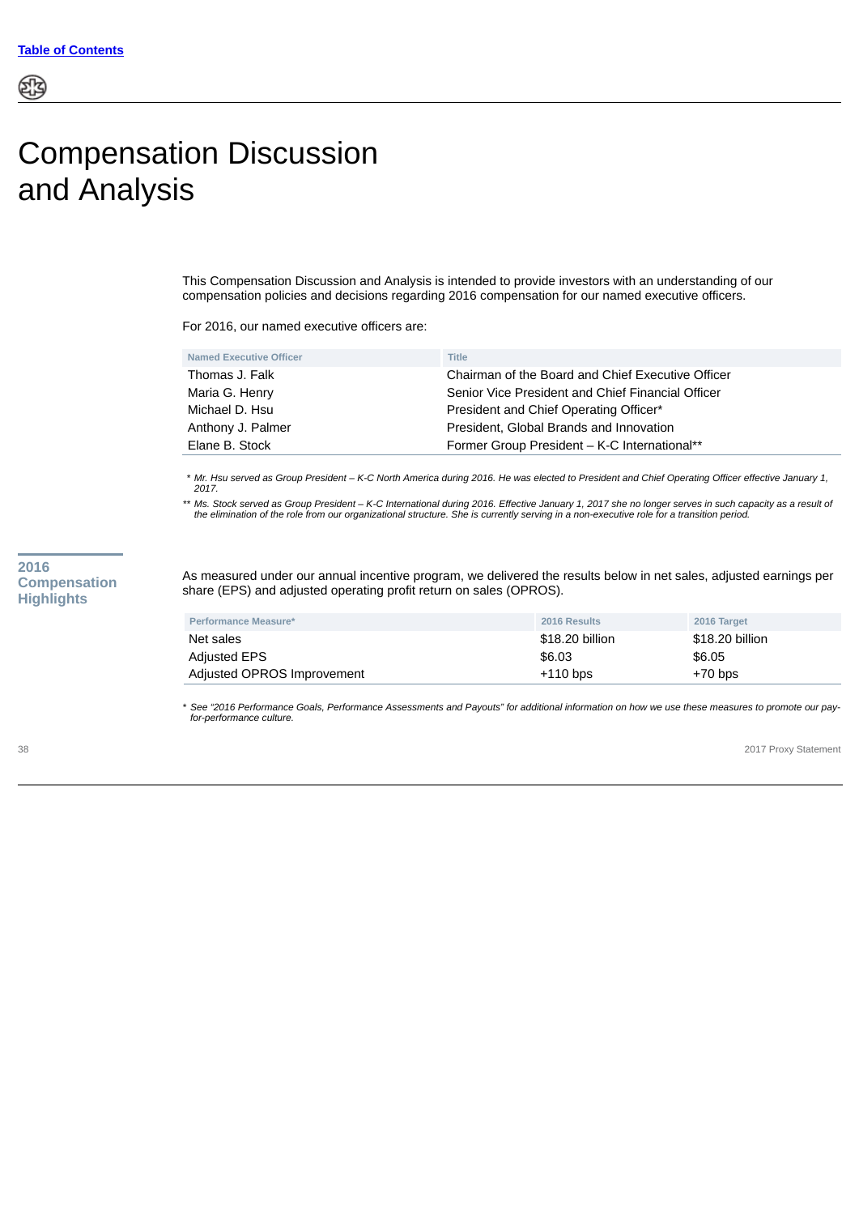# Compensation Discussion and Analysis

This Compensation Discussion and Analysis is intended to provide investors with an understanding of our compensation policies and decisions regarding 2016 compensation for our named executive officers.

For 2016, our named executive officers are:

| Named Executive Officer | Title |
|---|---|
| Thomas J. Falk | Chairman of the Board and Chief Executive Officer |
| Maria G. Henry | Senior Vice President and Chief Financial Officer |
| Michael D. Hsu | President and Chief Operating Officer* |
| Anthony J. Palmer | President, Global Brands and Innovation |
| Elane B. Stock | Former Group President – K-C International** |

*\* Mr. Hsu served as Group President – K-C North America during 2016. He was elected to President and Chief Operating Officer effective January 1, 2017.*

*\*\* Ms. Stock served as Group President – K-C International during 2016. Effective January 1, 2017 she no longer serves in such capacity as a result of the elimination of the role from our organizational structure. She is currently serving in a non-executive role for a transition period.*

## 2016 Compensation Highlights

As measured under our annual incentive program, we delivered the results below in net sales, adjusted earnings per share (EPS) and adjusted operating profit return on sales (OPROS).

| Performance Measure* | 2016 Results | 2016 Target |
|---|---|---|
| Net sales | $18.20 billion | $18.20 billion |
| Adjusted EPS | $6.03 | $6.05 |
| Adjusted OPROS Improvement | +110 bps | +70 bps |

*\* See "2016 Performance Goals, Performance Assessments and Payouts" for additional information on how we use these measures to promote our pay-for-performance culture.*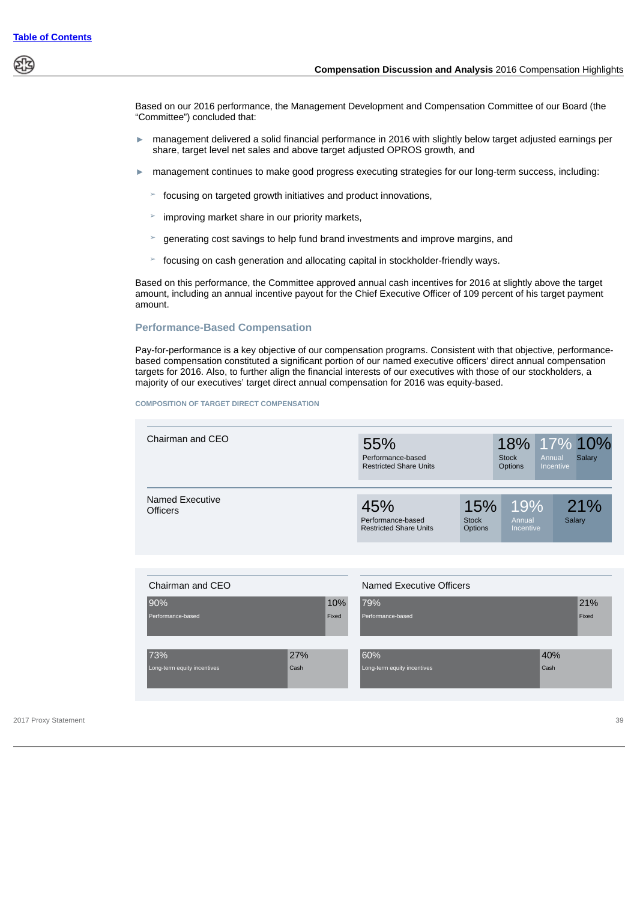Based on our 2016 performance, the Management Development and Compensation Committee of our Board (the "Committee") concluded that:

- management delivered a solid financial performance in 2016 with slightly below target adjusted earnings per share, target level net sales and above target adjusted OPROS growth, and
- management continues to make good progress executing strategies for our long-term success, including:
  - focusing on targeted growth initiatives and product innovations,
  - improving market share in our priority markets,
  - generating cost savings to help fund brand investments and improve margins, and
  - focusing on cash generation and allocating capital in stockholder-friendly ways.

Based on this performance, the Committee approved annual cash incentives for 2016 at slightly above the target amount, including an annual incentive payout for the Chief Executive Officer of 109 percent of his target payment amount.

## Performance-Based Compensation

Pay-for-performance is a key objective of our compensation programs. Consistent with that objective, performance-based compensation constituted a significant portion of our named executive officers' direct annual compensation targets for 2016. Also, to further align the financial interests of our executives with those of our stockholders, a majority of our executives' target direct annual compensation for 2016 was equity-based.

COMPOSITION OF TARGET DIRECT COMPENSATION

| | Performance-based Restricted Share Units | Stock Options | Annual Incentive | Salary |
|---|---|---|---|---|
| Chairman and CEO | 55% | 18% | 17% | 10% |
| Named Executive Officers | 45% | 15% | 19% | 21% |

| | Performance-based | Fixed | Long-term equity incentives | Cash |
|---|---|---|---|---|
| Chairman and CEO | 90% | 10% | 73% | 27% |
| Named Executive Officers | 79% | 21% | 60% | 40% |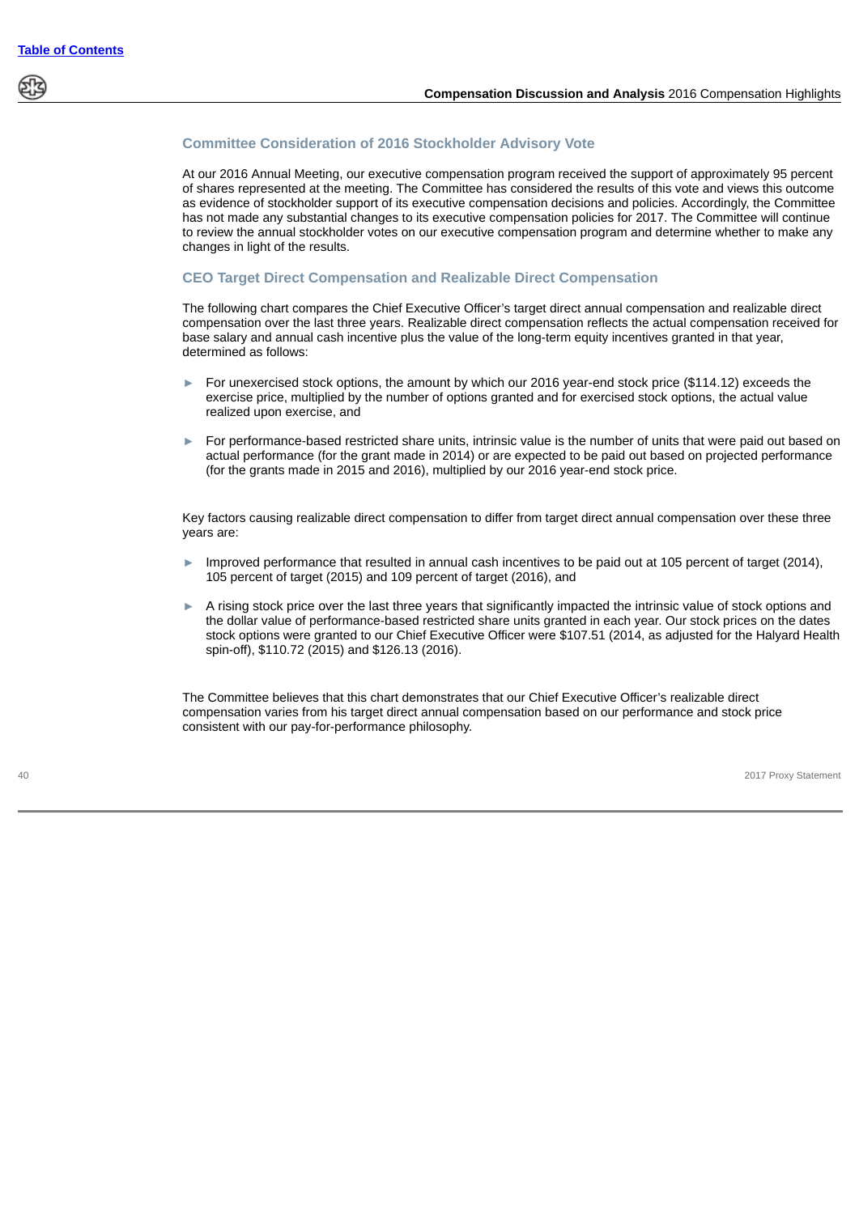### Committee Consideration of 2016 Stockholder Advisory Vote

At our 2016 Annual Meeting, our executive compensation program received the support of approximately 95 percent of shares represented at the meeting. The Committee has considered the results of this vote and views this outcome as evidence of stockholder support of its executive compensation decisions and policies. Accordingly, the Committee has not made any substantial changes to its executive compensation policies for 2017. The Committee will continue to review the annual stockholder votes on our executive compensation program and determine whether to make any changes in light of the results.

### CEO Target Direct Compensation and Realizable Direct Compensation

The following chart compares the Chief Executive Officer's target direct annual compensation and realizable direct compensation over the last three years. Realizable direct compensation reflects the actual compensation received for base salary and annual cash incentive plus the value of the long-term equity incentives granted in that year, determined as follows:

- For unexercised stock options, the amount by which our 2016 year-end stock price ($114.12) exceeds the exercise price, multiplied by the number of options granted and for exercised stock options, the actual value realized upon exercise, and
- For performance-based restricted share units, intrinsic value is the number of units that were paid out based on actual performance (for the grant made in 2014) or are expected to be paid out based on projected performance (for the grants made in 2015 and 2016), multiplied by our 2016 year-end stock price.

Key factors causing realizable direct compensation to differ from target direct annual compensation over these three years are:

- Improved performance that resulted in annual cash incentives to be paid out at 105 percent of target (2014), 105 percent of target (2015) and 109 percent of target (2016), and
- A rising stock price over the last three years that significantly impacted the intrinsic value of stock options and the dollar value of performance-based restricted share units granted in each year. Our stock prices on the dates stock options were granted to our Chief Executive Officer were $107.51 (2014, as adjusted for the Halyard Health spin-off), $110.72 (2015) and $126.13 (2016).

The Committee believes that this chart demonstrates that our Chief Executive Officer's realizable direct compensation varies from his target direct annual compensation based on our performance and stock price consistent with our pay-for-performance philosophy.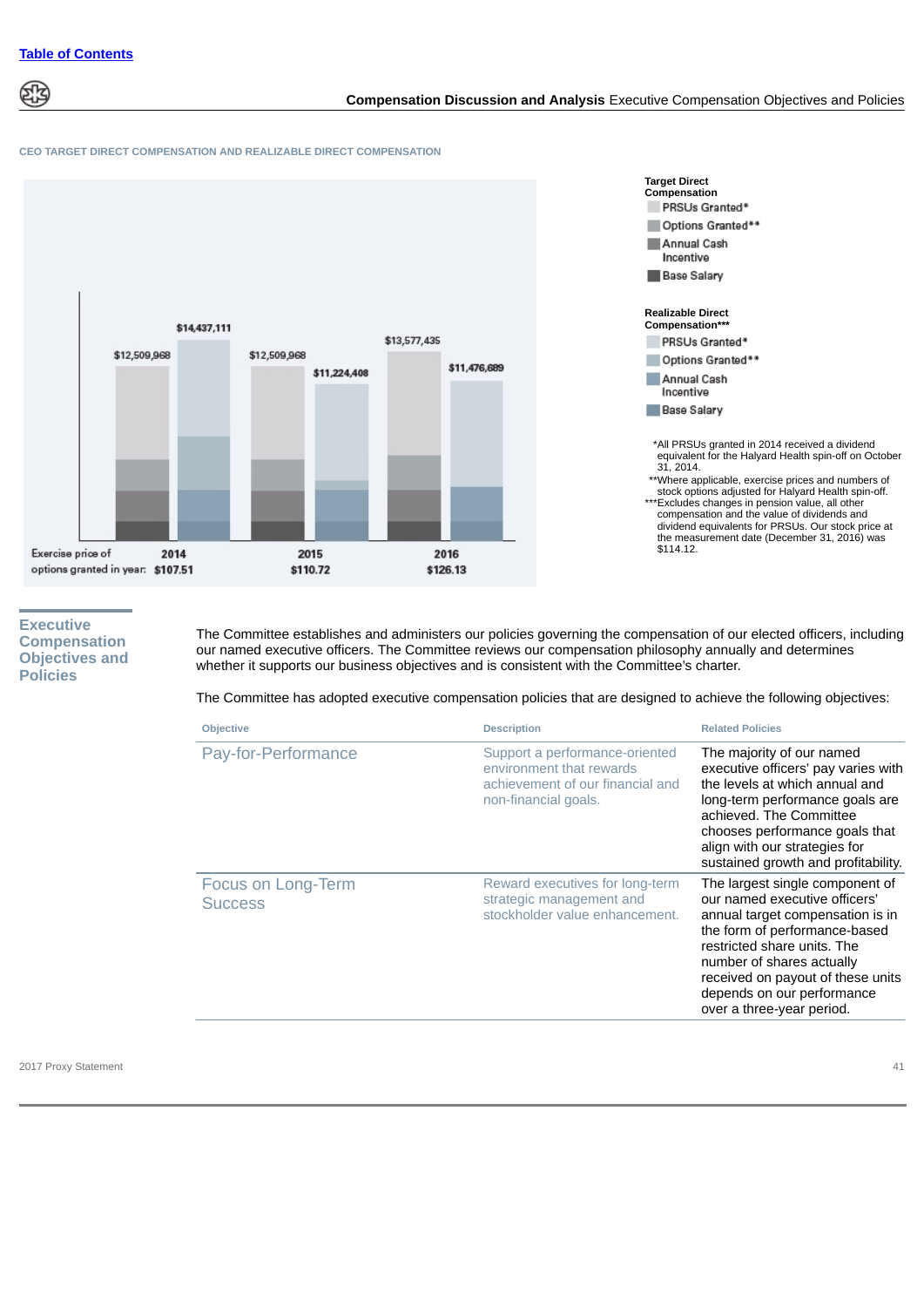CEO TARGET DIRECT COMPENSATION AND REALIZABLE DIRECT COMPENSATION

| Exercise price of options granted in year | Target Direct Compensation | Realizable Direct Compensation*** |
|---|---|---|
| 2014: $107.51 | $12,509,968 | $14,437,111 |
| 2015: $110.72 | $12,509,968 | $11,224,408 |
| 2016: $126.13 | $13,577,435 | $11,476,689 |

Target Direct Compensation
- PRSUs Granted*
- Options Granted**
- Annual Cash Incentive
- Base Salary

Realizable Direct Compensation***
- PRSUs Granted*
- Options Granted**
- Annual Cash Incentive
- Base Salary

*All PRSUs granted in 2014 received a dividend equivalent for the Halyard Health spin-off on October 31, 2014.

**Where applicable, exercise prices and numbers of stock options adjusted for Halyard Health spin-off.

***Excludes changes in pension value, all other compensation and the value of dividends and dividend equivalents for PRSUs. Our stock price at the measurement date (December 31, 2016) was $114.12.

## Executive Compensation Objectives and Policies

The Committee establishes and administers our policies governing the compensation of our elected officers, including our named executive officers. The Committee reviews our compensation philosophy annually and determines whether it supports our business objectives and is consistent with the Committee's charter.

The Committee has adopted executive compensation policies that are designed to achieve the following objectives:

| Objective | Description | Related Policies |
|---|---|---|
| Pay-for-Performance | Support a performance-oriented environment that rewards achievement of our financial and non-financial goals. | The majority of our named executive officers' pay varies with the levels at which annual and long-term performance goals are achieved. The Committee chooses performance goals that align with our strategies for sustained growth and profitability. |
| Focus on Long-Term Success | Reward executives for long-term strategic management and stockholder value enhancement. | The largest single component of our named executive officers' annual target compensation is in the form of performance-based restricted share units. The number of shares actually received on payout of these units depends on our performance over a three-year period. |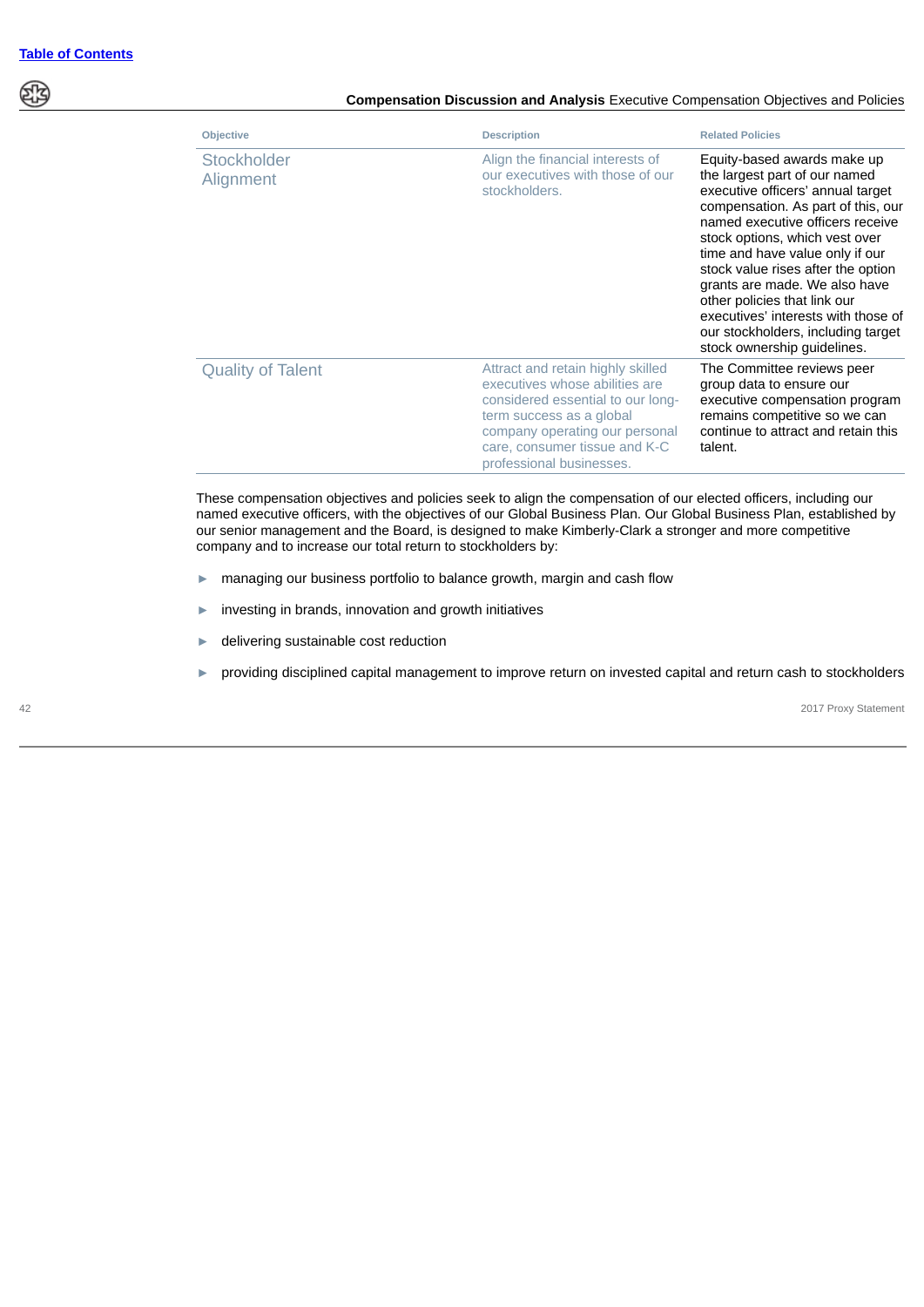| Objective | Description | Related Policies |
|---|---|---|
| Stockholder Alignment | Align the financial interests of our executives with those of our stockholders. | Equity-based awards make up the largest part of our named executive officers' annual target compensation. As part of this, our named executive officers receive stock options, which vest over time and have value only if our stock value rises after the option grants are made. We also have other policies that link our executives' interests with those of our stockholders, including target stock ownership guidelines. |
| Quality of Talent | Attract and retain highly skilled executives whose abilities are considered essential to our long-term success as a global company operating our personal care, consumer tissue and K-C professional businesses. | The Committee reviews peer group data to ensure our executive compensation program remains competitive so we can continue to attract and retain this talent. |

These compensation objectives and policies seek to align the compensation of our elected officers, including our named executive officers, with the objectives of our Global Business Plan. Our Global Business Plan, established by our senior management and the Board, is designed to make Kimberly-Clark a stronger and more competitive company and to increase our total return to stockholders by:

- managing our business portfolio to balance growth, margin and cash flow
- investing in brands, innovation and growth initiatives
- delivering sustainable cost reduction
- providing disciplined capital management to improve return on invested capital and return cash to stockholders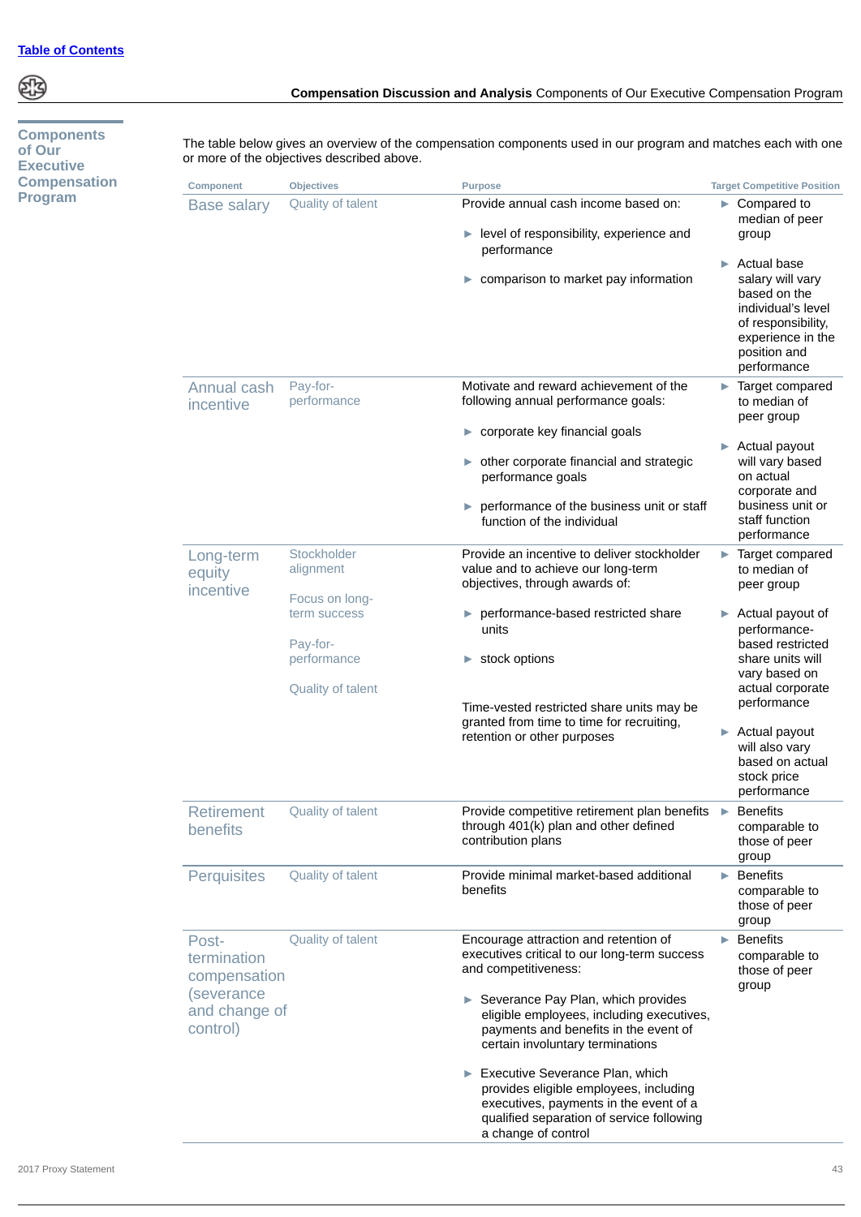## Components of Our Executive Compensation Program

The table below gives an overview of the compensation components used in our program and matches each with one or more of the objectives described above.

| Component | Objectives | Purpose | Target Competitive Position |
|---|---|---|---|
| Base salary | Quality of talent | Provide annual cash income based on:<br>► level of responsibility, experience and performance<br>► comparison to market pay information | ► Compared to median of peer group<br>► Actual base salary will vary based on the individual's level of responsibility, experience in the position and performance |
| Annual cash incentive | Pay-for-performance | Motivate and reward achievement of the following annual performance goals:<br>► corporate key financial goals<br>► other corporate financial and strategic performance goals<br>► performance of the business unit or staff function of the individual | ► Target compared to median of peer group<br>► Actual payout will vary based on actual corporate and business unit or staff function performance |
| Long-term equity incentive | Stockholder alignment<br>Focus on long-term success<br>Pay-for-performance<br>Quality of talent | Provide an incentive to deliver stockholder value and to achieve our long-term objectives, through awards of:<br>► performance-based restricted share units<br>► stock options<br>Time-vested restricted share units may be granted from time to time for recruiting, retention or other purposes | ► Target compared to median of peer group<br>► Actual payout of performance-based restricted share units will vary based on actual corporate performance<br>► Actual payout will also vary based on actual stock price performance |
| Retirement benefits | Quality of talent | Provide competitive retirement plan benefits through 401(k) plan and other defined contribution plans | ► Benefits comparable to those of peer group |
| Perquisites | Quality of talent | Provide minimal market-based additional benefits | ► Benefits comparable to those of peer group |
| Post-termination compensation (severance and change of control) | Quality of talent | Encourage attraction and retention of executives critical to our long-term success and competitiveness:<br>► Severance Pay Plan, which provides eligible employees, including executives, payments and benefits in the event of certain involuntary terminations<br>► Executive Severance Plan, which provides eligible employees, including executives, payments in the event of a qualified separation of service following a change of control | ► Benefits comparable to those of peer group |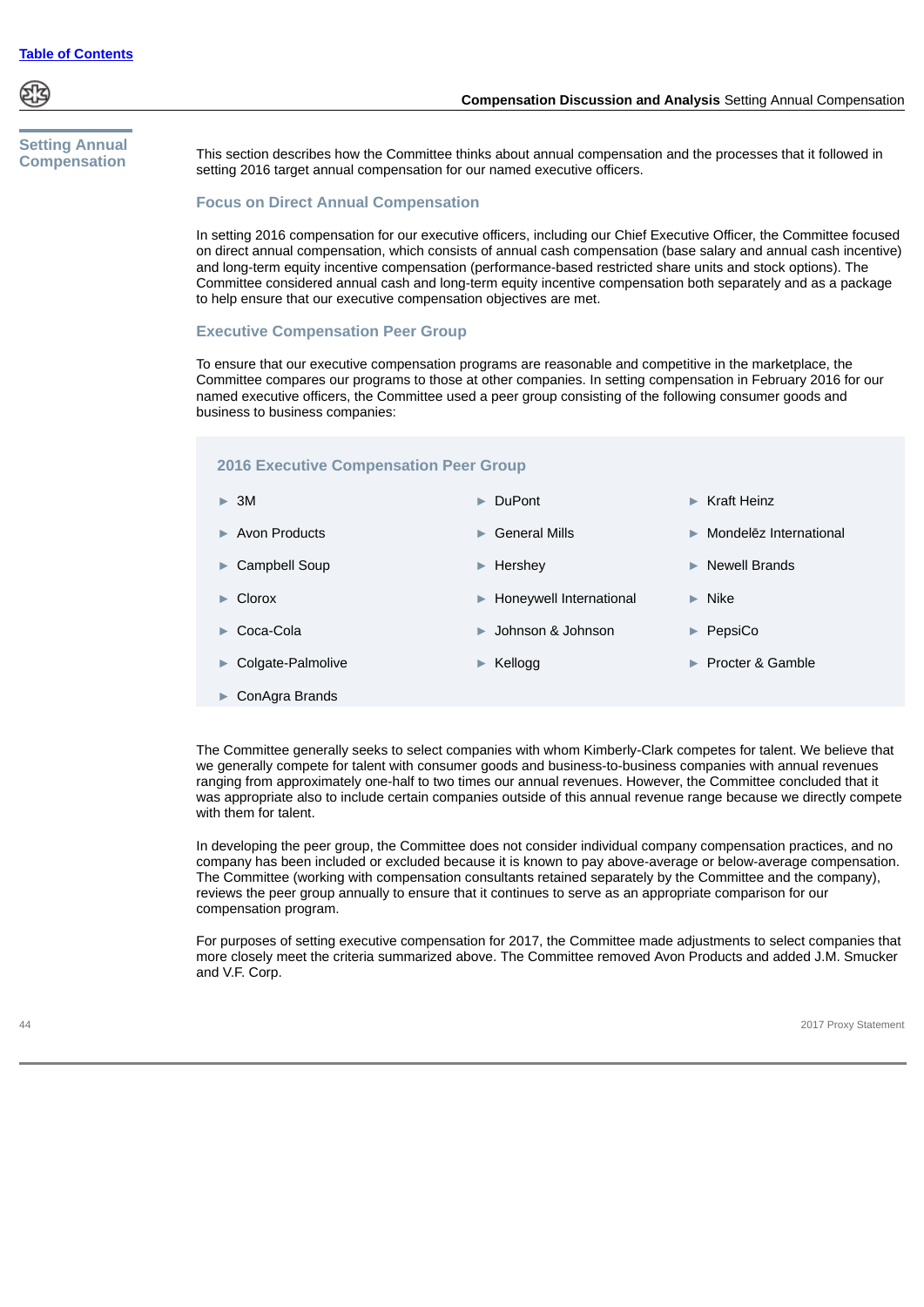## Setting Annual Compensation

This section describes how the Committee thinks about annual compensation and the processes that it followed in setting 2016 target annual compensation for our named executive officers.

### Focus on Direct Annual Compensation

In setting 2016 compensation for our executive officers, including our Chief Executive Officer, the Committee focused on direct annual compensation, which consists of annual cash compensation (base salary and annual cash incentive) and long-term equity incentive compensation (performance-based restricted share units and stock options). The Committee considered annual cash and long-term equity incentive compensation both separately and as a package to help ensure that our executive compensation objectives are met.

### Executive Compensation Peer Group

To ensure that our executive compensation programs are reasonable and competitive in the marketplace, the Committee compares our programs to those at other companies. In setting compensation in February 2016 for our named executive officers, the Committee used a peer group consisting of the following consumer goods and business to business companies:

#### 2016 Executive Compensation Peer Group

- 3M
- Avon Products
- Campbell Soup
- Clorox
- Coca-Cola
- Colgate-Palmolive
- ConAgra Brands
- DuPont
- General Mills
- Hershey
- Honeywell International
- Johnson & Johnson
- Kellogg
- Kraft Heinz
- Mondelēz International
- Newell Brands
- Nike
- PepsiCo
- Procter & Gamble

The Committee generally seeks to select companies with whom Kimberly-Clark competes for talent. We believe that we generally compete for talent with consumer goods and business-to-business companies with annual revenues ranging from approximately one-half to two times our annual revenues. However, the Committee concluded that it was appropriate also to include certain companies outside of this annual revenue range because we directly compete with them for talent.

In developing the peer group, the Committee does not consider individual company compensation practices, and no company has been included or excluded because it is known to pay above-average or below-average compensation. The Committee (working with compensation consultants retained separately by the Committee and the company), reviews the peer group annually to ensure that it continues to serve as an appropriate comparison for our compensation program.

For purposes of setting executive compensation for 2017, the Committee made adjustments to select companies that more closely meet the criteria summarized above. The Committee removed Avon Products and added J.M. Smucker and V.F. Corp.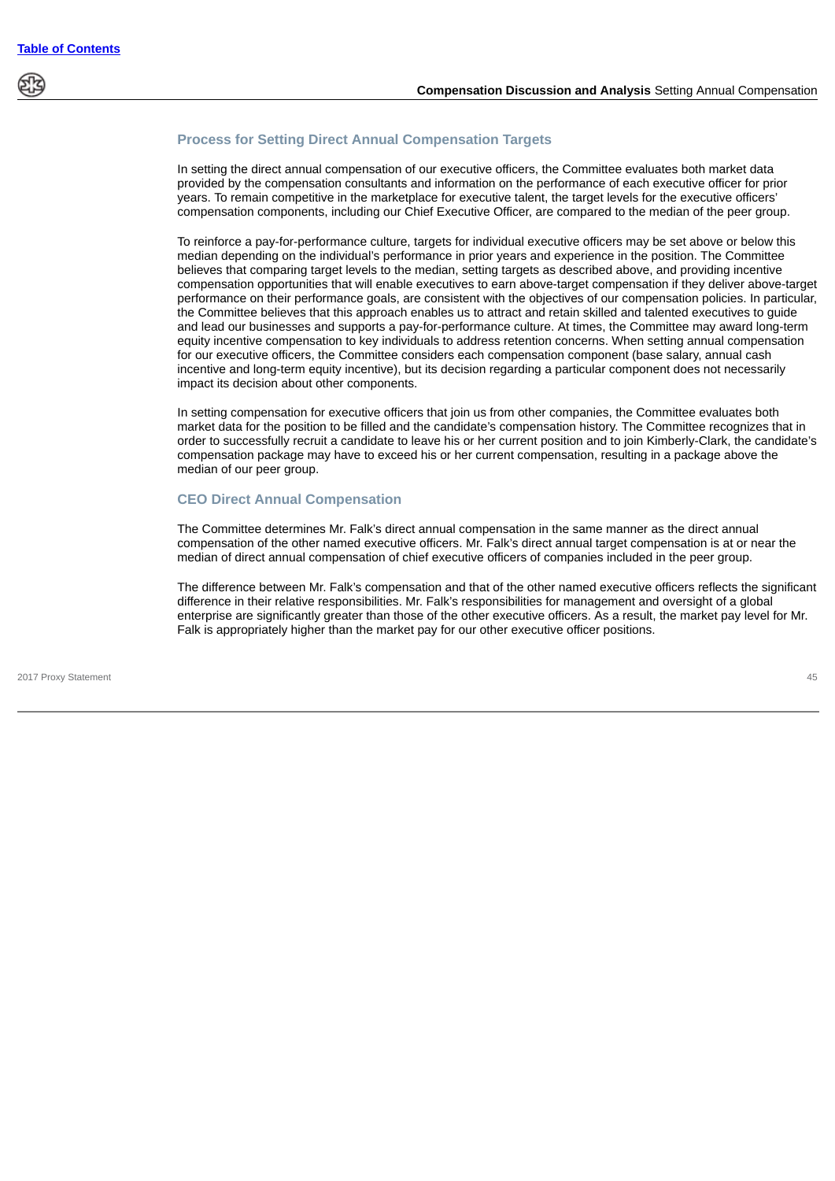### Process for Setting Direct Annual Compensation Targets

In setting the direct annual compensation of our executive officers, the Committee evaluates both market data provided by the compensation consultants and information on the performance of each executive officer for prior years. To remain competitive in the marketplace for executive talent, the target levels for the executive officers' compensation components, including our Chief Executive Officer, are compared to the median of the peer group.

To reinforce a pay-for-performance culture, targets for individual executive officers may be set above or below this median depending on the individual's performance in prior years and experience in the position. The Committee believes that comparing target levels to the median, setting targets as described above, and providing incentive compensation opportunities that will enable executives to earn above-target compensation if they deliver above-target performance on their performance goals, are consistent with the objectives of our compensation policies. In particular, the Committee believes that this approach enables us to attract and retain skilled and talented executives to guide and lead our businesses and supports a pay-for-performance culture. At times, the Committee may award long-term equity incentive compensation to key individuals to address retention concerns. When setting annual compensation for our executive officers, the Committee considers each compensation component (base salary, annual cash incentive and long-term equity incentive), but its decision regarding a particular component does not necessarily impact its decision about other components.

In setting compensation for executive officers that join us from other companies, the Committee evaluates both market data for the position to be filled and the candidate's compensation history. The Committee recognizes that in order to successfully recruit a candidate to leave his or her current position and to join Kimberly-Clark, the candidate's compensation package may have to exceed his or her current compensation, resulting in a package above the median of our peer group.

### CEO Direct Annual Compensation

The Committee determines Mr. Falk's direct annual compensation in the same manner as the direct annual compensation of the other named executive officers. Mr. Falk's direct annual target compensation is at or near the median of direct annual compensation of chief executive officers of companies included in the peer group.

The difference between Mr. Falk's compensation and that of the other named executive officers reflects the significant difference in their relative responsibilities. Mr. Falk's responsibilities for management and oversight of a global enterprise are significantly greater than those of the other executive officers. As a result, the market pay level for Mr. Falk is appropriately higher than the market pay for our other executive officer positions.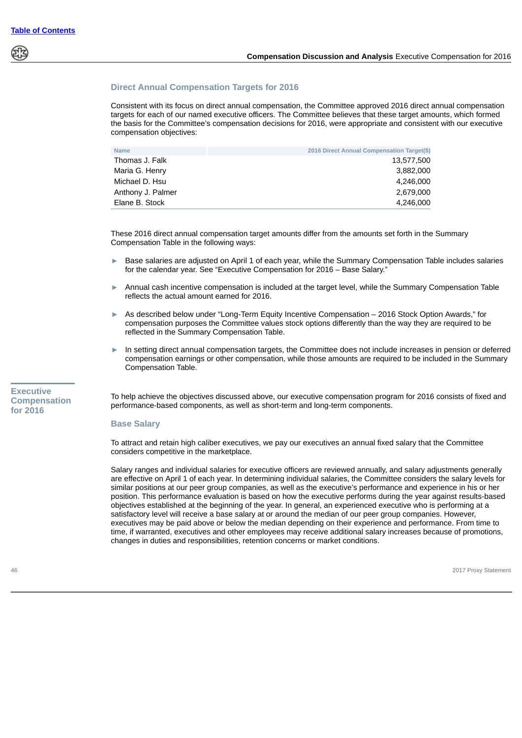### Direct Annual Compensation Targets for 2016

Consistent with its focus on direct annual compensation, the Committee approved 2016 direct annual compensation targets for each of our named executive officers. The Committee believes that these target amounts, which formed the basis for the Committee's compensation decisions for 2016, were appropriate and consistent with our executive compensation objectives:

| Name | 2016 Direct Annual Compensation Target($) |
|---|---:|
| Thomas J. Falk | 13,577,500 |
| Maria G. Henry | 3,882,000 |
| Michael D. Hsu | 4,246,000 |
| Anthony J. Palmer | 2,679,000 |
| Elane B. Stock | 4,246,000 |

These 2016 direct annual compensation target amounts differ from the amounts set forth in the Summary Compensation Table in the following ways:

- Base salaries are adjusted on April 1 of each year, while the Summary Compensation Table includes salaries for the calendar year. See "Executive Compensation for 2016 – Base Salary."
- Annual cash incentive compensation is included at the target level, while the Summary Compensation Table reflects the actual amount earned for 2016.
- As described below under "Long-Term Equity Incentive Compensation – 2016 Stock Option Awards," for compensation purposes the Committee values stock options differently than the way they are required to be reflected in the Summary Compensation Table.
- In setting direct annual compensation targets, the Committee does not include increases in pension or deferred compensation earnings or other compensation, while those amounts are required to be included in the Summary Compensation Table.

## Executive Compensation for 2016

To help achieve the objectives discussed above, our executive compensation program for 2016 consists of fixed and performance-based components, as well as short-term and long-term components.

### Base Salary

To attract and retain high caliber executives, we pay our executives an annual fixed salary that the Committee considers competitive in the marketplace.

Salary ranges and individual salaries for executive officers are reviewed annually, and salary adjustments generally are effective on April 1 of each year. In determining individual salaries, the Committee considers the salary levels for similar positions at our peer group companies, as well as the executive's performance and experience in his or her position. This performance evaluation is based on how the executive performs during the year against results-based objectives established at the beginning of the year. In general, an experienced executive who is performing at a satisfactory level will receive a base salary at or around the median of our peer group companies. However, executives may be paid above or below the median depending on their experience and performance. From time to time, if warranted, executives and other employees may receive additional salary increases because of promotions, changes in duties and responsibilities, retention concerns or market conditions.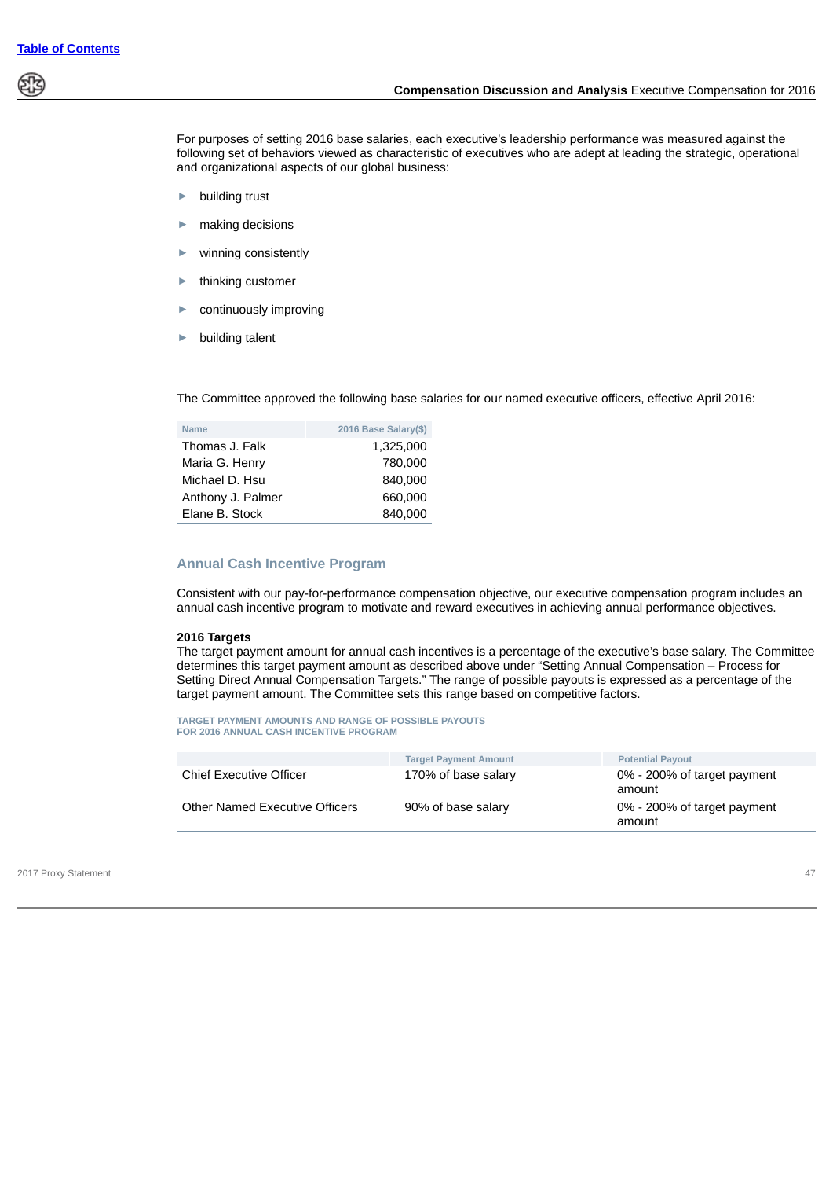For purposes of setting 2016 base salaries, each executive's leadership performance was measured against the following set of behaviors viewed as characteristic of executives who are adept at leading the strategic, operational and organizational aspects of our global business:

- building trust
- making decisions
- winning consistently
- thinking customer
- continuously improving
- building talent

The Committee approved the following base salaries for our named executive officers, effective April 2016:

| Name | 2016 Base Salary($) |
|---|---:|
| Thomas J. Falk | 1,325,000 |
| Maria G. Henry | 780,000 |
| Michael D. Hsu | 840,000 |
| Anthony J. Palmer | 660,000 |
| Elane B. Stock | 840,000 |

## Annual Cash Incentive Program

Consistent with our pay-for-performance compensation objective, our executive compensation program includes an annual cash incentive program to motivate and reward executives in achieving annual performance objectives.

**2016 Targets**

The target payment amount for annual cash incentives is a percentage of the executive's base salary. The Committee determines this target payment amount as described above under "Setting Annual Compensation – Process for Setting Direct Annual Compensation Targets." The range of possible payouts is expressed as a percentage of the target payment amount. The Committee sets this range based on competitive factors.

TARGET PAYMENT AMOUNTS AND RANGE OF POSSIBLE PAYOUTS FOR 2016 ANNUAL CASH INCENTIVE PROGRAM

| | Target Payment Amount | Potential Payout |
|---|---|---|
| Chief Executive Officer | 170% of base salary | 0% - 200% of target payment amount |
| Other Named Executive Officers | 90% of base salary | 0% - 200% of target payment amount |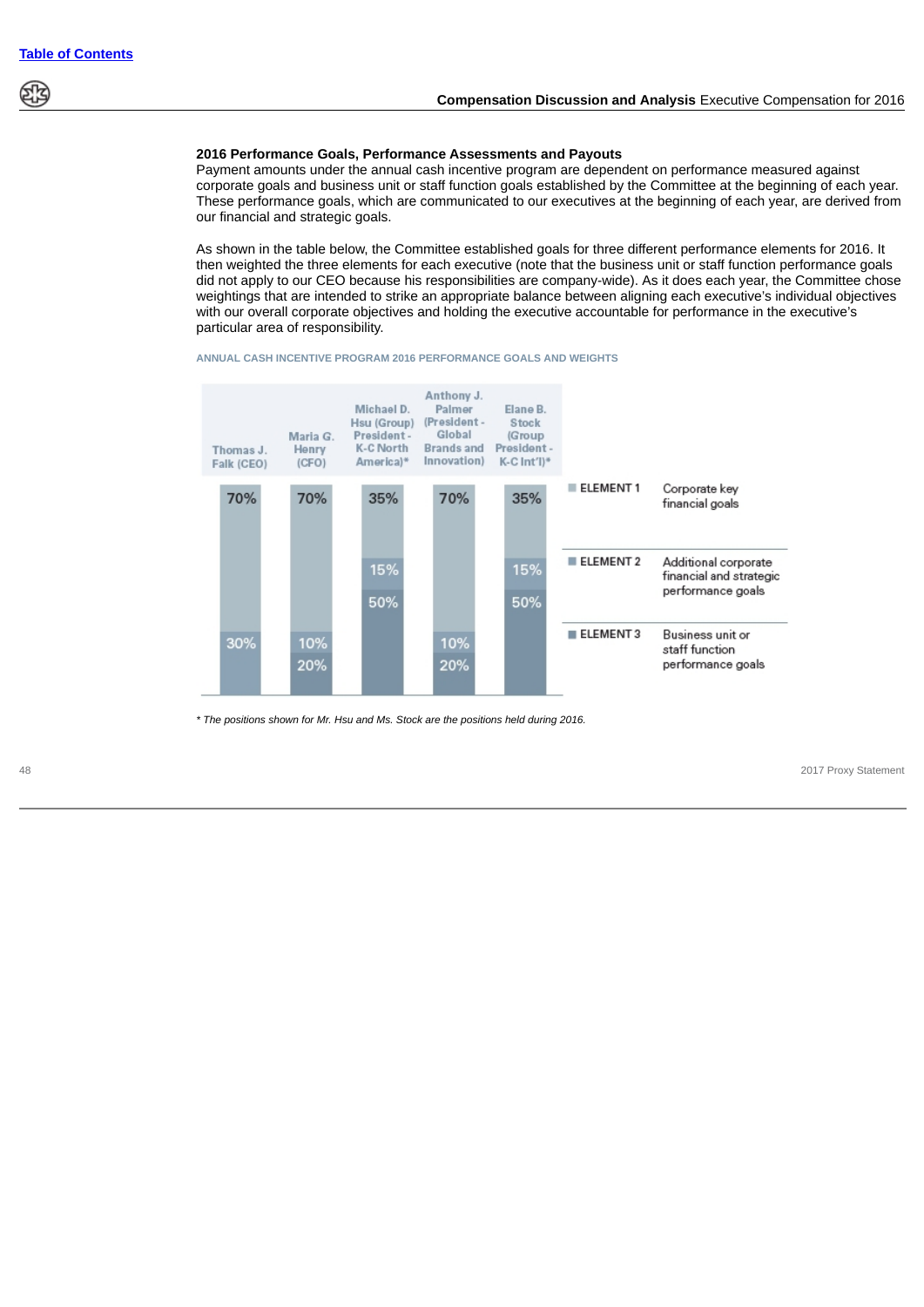### 2016 Performance Goals, Performance Assessments and Payouts

Payment amounts under the annual cash incentive program are dependent on performance measured against corporate goals and business unit or staff function goals established by the Committee at the beginning of each year. These performance goals, which are communicated to our executives at the beginning of each year, are derived from our financial and strategic goals.

As shown in the table below, the Committee established goals for three different performance elements for 2016. It then weighted the three elements for each executive (note that the business unit or staff function performance goals did not apply to our CEO because his responsibilities are company-wide). As it does each year, the Committee chose weightings that are intended to strike an appropriate balance between aligning each executive's individual objectives with our overall corporate objectives and holding the executive accountable for performance in the executive's particular area of responsibility.

ANNUAL CASH INCENTIVE PROGRAM 2016 PERFORMANCE GOALS AND WEIGHTS

| | Thomas J. Falk (CEO) | Maria G. Henry (CFO) | Michael D. Hsu (Group) President - K-C North America)* | Anthony J. Palmer (President - Global Brands and Innovation) | Elane B. Stock (Group President - K-C Int'l)* |
|---|---|---|---|---|---|
| ELEMENT 1 — Corporate key financial goals | 70% | 70% | 35% | 70% | 35% |
| ELEMENT 2 — Additional corporate financial and strategic performance goals | 30% | 10% | 15% | 10% | 15% |
| ELEMENT 3 — Business unit or staff function performance goals | | 20% | 50% | 20% | 50% |

*\* The positions shown for Mr. Hsu and Ms. Stock are the positions held during 2016.*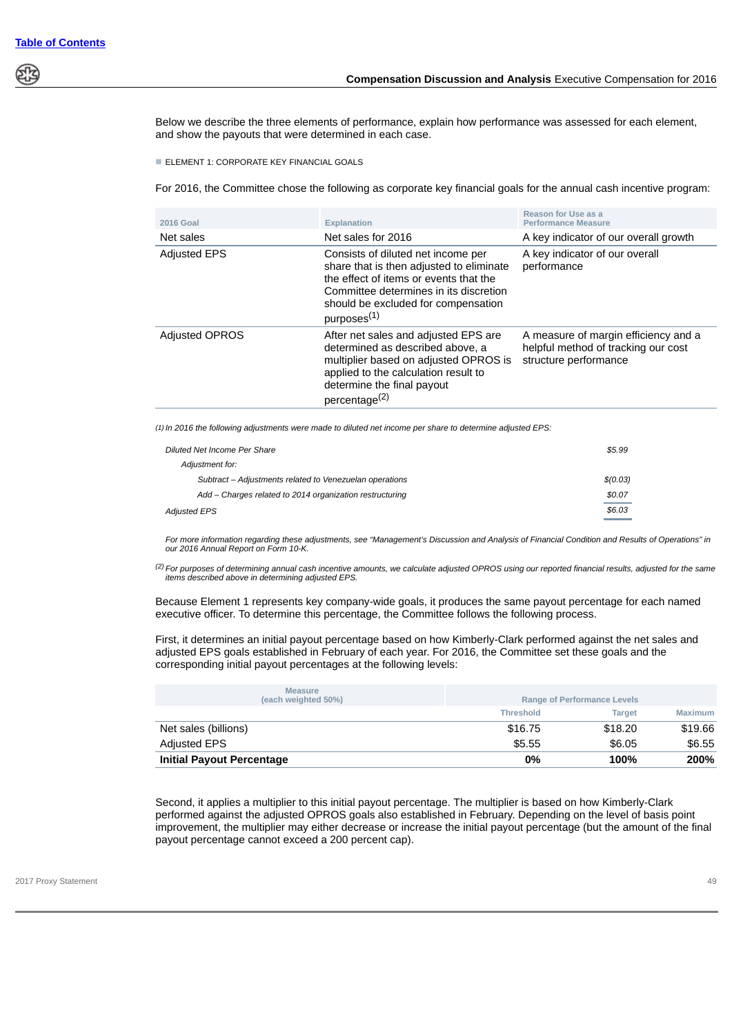Below we describe the three elements of performance, explain how performance was assessed for each element, and show the payouts that were determined in each case.

## ELEMENT 1: CORPORATE KEY FINANCIAL GOALS

For 2016, the Committee chose the following as corporate key financial goals for the annual cash incentive program:

| 2016 Goal | Explanation | Reason for Use as a Performance Measure |
|---|---|---|
| Net sales | Net sales for 2016 | A key indicator of our overall growth |
| Adjusted EPS | Consists of diluted net income per share that is then adjusted to eliminate the effect of items or events that the Committee determines in its discretion should be excluded for compensation purposes[(1)] | A key indicator of our overall performance |
| Adjusted OPROS | After net sales and adjusted EPS are determined as described above, a multiplier based on adjusted OPROS is applied to the calculation result to determine the final payout percentage[(2)] | A measure of margin efficiency and a helpful method of tracking our cost structure performance |

*(1) In 2016 the following adjustments were made to diluted net income per share to determine adjusted EPS:*

| | |
|---|---|
| *Diluted Net Income Per Share* | *$5.99* |
| *Adjustment for:* | |
| *Subtract – Adjustments related to Venezuelan operations* | *$(0.03)* |
| *Add – Charges related to 2014 organization restructuring* | *$0.07* |
| *Adjusted EPS* | *$6.03* |

*For more information regarding these adjustments, see "Management's Discussion and Analysis of Financial Condition and Results of Operations" in our 2016 Annual Report on Form 10-K.*

*(2) For purposes of determining annual cash incentive amounts, we calculate adjusted OPROS using our reported financial results, adjusted for the same items described above in determining adjusted EPS.*

Because Element 1 represents key company-wide goals, it produces the same payout percentage for each named executive officer. To determine this percentage, the Committee follows the following process.

First, it determines an initial payout percentage based on how Kimberly-Clark performed against the net sales and adjusted EPS goals established in February of each year. For 2016, the Committee set these goals and the corresponding initial payout percentages at the following levels:

| Measure (each weighted 50%) | Range of Performance Levels | | |
|---|---|---|---|
| | Threshold | Target | Maximum |
| Net sales (billions) | $16.75 | $18.20 | $19.66 |
| Adjusted EPS | $5.55 | $6.05 | $6.55 |
| **Initial Payout Percentage** | **0%** | **100%** | **200%** |

Second, it applies a multiplier to this initial payout percentage. The multiplier is based on how Kimberly-Clark performed against the adjusted OPROS goals also established in February. Depending on the level of basis point improvement, the multiplier may either decrease or increase the initial payout percentage (but the amount of the final payout percentage cannot exceed a 200 percent cap).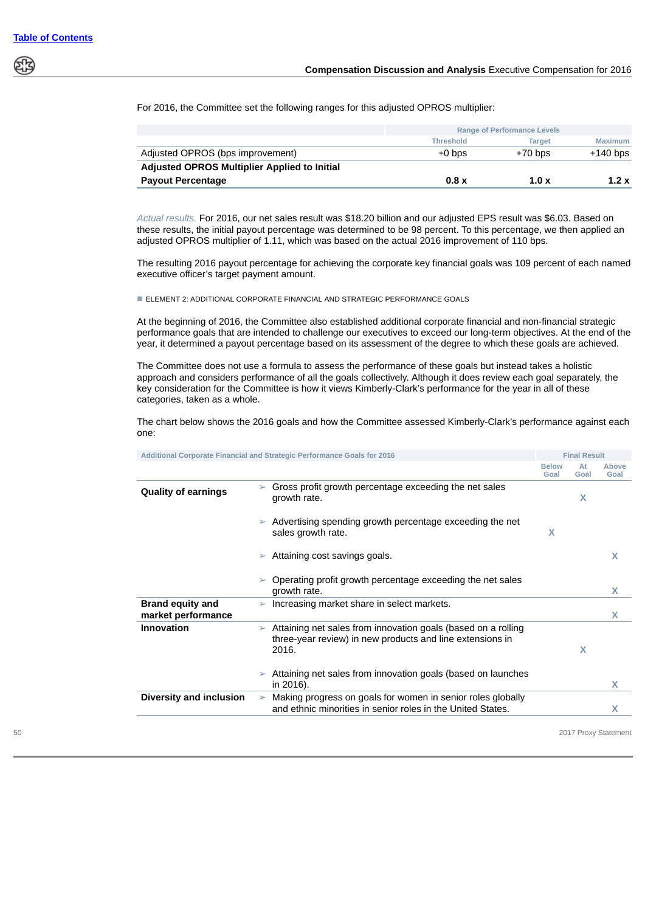For 2016, the Committee set the following ranges for this adjusted OPROS multiplier:

| | Range of Performance Levels | | |
|---|---|---|---|
| | Threshold | Target | Maximum |
| Adjusted OPROS (bps improvement) | +0 bps | +70 bps | +140 bps |
| **Adjusted OPROS Multiplier Applied to Initial Payout Percentage** | **0.8 x** | **1.0 x** | **1.2 x** |

*Actual results.* For 2016, our net sales result was $18.20 billion and our adjusted EPS result was $6.03. Based on these results, the initial payout percentage was determined to be 98 percent. To this percentage, we then applied an adjusted OPROS multiplier of 1.11, which was based on the actual 2016 improvement of 110 bps.

The resulting 2016 payout percentage for achieving the corporate key financial goals was 109 percent of each named executive officer's target payment amount.

## ELEMENT 2: ADDITIONAL CORPORATE FINANCIAL AND STRATEGIC PERFORMANCE GOALS

At the beginning of 2016, the Committee also established additional corporate financial and non-financial strategic performance goals that are intended to challenge our executives to exceed our long-term objectives. At the end of the year, it determined a payout percentage based on its assessment of the degree to which these goals are achieved.

The Committee does not use a formula to assess the performance of these goals but instead takes a holistic approach and considers performance of all the goals collectively. Although it does review each goal separately, the key consideration for the Committee is how it views Kimberly-Clark's performance for the year in all of these categories, taken as a whole.

The chart below shows the 2016 goals and how the Committee assessed Kimberly-Clark's performance against each one:

| Additional Corporate Financial and Strategic Performance Goals for 2016 | | Final Result | | |
|---|---|---|---|---|
| | | Below Goal | At Goal | Above Goal |
| **Quality of earnings** | ➢ Gross profit growth percentage exceeding the net sales growth rate. | | X | |
| | ➢ Advertising spending growth percentage exceeding the net sales growth rate. | X | | |
| | ➢ Attaining cost savings goals. | | | X |
| | ➢ Operating profit growth percentage exceeding the net sales growth rate. | | | X |
| **Brand equity and market performance** | ➢ Increasing market share in select markets. | | | X |
| **Innovation** | ➢ Attaining net sales from innovation goals (based on a rolling three-year review) in new products and line extensions in 2016. | | X | |
| | ➢ Attaining net sales from innovation goals (based on launches in 2016). | | | X |
| **Diversity and inclusion** | ➢ Making progress on goals for women in senior roles globally and ethnic minorities in senior roles in the United States. | | | X |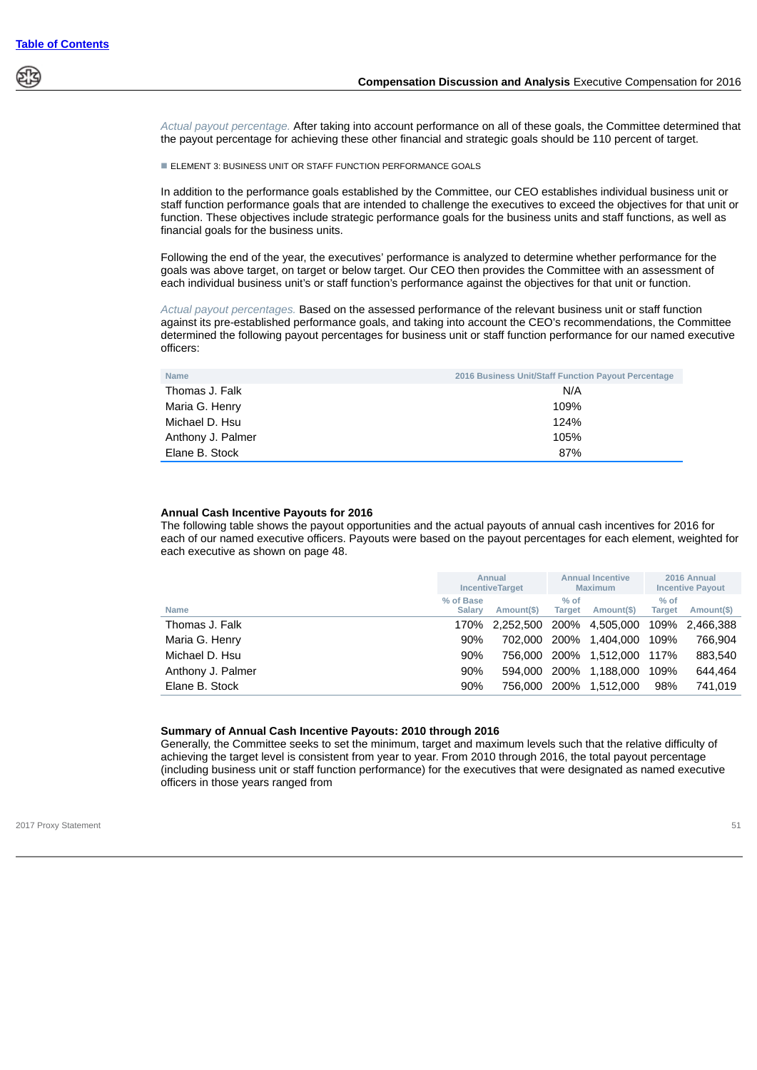*Actual payout percentage.* After taking into account performance on all of these goals, the Committee determined that the payout percentage for achieving these other financial and strategic goals should be 110 percent of target.

ELEMENT 3: BUSINESS UNIT OR STAFF FUNCTION PERFORMANCE GOALS

In addition to the performance goals established by the Committee, our CEO establishes individual business unit or staff function performance goals that are intended to challenge the executives to exceed the objectives for that unit or function. These objectives include strategic performance goals for the business units and staff functions, as well as financial goals for the business units.

Following the end of the year, the executives' performance is analyzed to determine whether performance for the goals was above target, on target or below target. Our CEO then provides the Committee with an assessment of each individual business unit's or staff function's performance against the objectives for that unit or function.

*Actual payout percentages.* Based on the assessed performance of the relevant business unit or staff function against its pre-established performance goals, and taking into account the CEO's recommendations, the Committee determined the following payout percentages for business unit or staff function performance for our named executive officers:

| Name | 2016 Business Unit/Staff Function Payout Percentage |
|---|---|
| Thomas J. Falk | N/A |
| Maria G. Henry | 109% |
| Michael D. Hsu | 124% |
| Anthony J. Palmer | 105% |
| Elane B. Stock | 87% |

### Annual Cash Incentive Payouts for 2016

The following table shows the payout opportunities and the actual payouts of annual cash incentives for 2016 for each of our named executive officers. Payouts were based on the payout percentages for each element, weighted for each executive as shown on page 48.

| | Annual IncentiveTarget | | Annual Incentive Maximum | | 2016 Annual Incentive Payout | |
|---|---|---|---|---|---|---|
| Name | % of Base Salary | Amount($) | % of Target | Amount($) | % of Target | Amount($) |
| Thomas J. Falk | 170% | 2,252,500 | 200% | 4,505,000 | 109% | 2,466,388 |
| Maria G. Henry | 90% | 702,000 | 200% | 1,404,000 | 109% | 766,904 |
| Michael D. Hsu | 90% | 756,000 | 200% | 1,512,000 | 117% | 883,540 |
| Anthony J. Palmer | 90% | 594,000 | 200% | 1,188,000 | 109% | 644,464 |
| Elane B. Stock | 90% | 756,000 | 200% | 1,512,000 | 98% | 741,019 |

### Summary of Annual Cash Incentive Payouts: 2010 through 2016

Generally, the Committee seeks to set the minimum, target and maximum levels such that the relative difficulty of achieving the target level is consistent from year to year. From 2010 through 2016, the total payout percentage (including business unit or staff function performance) for the executives that were designated as named executive officers in those years ranged from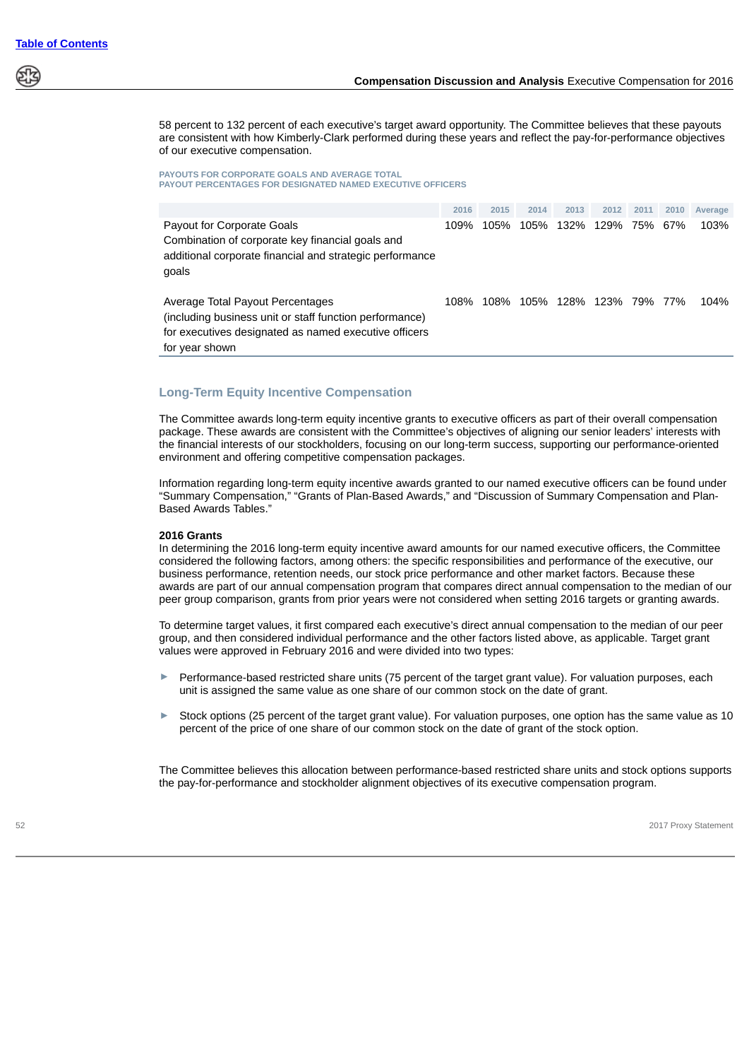58 percent to 132 percent of each executive's target award opportunity. The Committee believes that these payouts are consistent with how Kimberly-Clark performed during these years and reflect the pay-for-performance objectives of our executive compensation.

PAYOUTS FOR CORPORATE GOALS AND AVERAGE TOTAL PAYOUT PERCENTAGES FOR DESIGNATED NAMED EXECUTIVE OFFICERS

| | 2016 | 2015 | 2014 | 2013 | 2012 | 2011 | 2010 | Average |
|---|---|---|---|---|---|---|---|---|
| Payout for Corporate Goals<br>Combination of corporate key financial goals and additional corporate financial and strategic performance goals | 109% | 105% | 105% | 132% | 129% | 75% | 67% | 103% |
| Average Total Payout Percentages<br>(including business unit or staff function performance) for executives designated as named executive officers for year shown | 108% | 108% | 105% | 128% | 123% | 79% | 77% | 104% |

## Long-Term Equity Incentive Compensation

The Committee awards long-term equity incentive grants to executive officers as part of their overall compensation package. These awards are consistent with the Committee's objectives of aligning our senior leaders' interests with the financial interests of our stockholders, focusing on our long-term success, supporting our performance-oriented environment and offering competitive compensation packages.

Information regarding long-term equity incentive awards granted to our named executive officers can be found under "Summary Compensation," "Grants of Plan-Based Awards," and "Discussion of Summary Compensation and Plan-Based Awards Tables."

**2016 Grants**

In determining the 2016 long-term equity incentive award amounts for our named executive officers, the Committee considered the following factors, among others: the specific responsibilities and performance of the executive, our business performance, retention needs, our stock price performance and other market factors. Because these awards are part of our annual compensation program that compares direct annual compensation to the median of our peer group comparison, grants from prior years were not considered when setting 2016 targets or granting awards.

To determine target values, it first compared each executive's direct annual compensation to the median of our peer group, and then considered individual performance and the other factors listed above, as applicable. Target grant values were approved in February 2016 and were divided into two types:

- Performance-based restricted share units (75 percent of the target grant value). For valuation purposes, each unit is assigned the same value as one share of our common stock on the date of grant.
- Stock options (25 percent of the target grant value). For valuation purposes, one option has the same value as 10 percent of the price of one share of our common stock on the date of grant of the stock option.

The Committee believes this allocation between performance-based restricted share units and stock options supports the pay-for-performance and stockholder alignment objectives of its executive compensation program.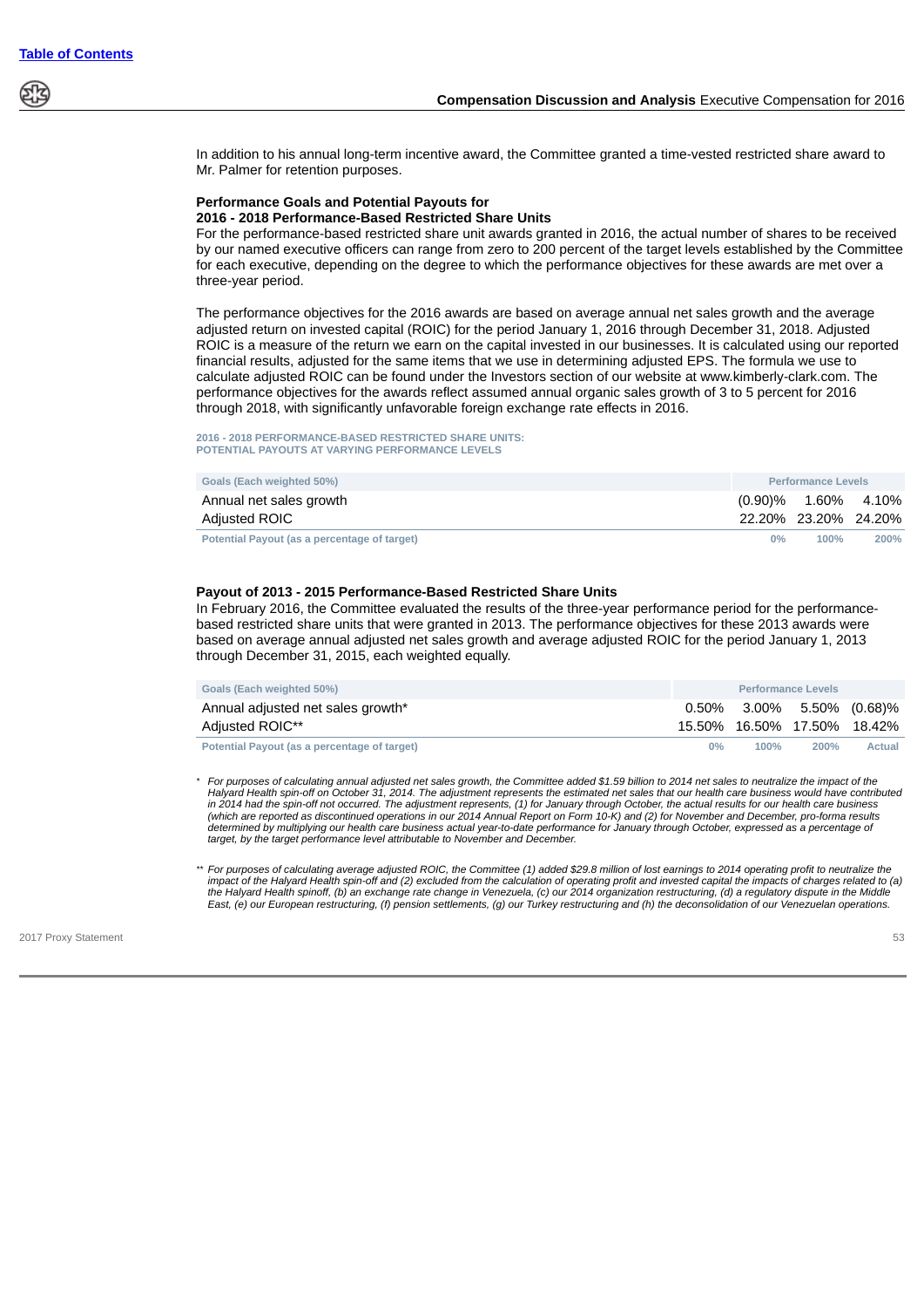In addition to his annual long-term incentive award, the Committee granted a time-vested restricted share award to Mr. Palmer for retention purposes.

### Performance Goals and Potential Payouts for 2016 - 2018 Performance-Based Restricted Share Units

For the performance-based restricted share unit awards granted in 2016, the actual number of shares to be received by our named executive officers can range from zero to 200 percent of the target levels established by the Committee for each executive, depending on the degree to which the performance objectives for these awards are met over a three-year period.

The performance objectives for the 2016 awards are based on average annual net sales growth and the average adjusted return on invested capital (ROIC) for the period January 1, 2016 through December 31, 2018. Adjusted ROIC is a measure of the return we earn on the capital invested in our businesses. It is calculated using our reported financial results, adjusted for the same items that we use in determining adjusted EPS. The formula we use to calculate adjusted ROIC can be found under the Investors section of our website at www.kimberly-clark.com. The performance objectives for the awards reflect assumed annual organic sales growth of 3 to 5 percent for 2016 through 2018, with significantly unfavorable foreign exchange rate effects in 2016.

**2016 - 2018 PERFORMANCE-BASED RESTRICTED SHARE UNITS: POTENTIAL PAYOUTS AT VARYING PERFORMANCE LEVELS**

| Goals (Each weighted 50%) | Performance Levels | | |
|---|---|---|---|
| Annual net sales growth | (0.90)% | 1.60% | 4.10% |
| Adjusted ROIC | 22.20% | 23.20% | 24.20% |
| Potential Payout (as a percentage of target) | 0% | 100% | 200% |

### Payout of 2013 - 2015 Performance-Based Restricted Share Units

In February 2016, the Committee evaluated the results of the three-year performance period for the performance-based restricted share units that were granted in 2013. The performance objectives for these 2013 awards were based on average annual adjusted net sales growth and average adjusted ROIC for the period January 1, 2013 through December 31, 2015, each weighted equally.

| Goals (Each weighted 50%) | Performance Levels | | | |
|---|---|---|---|---|
| Annual adjusted net sales growth* | 0.50% | 3.00% | 5.50% | (0.68)% |
| Adjusted ROIC** | 15.50% | 16.50% | 17.50% | 18.42% |
| Potential Payout (as a percentage of target) | 0% | 100% | 200% | Actual |

\* *For purposes of calculating annual adjusted net sales growth, the Committee added $1.59 billion to 2014 net sales to neutralize the impact of the Halyard Health spin-off on October 31, 2014. The adjustment represents the estimated net sales that our health care business would have contributed in 2014 had the spin-off not occurred. The adjustment represents, (1) for January through October, the actual results for our health care business (which are reported as discontinued operations in our 2014 Annual Report on Form 10-K) and (2) for November and December, pro-forma results determined by multiplying our health care business actual year-to-date performance for January through October, expressed as a percentage of target, by the target performance level attributable to November and December.*

\** *For purposes of calculating average adjusted ROIC, the Committee (1) added $29.8 million of lost earnings to 2014 operating profit to neutralize the impact of the Halyard Health spin-off and (2) excluded from the calculation of operating profit and invested capital the impacts of charges related to (a) the Halyard Health spinoff, (b) an exchange rate change in Venezuela, (c) our 2014 organization restructuring, (d) a regulatory dispute in the Middle East, (e) our European restructuring, (f) pension settlements, (g) our Turkey restructuring and (h) the deconsolidation of our Venezuelan operations.*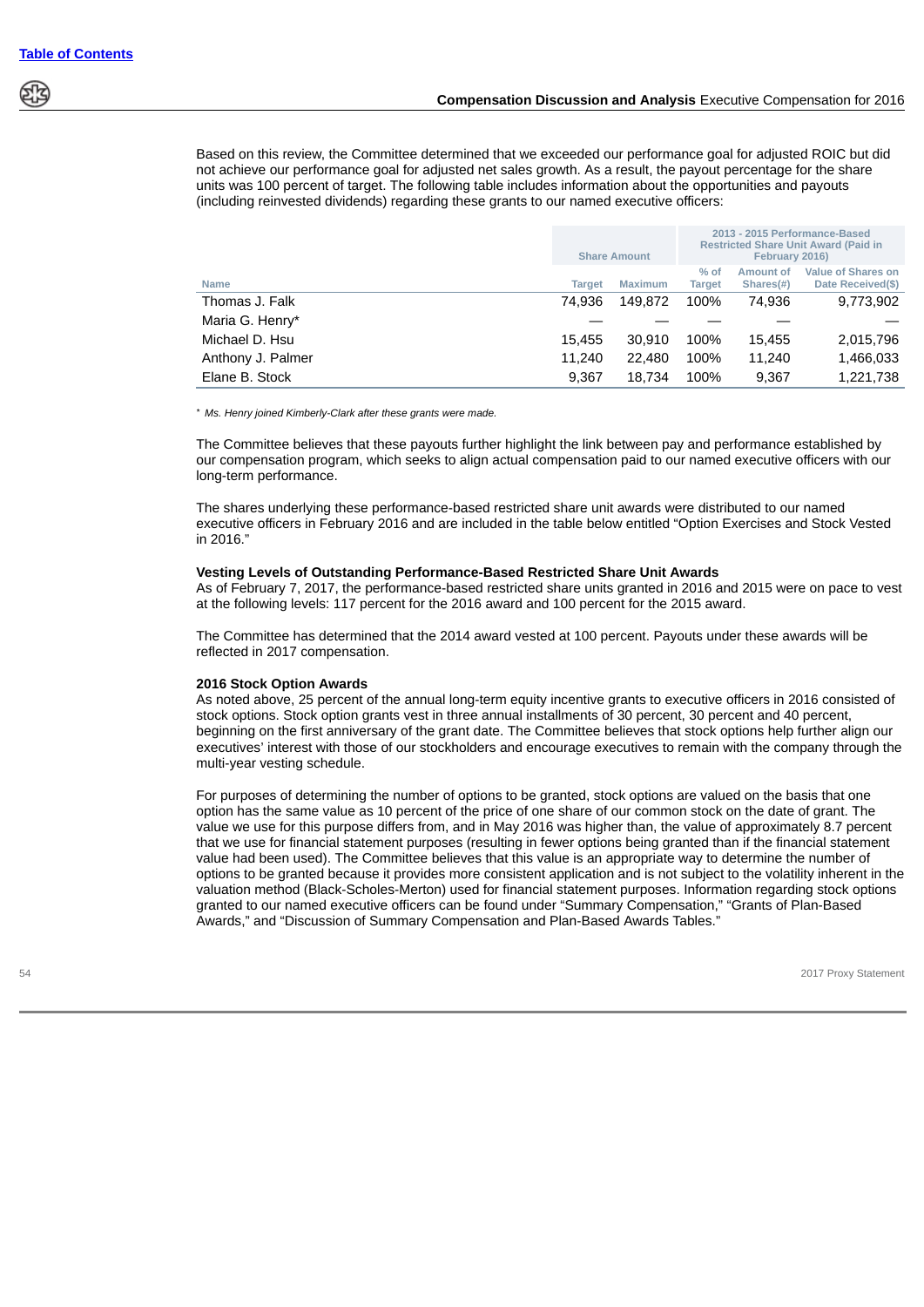Based on this review, the Committee determined that we exceeded our performance goal for adjusted ROIC but did not achieve our performance goal for adjusted net sales growth. As a result, the payout percentage for the share units was 100 percent of target. The following table includes information about the opportunities and payouts (including reinvested dividends) regarding these grants to our named executive officers:

| | Share Amount | | 2013 - 2015 Performance-Based Restricted Share Unit Award (Paid in February 2016) | | |
|---|---|---|---|---|---|
| Name | Target | Maximum | % of Target | Amount of Shares(#) | Value of Shares on Date Received($) |
| Thomas J. Falk | 74,936 | 149,872 | 100% | 74,936 | 9,773,902 |
| Maria G. Henry* | — | — | — | — | — |
| Michael D. Hsu | 15,455 | 30,910 | 100% | 15,455 | 2,015,796 |
| Anthony J. Palmer | 11,240 | 22,480 | 100% | 11,240 | 1,466,033 |
| Elane B. Stock | 9,367 | 18,734 | 100% | 9,367 | 1,221,738 |

\* *Ms. Henry joined Kimberly-Clark after these grants were made.*

The Committee believes that these payouts further highlight the link between pay and performance established by our compensation program, which seeks to align actual compensation paid to our named executive officers with our long-term performance.

The shares underlying these performance-based restricted share unit awards were distributed to our named executive officers in February 2016 and are included in the table below entitled "Option Exercises and Stock Vested in 2016."

**Vesting Levels of Outstanding Performance-Based Restricted Share Unit Awards**

As of February 7, 2017, the performance-based restricted share units granted in 2016 and 2015 were on pace to vest at the following levels: 117 percent for the 2016 award and 100 percent for the 2015 award.

The Committee has determined that the 2014 award vested at 100 percent. Payouts under these awards will be reflected in 2017 compensation.

**2016 Stock Option Awards**

As noted above, 25 percent of the annual long-term equity incentive grants to executive officers in 2016 consisted of stock options. Stock option grants vest in three annual installments of 30 percent, 30 percent and 40 percent, beginning on the first anniversary of the grant date. The Committee believes that stock options help further align our executives' interest with those of our stockholders and encourage executives to remain with the company through the multi-year vesting schedule.

For purposes of determining the number of options to be granted, stock options are valued on the basis that one option has the same value as 10 percent of the price of one share of our common stock on the date of grant. The value we use for this purpose differs from, and in May 2016 was higher than, the value of approximately 8.7 percent that we use for financial statement purposes (resulting in fewer options being granted than if the financial statement value had been used). The Committee believes that this value is an appropriate way to determine the number of options to be granted because it provides more consistent application and is not subject to the volatility inherent in the valuation method (Black-Scholes-Merton) used for financial statement purposes. Information regarding stock options granted to our named executive officers can be found under "Summary Compensation," "Grants of Plan-Based Awards," and "Discussion of Summary Compensation and Plan-Based Awards Tables."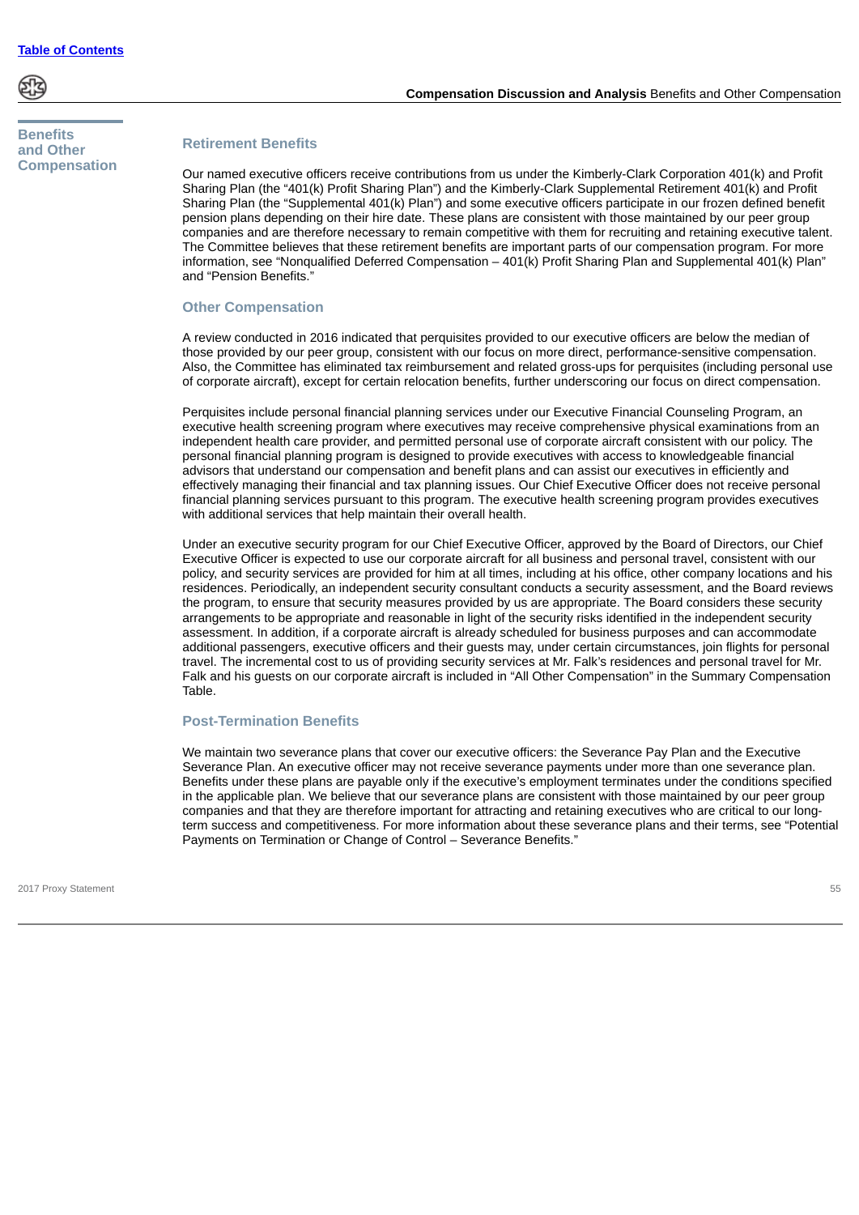## Benefits and Other Compensation

### Retirement Benefits

Our named executive officers receive contributions from us under the Kimberly-Clark Corporation 401(k) and Profit Sharing Plan (the "401(k) Profit Sharing Plan") and the Kimberly-Clark Supplemental Retirement 401(k) and Profit Sharing Plan (the "Supplemental 401(k) Plan") and some executive officers participate in our frozen defined benefit pension plans depending on their hire date. These plans are consistent with those maintained by our peer group companies and are therefore necessary to remain competitive with them for recruiting and retaining executive talent. The Committee believes that these retirement benefits are important parts of our compensation program. For more information, see "Nonqualified Deferred Compensation – 401(k) Profit Sharing Plan and Supplemental 401(k) Plan" and "Pension Benefits."

### Other Compensation

A review conducted in 2016 indicated that perquisites provided to our executive officers are below the median of those provided by our peer group, consistent with our focus on more direct, performance-sensitive compensation. Also, the Committee has eliminated tax reimbursement and related gross-ups for perquisites (including personal use of corporate aircraft), except for certain relocation benefits, further underscoring our focus on direct compensation.

Perquisites include personal financial planning services under our Executive Financial Counseling Program, an executive health screening program where executives may receive comprehensive physical examinations from an independent health care provider, and permitted personal use of corporate aircraft consistent with our policy. The personal financial planning program is designed to provide executives with access to knowledgeable financial advisors that understand our compensation and benefit plans and can assist our executives in efficiently and effectively managing their financial and tax planning issues. Our Chief Executive Officer does not receive personal financial planning services pursuant to this program. The executive health screening program provides executives with additional services that help maintain their overall health.

Under an executive security program for our Chief Executive Officer, approved by the Board of Directors, our Chief Executive Officer is expected to use our corporate aircraft for all business and personal travel, consistent with our policy, and security services are provided for him at all times, including at his office, other company locations and his residences. Periodically, an independent security consultant conducts a security assessment, and the Board reviews the program, to ensure that security measures provided by us are appropriate. The Board considers these security arrangements to be appropriate and reasonable in light of the security risks identified in the independent security assessment. In addition, if a corporate aircraft is already scheduled for business purposes and can accommodate additional passengers, executive officers and their guests may, under certain circumstances, join flights for personal travel. The incremental cost to us of providing security services at Mr. Falk's residences and personal travel for Mr. Falk and his guests on our corporate aircraft is included in "All Other Compensation" in the Summary Compensation Table.

### Post-Termination Benefits

We maintain two severance plans that cover our executive officers: the Severance Pay Plan and the Executive Severance Plan. An executive officer may not receive severance payments under more than one severance plan. Benefits under these plans are payable only if the executive's employment terminates under the conditions specified in the applicable plan. We believe that our severance plans are consistent with those maintained by our peer group companies and that they are therefore important for attracting and retaining executives who are critical to our long-term success and competitiveness. For more information about these severance plans and their terms, see "Potential Payments on Termination or Change of Control – Severance Benefits."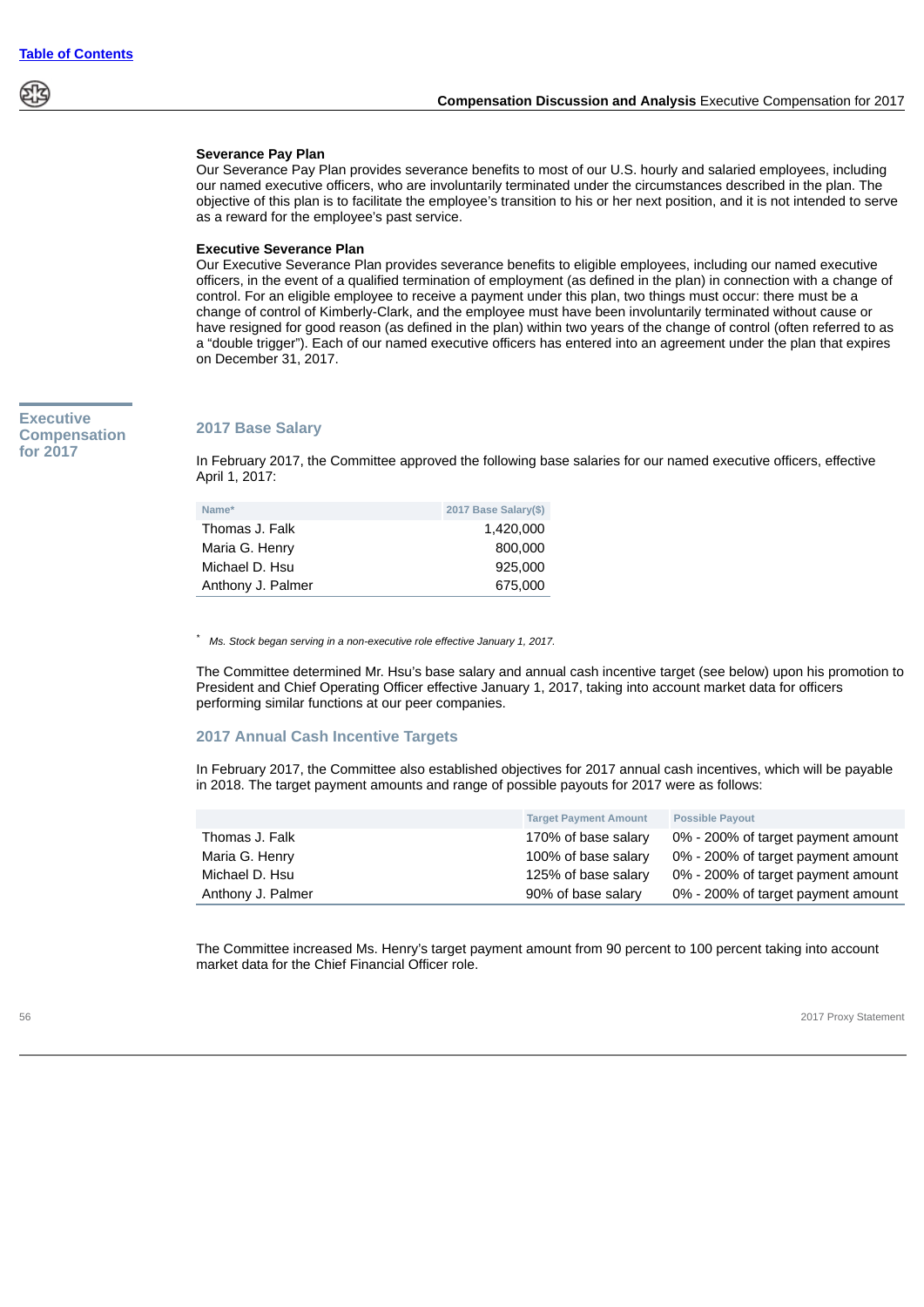### Severance Pay Plan

Our Severance Pay Plan provides severance benefits to most of our U.S. hourly and salaried employees, including our named executive officers, who are involuntarily terminated under the circumstances described in the plan. The objective of this plan is to facilitate the employee's transition to his or her next position, and it is not intended to serve as a reward for the employee's past service.

### Executive Severance Plan

Our Executive Severance Plan provides severance benefits to eligible employees, including our named executive officers, in the event of a qualified termination of employment (as defined in the plan) in connection with a change of control. For an eligible employee to receive a payment under this plan, two things must occur: there must be a change of control of Kimberly-Clark, and the employee must have been involuntarily terminated without cause or have resigned for good reason (as defined in the plan) within two years of the change of control (often referred to as a "double trigger"). Each of our named executive officers has entered into an agreement under the plan that expires on December 31, 2017.

## Executive Compensation for 2017

### 2017 Base Salary

In February 2017, the Committee approved the following base salaries for our named executive officers, effective April 1, 2017:

| Name* | 2017 Base Salary($) |
|---|---|
| Thomas J. Falk | 1,420,000 |
| Maria G. Henry | 800,000 |
| Michael D. Hsu | 925,000 |
| Anthony J. Palmer | 675,000 |

* *Ms. Stock began serving in a non-executive role effective January 1, 2017.*

The Committee determined Mr. Hsu's base salary and annual cash incentive target (see below) upon his promotion to President and Chief Operating Officer effective January 1, 2017, taking into account market data for officers performing similar functions at our peer companies.

### 2017 Annual Cash Incentive Targets

In February 2017, the Committee also established objectives for 2017 annual cash incentives, which will be payable in 2018. The target payment amounts and range of possible payouts for 2017 were as follows:

| | Target Payment Amount | Possible Payout |
|---|---|---|
| Thomas J. Falk | 170% of base salary | 0% - 200% of target payment amount |
| Maria G. Henry | 100% of base salary | 0% - 200% of target payment amount |
| Michael D. Hsu | 125% of base salary | 0% - 200% of target payment amount |
| Anthony J. Palmer | 90% of base salary | 0% - 200% of target payment amount |

The Committee increased Ms. Henry's target payment amount from 90 percent to 100 percent taking into account market data for the Chief Financial Officer role.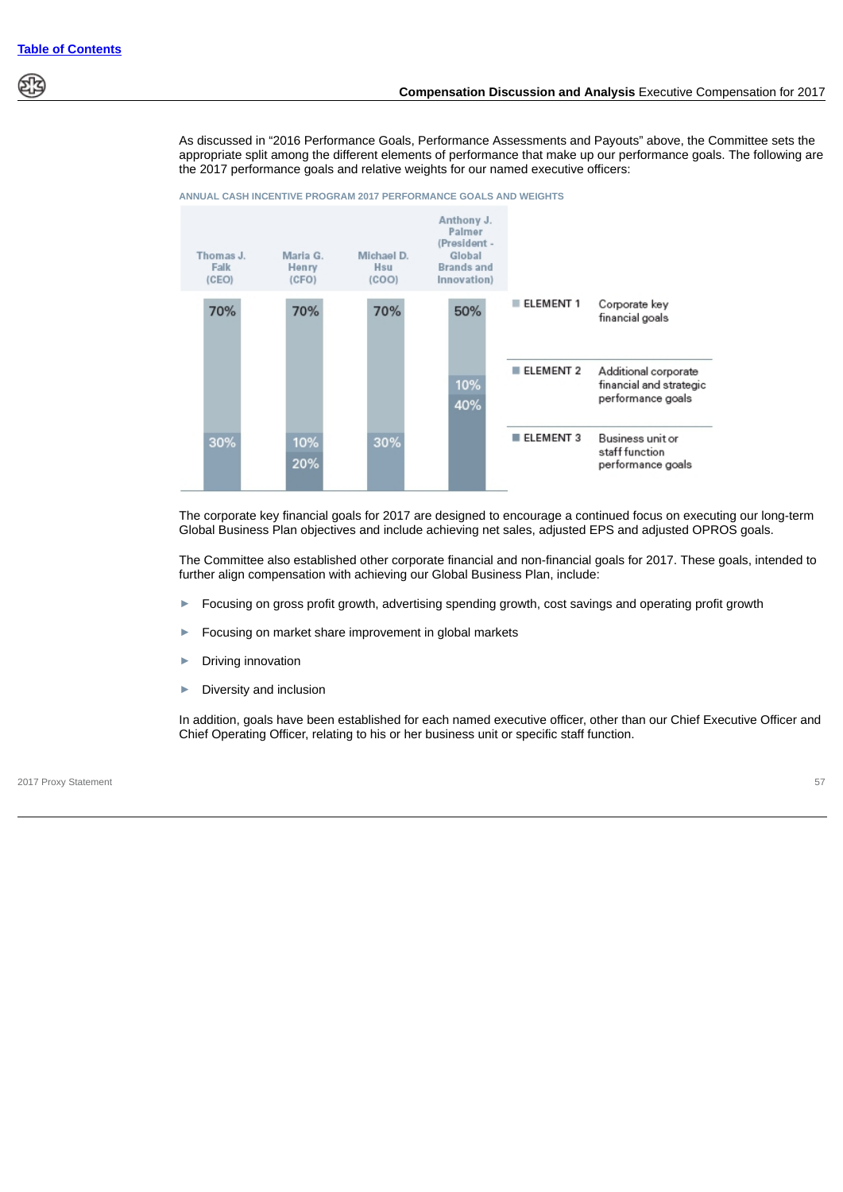As discussed in "2016 Performance Goals, Performance Assessments and Payouts" above, the Committee sets the appropriate split among the different elements of performance that make up our performance goals. The following are the 2017 performance goals and relative weights for our named executive officers:

ANNUAL CASH INCENTIVE PROGRAM 2017 PERFORMANCE GOALS AND WEIGHTS

| | Thomas J. Falk (CEO) | Maria G. Henry (CFO) | Michael D. Hsu (COO) | Anthony J. Palmer (President - Global Brands and Innovation) |
|---|---|---|---|---|
| ELEMENT 1 — Corporate key financial goals | 70% | 70% | 70% | 50% |
| ELEMENT 2 — Additional corporate financial and strategic performance goals | 30% | 10% | 30% | 10% |
| ELEMENT 3 — Business unit or staff function performance goals | | 20% | | 40% |

The corporate key financial goals for 2017 are designed to encourage a continued focus on executing our long-term Global Business Plan objectives and include achieving net sales, adjusted EPS and adjusted OPROS goals.

The Committee also established other corporate financial and non-financial goals for 2017. These goals, intended to further align compensation with achieving our Global Business Plan, include:

- Focusing on gross profit growth, advertising spending growth, cost savings and operating profit growth
- Focusing on market share improvement in global markets
- Driving innovation
- Diversity and inclusion

In addition, goals have been established for each named executive officer, other than our Chief Executive Officer and Chief Operating Officer, relating to his or her business unit or specific staff function.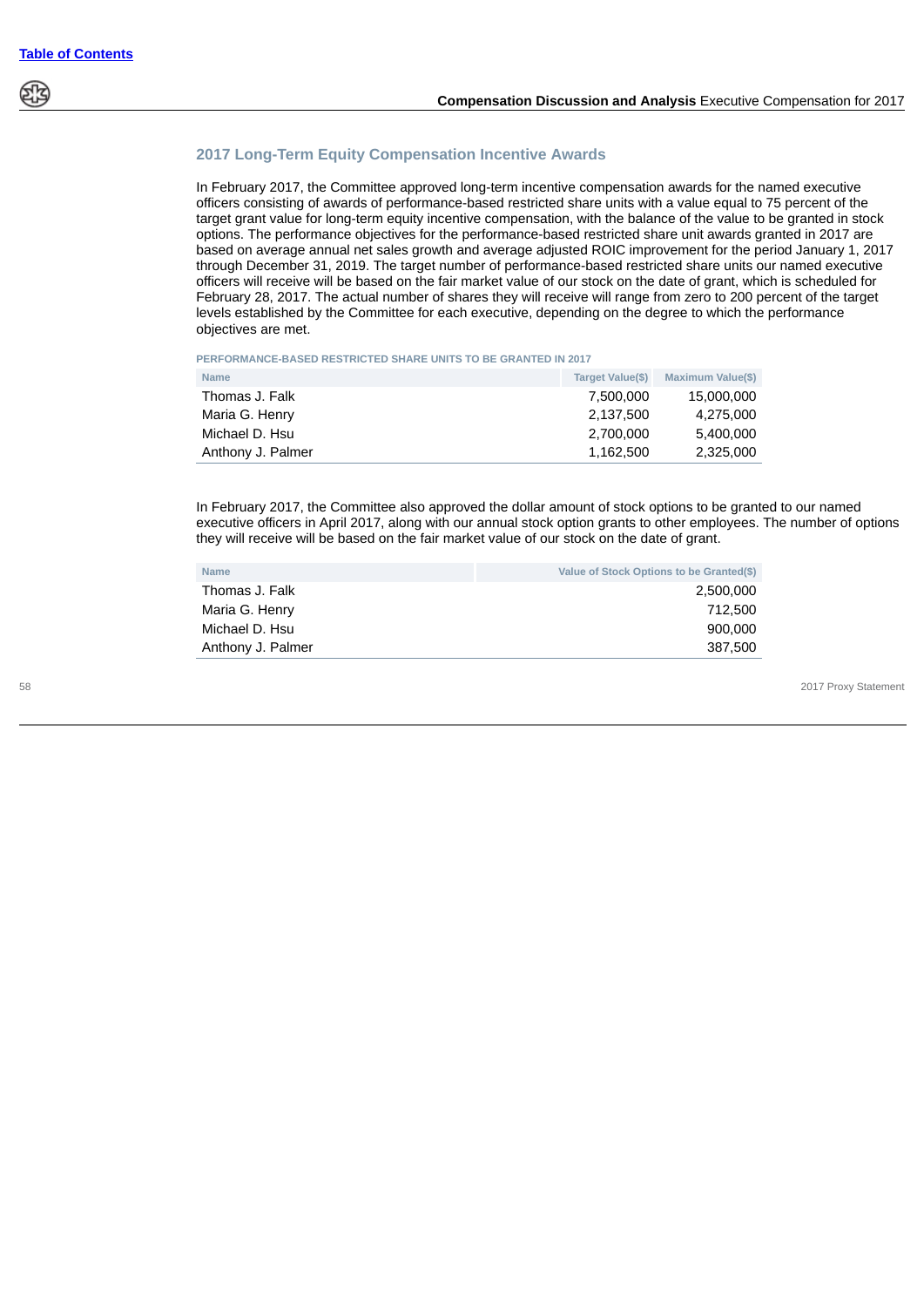### 2017 Long-Term Equity Compensation Incentive Awards

In February 2017, the Committee approved long-term incentive compensation awards for the named executive officers consisting of awards of performance-based restricted share units with a value equal to 75 percent of the target grant value for long-term equity incentive compensation, with the balance of the value to be granted in stock options. The performance objectives for the performance-based restricted share unit awards granted in 2017 are based on average annual net sales growth and average adjusted ROIC improvement for the period January 1, 2017 through December 31, 2019. The target number of performance-based restricted share units our named executive officers will receive will be based on the fair market value of our stock on the date of grant, which is scheduled for February 28, 2017. The actual number of shares they will receive will range from zero to 200 percent of the target levels established by the Committee for each executive, depending on the degree to which the performance objectives are met.

**PERFORMANCE-BASED RESTRICTED SHARE UNITS TO BE GRANTED IN 2017**

| Name | Target Value($) | Maximum Value($) |
|---|---|---|
| Thomas J. Falk | 7,500,000 | 15,000,000 |
| Maria G. Henry | 2,137,500 | 4,275,000 |
| Michael D. Hsu | 2,700,000 | 5,400,000 |
| Anthony J. Palmer | 1,162,500 | 2,325,000 |

In February 2017, the Committee also approved the dollar amount of stock options to be granted to our named executive officers in April 2017, along with our annual stock option grants to other employees. The number of options they will receive will be based on the fair market value of our stock on the date of grant.

| Name | Value of Stock Options to be Granted($) |
|---|---|
| Thomas J. Falk | 2,500,000 |
| Maria G. Henry | 712,500 |
| Michael D. Hsu | 900,000 |
| Anthony J. Palmer | 387,500 |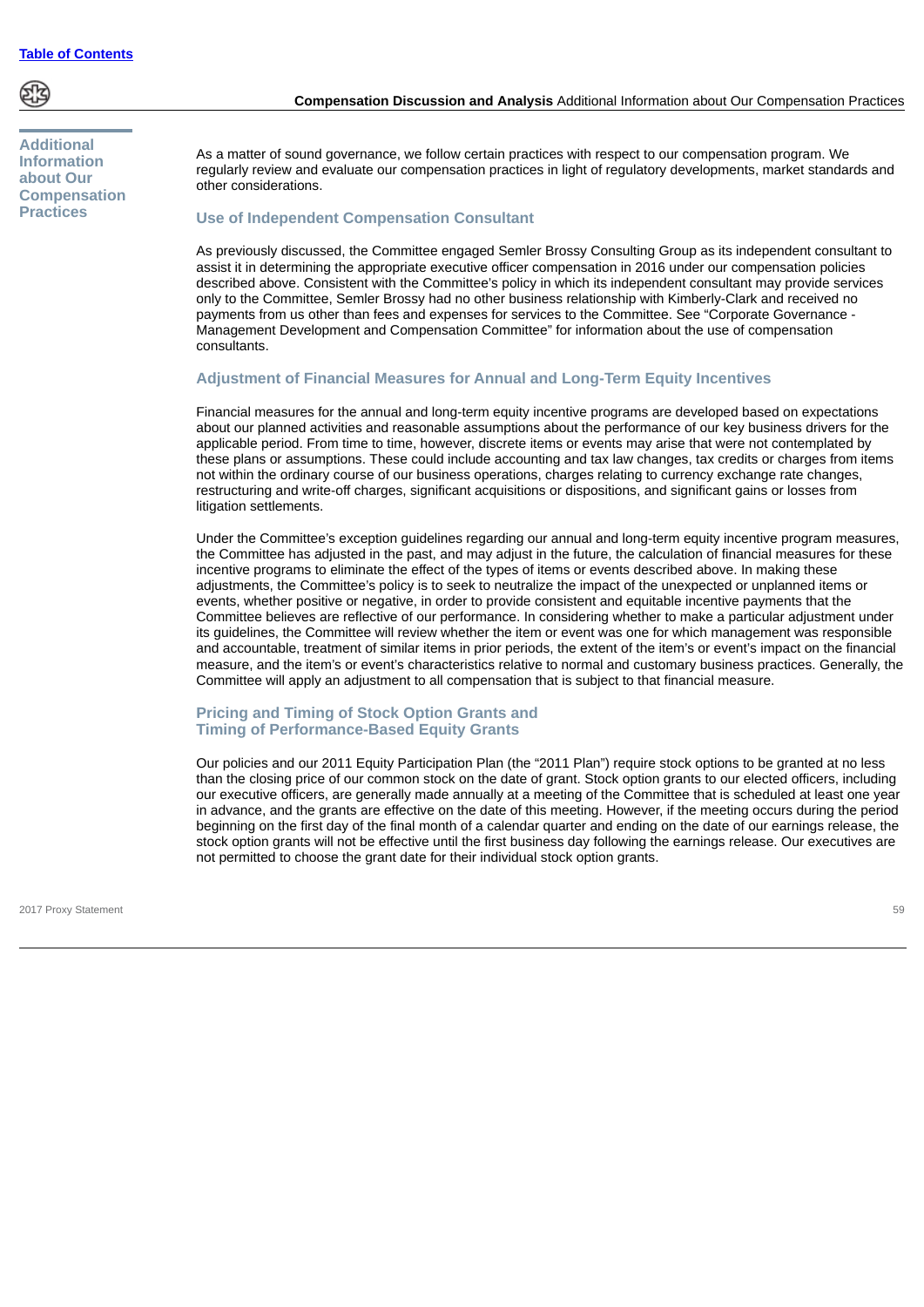## Additional Information about Our Compensation Practices

As a matter of sound governance, we follow certain practices with respect to our compensation program. We regularly review and evaluate our compensation practices in light of regulatory developments, market standards and other considerations.

### Use of Independent Compensation Consultant

As previously discussed, the Committee engaged Semler Brossy Consulting Group as its independent consultant to assist it in determining the appropriate executive officer compensation in 2016 under our compensation policies described above. Consistent with the Committee's policy in which its independent consultant may provide services only to the Committee, Semler Brossy had no other business relationship with Kimberly-Clark and received no payments from us other than fees and expenses for services to the Committee. See "Corporate Governance - Management Development and Compensation Committee" for information about the use of compensation consultants.

### Adjustment of Financial Measures for Annual and Long-Term Equity Incentives

Financial measures for the annual and long-term equity incentive programs are developed based on expectations about our planned activities and reasonable assumptions about the performance of our key business drivers for the applicable period. From time to time, however, discrete items or events may arise that were not contemplated by these plans or assumptions. These could include accounting and tax law changes, tax credits or charges from items not within the ordinary course of our business operations, charges relating to currency exchange rate changes, restructuring and write-off charges, significant acquisitions or dispositions, and significant gains or losses from litigation settlements.

Under the Committee's exception guidelines regarding our annual and long-term equity incentive program measures, the Committee has adjusted in the past, and may adjust in the future, the calculation of financial measures for these incentive programs to eliminate the effect of the types of items or events described above. In making these adjustments, the Committee's policy is to seek to neutralize the impact of the unexpected or unplanned items or events, whether positive or negative, in order to provide consistent and equitable incentive payments that the Committee believes are reflective of our performance. In considering whether to make a particular adjustment under its guidelines, the Committee will review whether the item or event was one for which management was responsible and accountable, treatment of similar items in prior periods, the extent of the item's or event's impact on the financial measure, and the item's or event's characteristics relative to normal and customary business practices. Generally, the Committee will apply an adjustment to all compensation that is subject to that financial measure.

### Pricing and Timing of Stock Option Grants and Timing of Performance-Based Equity Grants

Our policies and our 2011 Equity Participation Plan (the "2011 Plan") require stock options to be granted at no less than the closing price of our common stock on the date of grant. Stock option grants to our elected officers, including our executive officers, are generally made annually at a meeting of the Committee that is scheduled at least one year in advance, and the grants are effective on the date of this meeting. However, if the meeting occurs during the period beginning on the first day of the final month of a calendar quarter and ending on the date of our earnings release, the stock option grants will not be effective until the first business day following the earnings release. Our executives are not permitted to choose the grant date for their individual stock option grants.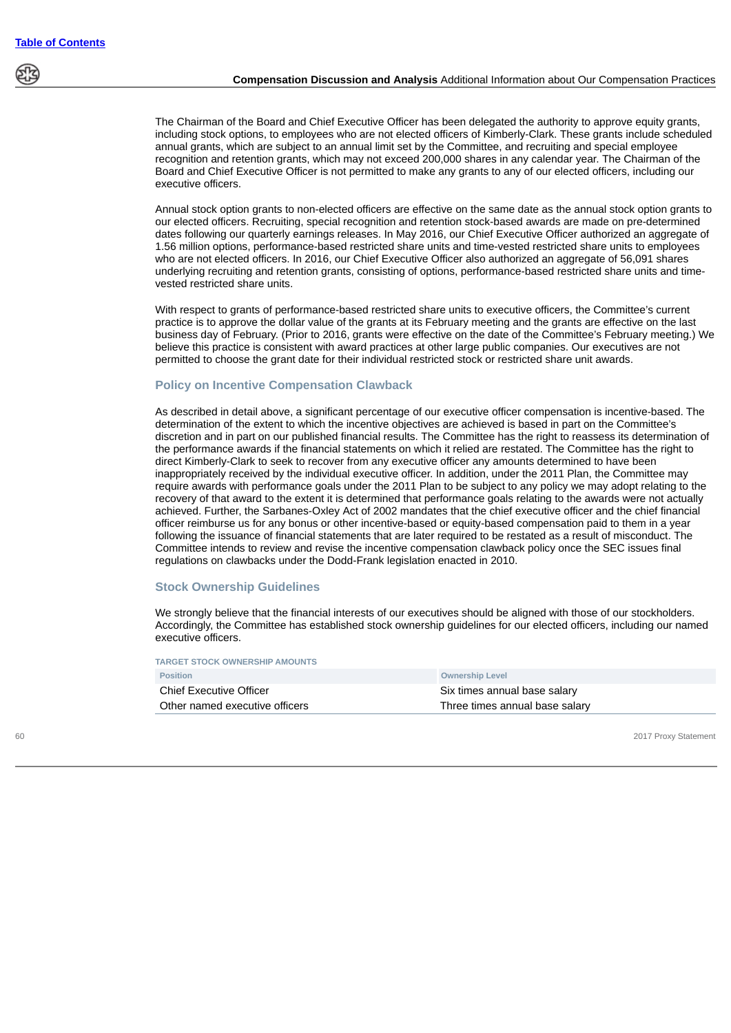The Chairman of the Board and Chief Executive Officer has been delegated the authority to approve equity grants, including stock options, to employees who are not elected officers of Kimberly-Clark. These grants include scheduled annual grants, which are subject to an annual limit set by the Committee, and recruiting and special employee recognition and retention grants, which may not exceed 200,000 shares in any calendar year. The Chairman of the Board and Chief Executive Officer is not permitted to make any grants to any of our elected officers, including our executive officers.

Annual stock option grants to non-elected officers are effective on the same date as the annual stock option grants to our elected officers. Recruiting, special recognition and retention stock-based awards are made on pre-determined dates following our quarterly earnings releases. In May 2016, our Chief Executive Officer authorized an aggregate of 1.56 million options, performance-based restricted share units and time-vested restricted share units to employees who are not elected officers. In 2016, our Chief Executive Officer also authorized an aggregate of 56,091 shares underlying recruiting and retention grants, consisting of options, performance-based restricted share units and time-vested restricted share units.

With respect to grants of performance-based restricted share units to executive officers, the Committee's current practice is to approve the dollar value of the grants at its February meeting and the grants are effective on the last business day of February. (Prior to 2016, grants were effective on the date of the Committee's February meeting.) We believe this practice is consistent with award practices at other large public companies. Our executives are not permitted to choose the grant date for their individual restricted stock or restricted share unit awards.

### Policy on Incentive Compensation Clawback

As described in detail above, a significant percentage of our executive officer compensation is incentive-based. The determination of the extent to which the incentive objectives are achieved is based in part on the Committee's discretion and in part on our published financial results. The Committee has the right to reassess its determination of the performance awards if the financial statements on which it relied are restated. The Committee has the right to direct Kimberly-Clark to seek to recover from any executive officer any amounts determined to have been inappropriately received by the individual executive officer. In addition, under the 2011 Plan, the Committee may require awards with performance goals under the 2011 Plan to be subject to any policy we may adopt relating to the recovery of that award to the extent it is determined that performance goals relating to the awards were not actually achieved. Further, the Sarbanes-Oxley Act of 2002 mandates that the chief executive officer and the chief financial officer reimburse us for any bonus or other incentive-based or equity-based compensation paid to them in a year following the issuance of financial statements that are later required to be restated as a result of misconduct. The Committee intends to review and revise the incentive compensation clawback policy once the SEC issues final regulations on clawbacks under the Dodd-Frank legislation enacted in 2010.

### Stock Ownership Guidelines

We strongly believe that the financial interests of our executives should be aligned with those of our stockholders. Accordingly, the Committee has established stock ownership guidelines for our elected officers, including our named executive officers.

TARGET STOCK OWNERSHIP AMOUNTS

| Position | Ownership Level |
|---|---|
| Chief Executive Officer | Six times annual base salary |
| Other named executive officers | Three times annual base salary |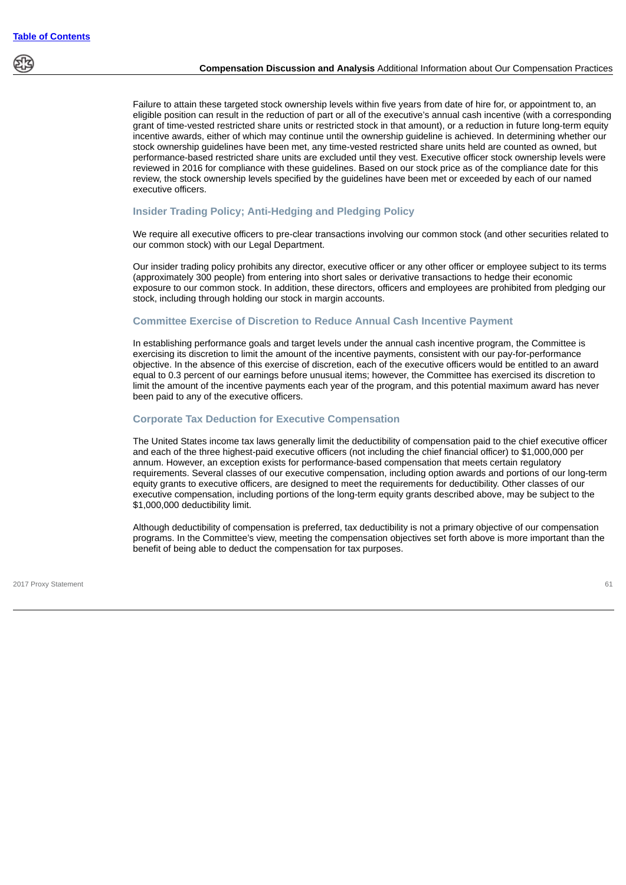Failure to attain these targeted stock ownership levels within five years from date of hire for, or appointment to, an eligible position can result in the reduction of part or all of the executive's annual cash incentive (with a corresponding grant of time-vested restricted share units or restricted stock in that amount), or a reduction in future long-term equity incentive awards, either of which may continue until the ownership guideline is achieved. In determining whether our stock ownership guidelines have been met, any time-vested restricted share units held are counted as owned, but performance-based restricted share units are excluded until they vest. Executive officer stock ownership levels were reviewed in 2016 for compliance with these guidelines. Based on our stock price as of the compliance date for this review, the stock ownership levels specified by the guidelines have been met or exceeded by each of our named executive officers.

### Insider Trading Policy; Anti-Hedging and Pledging Policy

We require all executive officers to pre-clear transactions involving our common stock (and other securities related to our common stock) with our Legal Department.

Our insider trading policy prohibits any director, executive officer or any other officer or employee subject to its terms (approximately 300 people) from entering into short sales or derivative transactions to hedge their economic exposure to our common stock. In addition, these directors, officers and employees are prohibited from pledging our stock, including through holding our stock in margin accounts.

### Committee Exercise of Discretion to Reduce Annual Cash Incentive Payment

In establishing performance goals and target levels under the annual cash incentive program, the Committee is exercising its discretion to limit the amount of the incentive payments, consistent with our pay-for-performance objective. In the absence of this exercise of discretion, each of the executive officers would be entitled to an award equal to 0.3 percent of our earnings before unusual items; however, the Committee has exercised its discretion to limit the amount of the incentive payments each year of the program, and this potential maximum award has never been paid to any of the executive officers.

### Corporate Tax Deduction for Executive Compensation

The United States income tax laws generally limit the deductibility of compensation paid to the chief executive officer and each of the three highest-paid executive officers (not including the chief financial officer) to $1,000,000 per annum. However, an exception exists for performance-based compensation that meets certain regulatory requirements. Several classes of our executive compensation, including option awards and portions of our long-term equity grants to executive officers, are designed to meet the requirements for deductibility. Other classes of our executive compensation, including portions of the long-term equity grants described above, may be subject to the $1,000,000 deductibility limit.

Although deductibility of compensation is preferred, tax deductibility is not a primary objective of our compensation programs. In the Committee's view, meeting the compensation objectives set forth above is more important than the benefit of being able to deduct the compensation for tax purposes.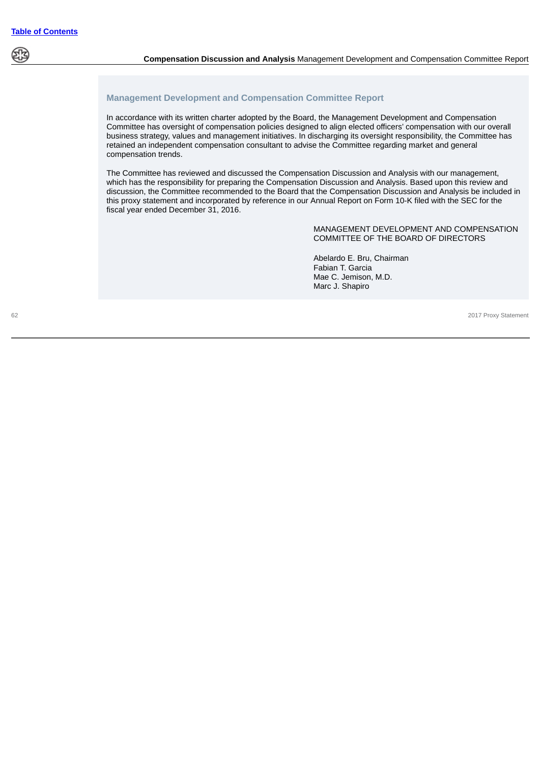## Management Development and Compensation Committee Report

In accordance with its written charter adopted by the Board, the Management Development and Compensation Committee has oversight of compensation policies designed to align elected officers' compensation with our overall business strategy, values and management initiatives. In discharging its oversight responsibility, the Committee has retained an independent compensation consultant to advise the Committee regarding market and general compensation trends.

The Committee has reviewed and discussed the Compensation Discussion and Analysis with our management, which has the responsibility for preparing the Compensation Discussion and Analysis. Based upon this review and discussion, the Committee recommended to the Board that the Compensation Discussion and Analysis be included in this proxy statement and incorporated by reference in our Annual Report on Form 10-K filed with the SEC for the fiscal year ended December 31, 2016.

MANAGEMENT DEVELOPMENT AND COMPENSATION COMMITTEE OF THE BOARD OF DIRECTORS

Abelardo E. Bru, Chairman
Fabian T. Garcia
Mae C. Jemison, M.D.
Marc J. Shapiro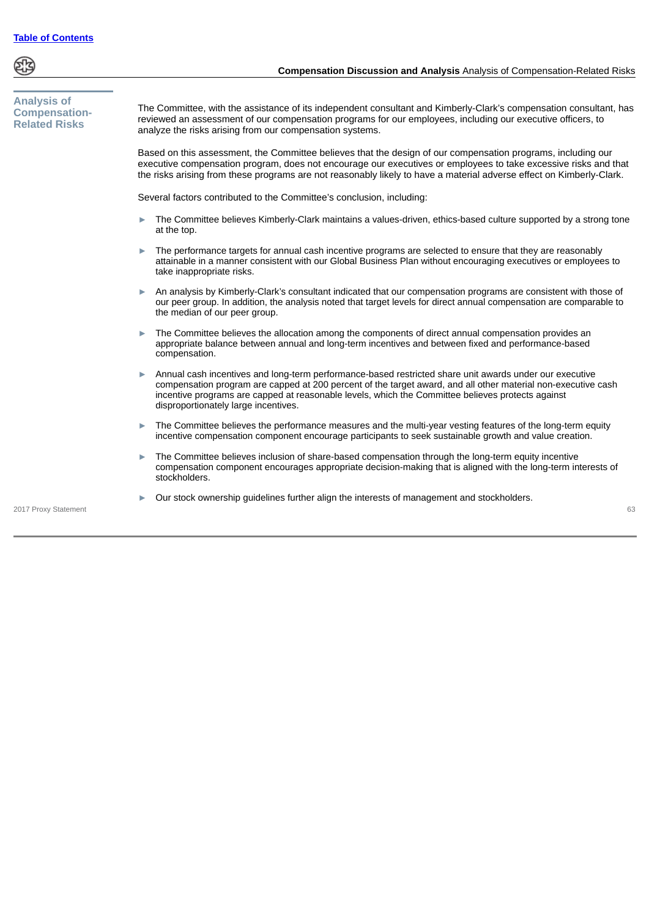## Analysis of Compensation-Related Risks

The Committee, with the assistance of its independent consultant and Kimberly-Clark's compensation consultant, has reviewed an assessment of our compensation programs for our employees, including our executive officers, to analyze the risks arising from our compensation systems.

Based on this assessment, the Committee believes that the design of our compensation programs, including our executive compensation program, does not encourage our executives or employees to take excessive risks and that the risks arising from these programs are not reasonably likely to have a material adverse effect on Kimberly-Clark.

Several factors contributed to the Committee's conclusion, including:

- The Committee believes Kimberly-Clark maintains a values-driven, ethics-based culture supported by a strong tone at the top.
- The performance targets for annual cash incentive programs are selected to ensure that they are reasonably attainable in a manner consistent with our Global Business Plan without encouraging executives or employees to take inappropriate risks.
- An analysis by Kimberly-Clark's consultant indicated that our compensation programs are consistent with those of our peer group. In addition, the analysis noted that target levels for direct annual compensation are comparable to the median of our peer group.
- The Committee believes the allocation among the components of direct annual compensation provides an appropriate balance between annual and long-term incentives and between fixed and performance-based compensation.
- Annual cash incentives and long-term performance-based restricted share unit awards under our executive compensation program are capped at 200 percent of the target award, and all other material non-executive cash incentive programs are capped at reasonable levels, which the Committee believes protects against disproportionately large incentives.
- The Committee believes the performance measures and the multi-year vesting features of the long-term equity incentive compensation component encourage participants to seek sustainable growth and value creation.
- The Committee believes inclusion of share-based compensation through the long-term equity incentive compensation component encourages appropriate decision-making that is aligned with the long-term interests of stockholders.
- Our stock ownership guidelines further align the interests of management and stockholders.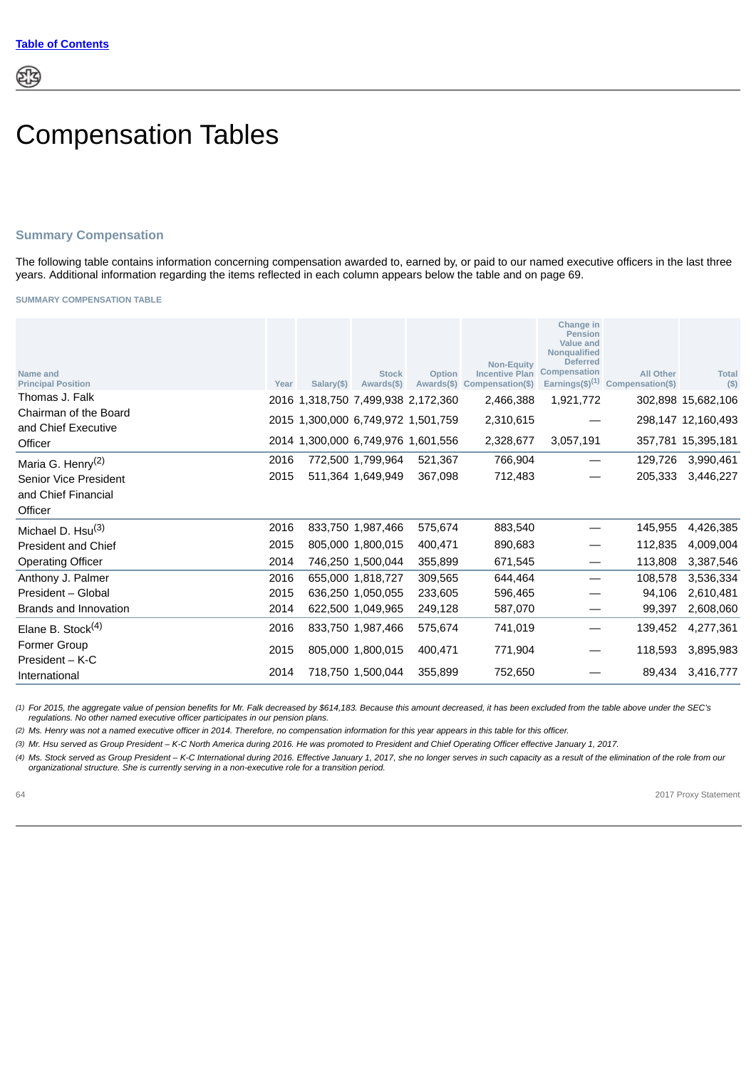# Compensation Tables

## Summary Compensation

The following table contains information concerning compensation awarded to, earned by, or paid to our named executive officers in the last three years. Additional information regarding the items reflected in each column appears below the table and on page 69.

#### SUMMARY COMPENSATION TABLE

| Name and Principal Position | Year | Salary($) | Stock Awards($) | Option Awards($) | Non-Equity Incentive Plan Compensation($) | Change in Pension Value and Nonqualified Deferred Compensation Earnings($)(1) | All Other Compensation($) | Total ($) |
|---|---|---|---|---|---|---|---|---|
| Thomas J. Falk<br>Chairman of the Board and Chief Executive Officer | 2016 | 1,318,750 | 7,499,938 | 2,172,360 | 2,466,388 | 1,921,772 | 302,898 | 15,682,106 |
| | 2015 | 1,300,000 | 6,749,972 | 1,501,759 | 2,310,615 | — | 298,147 | 12,160,493 |
| | 2014 | 1,300,000 | 6,749,976 | 1,601,556 | 2,328,677 | 3,057,191 | 357,781 | 15,395,181 |
| Maria G. Henry(2)<br>Senior Vice President and Chief Financial Officer | 2016 | 772,500 | 1,799,964 | 521,367 | 766,904 | — | 129,726 | 3,990,461 |
| | 2015 | 511,364 | 1,649,949 | 367,098 | 712,483 | — | 205,333 | 3,446,227 |
| Michael D. Hsu(3)<br>President and Chief Operating Officer | 2016 | 833,750 | 1,987,466 | 575,674 | 883,540 | — | 145,955 | 4,426,385 |
| | 2015 | 805,000 | 1,800,015 | 400,471 | 890,683 | — | 112,835 | 4,009,004 |
| | 2014 | 746,250 | 1,500,044 | 355,899 | 671,545 | — | 113,808 | 3,387,546 |
| Anthony J. Palmer<br>President – Global Brands and Innovation | 2016 | 655,000 | 1,818,727 | 309,565 | 644,464 | — | 108,578 | 3,536,334 |
| | 2015 | 636,250 | 1,050,055 | 233,605 | 596,465 | — | 94,106 | 2,610,481 |
| | 2014 | 622,500 | 1,049,965 | 249,128 | 587,070 | — | 99,397 | 2,608,060 |
| Elane B. Stock(4)<br>Former Group President – K-C International | 2016 | 833,750 | 1,987,466 | 575,674 | 741,019 | — | 139,452 | 4,277,361 |
| | 2015 | 805,000 | 1,800,015 | 400,471 | 771,904 | — | 118,593 | 3,895,983 |
| | 2014 | 718,750 | 1,500,044 | 355,899 | 752,650 | — | 89,434 | 3,416,777 |

(1) *For 2015, the aggregate value of pension benefits for Mr. Falk decreased by $614,183. Because this amount decreased, it has been excluded from the table above under the SEC's regulations. No other named executive officer participates in our pension plans.*

(2) *Ms. Henry was not a named executive officer in 2014. Therefore, no compensation information for this year appears in this table for this officer.*

(3) *Mr. Hsu served as Group President – K-C North America during 2016. He was promoted to President and Chief Operating Officer effective January 1, 2017.*

(4) *Ms. Stock served as Group President – K-C International during 2016. Effective January 1, 2017, she no longer serves in such capacity as a result of the elimination of the role from our organizational structure. She is currently serving in a non-executive role for a transition period.*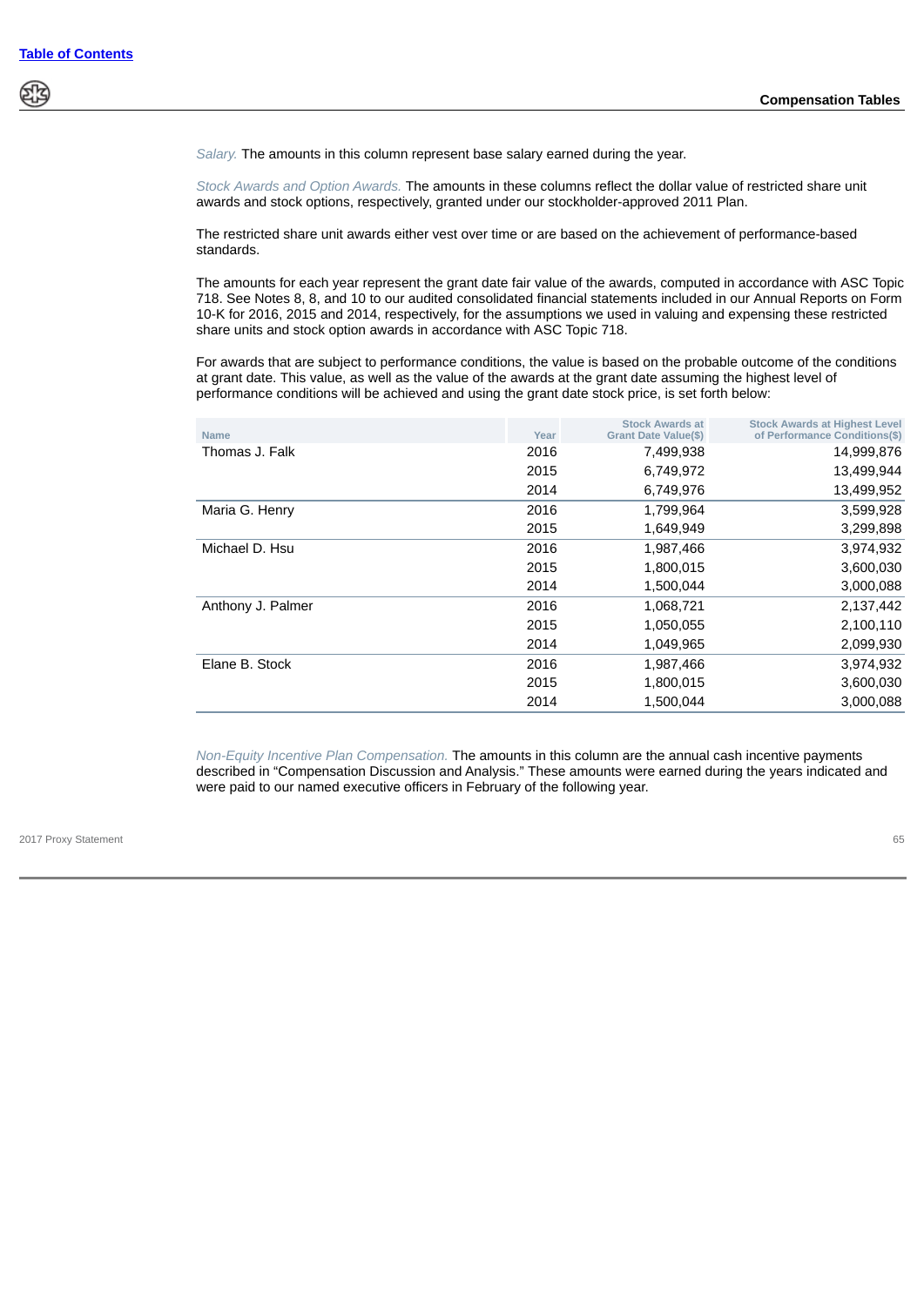*Salary.* The amounts in this column represent base salary earned during the year.

*Stock Awards and Option Awards.* The amounts in these columns reflect the dollar value of restricted share unit awards and stock options, respectively, granted under our stockholder-approved 2011 Plan.

The restricted share unit awards either vest over time or are based on the achievement of performance-based standards.

The amounts for each year represent the grant date fair value of the awards, computed in accordance with ASC Topic 718. See Notes 8, 8, and 10 to our audited consolidated financial statements included in our Annual Reports on Form 10-K for 2016, 2015 and 2014, respectively, for the assumptions we used in valuing and expensing these restricted share units and stock option awards in accordance with ASC Topic 718.

For awards that are subject to performance conditions, the value is based on the probable outcome of the conditions at grant date. This value, as well as the value of the awards at the grant date assuming the highest level of performance conditions will be achieved and using the grant date stock price, is set forth below:

| Name | Year | Stock Awards at Grant Date Value($) | Stock Awards at Highest Level of Performance Conditions($) |
|---|---|---|---|
| Thomas J. Falk | 2016 | 7,499,938 | 14,999,876 |
| | 2015 | 6,749,972 | 13,499,944 |
| | 2014 | 6,749,976 | 13,499,952 |
| Maria G. Henry | 2016 | 1,799,964 | 3,599,928 |
| | 2015 | 1,649,949 | 3,299,898 |
| Michael D. Hsu | 2016 | 1,987,466 | 3,974,932 |
| | 2015 | 1,800,015 | 3,600,030 |
| | 2014 | 1,500,044 | 3,000,088 |
| Anthony J. Palmer | 2016 | 1,068,721 | 2,137,442 |
| | 2015 | 1,050,055 | 2,100,110 |
| | 2014 | 1,049,965 | 2,099,930 |
| Elane B. Stock | 2016 | 1,987,466 | 3,974,932 |
| | 2015 | 1,800,015 | 3,600,030 |
| | 2014 | 1,500,044 | 3,000,088 |

*Non-Equity Incentive Plan Compensation.* The amounts in this column are the annual cash incentive payments described in "Compensation Discussion and Analysis." These amounts were earned during the years indicated and were paid to our named executive officers in February of the following year.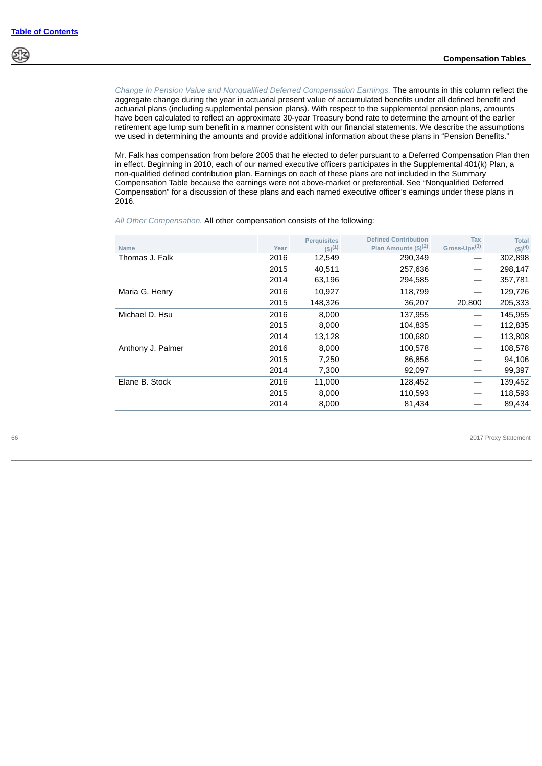*Change In Pension Value and Nonqualified Deferred Compensation Earnings.* The amounts in this column reflect the aggregate change during the year in actuarial present value of accumulated benefits under all defined benefit and actuarial plans (including supplemental pension plans). With respect to the supplemental pension plans, amounts have been calculated to reflect an approximate 30-year Treasury bond rate to determine the amount of the earlier retirement age lump sum benefit in a manner consistent with our financial statements. We describe the assumptions we used in determining the amounts and provide additional information about these plans in "Pension Benefits."

Mr. Falk has compensation from before 2005 that he elected to defer pursuant to a Deferred Compensation Plan then in effect. Beginning in 2010, each of our named executive officers participates in the Supplemental 401(k) Plan, a non-qualified defined contribution plan. Earnings on each of these plans are not included in the Summary Compensation Table because the earnings were not above-market or preferential. See "Nonqualified Deferred Compensation" for a discussion of these plans and each named executive officer's earnings under these plans in 2016.

*All Other Compensation.* All other compensation consists of the following:

| Name | Year | Perquisites ($)[1] | Defined Contribution Plan Amounts ($)[2] | Tax Gross-Ups[3] | Total ($)[4] |
|---|---|---|---|---|---|
| Thomas J. Falk | 2016 | 12,549 | 290,349 | — | 302,898 |
| | 2015 | 40,511 | 257,636 | — | 298,147 |
| | 2014 | 63,196 | 294,585 | — | 357,781 |
| Maria G. Henry | 2016 | 10,927 | 118,799 | — | 129,726 |
| | 2015 | 148,326 | 36,207 | 20,800 | 205,333 |
| Michael D. Hsu | 2016 | 8,000 | 137,955 | — | 145,955 |
| | 2015 | 8,000 | 104,835 | — | 112,835 |
| | 2014 | 13,128 | 100,680 | — | 113,808 |
| Anthony J. Palmer | 2016 | 8,000 | 100,578 | — | 108,578 |
| | 2015 | 7,250 | 86,856 | — | 94,106 |
| | 2014 | 7,300 | 92,097 | — | 99,397 |
| Elane B. Stock | 2016 | 11,000 | 128,452 | — | 139,452 |
| | 2015 | 8,000 | 110,593 | — | 118,593 |
| | 2014 | 8,000 | 81,434 | — | 89,434 |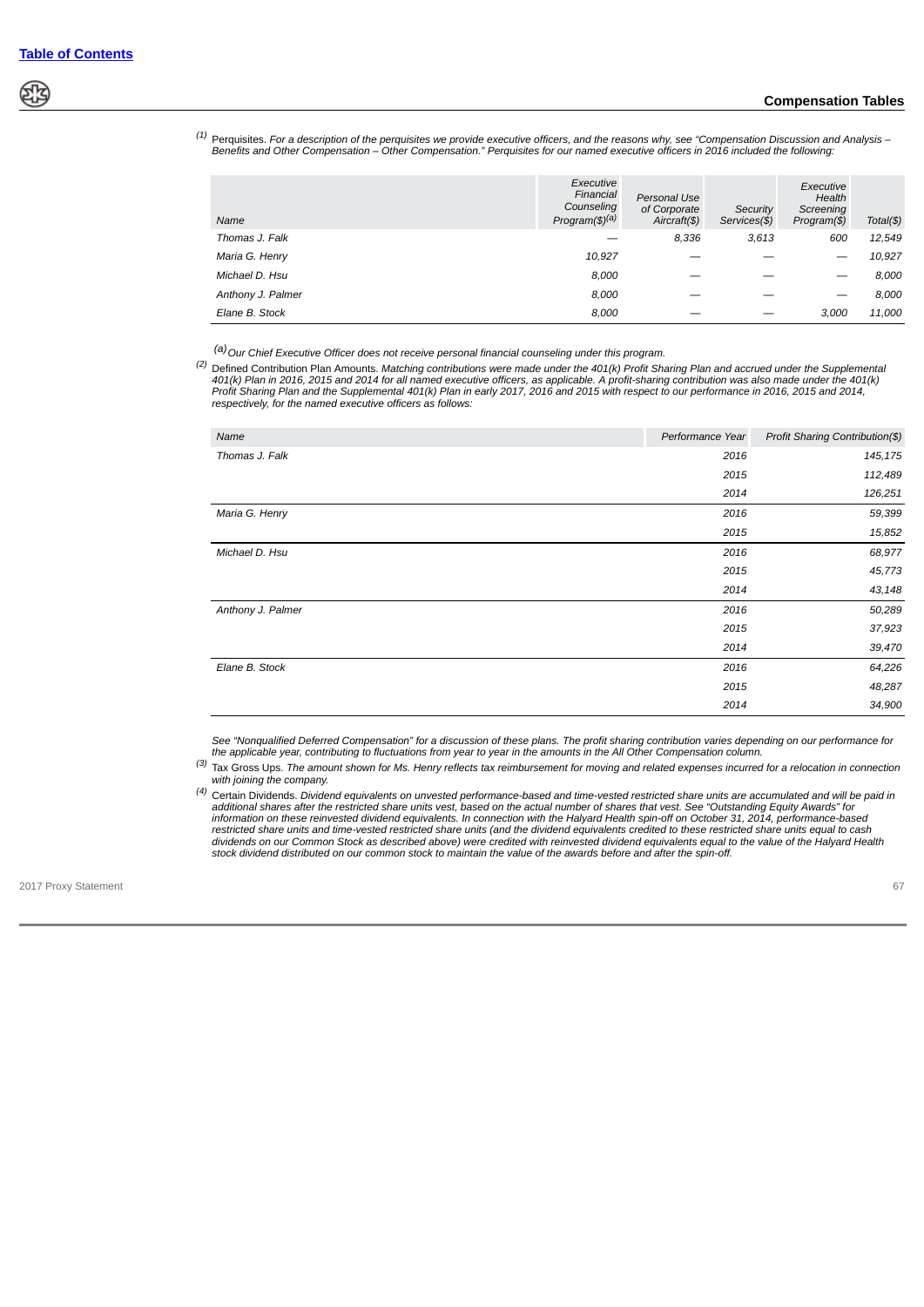[(1)] Perquisites. *For a description of the perquisites we provide executive officers, and the reasons why, see "Compensation Discussion and Analysis – Benefits and Other Compensation – Other Compensation." Perquisites for our named executive officers in 2016 included the following:*

| Name | Executive Financial Counseling Program($)[(a)] | Personal Use of Corporate Aircraft($) | Security Services($) | Executive Health Screening Program($) | Total($) |
|---|---|---|---|---|---|
| Thomas J. Falk | — | 8,336 | 3,613 | 600 | 12,549 |
| Maria G. Henry | 10,927 | — | — | — | 10,927 |
| Michael D. Hsu | 8,000 | — | — | — | 8,000 |
| Anthony J. Palmer | 8,000 | — | — | — | 8,000 |
| Elane B. Stock | 8,000 | — | — | 3,000 | 11,000 |

[(a)] *Our Chief Executive Officer does not receive personal financial counseling under this program.*

[(2)] Defined Contribution Plan Amounts. *Matching contributions were made under the 401(k) Profit Sharing Plan and accrued under the Supplemental 401(k) Plan in 2016, 2015 and 2014 for all named executive officers, as applicable. A profit-sharing contribution was also made under the 401(k) Profit Sharing Plan and the Supplemental 401(k) Plan in early 2017, 2016 and 2015 with respect to our performance in 2016, 2015 and 2014, respectively, for the named executive officers as follows:*

| Name | Performance Year | Profit Sharing Contribution($) |
|---|---|---|
| Thomas J. Falk | 2016 | 145,175 |
| | 2015 | 112,489 |
| | 2014 | 126,251 |
| Maria G. Henry | 2016 | 59,399 |
| | 2015 | 15,852 |
| Michael D. Hsu | 2016 | 68,977 |
| | 2015 | 45,773 |
| | 2014 | 43,148 |
| Anthony J. Palmer | 2016 | 50,289 |
| | 2015 | 37,923 |
| | 2014 | 39,470 |
| Elane B. Stock | 2016 | 64,226 |
| | 2015 | 48,287 |
| | 2014 | 34,900 |

*See "Nonqualified Deferred Compensation" for a discussion of these plans. The profit sharing contribution varies depending on our performance for the applicable year, contributing to fluctuations from year to year in the amounts in the All Other Compensation column.*

[(3)] Tax Gross Ups. *The amount shown for Ms. Henry reflects tax reimbursement for moving and related expenses incurred for a relocation in connection with joining the company.*

[(4)] Certain Dividends. *Dividend equivalents on unvested performance-based and time-vested restricted share units are accumulated and will be paid in additional shares after the restricted share units vest, based on the actual number of shares that vest. See "Outstanding Equity Awards" for information on these reinvested dividend equivalents. In connection with the Halyard Health spin-off on October 31, 2014, performance-based restricted share units and time-vested restricted share units (and the dividend equivalents credited to these restricted share units equal to cash dividends on our Common Stock as described above) were credited with reinvested dividend equivalents equal to the value of the Halyard Health stock dividend distributed on our common stock to maintain the value of the awards before and after the spin-off.*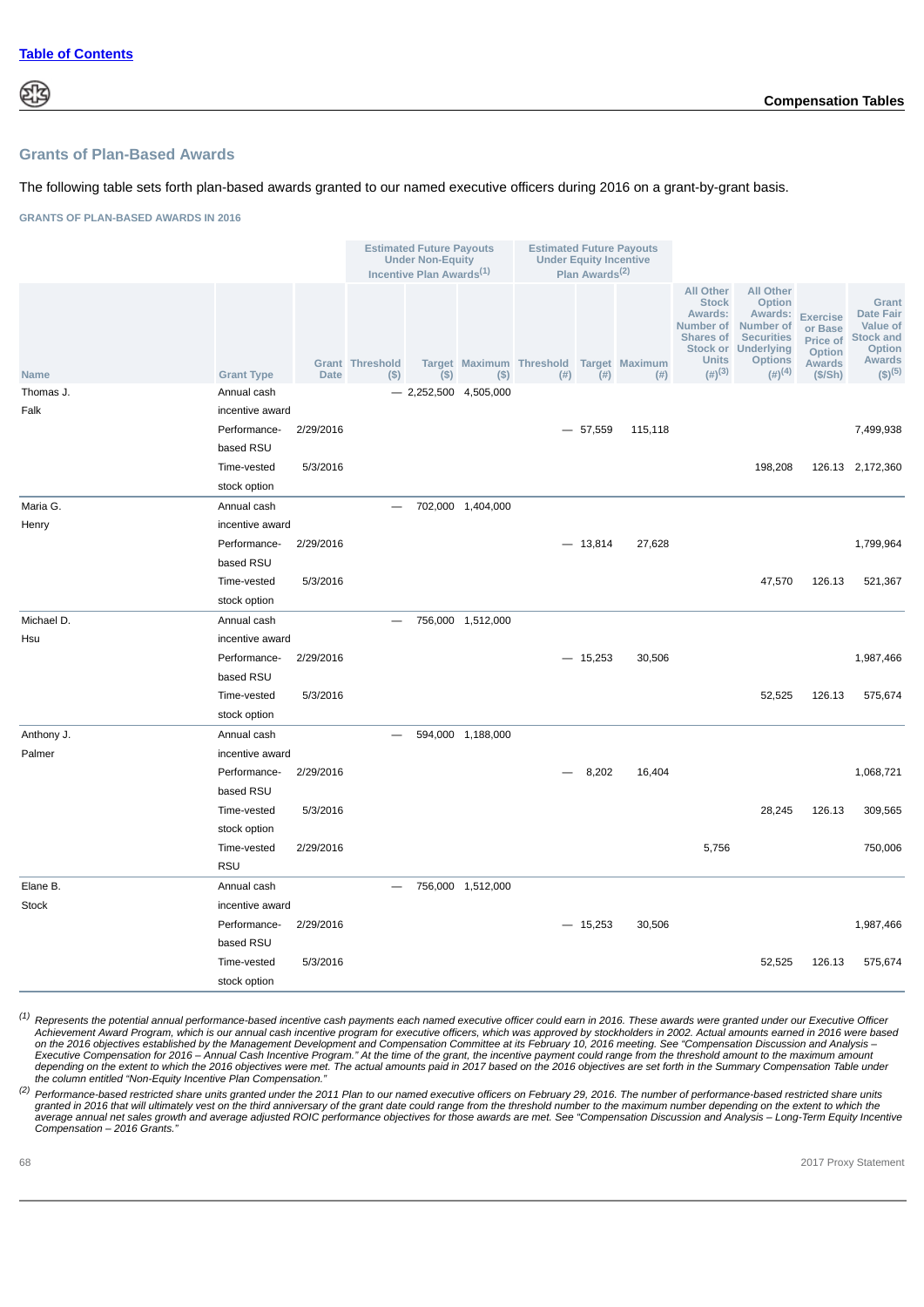## Grants of Plan-Based Awards

The following table sets forth plan-based awards granted to our named executive officers during 2016 on a grant-by-grant basis.

GRANTS OF PLAN-BASED AWARDS IN 2016

| | | | Estimated Future Payouts Under Non-Equity Incentive Plan Awards[(1)] | | | Estimated Future Payouts Under Equity Incentive Plan Awards[(2)] | | | | | | |
|---|---|---|---|---|---|---|---|---|---|---|---|---|
| Name | Grant Type | Grant Date | Threshold ($) | Target ($) | Maximum ($) | Threshold (#) | Target (#) | Maximum (#) | All Other Stock Awards: Number of Shares of Stock or Units (#)[(3)] | All Other Option Awards: Number of Securities Underlying Options (#)[(4)] | Exercise or Base Price of Option Awards ($/Sh) | Grant Date Fair Value of Stock and Option Awards ($)[(5)] |
| Thomas J. Falk | Annual cash incentive award | | — | 2,252,500 | 4,505,000 | | | | | | | |
| | Performance-based RSU | 2/29/2016 | | | | — | 57,559 | 115,118 | | | | 7,499,938 |
| | Time-vested stock option | 5/3/2016 | | | | | | | | 198,208 | 126.13 | 2,172,360 |
| Maria G. Henry | Annual cash incentive award | | — | 702,000 | 1,404,000 | | | | | | | |
| | Performance-based RSU | 2/29/2016 | | | | — | 13,814 | 27,628 | | | | 1,799,964 |
| | Time-vested stock option | 5/3/2016 | | | | | | | | 47,570 | 126.13 | 521,367 |
| Michael D. Hsu | Annual cash incentive award | | — | 756,000 | 1,512,000 | | | | | | | |
| | Performance-based RSU | 2/29/2016 | | | | — | 15,253 | 30,506 | | | | 1,987,466 |
| | Time-vested stock option | 5/3/2016 | | | | | | | | 52,525 | 126.13 | 575,674 |
| Anthony J. Palmer | Annual cash incentive award | | — | 594,000 | 1,188,000 | | | | | | | |
| | Performance-based RSU | 2/29/2016 | | | | — | 8,202 | 16,404 | | | | 1,068,721 |
| | Time-vested stock option | 5/3/2016 | | | | | | | | 28,245 | 126.13 | 309,565 |
| | Time-vested RSU | 2/29/2016 | | | | | | | 5,756 | | | 750,006 |
| Elane B. Stock | Annual cash incentive award | | — | 756,000 | 1,512,000 | | | | | | | |
| | Performance-based RSU | 2/29/2016 | | | | — | 15,253 | 30,506 | | | | 1,987,466 |
| | Time-vested stock option | 5/3/2016 | | | | | | | | 52,525 | 126.13 | 575,674 |

(1) *Represents the potential annual performance-based incentive cash payments each named executive officer could earn in 2016. These awards were granted under our Executive Officer Achievement Award Program, which is our annual cash incentive program for executive officers, which was approved by stockholders in 2002. Actual amounts earned in 2016 were based on the 2016 objectives established by the Management Development and Compensation Committee at its February 10, 2016 meeting. See "Compensation Discussion and Analysis – Executive Compensation for 2016 – Annual Cash Incentive Program." At the time of the grant, the incentive payment could range from the threshold amount to the maximum amount depending on the extent to which the 2016 objectives were met. The actual amounts paid in 2017 based on the 2016 objectives are set forth in the Summary Compensation Table under the column entitled "Non-Equity Incentive Plan Compensation."*

(2) *Performance-based restricted share units granted under the 2011 Plan to our named executive officers on February 29, 2016. The number of performance-based restricted share units granted in 2016 that will ultimately vest on the third anniversary of the grant date could range from the threshold number to the maximum number depending on the extent to which the average annual net sales growth and average adjusted ROIC performance objectives for those awards are met. See "Compensation Discussion and Analysis – Long-Term Equity Incentive Compensation – 2016 Grants."*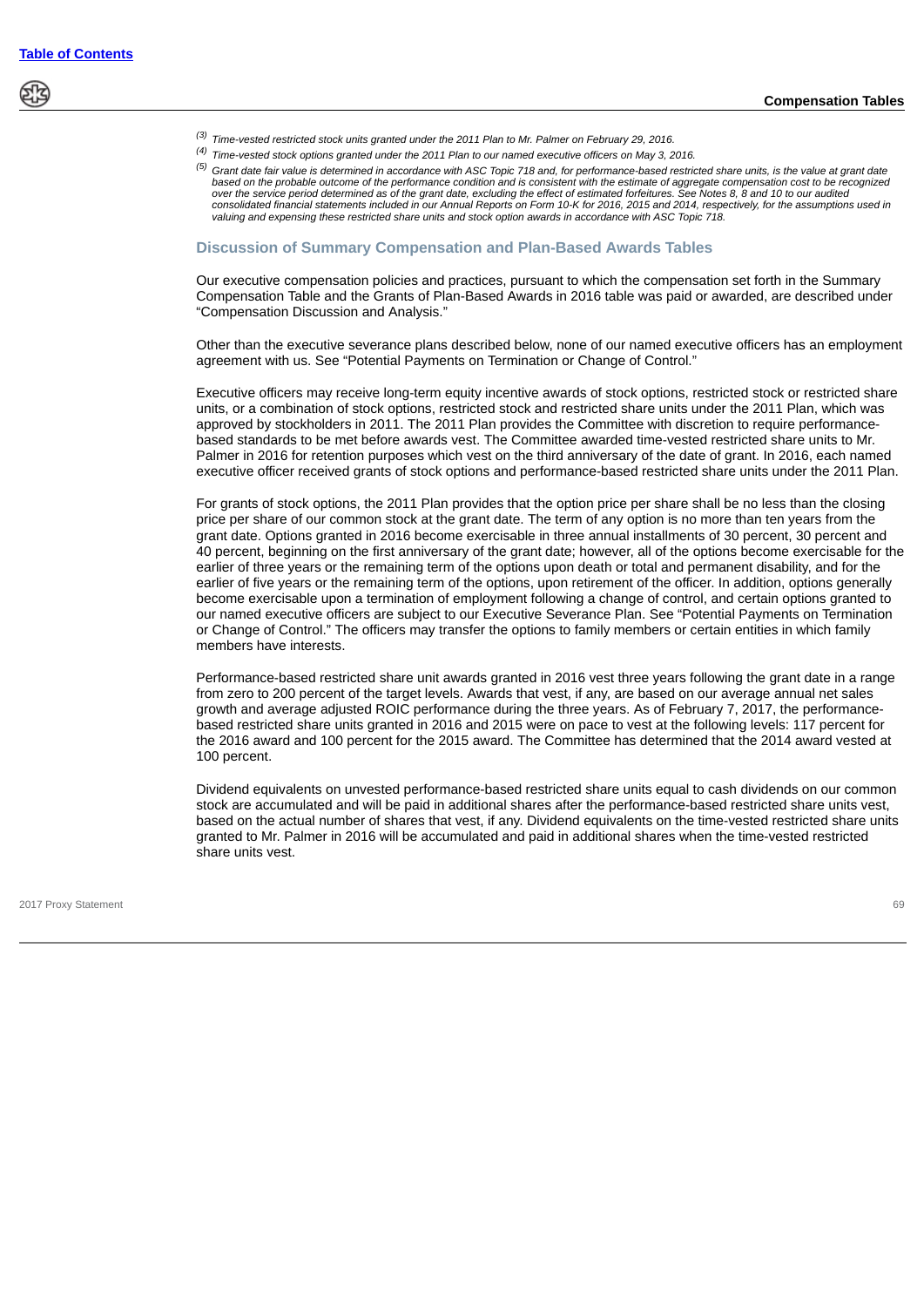(3) *Time-vested restricted stock units granted under the 2011 Plan to Mr. Palmer on February 29, 2016.*

(4) *Time-vested stock options granted under the 2011 Plan to our named executive officers on May 3, 2016.*

(5) *Grant date fair value is determined in accordance with ASC Topic 718 and, for performance-based restricted share units, is the value at grant date based on the probable outcome of the performance condition and is consistent with the estimate of aggregate compensation cost to be recognized over the service period determined as of the grant date, excluding the effect of estimated forfeitures. See Notes 8, 8 and 10 to our audited consolidated financial statements included in our Annual Reports on Form 10-K for 2016, 2015 and 2014, respectively, for the assumptions used in valuing and expensing these restricted share units and stock option awards in accordance with ASC Topic 718.*

## Discussion of Summary Compensation and Plan-Based Awards Tables

Our executive compensation policies and practices, pursuant to which the compensation set forth in the Summary Compensation Table and the Grants of Plan-Based Awards in 2016 table was paid or awarded, are described under "Compensation Discussion and Analysis."

Other than the executive severance plans described below, none of our named executive officers has an employment agreement with us. See "Potential Payments on Termination or Change of Control."

Executive officers may receive long-term equity incentive awards of stock options, restricted stock or restricted share units, or a combination of stock options, restricted stock and restricted share units under the 2011 Plan, which was approved by stockholders in 2011. The 2011 Plan provides the Committee with discretion to require performance-based standards to be met before awards vest. The Committee awarded time-vested restricted share units to Mr. Palmer in 2016 for retention purposes which vest on the third anniversary of the date of grant. In 2016, each named executive officer received grants of stock options and performance-based restricted share units under the 2011 Plan.

For grants of stock options, the 2011 Plan provides that the option price per share shall be no less than the closing price per share of our common stock at the grant date. The term of any option is no more than ten years from the grant date. Options granted in 2016 become exercisable in three annual installments of 30 percent, 30 percent and 40 percent, beginning on the first anniversary of the grant date; however, all of the options become exercisable for the earlier of three years or the remaining term of the options upon death or total and permanent disability, and for the earlier of five years or the remaining term of the options, upon retirement of the officer. In addition, options generally become exercisable upon a termination of employment following a change of control, and certain options granted to our named executive officers are subject to our Executive Severance Plan. See "Potential Payments on Termination or Change of Control." The officers may transfer the options to family members or certain entities in which family members have interests.

Performance-based restricted share unit awards granted in 2016 vest three years following the grant date in a range from zero to 200 percent of the target levels. Awards that vest, if any, are based on our average annual net sales growth and average adjusted ROIC performance during the three years. As of February 7, 2017, the performance-based restricted share units granted in 2016 and 2015 were on pace to vest at the following levels: 117 percent for the 2016 award and 100 percent for the 2015 award. The Committee has determined that the 2014 award vested at 100 percent.

Dividend equivalents on unvested performance-based restricted share units equal to cash dividends on our common stock are accumulated and will be paid in additional shares after the performance-based restricted share units vest, based on the actual number of shares that vest, if any. Dividend equivalents on the time-vested restricted share units granted to Mr. Palmer in 2016 will be accumulated and paid in additional shares when the time-vested restricted share units vest.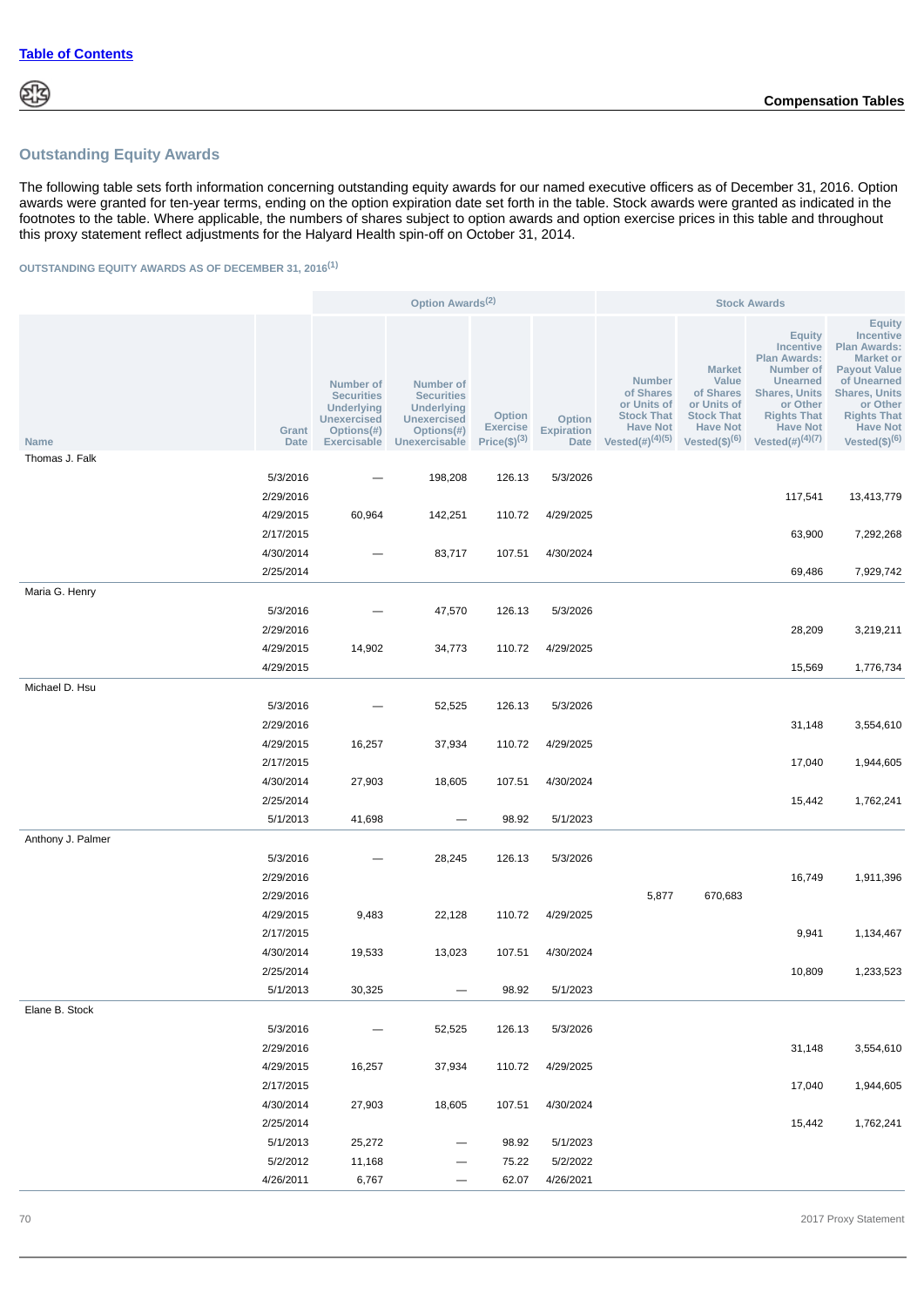## Outstanding Equity Awards

The following table sets forth information concerning outstanding equity awards for our named executive officers as of December 31, 2016. Option awards were granted for ten-year terms, ending on the option expiration date set forth in the table. Stock awards were granted as indicated in the footnotes to the table. Where applicable, the numbers of shares subject to option awards and option exercise prices in this table and throughout this proxy statement reflect adjustments for the Halyard Health spin-off on October 31, 2014.

OUTSTANDING EQUITY AWARDS AS OF DECEMBER 31, 2016[1]

| | | Option Awards[2] | | | | Stock Awards | | | |
|---|---|---|---|---|---|---|---|---|---|
| Name | Grant Date | Number of Securities Underlying Unexercised Options(#) Exercisable | Number of Securities Underlying Unexercised Options(#) Unexercisable | Option Exercise Price($)[3] | Option Expiration Date | Number of Shares or Units of Stock That Have Not Vested(#)[4][5] | Market Value of Shares or Units of Stock That Have Not Vested($)[6] | Equity Incentive Plan Awards: Number of Unearned Shares, Units or Other Rights That Have Not Vested(#)[4][7] | Equity Incentive Plan Awards: Market or Payout Value of Unearned Shares, Units or Other Rights That Have Not Vested($)[6] |
| Thomas J. Falk | | | | | | | | | |
| | 5/3/2016 | — | 198,208 | 126.13 | 5/3/2026 | | | | |
| | 2/29/2016 | | | | | | | 117,541 | 13,413,779 |
| | 4/29/2015 | 60,964 | 142,251 | 110.72 | 4/29/2025 | | | | |
| | 2/17/2015 | | | | | | | 63,900 | 7,292,268 |
| | 4/30/2014 | — | 83,717 | 107.51 | 4/30/2024 | | | | |
| | 2/25/2014 | | | | | | | 69,486 | 7,929,742 |
| Maria G. Henry | | | | | | | | | |
| | 5/3/2016 | — | 47,570 | 126.13 | 5/3/2026 | | | | |
| | 2/29/2016 | | | | | | | 28,209 | 3,219,211 |
| | 4/29/2015 | 14,902 | 34,773 | 110.72 | 4/29/2025 | | | | |
| | 4/29/2015 | | | | | | | 15,569 | 1,776,734 |
| Michael D. Hsu | | | | | | | | | |
| | 5/3/2016 | — | 52,525 | 126.13 | 5/3/2026 | | | | |
| | 2/29/2016 | | | | | | | 31,148 | 3,554,610 |
| | 4/29/2015 | 16,257 | 37,934 | 110.72 | 4/29/2025 | | | | |
| | 2/17/2015 | | | | | | | 17,040 | 1,944,605 |
| | 4/30/2014 | 27,903 | 18,605 | 107.51 | 4/30/2024 | | | | |
| | 2/25/2014 | | | | | | | 15,442 | 1,762,241 |
| | 5/1/2013 | 41,698 | — | 98.92 | 5/1/2023 | | | | |
| Anthony J. Palmer | | | | | | | | | |
| | 5/3/2016 | — | 28,245 | 126.13 | 5/3/2026 | | | | |
| | 2/29/2016 | | | | | | | 16,749 | 1,911,396 |
| | 2/29/2016 | | | | | 5,877 | 670,683 | | |
| | 4/29/2015 | 9,483 | 22,128 | 110.72 | 4/29/2025 | | | | |
| | 2/17/2015 | | | | | | | 9,941 | 1,134,467 |
| | 4/30/2014 | 19,533 | 13,023 | 107.51 | 4/30/2024 | | | | |
| | 2/25/2014 | | | | | | | 10,809 | 1,233,523 |
| | 5/1/2013 | 30,325 | — | 98.92 | 5/1/2023 | | | | |
| Elane B. Stock | | | | | | | | | |
| | 5/3/2016 | — | 52,525 | 126.13 | 5/3/2026 | | | | |
| | 2/29/2016 | | | | | | | 31,148 | 3,554,610 |
| | 4/29/2015 | 16,257 | 37,934 | 110.72 | 4/29/2025 | | | | |
| | 2/17/2015 | | | | | | | 17,040 | 1,944,605 |
| | 4/30/2014 | 27,903 | 18,605 | 107.51 | 4/30/2024 | | | | |
| | 2/25/2014 | | | | | | | 15,442 | 1,762,241 |
| | 5/1/2013 | 25,272 | — | 98.92 | 5/1/2023 | | | | |
| | 5/2/2012 | 11,168 | — | 75.22 | 5/2/2022 | | | | |
| | 4/26/2011 | 6,767 | — | 62.07 | 4/26/2021 | | | | |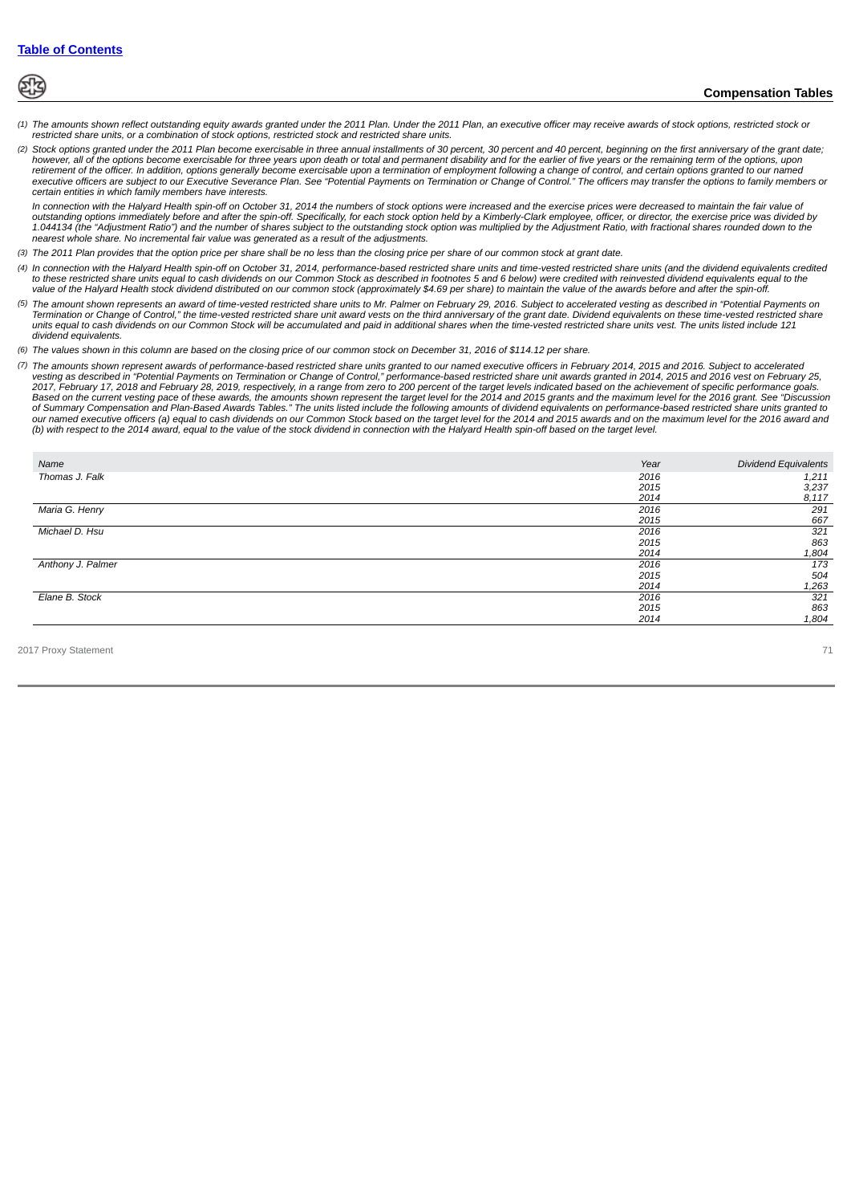*(1) The amounts shown reflect outstanding equity awards granted under the 2011 Plan. Under the 2011 Plan, an executive officer may receive awards of stock options, restricted stock or restricted share units, or a combination of stock options, restricted stock and restricted share units.*

*(2) Stock options granted under the 2011 Plan become exercisable in three annual installments of 30 percent, 30 percent and 40 percent, beginning on the first anniversary of the grant date; however, all of the options become exercisable for three years upon death or total and permanent disability and for the earlier of five years or the remaining term of the options, upon retirement of the officer. In addition, options generally become exercisable upon a termination of employment following a change of control, and certain options granted to our named executive officers are subject to our Executive Severance Plan. See "Potential Payments on Termination or Change of Control." The officers may transfer the options to family members or certain entities in which family members have interests.*

*In connection with the Halyard Health spin-off on October 31, 2014 the numbers of stock options were increased and the exercise prices were decreased to maintain the fair value of outstanding options immediately before and after the spin-off. Specifically, for each stock option held by a Kimberly-Clark employee, officer, or director, the exercise price was divided by 1.044134 (the "Adjustment Ratio") and the number of shares subject to the outstanding stock option was multiplied by the Adjustment Ratio, with fractional shares rounded down to the nearest whole share. No incremental fair value was generated as a result of the adjustments.*

*(3) The 2011 Plan provides that the option price per share shall be no less than the closing price per share of our common stock at grant date.*

*(4) In connection with the Halyard Health spin-off on October 31, 2014, performance-based restricted share units and time-vested restricted share units (and the dividend equivalents credited to these restricted share units equal to cash dividends on our Common Stock as described in footnotes 5 and 6 below) were credited with reinvested dividend equivalents equal to the value of the Halyard Health stock dividend distributed on our common stock (approximately $4.69 per share) to maintain the value of the awards before and after the spin-off.*

*(5) The amount shown represents an award of time-vested restricted share units to Mr. Palmer on February 29, 2016. Subject to accelerated vesting as described in "Potential Payments on Termination or Change of Control," the time-vested restricted share unit award vests on the third anniversary of the grant date. Dividend equivalents on these time-vested restricted share units equal to cash dividends on our Common Stock will be accumulated and paid in additional shares when the time-vested restricted share units vest. The units listed include 121 dividend equivalents.*

*(6) The values shown in this column are based on the closing price of our common stock on December 31, 2016 of $114.12 per share.*

*(7) The amounts shown represent awards of performance-based restricted share units granted to our named executive officers in February 2014, 2015 and 2016. Subject to accelerated vesting as described in "Potential Payments on Termination or Change of Control," performance-based restricted share unit awards granted in 2014, 2015 and 2016 vest on February 25, 2017, February 17, 2018 and February 28, 2019, respectively, in a range from zero to 200 percent of the target levels indicated based on the achievement of specific performance goals. Based on the current vesting pace of these awards, the amounts shown represent the target level for the 2014 and 2015 grants and the maximum level for the 2016 grant. See "Discussion of Summary Compensation and Plan-Based Awards Tables." The units listed include the following amounts of dividend equivalents on performance-based restricted share units granted to our named executive officers (a) equal to cash dividends on our Common Stock based on the target level for the 2014 and 2015 awards and on the maximum level for the 2016 award and (b) with respect to the 2014 award, equal to the value of the stock dividend in connection with the Halyard Health spin-off based on the target level.*

| Name | Year | Dividend Equivalents |
|---|---|---|
| Thomas J. Falk | 2016 | 1,211 |
| | 2015 | 3,237 |
| | 2014 | 8,117 |
| Maria G. Henry | 2016 | 291 |
| | 2015 | 667 |
| Michael D. Hsu | 2016 | 321 |
| | 2015 | 863 |
| | 2014 | 1,804 |
| Anthony J. Palmer | 2016 | 173 |
| | 2015 | 504 |
| | 2014 | 1,263 |
| Elane B. Stock | 2016 | 321 |
| | 2015 | 863 |
| | 2014 | 1,804 |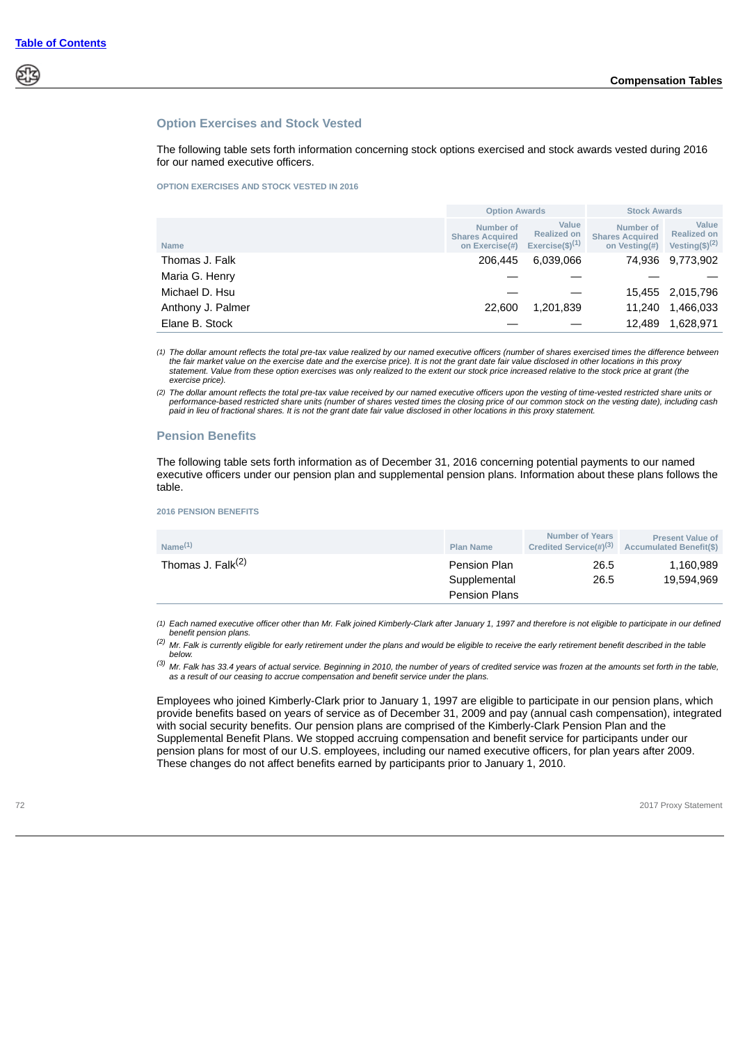## Option Exercises and Stock Vested

The following table sets forth information concerning stock options exercised and stock awards vested during 2016 for our named executive officers.

OPTION EXERCISES AND STOCK VESTED IN 2016

| | Option Awards | | Stock Awards | |
|---|---|---|---|---|
| Name | Number of Shares Acquired on Exercise(#) | Value Realized on Exercise($)[(1)] | Number of Shares Acquired on Vesting(#) | Value Realized on Vesting($)[(2)] |
| Thomas J. Falk | 206,445 | 6,039,066 | 74,936 | 9,773,902 |
| Maria G. Henry | — | — | — | — |
| Michael D. Hsu | — | — | 15,455 | 2,015,796 |
| Anthony J. Palmer | 22,600 | 1,201,839 | 11,240 | 1,466,033 |
| Elane B. Stock | — | — | 12,489 | 1,628,971 |

*(1) The dollar amount reflects the total pre-tax value realized by our named executive officers (number of shares exercised times the difference between the fair market value on the exercise date and the exercise price). It is not the grant date fair value disclosed in other locations in this proxy statement. Value from these option exercises was only realized to the extent our stock price increased relative to the stock price at grant (the exercise price).*

*(2) The dollar amount reflects the total pre-tax value received by our named executive officers upon the vesting of time-vested restricted share units or performance-based restricted share units (number of shares vested times the closing price of our common stock on the vesting date), including cash paid in lieu of fractional shares. It is not the grant date fair value disclosed in other locations in this proxy statement.*

## Pension Benefits

The following table sets forth information as of December 31, 2016 concerning potential payments to our named executive officers under our pension plan and supplemental pension plans. Information about these plans follows the table.

2016 PENSION BENEFITS

| Name[(1)] | Plan Name | Number of Years Credited Service(#)[(3)] | Present Value of Accumulated Benefit($) |
|---|---|---|---|
| Thomas J. Falk[(2)] | Pension Plan | 26.5 | 1,160,989 |
| | Supplemental Pension Plans | 26.5 | 19,594,969 |

*(1) Each named executive officer other than Mr. Falk joined Kimberly-Clark after January 1, 1997 and therefore is not eligible to participate in our defined benefit pension plans.*

*(2) Mr. Falk is currently eligible for early retirement under the plans and would be eligible to receive the early retirement benefit described in the table below.*

*(3) Mr. Falk has 33.4 years of actual service. Beginning in 2010, the number of years of credited service was frozen at the amounts set forth in the table, as a result of our ceasing to accrue compensation and benefit service under the plans.*

Employees who joined Kimberly-Clark prior to January 1, 1997 are eligible to participate in our pension plans, which provide benefits based on years of service as of December 31, 2009 and pay (annual cash compensation), integrated with social security benefits. Our pension plans are comprised of the Kimberly-Clark Pension Plan and the Supplemental Benefit Plans. We stopped accruing compensation and benefit service for participants under our pension plans for most of our U.S. employees, including our named executive officers, for plan years after 2009. These changes do not affect benefits earned by participants prior to January 1, 2010.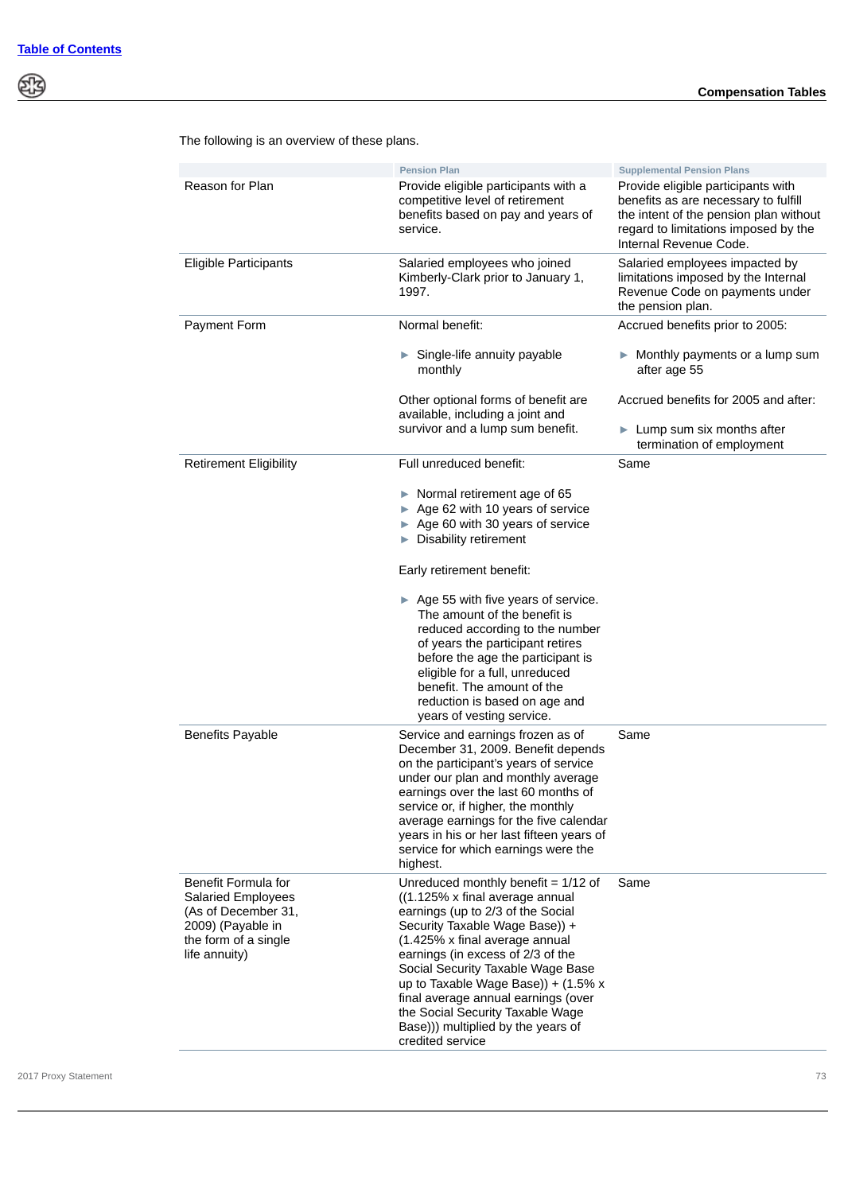The following is an overview of these plans.

| | Pension Plan | Supplemental Pension Plans |
|---|---|---|
| Reason for Plan | Provide eligible participants with a competitive level of retirement benefits based on pay and years of service. | Provide eligible participants with benefits as are necessary to fulfill the intent of the pension plan without regard to limitations imposed by the Internal Revenue Code. |
| Eligible Participants | Salaried employees who joined Kimberly-Clark prior to January 1, 1997. | Salaried employees impacted by limitations imposed by the Internal Revenue Code on payments under the pension plan. |
| Payment Form | Normal benefit:<br>► Single-life annuity payable monthly<br>Other optional forms of benefit are available, including a joint and survivor and a lump sum benefit. | Accrued benefits prior to 2005:<br>► Monthly payments or a lump sum after age 55<br>Accrued benefits for 2005 and after:<br>► Lump sum six months after termination of employment |
| Retirement Eligibility | Full unreduced benefit:<br>► Normal retirement age of 65<br>► Age 62 with 10 years of service<br>► Age 60 with 30 years of service<br>► Disability retirement<br>Early retirement benefit:<br>► Age 55 with five years of service. The amount of the benefit is reduced according to the number of years the participant retires before the age the participant is eligible for a full, unreduced benefit. The amount of the reduction is based on age and years of vesting service. | Same |
| Benefits Payable | Service and earnings frozen as of December 31, 2009. Benefit depends on the participant's years of service under our plan and monthly average earnings over the last 60 months of service or, if higher, the monthly average earnings for the five calendar years in his or her last fifteen years of service for which earnings were the highest. | Same |
| Benefit Formula for Salaried Employees (As of December 31, 2009) (Payable in the form of a single life annuity) | Unreduced monthly benefit = 1/12 of ((1.125% x final average annual earnings (up to 2/3 of the Social Security Taxable Wage Base)) + (1.425% x final average annual earnings (in excess of 2/3 of the Social Security Taxable Wage Base up to Taxable Wage Base)) + (1.5% x final average annual earnings (over the Social Security Taxable Wage Base))) multiplied by the years of credited service | Same |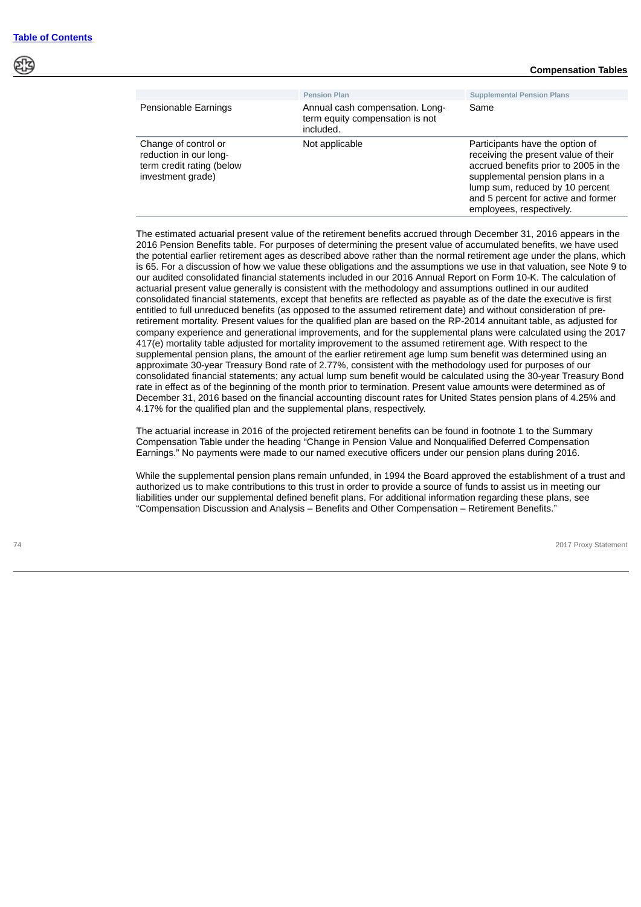| | Pension Plan | Supplemental Pension Plans |
|---|---|---|
| Pensionable Earnings | Annual cash compensation. Long-term equity compensation is not included. | Same |
| Change of control or reduction in our long-term credit rating (below investment grade) | Not applicable | Participants have the option of receiving the present value of their accrued benefits prior to 2005 in the supplemental pension plans in a lump sum, reduced by 10 percent and 5 percent for active and former employees, respectively. |

The estimated actuarial present value of the retirement benefits accrued through December 31, 2016 appears in the 2016 Pension Benefits table. For purposes of determining the present value of accumulated benefits, we have used the potential earlier retirement ages as described above rather than the normal retirement age under the plans, which is 65. For a discussion of how we value these obligations and the assumptions we use in that valuation, see Note 9 to our audited consolidated financial statements included in our 2016 Annual Report on Form 10-K. The calculation of actuarial present value generally is consistent with the methodology and assumptions outlined in our audited consolidated financial statements, except that benefits are reflected as payable as of the date the executive is first entitled to full unreduced benefits (as opposed to the assumed retirement date) and without consideration of pre-retirement mortality. Present values for the qualified plan are based on the RP-2014 annuitant table, as adjusted for company experience and generational improvements, and for the supplemental plans were calculated using the 2017 417(e) mortality table adjusted for mortality improvement to the assumed retirement age. With respect to the supplemental pension plans, the amount of the earlier retirement age lump sum benefit was determined using an approximate 30-year Treasury Bond rate of 2.77%, consistent with the methodology used for purposes of our consolidated financial statements; any actual lump sum benefit would be calculated using the 30-year Treasury Bond rate in effect as of the beginning of the month prior to termination. Present value amounts were determined as of December 31, 2016 based on the financial accounting discount rates for United States pension plans of 4.25% and 4.17% for the qualified plan and the supplemental plans, respectively.

The actuarial increase in 2016 of the projected retirement benefits can be found in footnote 1 to the Summary Compensation Table under the heading "Change in Pension Value and Nonqualified Deferred Compensation Earnings." No payments were made to our named executive officers under our pension plans during 2016.

While the supplemental pension plans remain unfunded, in 1994 the Board approved the establishment of a trust and authorized us to make contributions to this trust in order to provide a source of funds to assist us in meeting our liabilities under our supplemental defined benefit plans. For additional information regarding these plans, see "Compensation Discussion and Analysis – Benefits and Other Compensation – Retirement Benefits."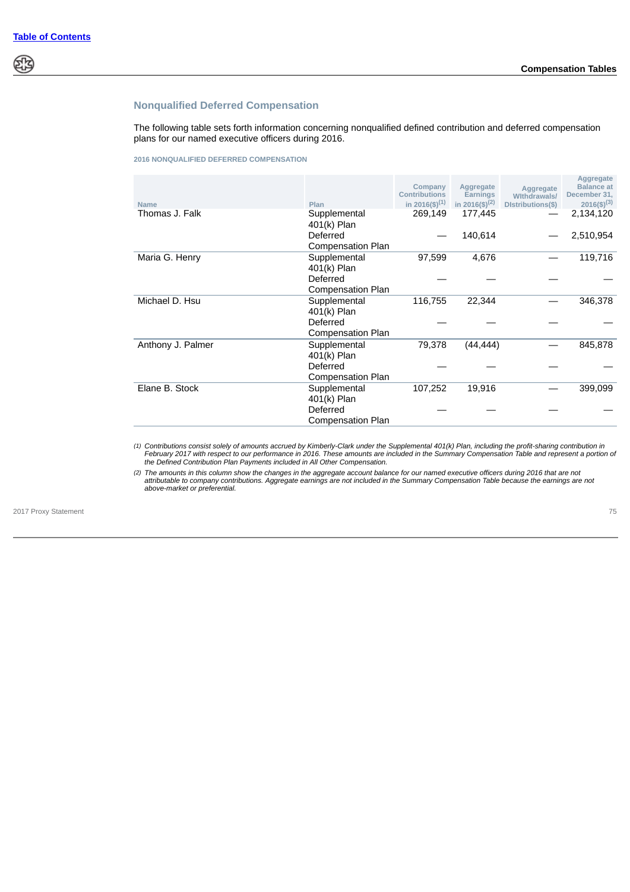## Nonqualified Deferred Compensation

The following table sets forth information concerning nonqualified defined contribution and deferred compensation plans for our named executive officers during 2016.

### 2016 NONQUALIFIED DEFERRED COMPENSATION

| Name | Plan | Company Contributions in 2016($)[(1)] | Aggregate Earnings in 2016($)[(2)] | Aggregate Withdrawals/ Distributions($) | Aggregate Balance at December 31, 2016($)[(3)] |
|---|---|---|---|---|---|
| Thomas J. Falk | Supplemental 401(k) Plan | 269,149 | 177,445 | — | 2,134,120 |
| | Deferred Compensation Plan | — | 140,614 | — | 2,510,954 |
| Maria G. Henry | Supplemental 401(k) Plan | 97,599 | 4,676 | — | 119,716 |
| | Deferred Compensation Plan | — | — | — | — |
| Michael D. Hsu | Supplemental 401(k) Plan | 116,755 | 22,344 | — | 346,378 |
| | Deferred Compensation Plan | — | — | — | — |
| Anthony J. Palmer | Supplemental 401(k) Plan | 79,378 | (44,444) | — | 845,878 |
| | Deferred Compensation Plan | — | — | — | — |
| Elane B. Stock | Supplemental 401(k) Plan | 107,252 | 19,916 | — | 399,099 |
| | Deferred Compensation Plan | — | — | — | — |

*(1) Contributions consist solely of amounts accrued by Kimberly-Clark under the Supplemental 401(k) Plan, including the profit-sharing contribution in February 2017 with respect to our performance in 2016. These amounts are included in the Summary Compensation Table and represent a portion of the Defined Contribution Plan Payments included in All Other Compensation.*

*(2) The amounts in this column show the changes in the aggregate account balance for our named executive officers during 2016 that are not attributable to company contributions. Aggregate earnings are not included in the Summary Compensation Table because the earnings are not above-market or preferential.*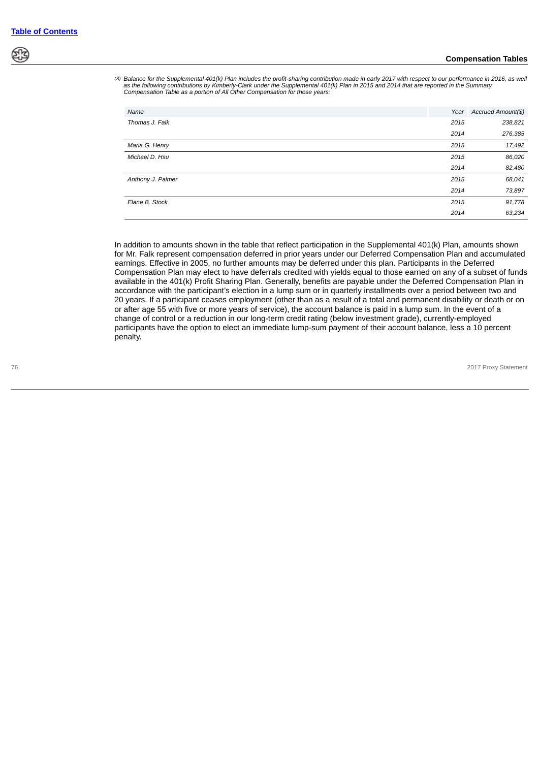*(3) Balance for the Supplemental 401(k) Plan includes the profit-sharing contribution made in early 2017 with respect to our performance in 2016, as well as the following contributions by Kimberly-Clark under the Supplemental 401(k) Plan in 2015 and 2014 that are reported in the Summary Compensation Table as a portion of All Other Compensation for those years:*

| Name | Year | Accrued Amount($) |
|---|---|---|
| Thomas J. Falk | 2015 | 238,821 |
| | 2014 | 276,385 |
| Maria G. Henry | 2015 | 17,492 |
| Michael D. Hsu | 2015 | 86,020 |
| | 2014 | 82,480 |
| Anthony J. Palmer | 2015 | 68,041 |
| | 2014 | 73,897 |
| Elane B. Stock | 2015 | 91,778 |
| | 2014 | 63,234 |

In addition to amounts shown in the table that reflect participation in the Supplemental 401(k) Plan, amounts shown for Mr. Falk represent compensation deferred in prior years under our Deferred Compensation Plan and accumulated earnings. Effective in 2005, no further amounts may be deferred under this plan. Participants in the Deferred Compensation Plan may elect to have deferrals credited with yields equal to those earned on any of a subset of funds available in the 401(k) Profit Sharing Plan. Generally, benefits are payable under the Deferred Compensation Plan in accordance with the participant's election in a lump sum or in quarterly installments over a period between two and 20 years. If a participant ceases employment (other than as a result of a total and permanent disability or death or on or after age 55 with five or more years of service), the account balance is paid in a lump sum. In the event of a change of control or a reduction in our long-term credit rating (below investment grade), currently-employed participants have the option to elect an immediate lump-sum payment of their account balance, less a 10 percent penalty.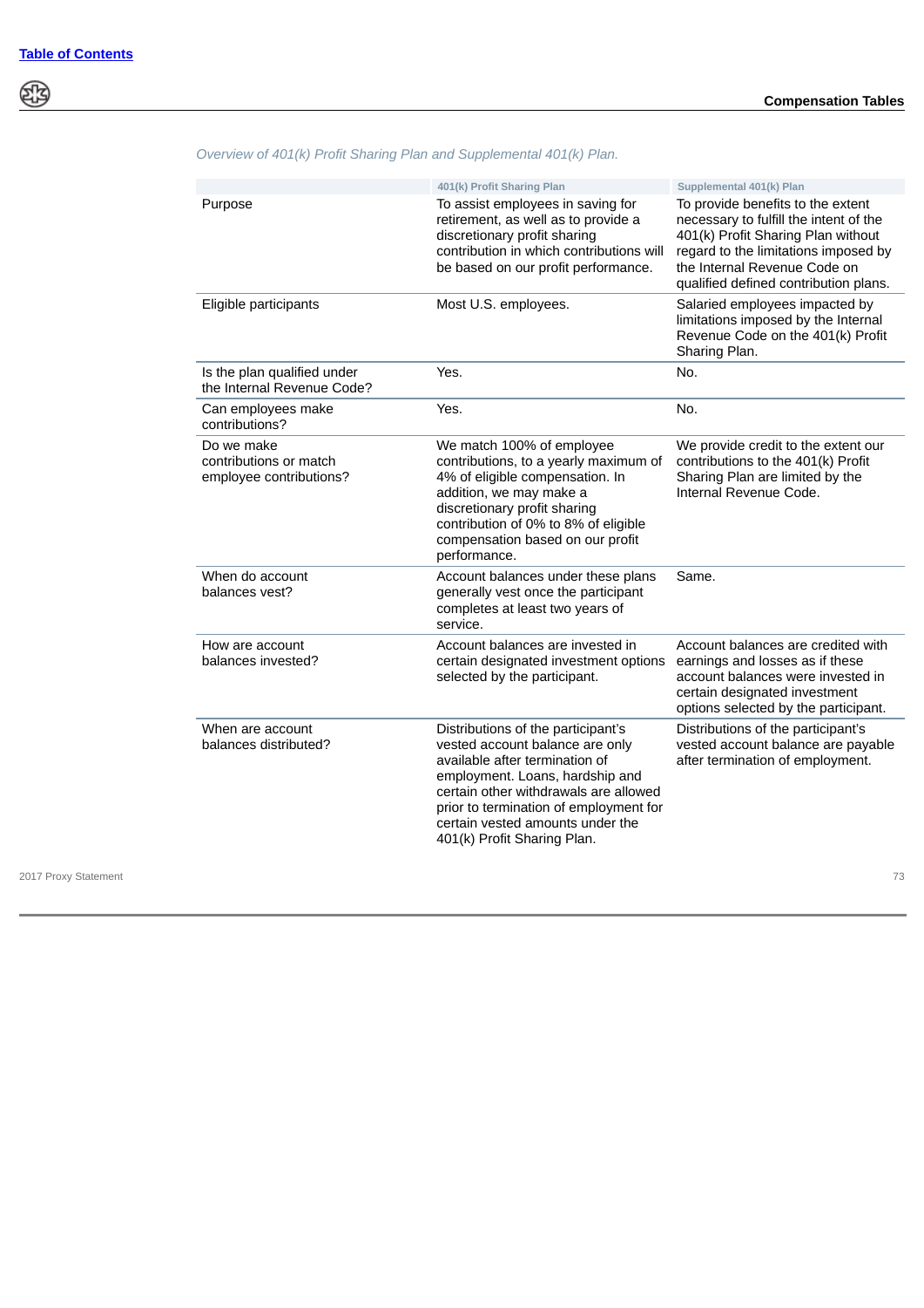*Overview of 401(k) Profit Sharing Plan and Supplemental 401(k) Plan.*

| | 401(k) Profit Sharing Plan | Supplemental 401(k) Plan |
|---|---|---|
| Purpose | To assist employees in saving for retirement, as well as to provide a discretionary profit sharing contribution in which contributions will be based on our profit performance. | To provide benefits to the extent necessary to fulfill the intent of the 401(k) Profit Sharing Plan without regard to the limitations imposed by the Internal Revenue Code on qualified defined contribution plans. |
| Eligible participants | Most U.S. employees. | Salaried employees impacted by limitations imposed by the Internal Revenue Code on the 401(k) Profit Sharing Plan. |
| Is the plan qualified under the Internal Revenue Code? | Yes. | No. |
| Can employees make contributions? | Yes. | No. |
| Do we make contributions or match employee contributions? | We match 100% of employee contributions, to a yearly maximum of 4% of eligible compensation. In addition, we may make a discretionary profit sharing contribution of 0% to 8% of eligible compensation based on our profit performance. | We provide credit to the extent our contributions to the 401(k) Profit Sharing Plan are limited by the Internal Revenue Code. |
| When do account balances vest? | Account balances under these plans generally vest once the participant completes at least two years of service. | Same. |
| How are account balances invested? | Account balances are invested in certain designated investment options selected by the participant. | Account balances are credited with earnings and losses as if these account balances were invested in certain designated investment options selected by the participant. |
| When are account balances distributed? | Distributions of the participant's vested account balance are only available after termination of employment. Loans, hardship and certain other withdrawals are allowed prior to termination of employment for certain vested amounts under the 401(k) Profit Sharing Plan. | Distributions of the participant's vested account balance are payable after termination of employment. |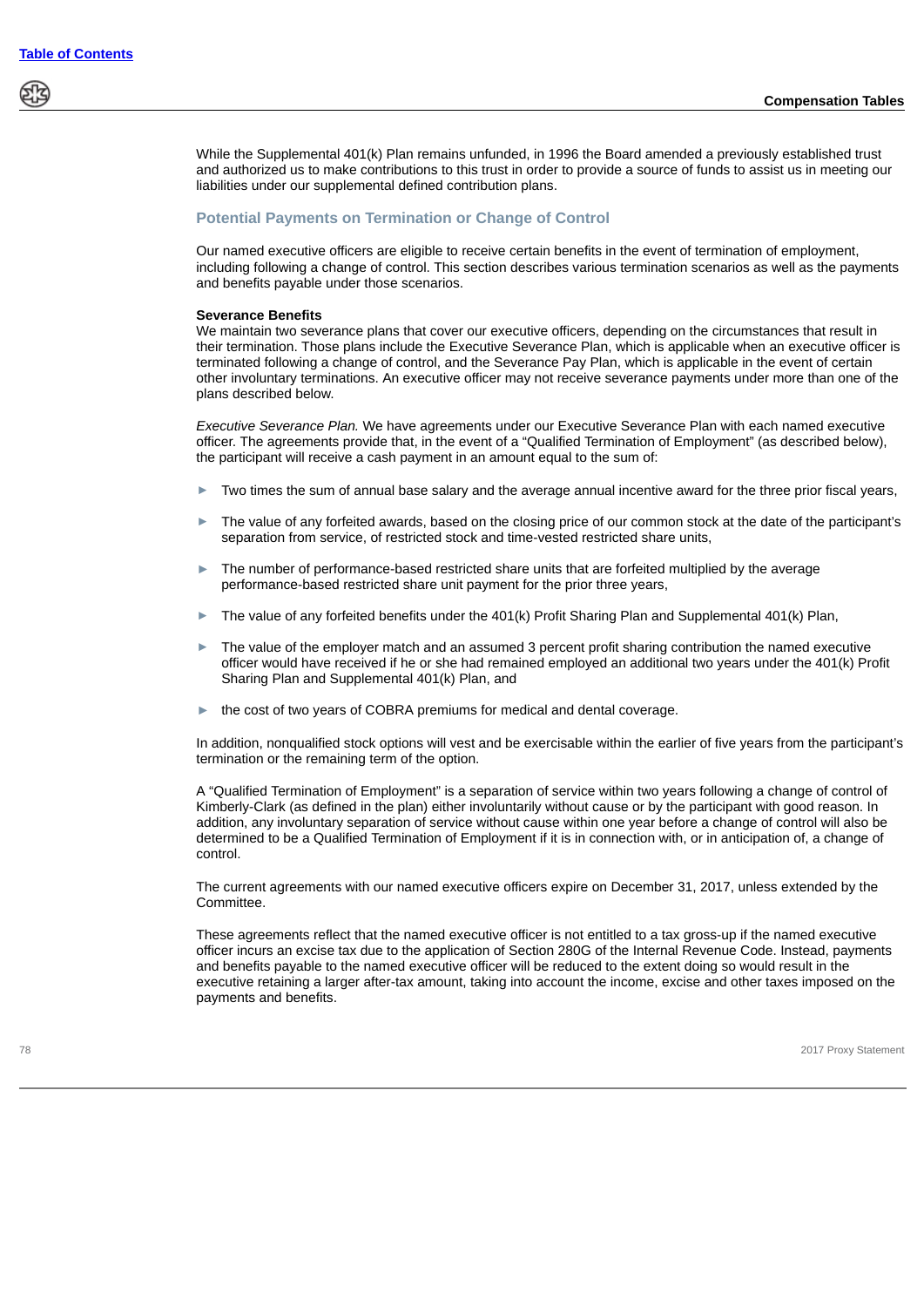While the Supplemental 401(k) Plan remains unfunded, in 1996 the Board amended a previously established trust and authorized us to make contributions to this trust in order to provide a source of funds to assist us in meeting our liabilities under our supplemental defined contribution plans.

## Potential Payments on Termination or Change of Control

Our named executive officers are eligible to receive certain benefits in the event of termination of employment, including following a change of control. This section describes various termination scenarios as well as the payments and benefits payable under those scenarios.

**Severance Benefits**

We maintain two severance plans that cover our executive officers, depending on the circumstances that result in their termination. Those plans include the Executive Severance Plan, which is applicable when an executive officer is terminated following a change of control, and the Severance Pay Plan, which is applicable in the event of certain other involuntary terminations. An executive officer may not receive severance payments under more than one of the plans described below.

*Executive Severance Plan.* We have agreements under our Executive Severance Plan with each named executive officer. The agreements provide that, in the event of a "Qualified Termination of Employment" (as described below), the participant will receive a cash payment in an amount equal to the sum of:

- Two times the sum of annual base salary and the average annual incentive award for the three prior fiscal years,
- The value of any forfeited awards, based on the closing price of our common stock at the date of the participant's separation from service, of restricted stock and time-vested restricted share units,
- The number of performance-based restricted share units that are forfeited multiplied by the average performance-based restricted share unit payment for the prior three years,
- The value of any forfeited benefits under the 401(k) Profit Sharing Plan and Supplemental 401(k) Plan,
- The value of the employer match and an assumed 3 percent profit sharing contribution the named executive officer would have received if he or she had remained employed an additional two years under the 401(k) Profit Sharing Plan and Supplemental 401(k) Plan, and
- the cost of two years of COBRA premiums for medical and dental coverage.

In addition, nonqualified stock options will vest and be exercisable within the earlier of five years from the participant's termination or the remaining term of the option.

A "Qualified Termination of Employment" is a separation of service within two years following a change of control of Kimberly-Clark (as defined in the plan) either involuntarily without cause or by the participant with good reason. In addition, any involuntary separation of service without cause within one year before a change of control will also be determined to be a Qualified Termination of Employment if it is in connection with, or in anticipation of, a change of control.

The current agreements with our named executive officers expire on December 31, 2017, unless extended by the Committee.

These agreements reflect that the named executive officer is not entitled to a tax gross-up if the named executive officer incurs an excise tax due to the application of Section 280G of the Internal Revenue Code. Instead, payments and benefits payable to the named executive officer will be reduced to the extent doing so would result in the executive retaining a larger after-tax amount, taking into account the income, excise and other taxes imposed on the payments and benefits.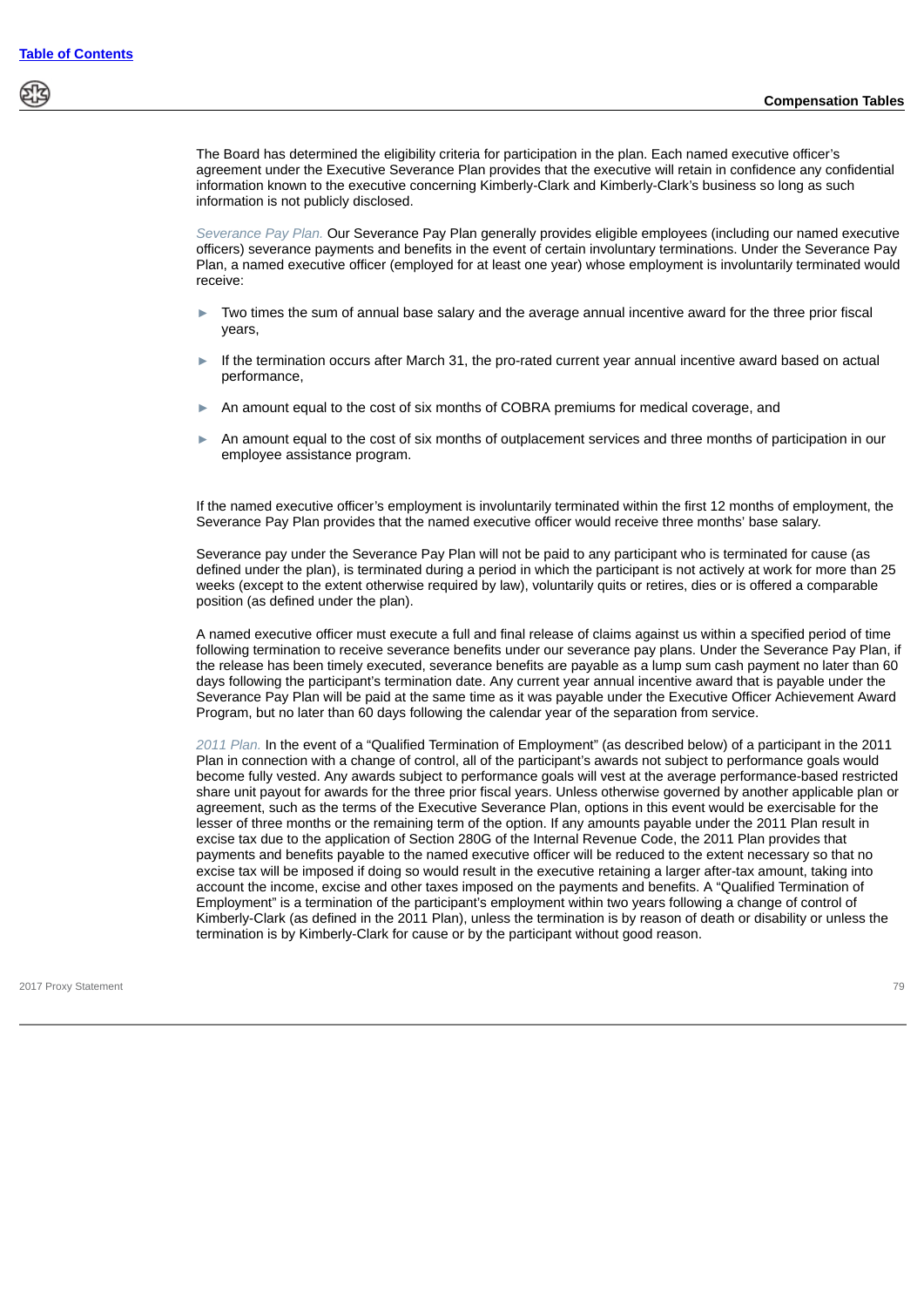The Board has determined the eligibility criteria for participation in the plan. Each named executive officer's agreement under the Executive Severance Plan provides that the executive will retain in confidence any confidential information known to the executive concerning Kimberly-Clark and Kimberly-Clark's business so long as such information is not publicly disclosed.

*Severance Pay Plan.* Our Severance Pay Plan generally provides eligible employees (including our named executive officers) severance payments and benefits in the event of certain involuntary terminations. Under the Severance Pay Plan, a named executive officer (employed for at least one year) whose employment is involuntarily terminated would receive:

- Two times the sum of annual base salary and the average annual incentive award for the three prior fiscal years,
- If the termination occurs after March 31, the pro-rated current year annual incentive award based on actual performance,
- An amount equal to the cost of six months of COBRA premiums for medical coverage, and
- An amount equal to the cost of six months of outplacement services and three months of participation in our employee assistance program.

If the named executive officer's employment is involuntarily terminated within the first 12 months of employment, the Severance Pay Plan provides that the named executive officer would receive three months' base salary.

Severance pay under the Severance Pay Plan will not be paid to any participant who is terminated for cause (as defined under the plan), is terminated during a period in which the participant is not actively at work for more than 25 weeks (except to the extent otherwise required by law), voluntarily quits or retires, dies or is offered a comparable position (as defined under the plan).

A named executive officer must execute a full and final release of claims against us within a specified period of time following termination to receive severance benefits under our severance pay plans. Under the Severance Pay Plan, if the release has been timely executed, severance benefits are payable as a lump sum cash payment no later than 60 days following the participant's termination date. Any current year annual incentive award that is payable under the Severance Pay Plan will be paid at the same time as it was payable under the Executive Officer Achievement Award Program, but no later than 60 days following the calendar year of the separation from service.

*2011 Plan.* In the event of a "Qualified Termination of Employment" (as described below) of a participant in the 2011 Plan in connection with a change of control, all of the participant's awards not subject to performance goals would become fully vested. Any awards subject to performance goals will vest at the average performance-based restricted share unit payout for awards for the three prior fiscal years. Unless otherwise governed by another applicable plan or agreement, such as the terms of the Executive Severance Plan, options in this event would be exercisable for the lesser of three months or the remaining term of the option. If any amounts payable under the 2011 Plan result in excise tax due to the application of Section 280G of the Internal Revenue Code, the 2011 Plan provides that payments and benefits payable to the named executive officer will be reduced to the extent necessary so that no excise tax will be imposed if doing so would result in the executive retaining a larger after-tax amount, taking into account the income, excise and other taxes imposed on the payments and benefits. A "Qualified Termination of Employment" is a termination of the participant's employment within two years following a change of control of Kimberly-Clark (as defined in the 2011 Plan), unless the termination is by reason of death or disability or unless the termination is by Kimberly-Clark for cause or by the participant without good reason.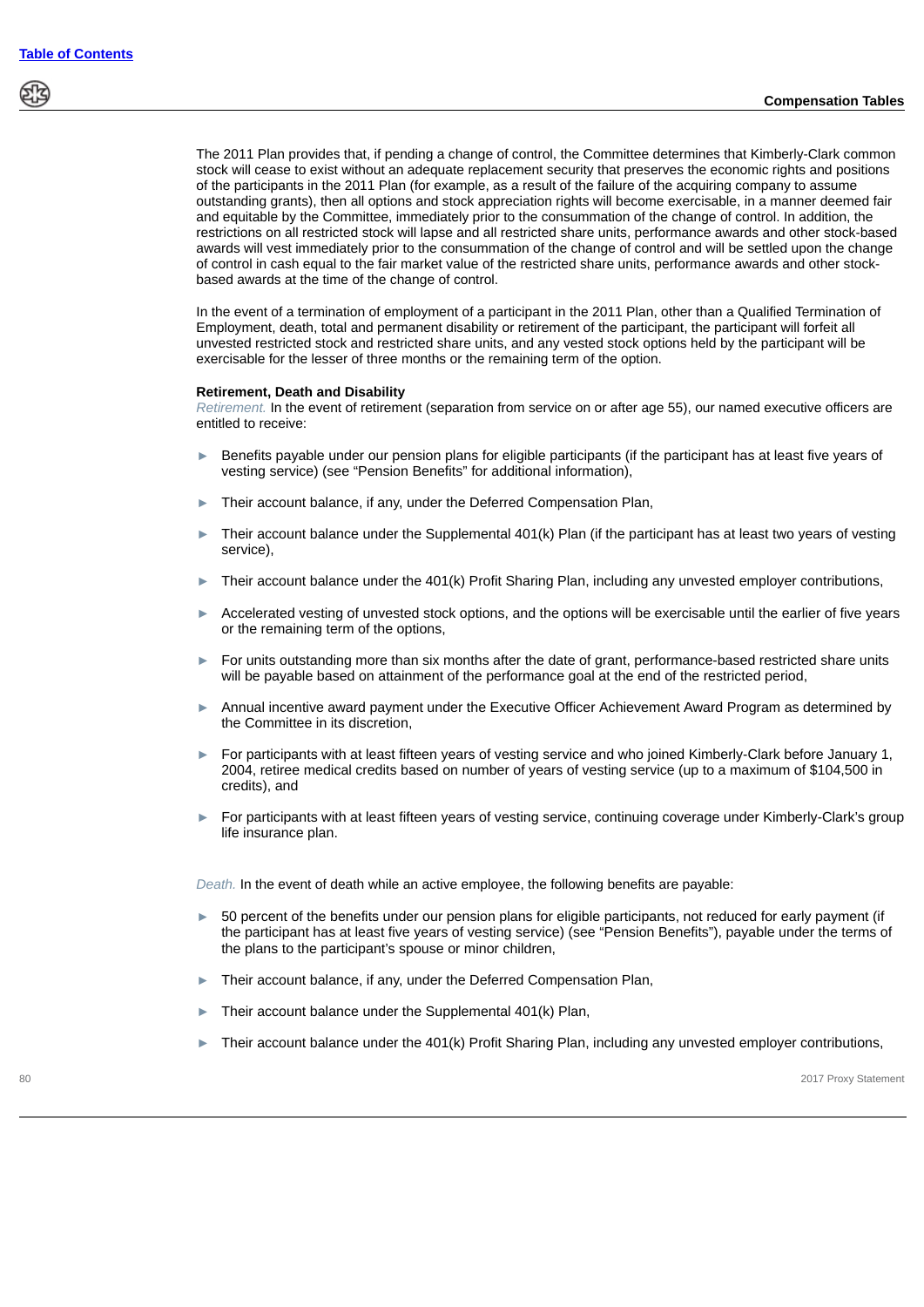The 2011 Plan provides that, if pending a change of control, the Committee determines that Kimberly-Clark common stock will cease to exist without an adequate replacement security that preserves the economic rights and positions of the participants in the 2011 Plan (for example, as a result of the failure of the acquiring company to assume outstanding grants), then all options and stock appreciation rights will become exercisable, in a manner deemed fair and equitable by the Committee, immediately prior to the consummation of the change of control. In addition, the restrictions on all restricted stock will lapse and all restricted share units, performance awards and other stock-based awards will vest immediately prior to the consummation of the change of control and will be settled upon the change of control in cash equal to the fair market value of the restricted share units, performance awards and other stock-based awards at the time of the change of control.

In the event of a termination of employment of a participant in the 2011 Plan, other than a Qualified Termination of Employment, death, total and permanent disability or retirement of the participant, the participant will forfeit all unvested restricted stock and restricted share units, and any vested stock options held by the participant will be exercisable for the lesser of three months or the remaining term of the option.

**Retirement, Death and Disability**

*Retirement.* In the event of retirement (separation from service on or after age 55), our named executive officers are entitled to receive:

- Benefits payable under our pension plans for eligible participants (if the participant has at least five years of vesting service) (see “Pension Benefits” for additional information),
- Their account balance, if any, under the Deferred Compensation Plan,
- Their account balance under the Supplemental 401(k) Plan (if the participant has at least two years of vesting service),
- Their account balance under the 401(k) Profit Sharing Plan, including any unvested employer contributions,
- Accelerated vesting of unvested stock options, and the options will be exercisable until the earlier of five years or the remaining term of the options,
- For units outstanding more than six months after the date of grant, performance-based restricted share units will be payable based on attainment of the performance goal at the end of the restricted period,
- Annual incentive award payment under the Executive Officer Achievement Award Program as determined by the Committee in its discretion,
- For participants with at least fifteen years of vesting service and who joined Kimberly-Clark before January 1, 2004, retiree medical credits based on number of years of vesting service (up to a maximum of $104,500 in credits), and
- For participants with at least fifteen years of vesting service, continuing coverage under Kimberly-Clark’s group life insurance plan.

*Death.* In the event of death while an active employee, the following benefits are payable:

- 50 percent of the benefits under our pension plans for eligible participants, not reduced for early payment (if the participant has at least five years of vesting service) (see “Pension Benefits”), payable under the terms of the plans to the participant’s spouse or minor children,
- Their account balance, if any, under the Deferred Compensation Plan,
- Their account balance under the Supplemental 401(k) Plan,
- Their account balance under the 401(k) Profit Sharing Plan, including any unvested employer contributions,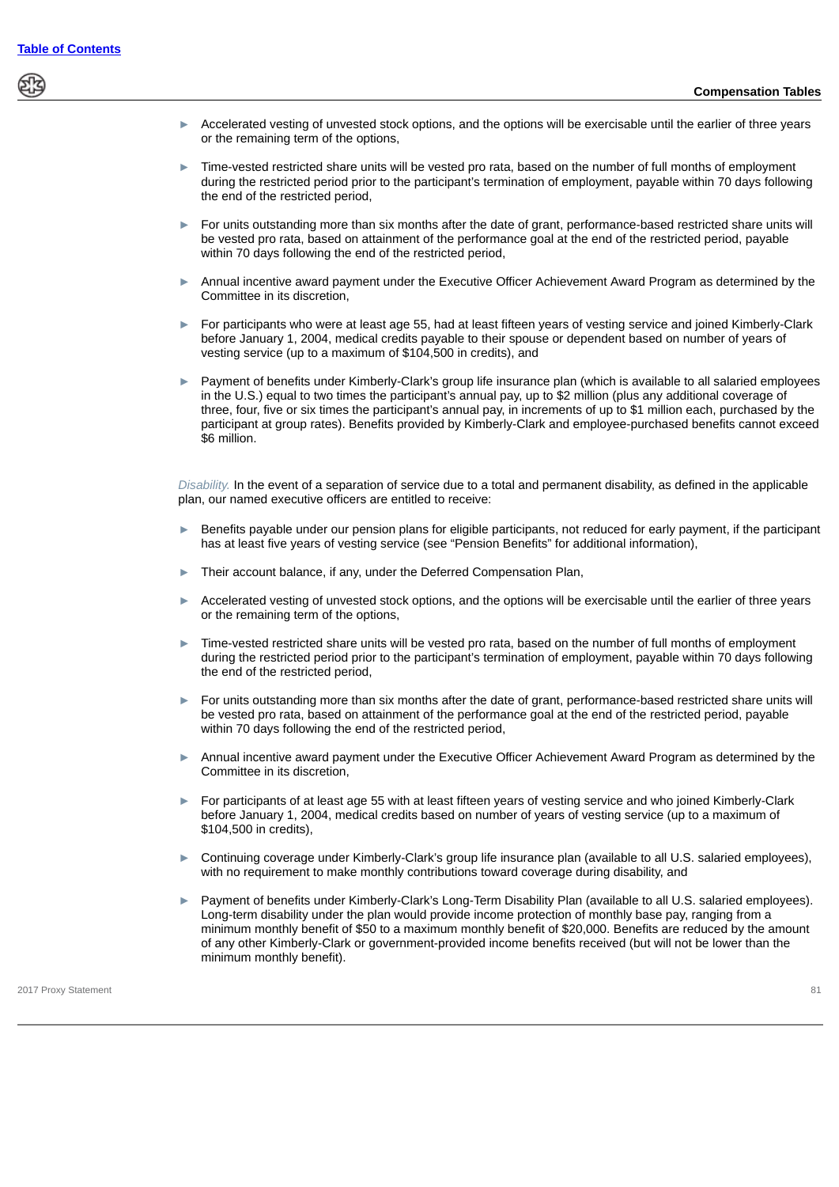- Accelerated vesting of unvested stock options, and the options will be exercisable until the earlier of three years or the remaining term of the options,
- Time-vested restricted share units will be vested pro rata, based on the number of full months of employment during the restricted period prior to the participant's termination of employment, payable within 70 days following the end of the restricted period,
- For units outstanding more than six months after the date of grant, performance-based restricted share units will be vested pro rata, based on attainment of the performance goal at the end of the restricted period, payable within 70 days following the end of the restricted period,
- Annual incentive award payment under the Executive Officer Achievement Award Program as determined by the Committee in its discretion,
- For participants who were at least age 55, had at least fifteen years of vesting service and joined Kimberly-Clark before January 1, 2004, medical credits payable to their spouse or dependent based on number of years of vesting service (up to a maximum of $104,500 in credits), and
- Payment of benefits under Kimberly-Clark's group life insurance plan (which is available to all salaried employees in the U.S.) equal to two times the participant's annual pay, up to $2 million (plus any additional coverage of three, four, five or six times the participant's annual pay, in increments of up to $1 million each, purchased by the participant at group rates). Benefits provided by Kimberly-Clark and employee-purchased benefits cannot exceed $6 million.

*Disability.* In the event of a separation of service due to a total and permanent disability, as defined in the applicable plan, our named executive officers are entitled to receive:

- Benefits payable under our pension plans for eligible participants, not reduced for early payment, if the participant has at least five years of vesting service (see "Pension Benefits" for additional information),
- Their account balance, if any, under the Deferred Compensation Plan,
- Accelerated vesting of unvested stock options, and the options will be exercisable until the earlier of three years or the remaining term of the options,
- Time-vested restricted share units will be vested pro rata, based on the number of full months of employment during the restricted period prior to the participant's termination of employment, payable within 70 days following the end of the restricted period,
- For units outstanding more than six months after the date of grant, performance-based restricted share units will be vested pro rata, based on attainment of the performance goal at the end of the restricted period, payable within 70 days following the end of the restricted period,
- Annual incentive award payment under the Executive Officer Achievement Award Program as determined by the Committee in its discretion,
- For participants of at least age 55 with at least fifteen years of vesting service and who joined Kimberly-Clark before January 1, 2004, medical credits based on number of years of vesting service (up to a maximum of $104,500 in credits),
- Continuing coverage under Kimberly-Clark's group life insurance plan (available to all U.S. salaried employees), with no requirement to make monthly contributions toward coverage during disability, and
- Payment of benefits under Kimberly-Clark's Long-Term Disability Plan (available to all U.S. salaried employees). Long-term disability under the plan would provide income protection of monthly base pay, ranging from a minimum monthly benefit of $50 to a maximum monthly benefit of $20,000. Benefits are reduced by the amount of any other Kimberly-Clark or government-provided income benefits received (but will not be lower than the minimum monthly benefit).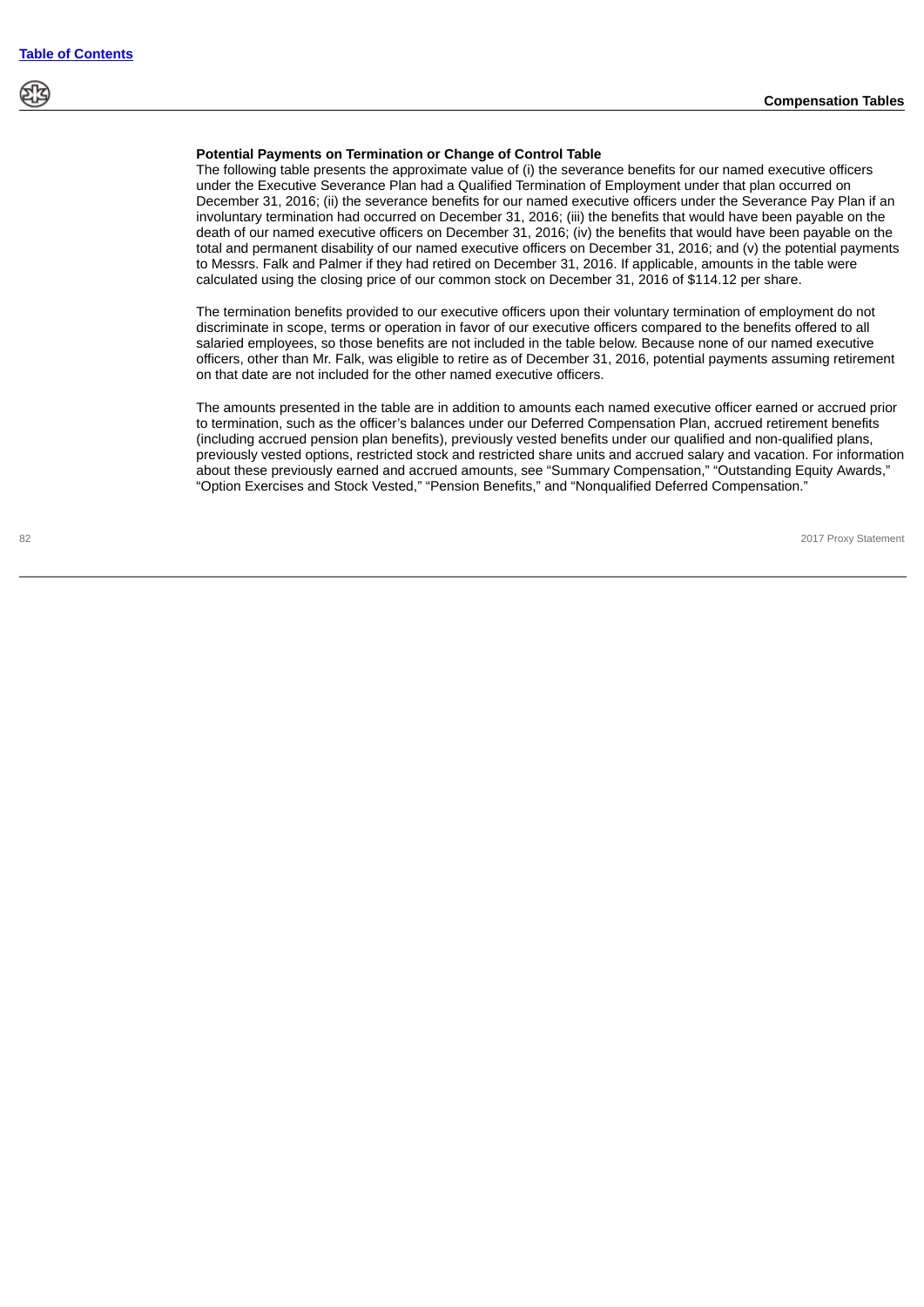### Potential Payments on Termination or Change of Control Table

The following table presents the approximate value of (i) the severance benefits for our named executive officers under the Executive Severance Plan had a Qualified Termination of Employment under that plan occurred on December 31, 2016; (ii) the severance benefits for our named executive officers under the Severance Pay Plan if an involuntary termination had occurred on December 31, 2016; (iii) the benefits that would have been payable on the death of our named executive officers on December 31, 2016; (iv) the benefits that would have been payable on the total and permanent disability of our named executive officers on December 31, 2016; and (v) the potential payments to Messrs. Falk and Palmer if they had retired on December 31, 2016. If applicable, amounts in the table were calculated using the closing price of our common stock on December 31, 2016 of $114.12 per share.

The termination benefits provided to our executive officers upon their voluntary termination of employment do not discriminate in scope, terms or operation in favor of our executive officers compared to the benefits offered to all salaried employees, so those benefits are not included in the table below. Because none of our named executive officers, other than Mr. Falk, was eligible to retire as of December 31, 2016, potential payments assuming retirement on that date are not included for the other named executive officers.

The amounts presented in the table are in addition to amounts each named executive officer earned or accrued prior to termination, such as the officer's balances under our Deferred Compensation Plan, accrued retirement benefits (including accrued pension plan benefits), previously vested benefits under our qualified and non-qualified plans, previously vested options, restricted stock and restricted share units and accrued salary and vacation. For information about these previously earned and accrued amounts, see "Summary Compensation," "Outstanding Equity Awards," "Option Exercises and Stock Vested," "Pension Benefits," and "Nonqualified Deferred Compensation."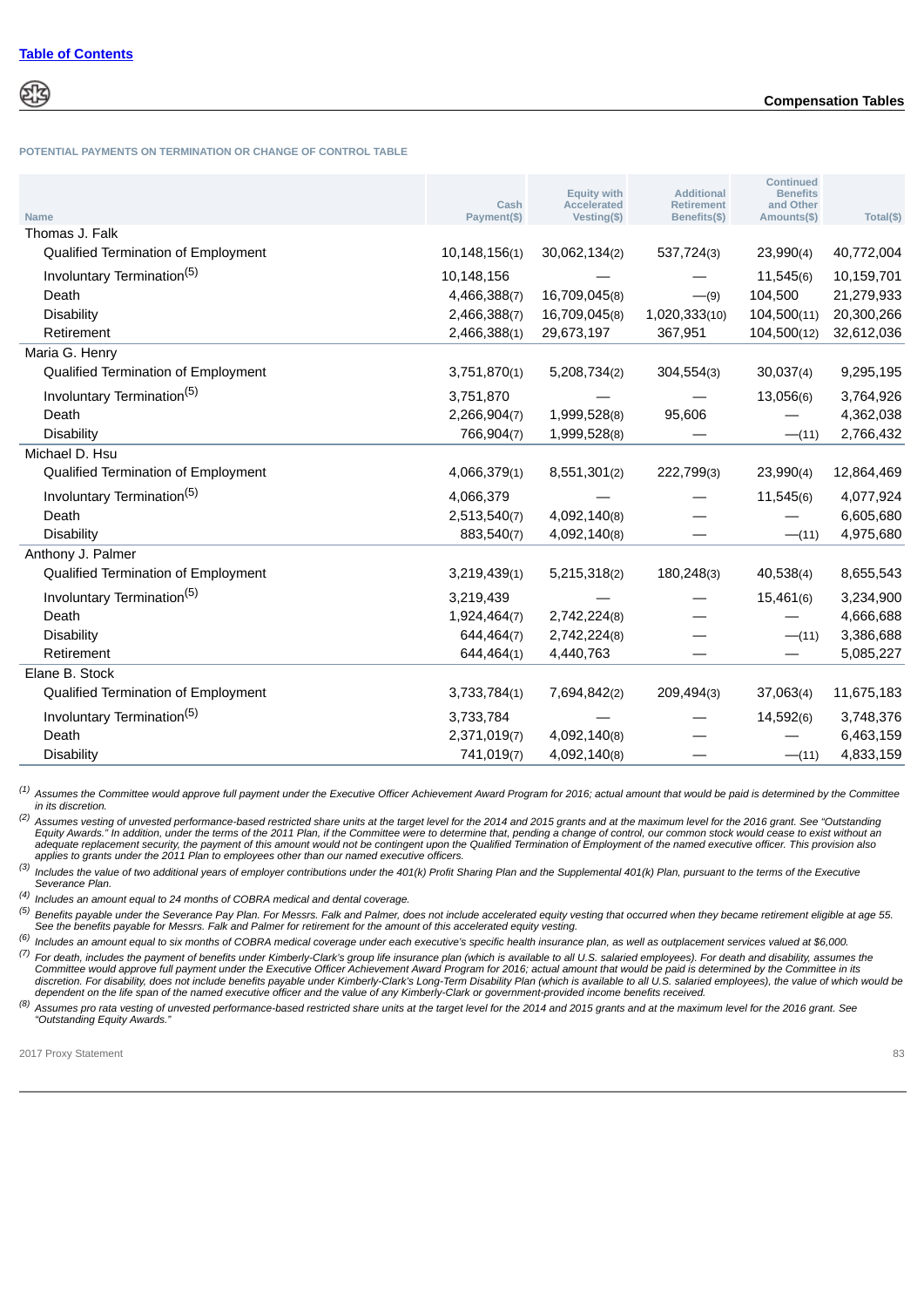**POTENTIAL PAYMENTS ON TERMINATION OR CHANGE OF CONTROL TABLE**

| Name | Cash Payment($) | Equity with Accelerated Vesting($) | Additional Retirement Benefits($) | Continued Benefits and Other Amounts($) | Total($) |
|---|---|---|---|---|---|
| Thomas J. Falk | | | | | |
| Qualified Termination of Employment | 10,148,156(1) | 30,062,134(2) | 537,724(3) | 23,990(4) | 40,772,004 |
| Involuntary Termination(5) | 10,148,156 | — | — | 11,545(6) | 10,159,701 |
| Death | 4,466,388(7) | 16,709,045(8) | —(9) | 104,500 | 21,279,933 |
| Disability | 2,466,388(7) | 16,709,045(8) | 1,020,333(10) | 104,500(11) | 20,300,266 |
| Retirement | 2,466,388(1) | 29,673,197 | 367,951 | 104,500(12) | 32,612,036 |
| Maria G. Henry | | | | | |
| Qualified Termination of Employment | 3,751,870(1) | 5,208,734(2) | 304,554(3) | 30,037(4) | 9,295,195 |
| Involuntary Termination(5) | 3,751,870 | — | — | 13,056(6) | 3,764,926 |
| Death | 2,266,904(7) | 1,999,528(8) | 95,606 | — | 4,362,038 |
| Disability | 766,904(7) | 1,999,528(8) | — | —(11) | 2,766,432 |
| Michael D. Hsu | | | | | |
| Qualified Termination of Employment | 4,066,379(1) | 8,551,301(2) | 222,799(3) | 23,990(4) | 12,864,469 |
| Involuntary Termination(5) | 4,066,379 | — | — | 11,545(6) | 4,077,924 |
| Death | 2,513,540(7) | 4,092,140(8) | — | — | 6,605,680 |
| Disability | 883,540(7) | 4,092,140(8) | — | —(11) | 4,975,680 |
| Anthony J. Palmer | | | | | |
| Qualified Termination of Employment | 3,219,439(1) | 5,215,318(2) | 180,248(3) | 40,538(4) | 8,655,543 |
| Involuntary Termination(5) | 3,219,439 | — | — | 15,461(6) | 3,234,900 |
| Death | 1,924,464(7) | 2,742,224(8) | — | — | 4,666,688 |
| Disability | 644,464(7) | 2,742,224(8) | — | —(11) | 3,386,688 |
| Retirement | 644,464(1) | 4,440,763 | — | — | 5,085,227 |
| Elane B. Stock | | | | | |
| Qualified Termination of Employment | 3,733,784(1) | 7,694,842(2) | 209,494(3) | 37,063(4) | 11,675,183 |
| Involuntary Termination(5) | 3,733,784 | — | — | 14,592(6) | 3,748,376 |
| Death | 2,371,019(7) | 4,092,140(8) | — | — | 6,463,159 |
| Disability | 741,019(7) | 4,092,140(8) | — | —(11) | 4,833,159 |

(1) *Assumes the Committee would approve full payment under the Executive Officer Achievement Award Program for 2016; actual amount that would be paid is determined by the Committee in its discretion.*

(2) *Assumes vesting of unvested performance-based restricted share units at the target level for the 2014 and 2015 grants and at the maximum level for the 2016 grant. See "Outstanding Equity Awards." In addition, under the terms of the 2011 Plan, if the Committee were to determine that, pending a change of control, our common stock would cease to exist without an adequate replacement security, the payment of this amount would not be contingent upon the Qualified Termination of Employment of the named executive officer. This provision also applies to grants under the 2011 Plan to employees other than our named executive officers.*

(3) *Includes the value of two additional years of employer contributions under the 401(k) Profit Sharing Plan and the Supplemental 401(k) Plan, pursuant to the terms of the Executive Severance Plan.*

(4) *Includes an amount equal to 24 months of COBRA medical and dental coverage.*

(5) *Benefits payable under the Severance Pay Plan. For Messrs. Falk and Palmer, does not include accelerated equity vesting that occurred when they became retirement eligible at age 55. See the benefits payable for Messrs. Falk and Palmer for retirement for the amount of this accelerated equity vesting.*

(6) *Includes an amount equal to six months of COBRA medical coverage under each executive's specific health insurance plan, as well as outplacement services valued at $6,000.*

(7) *For death, includes the payment of benefits under Kimberly-Clark's group life insurance plan (which is available to all U.S. salaried employees). For death and disability, assumes the Committee would approve full payment under the Executive Officer Achievement Award Program for 2016; actual amount that would be paid is determined by the Committee in its discretion. For disability, does not include benefits payable under Kimberly-Clark's Long-Term Disability Plan (which is available to all U.S. salaried employees), the value of which would be dependent on the life span of the named executive officer and the value of any Kimberly-Clark or government-provided income benefits received.*

(8) *Assumes pro rata vesting of unvested performance-based restricted share units at the target level for the 2014 and 2015 grants and at the maximum level for the 2016 grant. See "Outstanding Equity Awards."*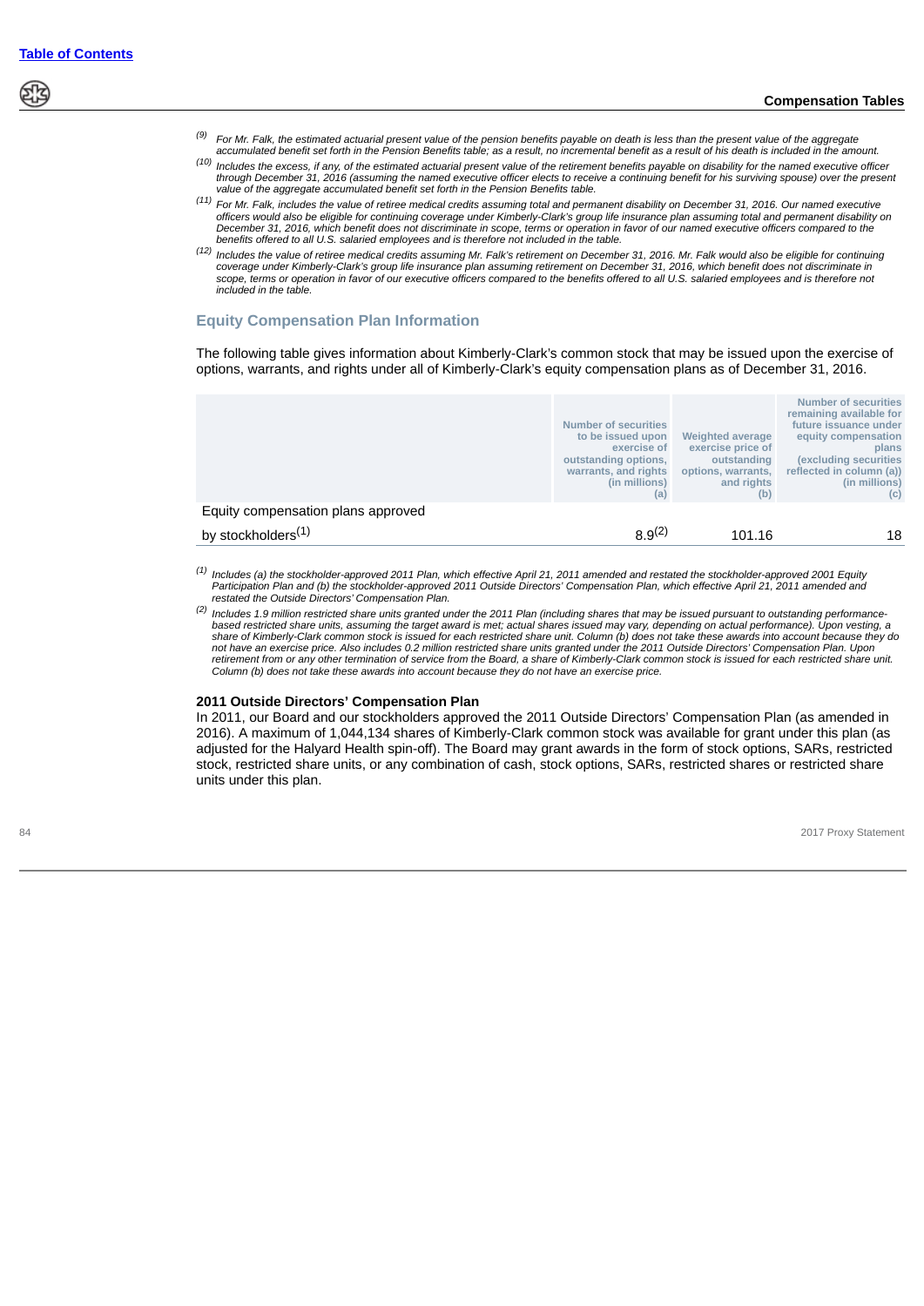(9) *For Mr. Falk, the estimated actuarial present value of the pension benefits payable on death is less than the present value of the aggregate accumulated benefit set forth in the Pension Benefits table; as a result, no incremental benefit as a result of his death is included in the amount.*

(10) *Includes the excess, if any, of the estimated actuarial present value of the retirement benefits payable on disability for the named executive officer through December 31, 2016 (assuming the named executive officer elects to receive a continuing benefit for his surviving spouse) over the present value of the aggregate accumulated benefit set forth in the Pension Benefits table.*

(11) *For Mr. Falk, includes the value of retiree medical credits assuming total and permanent disability on December 31, 2016. Our named executive officers would also be eligible for continuing coverage under Kimberly-Clark's group life insurance plan assuming total and permanent disability on December 31, 2016, which benefit does not discriminate in scope, terms or operation in favor of our named executive officers compared to the benefits offered to all U.S. salaried employees and is therefore not included in the table.*

(12) *Includes the value of retiree medical credits assuming Mr. Falk's retirement on December 31, 2016. Mr. Falk would also be eligible for continuing coverage under Kimberly-Clark's group life insurance plan assuming retirement on December 31, 2016, which benefit does not discriminate in scope, terms or operation in favor of our executive officers compared to the benefits offered to all U.S. salaried employees and is therefore not included in the table.*

## Equity Compensation Plan Information

The following table gives information about Kimberly-Clark's common stock that may be issued upon the exercise of options, warrants, and rights under all of Kimberly-Clark's equity compensation plans as of December 31, 2016.

| | Number of securities to be issued upon exercise of outstanding options, warrants, and rights (in millions) (a) | Weighted average exercise price of outstanding options, warrants, and rights (b) | Number of securities remaining available for future issuance under equity compensation plans (excluding securities reflected in column (a)) (in millions) (c) |
|---|---|---|---|
| Equity compensation plans approved by stockholders[1] | 8.9[2] | 101.16 | 18 |

(1) *Includes (a) the stockholder-approved 2011 Plan, which effective April 21, 2011 amended and restated the stockholder-approved 2001 Equity Participation Plan and (b) the stockholder-approved 2011 Outside Directors' Compensation Plan, which effective April 21, 2011 amended and restated the Outside Directors' Compensation Plan.*

(2) *Includes 1.9 million restricted share units granted under the 2011 Plan (including shares that may be issued pursuant to outstanding performance-based restricted share units, assuming the target award is met; actual shares issued may vary, depending on actual performance). Upon vesting, a share of Kimberly-Clark common stock is issued for each restricted share unit. Column (b) does not take these awards into account because they do not have an exercise price. Also includes 0.2 million restricted share units granted under the 2011 Outside Directors' Compensation Plan. Upon retirement from or any other termination of service from the Board, a share of Kimberly-Clark common stock is issued for each restricted share unit. Column (b) does not take these awards into account because they do not have an exercise price.*

**2011 Outside Directors' Compensation Plan**

In 2011, our Board and our stockholders approved the 2011 Outside Directors' Compensation Plan (as amended in 2016). A maximum of 1,044,134 shares of Kimberly-Clark common stock was available for grant under this plan (as adjusted for the Halyard Health spin-off). The Board may grant awards in the form of stock options, SARs, restricted stock, restricted share units, or any combination of cash, stock options, SARs, restricted shares or restricted share units under this plan.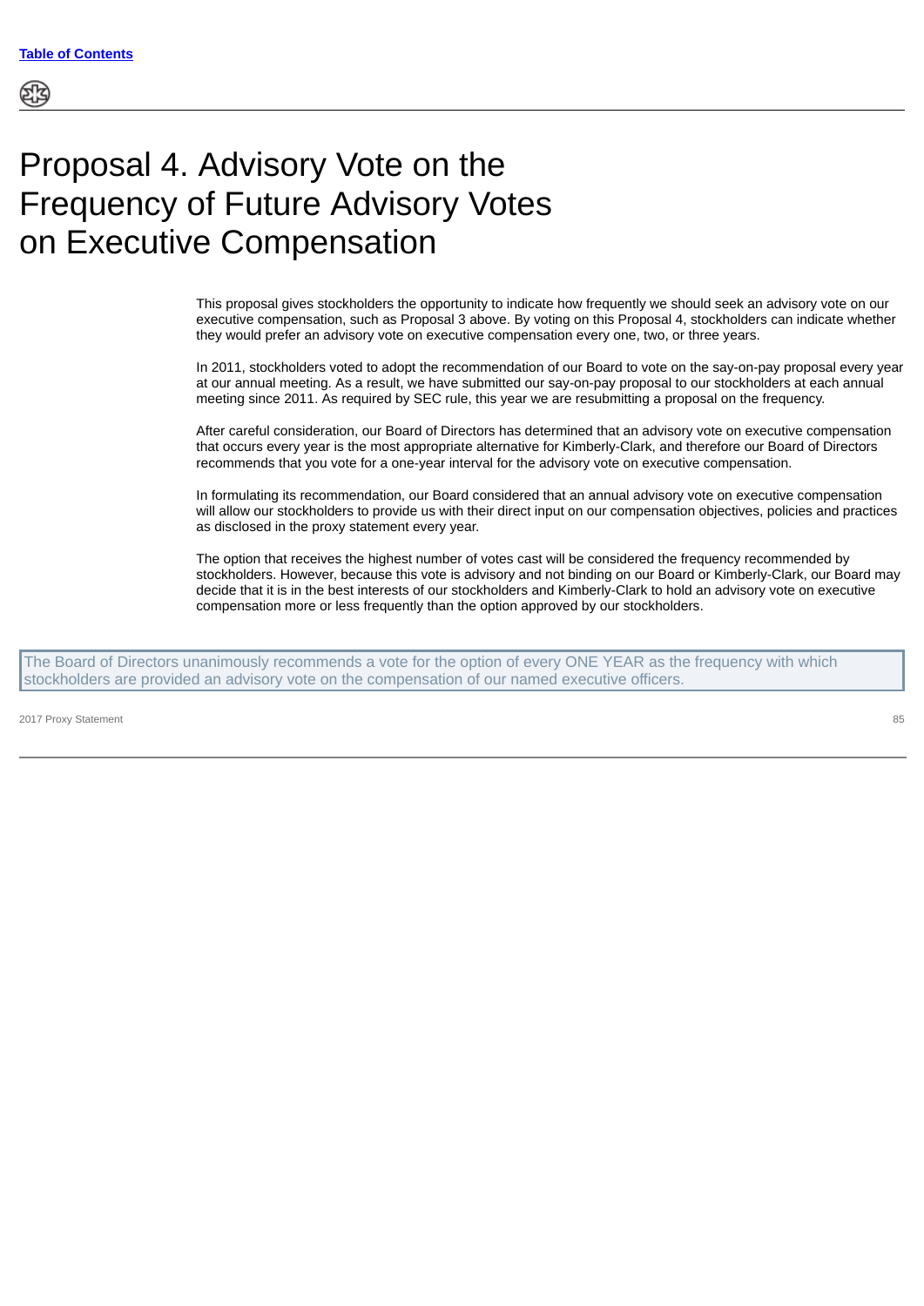# Proposal 4. Advisory Vote on the Frequency of Future Advisory Votes on Executive Compensation

This proposal gives stockholders the opportunity to indicate how frequently we should seek an advisory vote on our executive compensation, such as Proposal 3 above. By voting on this Proposal 4, stockholders can indicate whether they would prefer an advisory vote on executive compensation every one, two, or three years.

In 2011, stockholders voted to adopt the recommendation of our Board to vote on the say-on-pay proposal every year at our annual meeting. As a result, we have submitted our say-on-pay proposal to our stockholders at each annual meeting since 2011. As required by SEC rule, this year we are resubmitting a proposal on the frequency.

After careful consideration, our Board of Directors has determined that an advisory vote on executive compensation that occurs every year is the most appropriate alternative for Kimberly-Clark, and therefore our Board of Directors recommends that you vote for a one-year interval for the advisory vote on executive compensation.

In formulating its recommendation, our Board considered that an annual advisory vote on executive compensation will allow our stockholders to provide us with their direct input on our compensation objectives, policies and practices as disclosed in the proxy statement every year.

The option that receives the highest number of votes cast will be considered the frequency recommended by stockholders. However, because this vote is advisory and not binding on our Board or Kimberly-Clark, our Board may decide that it is in the best interests of our stockholders and Kimberly-Clark to hold an advisory vote on executive compensation more or less frequently than the option approved by our stockholders.

The Board of Directors unanimously recommends a vote for the option of every ONE YEAR as the frequency with which stockholders are provided an advisory vote on the compensation of our named executive officers.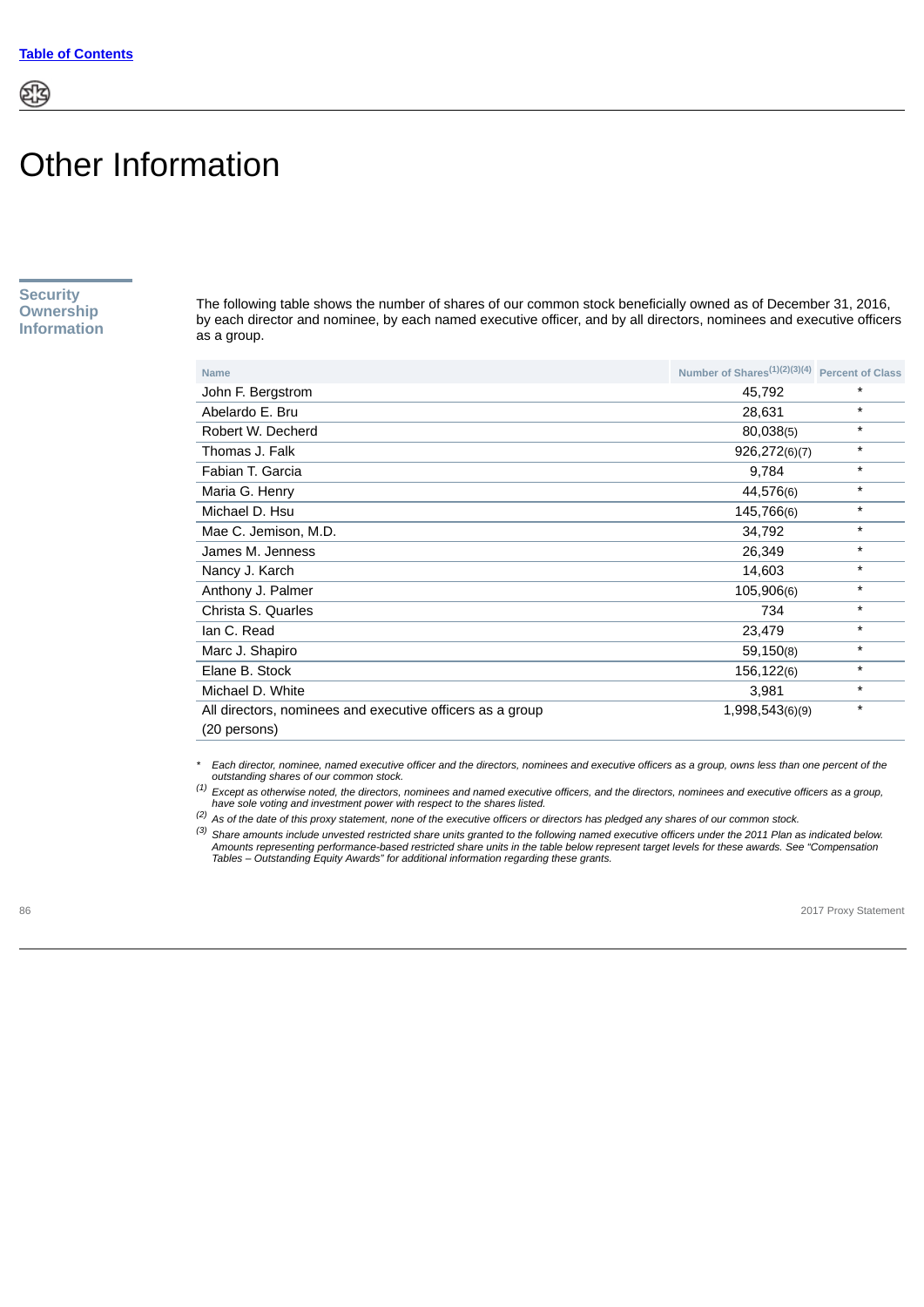# Other Information

## Security Ownership Information

The following table shows the number of shares of our common stock beneficially owned as of December 31, 2016, by each director and nominee, by each named executive officer, and by all directors, nominees and executive officers as a group.

| Name | Number of Shares[(1)(2)(3)(4)] | Percent of Class |
|---|---|---|
| John F. Bergstrom | 45,792 | * |
| Abelardo E. Bru | 28,631 | * |
| Robert W. Decherd | 80,038(5) | * |
| Thomas J. Falk | 926,272(6)(7) | * |
| Fabian T. Garcia | 9,784 | * |
| Maria G. Henry | 44,576(6) | * |
| Michael D. Hsu | 145,766(6) | * |
| Mae C. Jemison, M.D. | 34,792 | * |
| James M. Jenness | 26,349 | * |
| Nancy J. Karch | 14,603 | * |
| Anthony J. Palmer | 105,906(6) | * |
| Christa S. Quarles | 734 | * |
| Ian C. Read | 23,479 | * |
| Marc J. Shapiro | 59,150(8) | * |
| Elane B. Stock | 156,122(6) | * |
| Michael D. White | 3,981 | * |
| All directors, nominees and executive officers as a group (20 persons) | 1,998,543(6)(9) | * |

\* *Each director, nominee, named executive officer and the directors, nominees and executive officers as a group, owns less than one percent of the outstanding shares of our common stock.*

(1) *Except as otherwise noted, the directors, nominees and named executive officers, and the directors, nominees and executive officers as a group, have sole voting and investment power with respect to the shares listed.*

(2) *As of the date of this proxy statement, none of the executive officers or directors has pledged any shares of our common stock.*

(3) *Share amounts include unvested restricted share units granted to the following named executive officers under the 2011 Plan as indicated below. Amounts representing performance-based restricted share units in the table below represent target levels for these awards. See "Compensation Tables – Outstanding Equity Awards" for additional information regarding these grants.*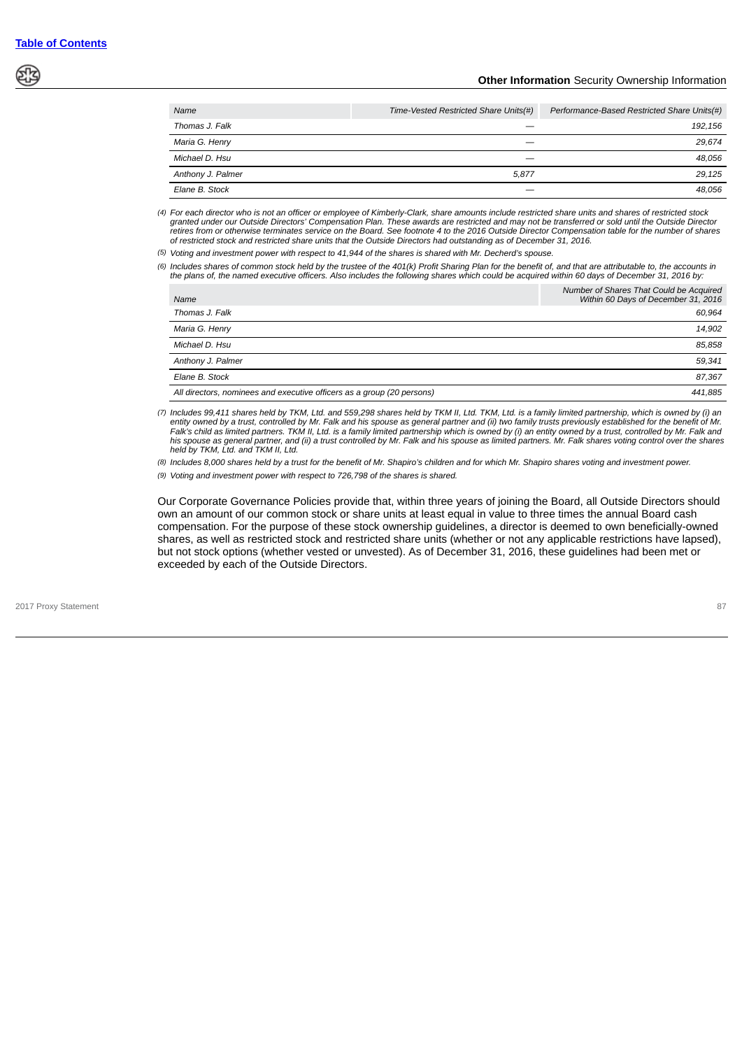| Name | Time-Vested Restricted Share Units(#) | Performance-Based Restricted Share Units(#) |
|---|---|---|
| Thomas J. Falk | — | 192,156 |
| Maria G. Henry | — | 29,674 |
| Michael D. Hsu | — | 48,056 |
| Anthony J. Palmer | 5,877 | 29,125 |
| Elane B. Stock | — | 48,056 |

*(4) For each director who is not an officer or employee of Kimberly-Clark, share amounts include restricted share units and shares of restricted stock granted under our Outside Directors' Compensation Plan. These awards are restricted and may not be transferred or sold until the Outside Director retires from or otherwise terminates service on the Board. See footnote 4 to the 2016 Outside Director Compensation table for the number of shares of restricted stock and restricted share units that the Outside Directors had outstanding as of December 31, 2016.*

*(5) Voting and investment power with respect to 41,944 of the shares is shared with Mr. Decherd's spouse.*

*(6) Includes shares of common stock held by the trustee of the 401(k) Profit Sharing Plan for the benefit of, and that are attributable to, the accounts in the plans of, the named executive officers. Also includes the following shares which could be acquired within 60 days of December 31, 2016 by:*

| Name | Number of Shares That Could be Acquired Within 60 Days of December 31, 2016 |
|---|---|
| Thomas J. Falk | 60,964 |
| Maria G. Henry | 14,902 |
| Michael D. Hsu | 85,858 |
| Anthony J. Palmer | 59,341 |
| Elane B. Stock | 87,367 |
| All directors, nominees and executive officers as a group (20 persons) | 441,885 |

*(7) Includes 99,411 shares held by TKM, Ltd. and 559,298 shares held by TKM II, Ltd. TKM, Ltd. is a family limited partnership, which is owned by (i) an entity owned by a trust, controlled by Mr. Falk and his spouse as general partner and (ii) two family trusts previously established for the benefit of Mr. Falk's child as limited partners. TKM II, Ltd. is a family limited partnership which is owned by (i) an entity owned by a trust, controlled by Mr. Falk and his spouse as general partner, and (ii) a trust controlled by Mr. Falk and his spouse as limited partners. Mr. Falk shares voting control over the shares held by TKM, Ltd. and TKM II, Ltd.*

*(8) Includes 8,000 shares held by a trust for the benefit of Mr. Shapiro's children and for which Mr. Shapiro shares voting and investment power.*

*(9) Voting and investment power with respect to 726,798 of the shares is shared.*

Our Corporate Governance Policies provide that, within three years of joining the Board, all Outside Directors should own an amount of our common stock or share units at least equal in value to three times the annual Board cash compensation. For the purpose of these stock ownership guidelines, a director is deemed to own beneficially-owned shares, as well as restricted stock and restricted share units (whether or not any applicable restrictions have lapsed), but not stock options (whether vested or unvested). As of December 31, 2016, these guidelines had been met or exceeded by each of the Outside Directors.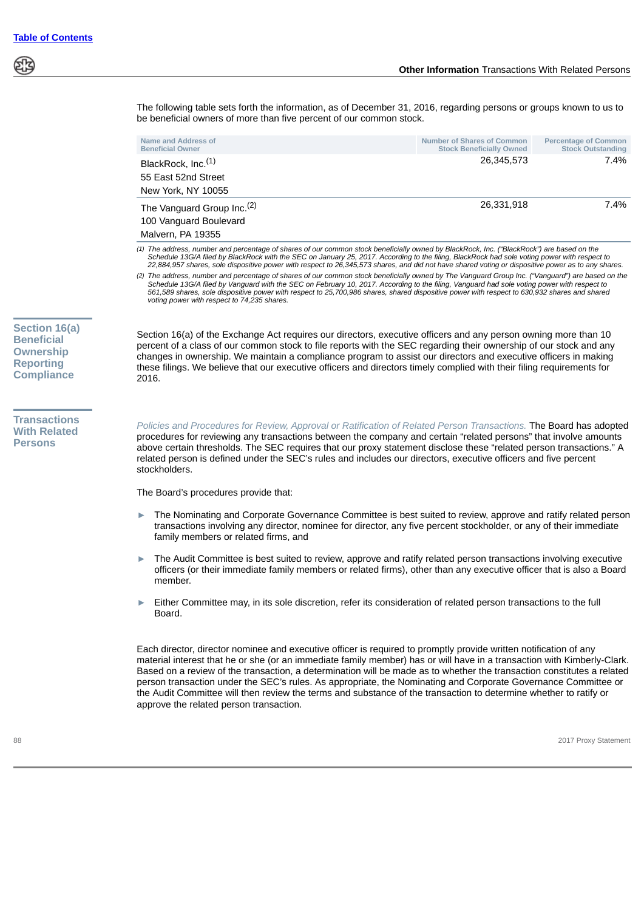The following table sets forth the information, as of December 31, 2016, regarding persons or groups known to us to be beneficial owners of more than five percent of our common stock.

| Name and Address of Beneficial Owner | Number of Shares of Common Stock Beneficially Owned | Percentage of Common Stock Outstanding |
|---|---|---|
| BlackRock, Inc.[(1)] 55 East 52nd Street New York, NY 10055 | 26,345,573 | 7.4% |
| The Vanguard Group Inc.[(2)] 100 Vanguard Boulevard Malvern, PA 19355 | 26,331,918 | 7.4% |

*(1) The address, number and percentage of shares of our common stock beneficially owned by BlackRock, Inc. ("BlackRock") are based on the Schedule 13G/A filed by BlackRock with the SEC on January 25, 2017. According to the filing, BlackRock had sole voting power with respect to 22,884,957 shares, sole dispositive power with respect to 26,345,573 shares, and did not have shared voting or dispositive power as to any shares.*

*(2) The address, number and percentage of shares of our common stock beneficially owned by The Vanguard Group Inc. ("Vanguard") are based on the Schedule 13G/A filed by Vanguard with the SEC on February 10, 2017. According to the filing, Vanguard had sole voting power with respect to 561,589 shares, sole dispositive power with respect to 25,700,986 shares, shared dispositive power with respect to 630,932 shares and shared voting power with respect to 74,235 shares.*

## Section 16(a) Beneficial Ownership Reporting Compliance

Section 16(a) of the Exchange Act requires our directors, executive officers and any person owning more than 10 percent of a class of our common stock to file reports with the SEC regarding their ownership of our stock and any changes in ownership. We maintain a compliance program to assist our directors and executive officers in making these filings. We believe that our executive officers and directors timely complied with their filing requirements for 2016.

## Transactions With Related Persons

*Policies and Procedures for Review, Approval or Ratification of Related Person Transactions.* The Board has adopted procedures for reviewing any transactions between the company and certain "related persons" that involve amounts above certain thresholds. The SEC requires that our proxy statement disclose these "related person transactions." A related person is defined under the SEC's rules and includes our directors, executive officers and five percent stockholders.

The Board's procedures provide that:

- The Nominating and Corporate Governance Committee is best suited to review, approve and ratify related person transactions involving any director, nominee for director, any five percent stockholder, or any of their immediate family members or related firms, and
- The Audit Committee is best suited to review, approve and ratify related person transactions involving executive officers (or their immediate family members or related firms), other than any executive officer that is also a Board member.
- Either Committee may, in its sole discretion, refer its consideration of related person transactions to the full Board.

Each director, director nominee and executive officer is required to promptly provide written notification of any material interest that he or she (or an immediate family member) has or will have in a transaction with Kimberly-Clark. Based on a review of the transaction, a determination will be made as to whether the transaction constitutes a related person transaction under the SEC's rules. As appropriate, the Nominating and Corporate Governance Committee or the Audit Committee will then review the terms and substance of the transaction to determine whether to ratify or approve the related person transaction.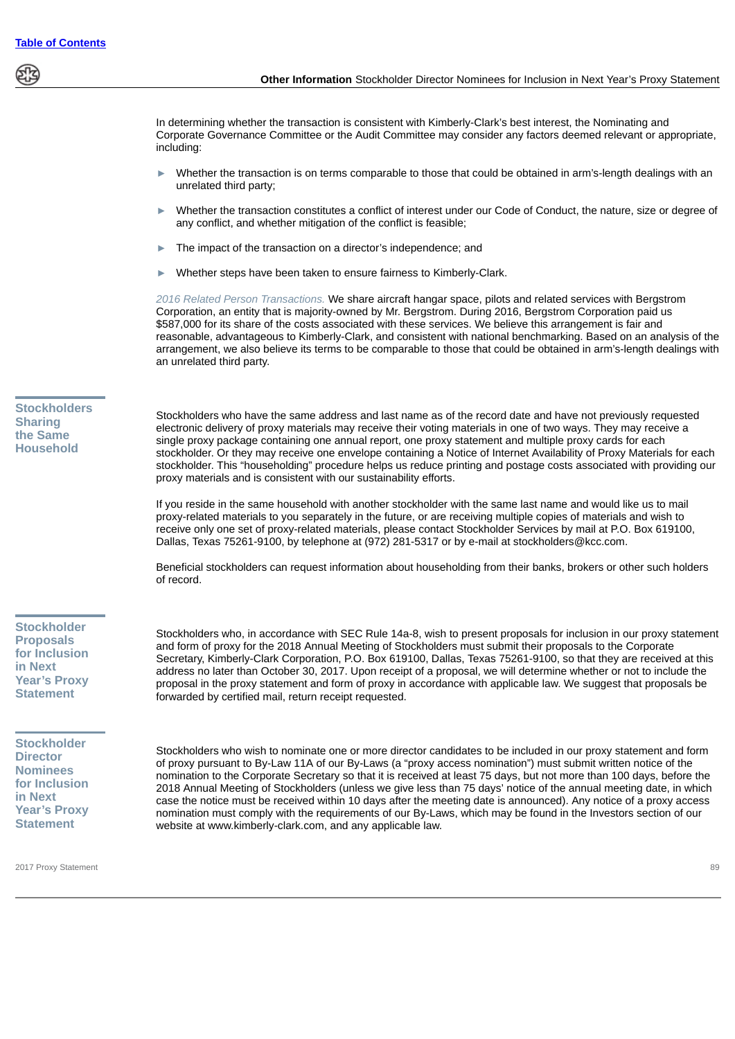In determining whether the transaction is consistent with Kimberly-Clark's best interest, the Nominating and Corporate Governance Committee or the Audit Committee may consider any factors deemed relevant or appropriate, including:

- Whether the transaction is on terms comparable to those that could be obtained in arm's-length dealings with an unrelated third party;
- Whether the transaction constitutes a conflict of interest under our Code of Conduct, the nature, size or degree of any conflict, and whether mitigation of the conflict is feasible;
- The impact of the transaction on a director's independence; and
- Whether steps have been taken to ensure fairness to Kimberly-Clark.

*2016 Related Person Transactions.* We share aircraft hangar space, pilots and related services with Bergstrom Corporation, an entity that is majority-owned by Mr. Bergstrom. During 2016, Bergstrom Corporation paid us $587,000 for its share of the costs associated with these services. We believe this arrangement is fair and reasonable, advantageous to Kimberly-Clark, and consistent with national benchmarking. Based on an analysis of the arrangement, we also believe its terms to be comparable to those that could be obtained in arm's-length dealings with an unrelated third party.

## Stockholders Sharing the Same Household

Stockholders who have the same address and last name as of the record date and have not previously requested electronic delivery of proxy materials may receive their voting materials in one of two ways. They may receive a single proxy package containing one annual report, one proxy statement and multiple proxy cards for each stockholder. Or they may receive one envelope containing a Notice of Internet Availability of Proxy Materials for each stockholder. This "householding" procedure helps us reduce printing and postage costs associated with providing our proxy materials and is consistent with our sustainability efforts.

If you reside in the same household with another stockholder with the same last name and would like us to mail proxy-related materials to you separately in the future, or are receiving multiple copies of materials and wish to receive only one set of proxy-related materials, please contact Stockholder Services by mail at P.O. Box 619100, Dallas, Texas 75261-9100, by telephone at (972) 281-5317 or by e-mail at stockholders@kcc.com.

Beneficial stockholders can request information about householding from their banks, brokers or other such holders of record.

## Stockholder Proposals for Inclusion in Next Year's Proxy Statement

Stockholders who, in accordance with SEC Rule 14a-8, wish to present proposals for inclusion in our proxy statement and form of proxy for the 2018 Annual Meeting of Stockholders must submit their proposals to the Corporate Secretary, Kimberly-Clark Corporation, P.O. Box 619100, Dallas, Texas 75261-9100, so that they are received at this address no later than October 30, 2017. Upon receipt of a proposal, we will determine whether or not to include the proposal in the proxy statement and form of proxy in accordance with applicable law. We suggest that proposals be forwarded by certified mail, return receipt requested.

## Stockholder Director Nominees for Inclusion in Next Year's Proxy Statement

Stockholders who wish to nominate one or more director candidates to be included in our proxy statement and form of proxy pursuant to By-Law 11A of our By-Laws (a "proxy access nomination") must submit written notice of the nomination to the Corporate Secretary so that it is received at least 75 days, but not more than 100 days, before the 2018 Annual Meeting of Stockholders (unless we give less than 75 days' notice of the annual meeting date, in which case the notice must be received within 10 days after the meeting date is announced). Any notice of a proxy access nomination must comply with the requirements of our By-Laws, which may be found in the Investors section of our website at www.kimberly-clark.com, and any applicable law.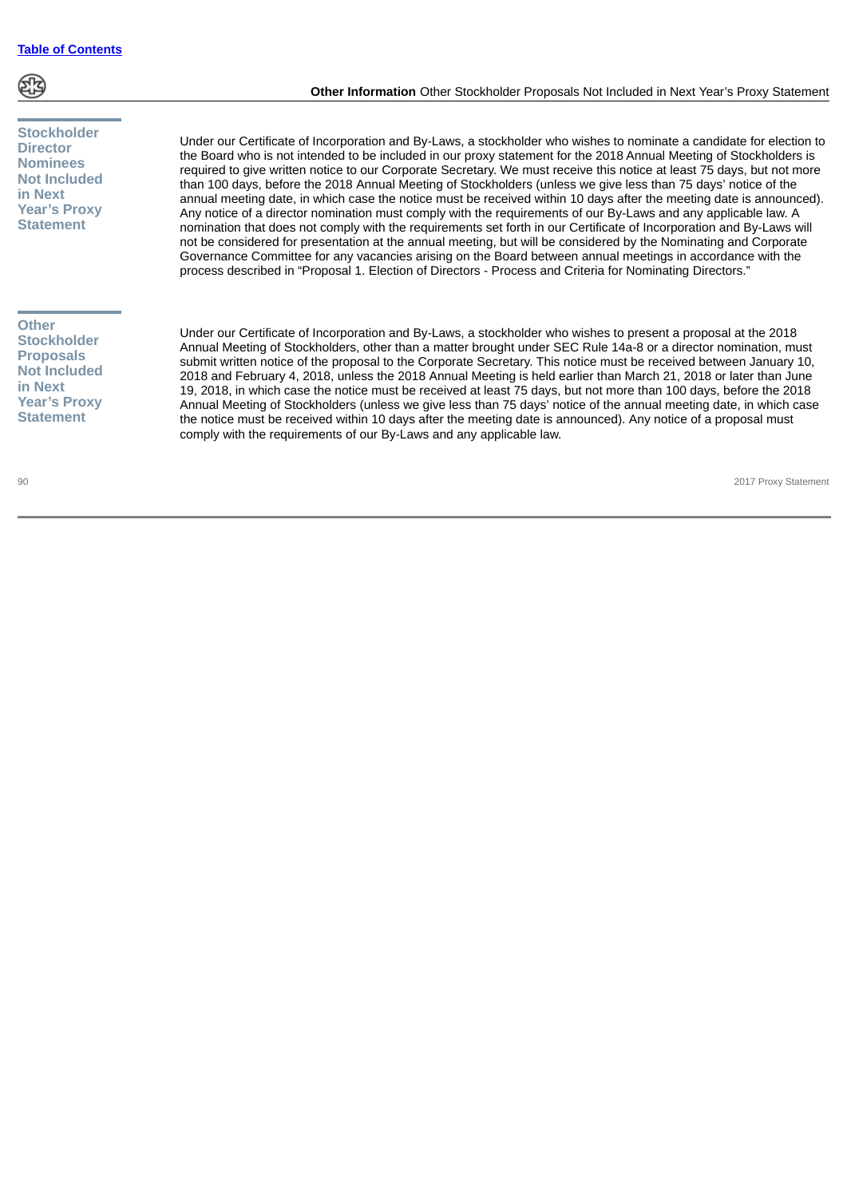## Stockholder Director Nominees Not Included in Next Year's Proxy Statement

Under our Certificate of Incorporation and By-Laws, a stockholder who wishes to nominate a candidate for election to the Board who is not intended to be included in our proxy statement for the 2018 Annual Meeting of Stockholders is required to give written notice to our Corporate Secretary. We must receive this notice at least 75 days, but not more than 100 days, before the 2018 Annual Meeting of Stockholders (unless we give less than 75 days' notice of the annual meeting date, in which case the notice must be received within 10 days after the meeting date is announced). Any notice of a director nomination must comply with the requirements of our By-Laws and any applicable law. A nomination that does not comply with the requirements set forth in our Certificate of Incorporation and By-Laws will not be considered for presentation at the annual meeting, but will be considered by the Nominating and Corporate Governance Committee for any vacancies arising on the Board between annual meetings in accordance with the process described in "Proposal 1. Election of Directors - Process and Criteria for Nominating Directors."

## Other Stockholder Proposals Not Included in Next Year's Proxy Statement

Under our Certificate of Incorporation and By-Laws, a stockholder who wishes to present a proposal at the 2018 Annual Meeting of Stockholders, other than a matter brought under SEC Rule 14a-8 or a director nomination, must submit written notice of the proposal to the Corporate Secretary. This notice must be received between January 10, 2018 and February 4, 2018, unless the 2018 Annual Meeting is held earlier than March 21, 2018 or later than June 19, 2018, in which case the notice must be received at least 75 days, but not more than 100 days, before the 2018 Annual Meeting of Stockholders (unless we give less than 75 days' notice of the annual meeting date, in which case the notice must be received within 10 days after the meeting date is announced). Any notice of a proposal must comply with the requirements of our By-Laws and any applicable law.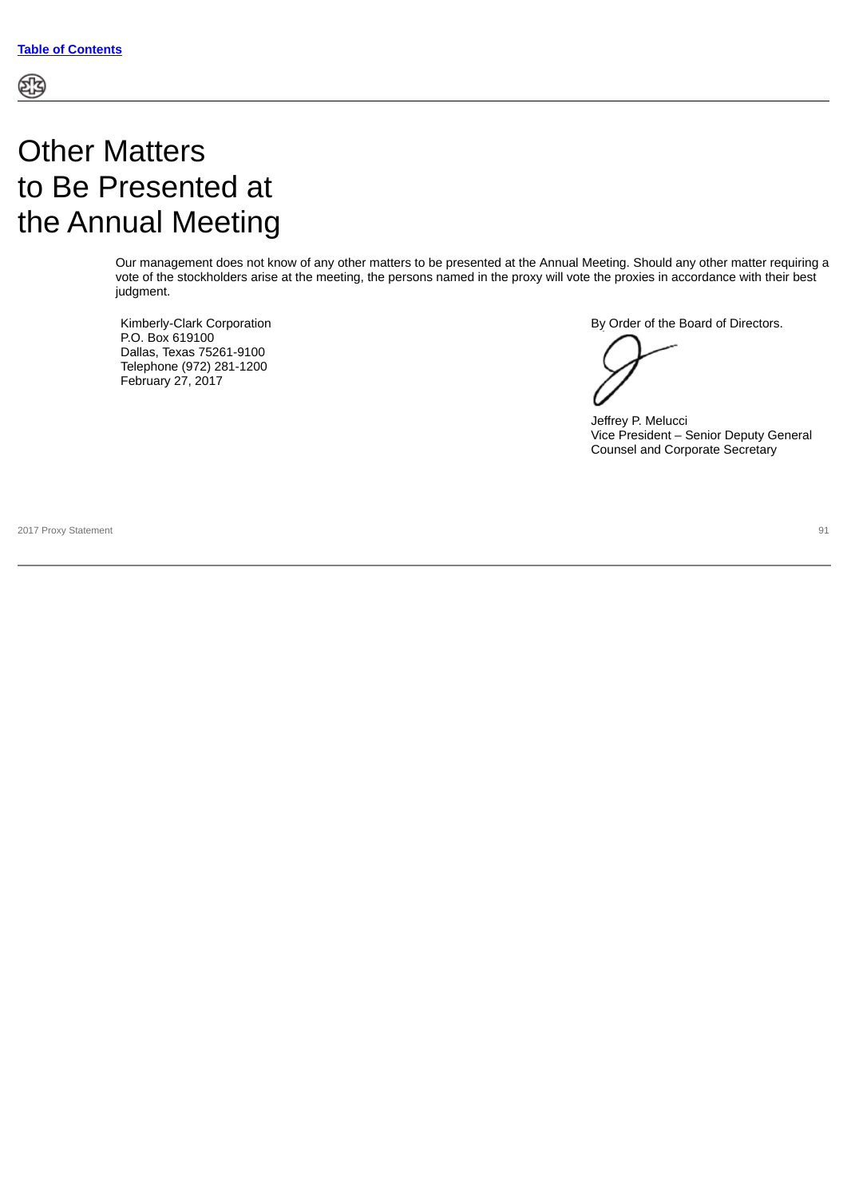# Other Matters to Be Presented at the Annual Meeting

Our management does not know of any other matters to be presented at the Annual Meeting. Should any other matter requiring a vote of the stockholders arise at the meeting, the persons named in the proxy will vote the proxies in accordance with their best judgment.

Kimberly-Clark Corporation
P.O. Box 619100
Dallas, Texas 75261-9100
Telephone (972) 281-1200
February 27, 2017

By Order of the Board of Directors.

Jeffrey P. Melucci
Vice President – Senior Deputy General Counsel and Corporate Secretary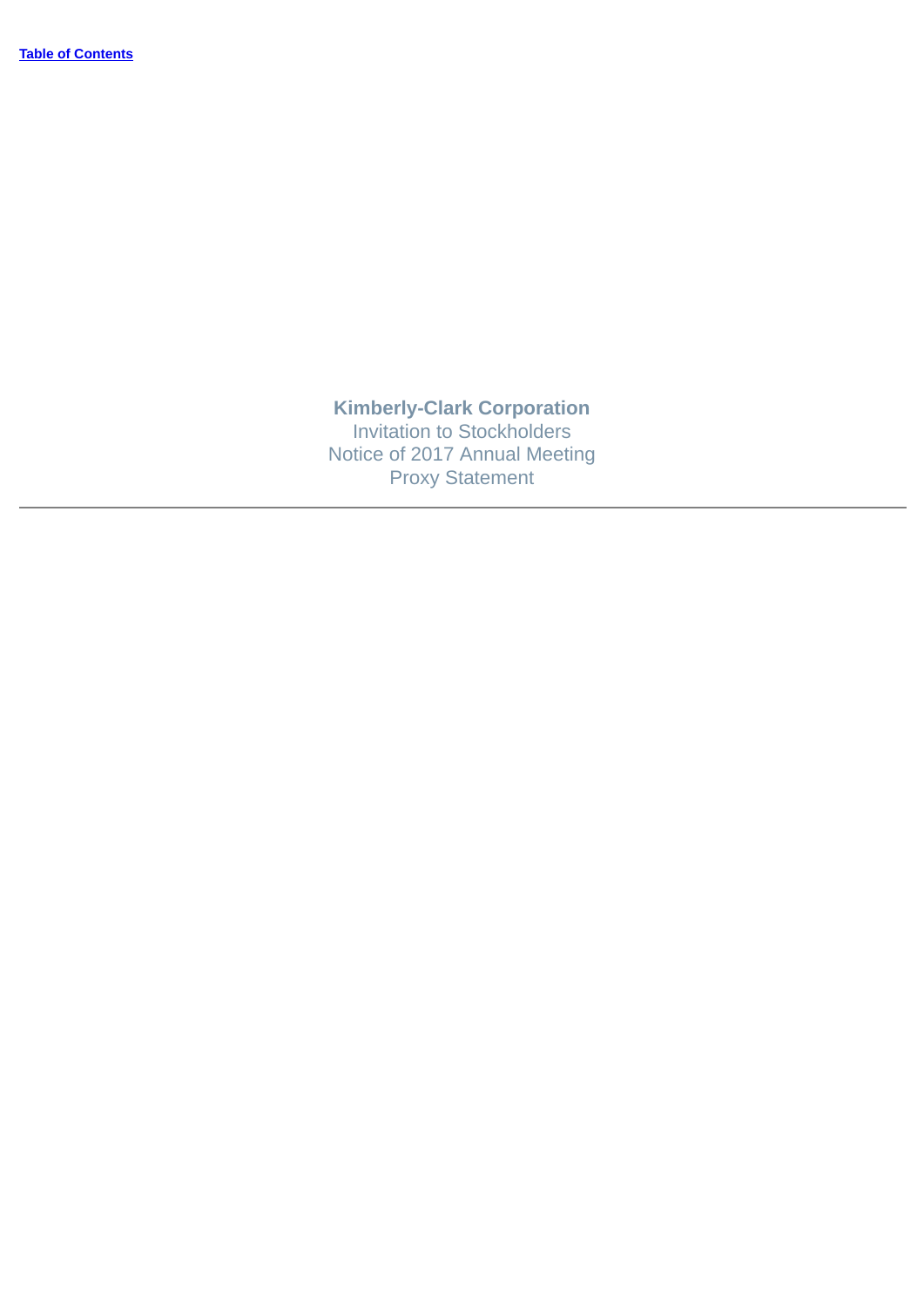[Table of Contents]

**Kimberly-Clark Corporation**
Invitation to Stockholders
Notice of 2017 Annual Meeting
Proxy Statement

---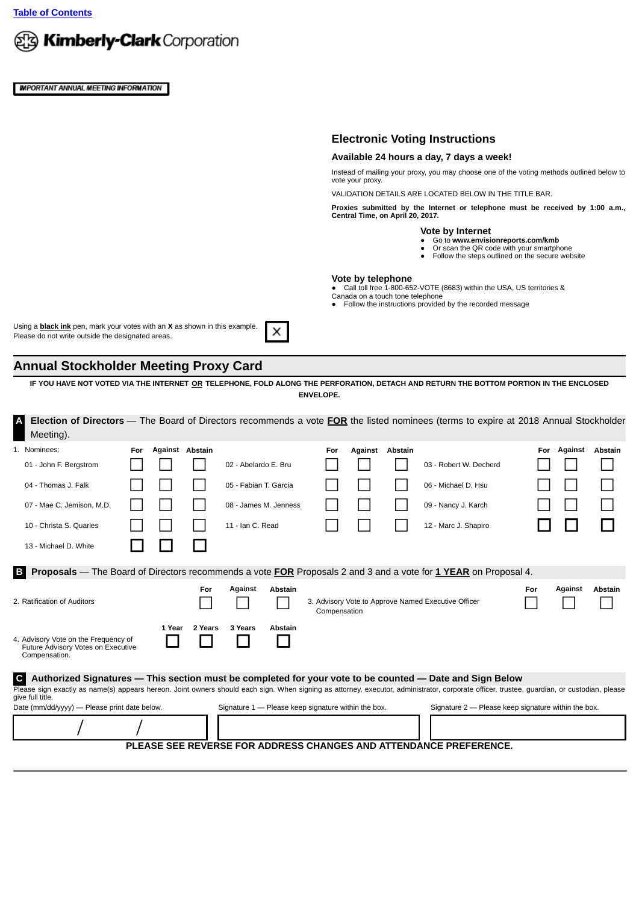Table of Contents

**Kimberly-Clark** Corporation

**IMPORTANT ANNUAL MEETING INFORMATION**

## Electronic Voting Instructions

### Available 24 hours a day, 7 days a week!

Instead of mailing your proxy, you may choose one of the voting methods outlined below to vote your proxy.

VALIDATION DETAILS ARE LOCATED BELOW IN THE TITLE BAR.

**Proxies submitted by the Internet or telephone must be received by 1:00 a.m., Central Time, on April 20, 2017.**

### Vote by Internet

- Go to **www.envisionreports.com/kmb**
- Or scan the QR code with your smartphone
- Follow the steps outlined on the secure website

### Vote by telephone

- Call toll free 1-800-652-VOTE (8683) within the USA, US territories & Canada on a touch tone telephone
- Follow the instructions provided by the recorded message

Using a **black ink** pen, mark your votes with an **X** as shown in this example. Please do not write outside the designated areas. ☒

## Annual Stockholder Meeting Proxy Card

**IF YOU HAVE NOT VOTED VIA THE INTERNET OR TELEPHONE, FOLD ALONG THE PERFORATION, DETACH AND RETURN THE BOTTOM PORTION IN THE ENCLOSED ENVELOPE.**

**A Election of Directors** — The Board of Directors recommends a vote **FOR** the listed nominees (terms to expire at 2018 Annual Stockholder Meeting).

1. Nominees:

| Nominee | For | Against | Abstain | Nominee | For | Against | Abstain | Nominee | For | Against | Abstain |
|---|---|---|---|---|---|---|---|---|---|---|---|
| 01 - John F. Bergstrom | ☐ | ☐ | ☐ | 02 - Abelardo E. Bru | ☐ | ☐ | ☐ | 03 - Robert W. Decherd | ☐ | ☐ | ☐ |
| 04 - Thomas J. Falk | ☐ | ☐ | ☐ | 05 - Fabian T. Garcia | ☐ | ☐ | ☐ | 06 - Michael D. Hsu | ☐ | ☐ | ☐ |
| 07 - Mae C. Jemison, M.D. | ☐ | ☐ | ☐ | 08 - James M. Jenness | ☐ | ☐ | ☐ | 09 - Nancy J. Karch | ☐ | ☐ | ☐ |
| 10 - Christa S. Quarles | ☐ | ☐ | ☐ | 11 - Ian C. Read | ☐ | ☐ | ☐ | 12 - Marc J. Shapiro | ☐ | ☐ | ☐ |
| 13 - Michael D. White | ☐ | ☐ | ☐ | | | | | | | | |

**B Proposals** — The Board of Directors recommends a vote **FOR** Proposals 2 and 3 and a vote for **1 YEAR** on Proposal 4.

| Proposal | For | Against | Abstain |
|---|---|---|---|
| 2. Ratification of Auditors | ☐ | ☐ | ☐ |
| 3. Advisory Vote to Approve Named Executive Officer Compensation | ☐ | ☐ | ☐ |

| Proposal | 1 Year | 2 Years | 3 Years | Abstain |
|---|---|---|---|---|
| 4. Advisory Vote on the Frequency of Future Advisory Votes on Executive Compensation. | ☐ | ☐ | ☐ | ☐ |

**C Authorized Signatures — This section must be completed for your vote to be counted — Date and Sign Below**

Please sign exactly as name(s) appears hereon. Joint owners should each sign. When signing as attorney, executor, administrator, corporate officer, trustee, guardian, or custodian, please give full title.

| Date (mm/dd/yyyy) — Please print date below. | Signature 1 — Please keep signature within the box. | Signature 2 — Please keep signature within the box. |
|---|---|---|
| / / | | |

**PLEASE SEE REVERSE FOR ADDRESS CHANGES AND ATTENDANCE PREFERENCE.**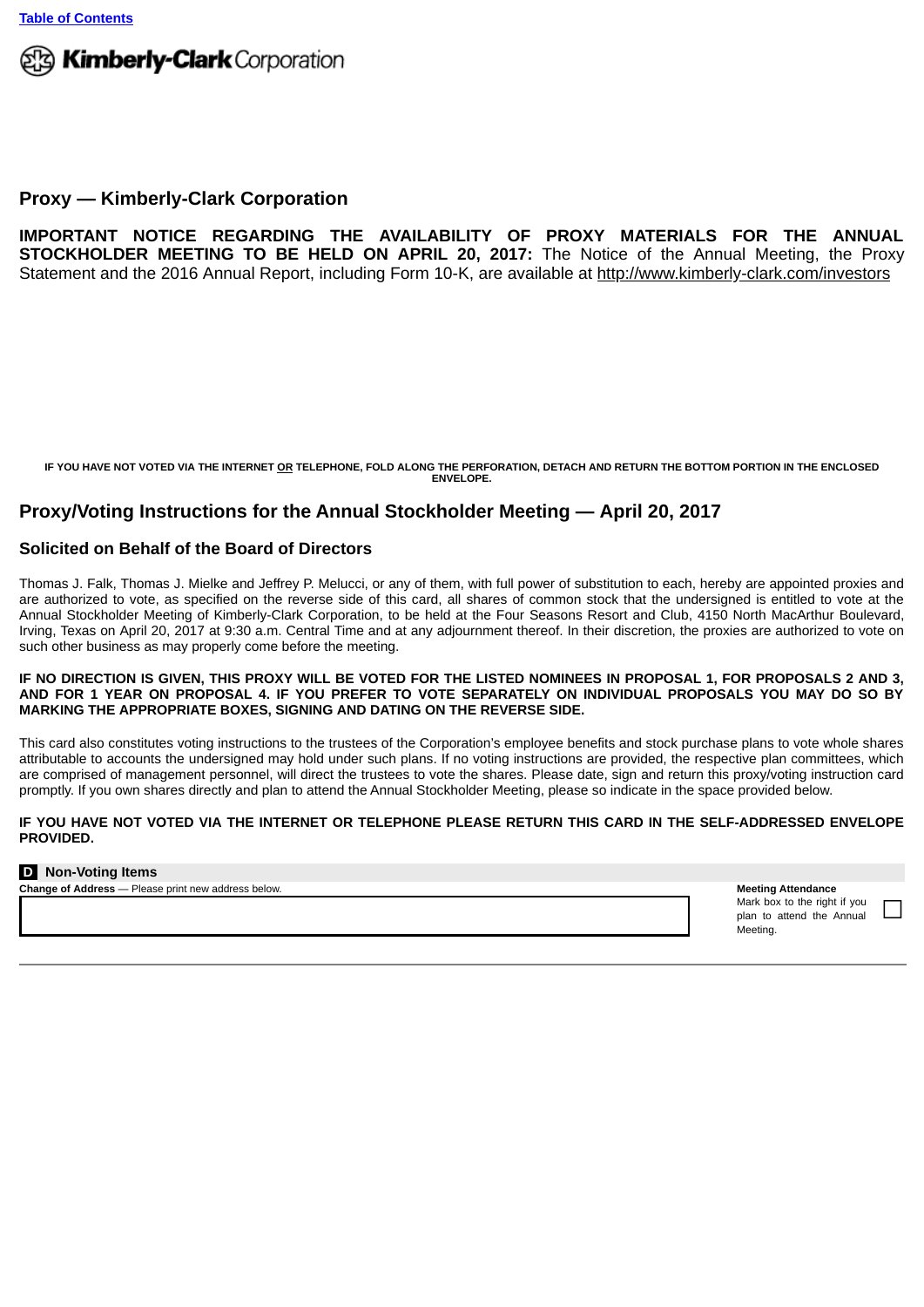Table of Contents

Kimberly-Clark Corporation

## Proxy — Kimberly-Clark Corporation

**IMPORTANT NOTICE REGARDING THE AVAILABILITY OF PROXY MATERIALS FOR THE ANNUAL STOCKHOLDER MEETING TO BE HELD ON APRIL 20, 2017:** The Notice of the Annual Meeting, the Proxy Statement and the 2016 Annual Report, including Form 10-K, are available at http://www.kimberly-clark.com/investors

**IF YOU HAVE NOT VOTED VIA THE INTERNET OR TELEPHONE, FOLD ALONG THE PERFORATION, DETACH AND RETURN THE BOTTOM PORTION IN THE ENCLOSED ENVELOPE.**

## Proxy/Voting Instructions for the Annual Stockholder Meeting — April 20, 2017

### Solicited on Behalf of the Board of Directors

Thomas J. Falk, Thomas J. Mielke and Jeffrey P. Melucci, or any of them, with full power of substitution to each, hereby are appointed proxies and are authorized to vote, as specified on the reverse side of this card, all shares of common stock that the undersigned is entitled to vote at the Annual Stockholder Meeting of Kimberly-Clark Corporation, to be held at the Four Seasons Resort and Club, 4150 North MacArthur Boulevard, Irving, Texas on April 20, 2017 at 9:30 a.m. Central Time and at any adjournment thereof. In their discretion, the proxies are authorized to vote on such other business as may properly come before the meeting.

**IF NO DIRECTION IS GIVEN, THIS PROXY WILL BE VOTED FOR THE LISTED NOMINEES IN PROPOSAL 1, FOR PROPOSALS 2 AND 3, AND FOR 1 YEAR ON PROPOSAL 4. IF YOU PREFER TO VOTE SEPARATELY ON INDIVIDUAL PROPOSALS YOU MAY DO SO BY MARKING THE APPROPRIATE BOXES, SIGNING AND DATING ON THE REVERSE SIDE.**

This card also constitutes voting instructions to the trustees of the Corporation's employee benefits and stock purchase plans to vote whole shares attributable to accounts the undersigned may hold under such plans. If no voting instructions are provided, the respective plan committees, which are comprised of management personnel, will direct the trustees to vote the shares. Please date, sign and return this proxy/voting instruction card promptly. If you own shares directly and plan to attend the Annual Stockholder Meeting, please so indicate in the space provided below.

**IF YOU HAVE NOT VOTED VIA THE INTERNET OR TELEPHONE PLEASE RETURN THIS CARD IN THE SELF-ADDRESSED ENVELOPE PROVIDED.**

**D Non-Voting Items**

**Change of Address** — Please print new address below.

**Meeting Attendance**
Mark box to the right if you plan to attend the Annual Meeting. ☐